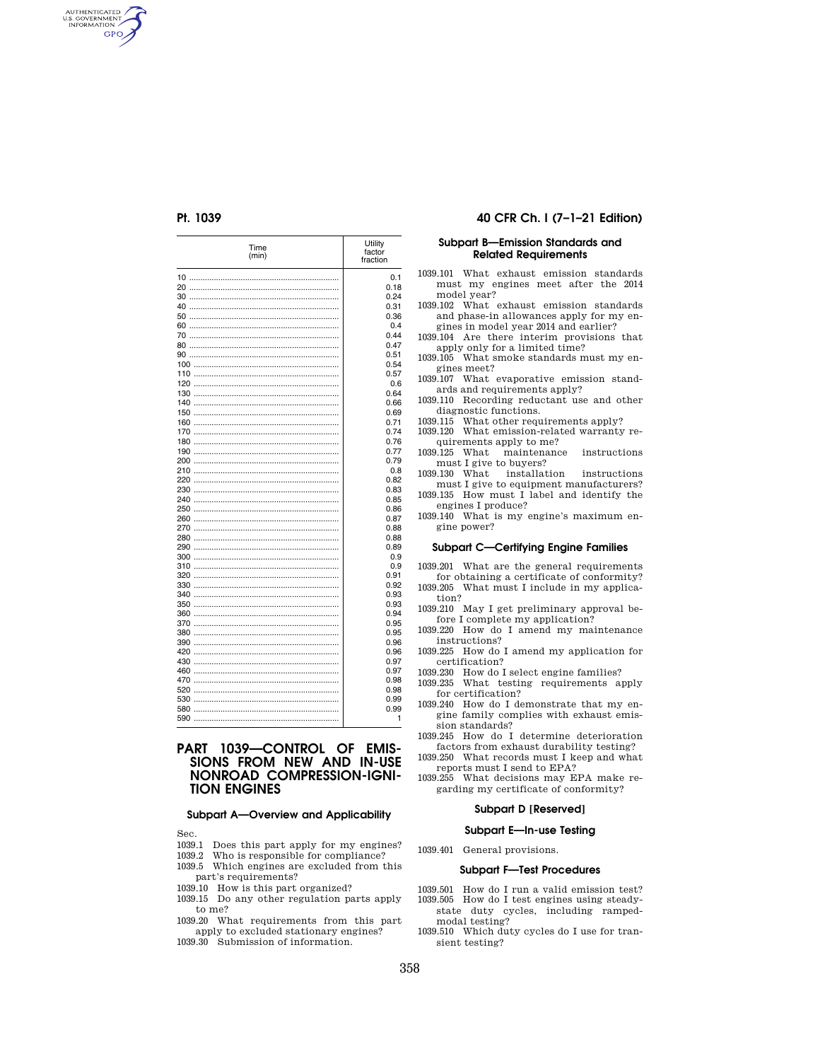| Time (min) | Utility factor fraction |
| --- | --- |
| 10 | 0.1 |
| 20 | 0.18 |
| 30 | 0.24 |
| 40 | 0.31 |
| 50 | 0.36 |
| 60 | 0.4 |
| 70 | 0.44 |
| 80 | 0.47 |
| 90 | 0.51 |
| 100 | 0.54 |
| 110 | 0.57 |
| 120 | 0.6 |
| 130 | 0.64 |
| 140 | 0.66 |
| 150 | 0.69 |
| 160 | 0.71 |
| 170 | 0.74 |
| 180 | 0.76 |
| 190 | 0.77 |
| 200 | 0.79 |
| 210 | 0.8 |
| 220 | 0.82 |
| 230 | 0.83 |
| 240 | 0.85 |
| 250 | 0.86 |
| 260 | 0.87 |
| 270 | 0.88 |
| 280 | 0.88 |
| 290 | 0.89 |
| 300 | 0.9 |
| 310 | 0.9 |
| 320 | 0.91 |
| 330 | 0.92 |
| 340 | 0.93 |
| 350 | 0.93 |
| 360 | 0.94 |
| 370 | 0.95 |
| 380 | 0.95 |
| 390 | 0.96 |
| 420 | 0.96 |
| 430 | 0.97 |
| 460 | 0.97 |
| 470 | 0.98 |
| 520 | 0.98 |
| 530 | 0.99 |
| 580 | 0.99 |
| 590 | 1 |

# PART 1039—CONTROL OF EMISSIONS FROM NEW AND IN-USE NONROAD COMPRESSION-IGNITION ENGINES

## Subpart A—Overview and Applicability

Sec.

1039.1 Does this part apply for my engines?

1039.2 Who is responsible for compliance?

1039.5 Which engines are excluded from this part's requirements?

1039.10 How is this part organized?

1039.15 Do any other regulation parts apply to me?

1039.20 What requirements from this part apply to excluded stationary engines?

1039.30 Submission of information.

## Subpart B—Emission Standards and Related Requirements

1039.101 What exhaust emission standards must my engines meet after the 2014 model year?

1039.102 What exhaust emission standards and phase-in allowances apply for my engines in model year 2014 and earlier?

1039.104 Are there interim provisions that apply only for a limited time?

1039.105 What smoke standards must my engines meet?

1039.107 What evaporative emission standards and requirements apply?

1039.110 Recording reductant use and other diagnostic functions.

1039.115 What other requirements apply?

1039.120 What emission-related warranty requirements apply to me?

1039.125 What maintenance instructions must I give to buyers?

1039.130 What installation instructions must I give to equipment manufacturers?

1039.135 How must I label and identify the engines I produce?

1039.140 What is my engine's maximum engine power?

## Subpart C—Certifying Engine Families

1039.201 What are the general requirements for obtaining a certificate of conformity?

1039.205 What must I include in my application?

1039.210 May I get preliminary approval before I complete my application?

1039.220 How do I amend my maintenance instructions?

1039.225 How do I amend my application for certification?

1039.230 How do I select engine families?

1039.235 What testing requirements apply for certification?

1039.240 How do I demonstrate that my engine family complies with exhaust emission standards?

1039.245 How do I determine deterioration factors from exhaust durability testing?

1039.250 What records must I keep and what reports must I send to EPA?

1039.255 What decisions may EPA make regarding my certificate of conformity?

## Subpart D [Reserved]

## Subpart E—In-use Testing

1039.401 General provisions.

## Subpart F—Test Procedures

1039.501 How do I run a valid emission test?

1039.505 How do I test engines using steady-state duty cycles, including ramped-modal testing?

1039.510 Which duty cycles do I use for transient testing?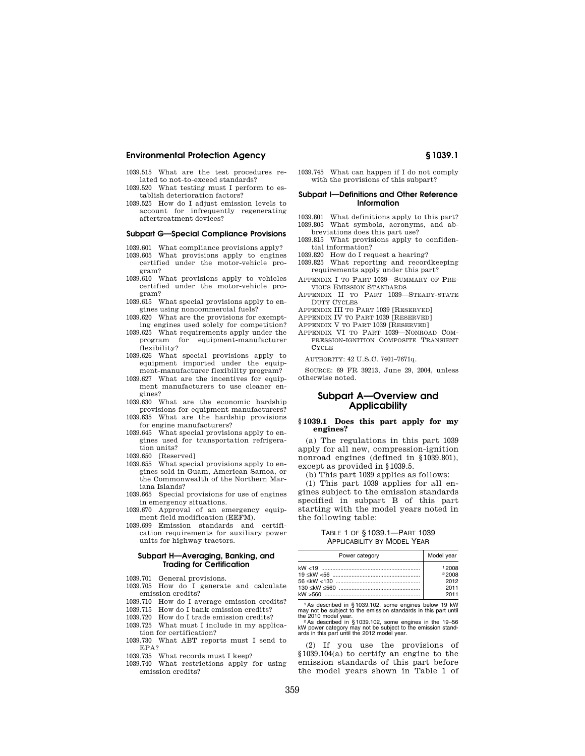1039.515 What are the test procedures related to not-to-exceed standards?

1039.520 What testing must I perform to establish deterioration factors?

1039.525 How do I adjust emission levels to account for infrequently regenerating aftertreatment devices?

#### Subpart G—Special Compliance Provisions

1039.601 What compliance provisions apply?

1039.605 What provisions apply to engines certified under the motor-vehicle program?

1039.610 What provisions apply to vehicles certified under the motor-vehicle program?

1039.615 What special provisions apply to engines using noncommercial fuels?

1039.620 What are the provisions for exempting engines used solely for competition?

1039.625 What requirements apply under the program for equipment-manufacturer flexibility?

1039.626 What special provisions apply to equipment imported under the equipment-manufacturer flexibility program?

1039.627 What are the incentives for equipment manufacturers to use cleaner engines?

1039.630 What are the economic hardship provisions for equipment manufacturers?

1039.635 What are the hardship provisions for engine manufacturers?

1039.645 What special provisions apply to engines used for transportation refrigeration units?

1039.650 [Reserved]

1039.655 What special provisions apply to engines sold in Guam, American Samoa, or the Commonwealth of the Northern Mariana Islands?

1039.665 Special provisions for use of engines in emergency situations.

1039.670 Approval of an emergency equipment field modification (EEFM).

1039.699 Emission standards and certification requirements for auxiliary power units for highway tractors.

#### Subpart H—Averaging, Banking, and Trading for Certification

1039.701 General provisions.

1039.705 How do I generate and calculate emission credits?

1039.710 How do I average emission credits?

1039.715 How do I bank emission credits?

1039.720 How do I trade emission credits?

1039.725 What must I include in my application for certification?

1039.730 What ABT reports must I send to EPA?

1039.735 What records must I keep?

1039.740 What restrictions apply for using emission credits?

1039.745 What can happen if I do not comply with the provisions of this subpart?

#### Subpart I—Definitions and Other Reference Information

1039.801 What definitions apply to this part?

1039.805 What symbols, acronyms, and abbreviations does this part use?

1039.815 What provisions apply to confidential information?

1039.820 How do I request a hearing?

1039.825 What reporting and recordkeeping requirements apply under this part?

APPENDIX I TO PART 1039—SUMMARY OF PREVIOUS EMISSION STANDARDS

APPENDIX II TO PART 1039—STEADY-STATE DUTY CYCLES

APPENDIX III TO PART 1039 [RESERVED]

APPENDIX IV TO PART 1039 [RESERVED]

APPENDIX V TO PART 1039 [RESERVED]

APPENDIX VI TO PART 1039—NONROAD COMPRESSION-IGNITION COMPOSITE TRANSIENT CYCLE

AUTHORITY: 42 U.S.C. 7401–7671q.

SOURCE: 69 FR 39213, June 29, 2004, unless otherwise noted.

## Subpart A—Overview and Applicability

### § 1039.1 Does this part apply for my engines?

(a) The regulations in this part 1039 apply for all new, compression-ignition nonroad engines (defined in §1039.801), except as provided in §1039.5.

(b) This part 1039 applies as follows:

(1) This part 1039 applies for all engines subject to the emission standards specified in subpart B of this part starting with the model years noted in the following table:

TABLE 1 OF §1039.1—PART 1039 APPLICABILITY BY MODEL YEAR

| Power category | Model year |
|---|---|
| kW <19 | [1] 2008 |
| 19 ≤kW <56 | [2] 2008 |
| 56 ≤kW <130 | 2012 |
| 130 ≤kW ≤560 | 2011 |
| kW >560 | 2011 |

[1] As described in §1039.102, some engines below 19 kW may not be subject to the emission standards in this part until the 2010 model year.

[2] As described in §1039.102, some engines in the 19–56 kW power category may not be subject to the emission standards in this part until the 2012 model year.

(2) If you use the provisions of §1039.104(a) to certify an engine to the emission standards of this part before the model years shown in Table 1 of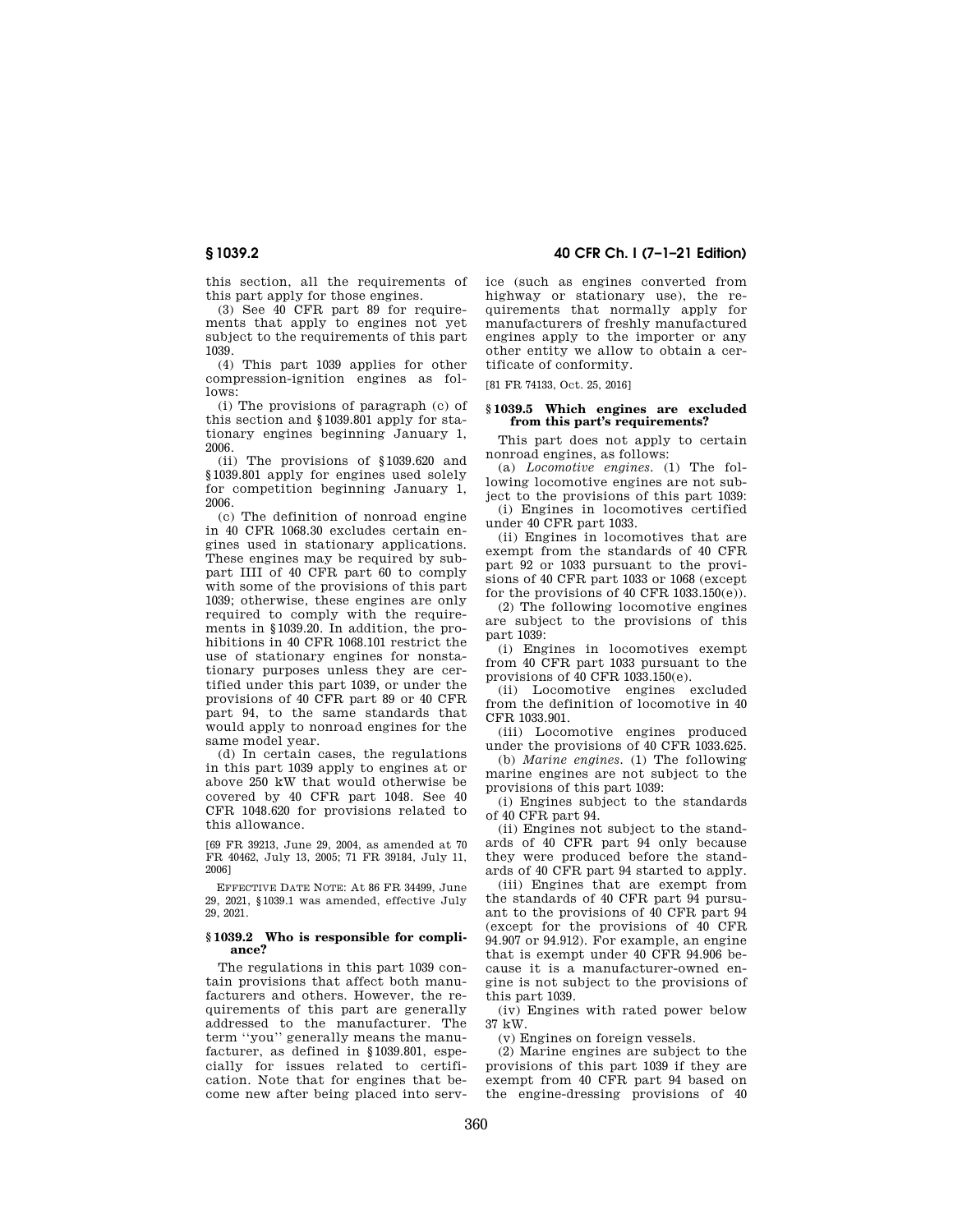this section, all the requirements of this part apply for those engines.

(3) See 40 CFR part 89 for requirements that apply to engines not yet subject to the requirements of this part 1039.

(4) This part 1039 applies for other compression-ignition engines as follows:

(i) The provisions of paragraph (c) of this section and §1039.801 apply for stationary engines beginning January 1, 2006.

(ii) The provisions of §1039.620 and §1039.801 apply for engines used solely for competition beginning January 1, 2006.

(c) The definition of nonroad engine in 40 CFR 1068.30 excludes certain engines used in stationary applications. These engines may be required by subpart IIII of 40 CFR part 60 to comply with some of the provisions of this part 1039; otherwise, these engines are only required to comply with the requirements in §1039.20. In addition, the prohibitions in 40 CFR 1068.101 restrict the use of stationary engines for nonstationary purposes unless they are certified under this part 1039, or under the provisions of 40 CFR part 89 or 40 CFR part 94, to the same standards that would apply to nonroad engines for the same model year.

(d) In certain cases, the regulations in this part 1039 apply to engines at or above 250 kW that would otherwise be covered by 40 CFR part 1048. See 40 CFR 1048.620 for provisions related to this allowance.

[69 FR 39213, June 29, 2004, as amended at 70 FR 40462, July 13, 2005; 71 FR 39184, July 11, 2006]

EFFECTIVE DATE NOTE: At 86 FR 34499, June 29, 2021, §1039.1 was amended, effective July 29, 2021.

## §1039.2 Who is responsible for compliance?

The regulations in this part 1039 contain provisions that affect both manufacturers and others. However, the requirements of this part are generally addressed to the manufacturer. The term "you" generally means the manufacturer, as defined in §1039.801, especially for issues related to certification. Note that for engines that become new after being placed into service (such as engines converted from highway or stationary use), the requirements that normally apply for manufacturers of freshly manufactured engines apply to the importer or any other entity we allow to obtain a certificate of conformity.

[81 FR 74133, Oct. 25, 2016]

## §1039.5 Which engines are excluded from this part's requirements?

This part does not apply to certain nonroad engines, as follows:

(a) *Locomotive engines.* (1) The following locomotive engines are not subject to the provisions of this part 1039:

(i) Engines in locomotives certified under 40 CFR part 1033.

(ii) Engines in locomotives that are exempt from the standards of 40 CFR part 92 or 1033 pursuant to the provisions of 40 CFR part 1033 or 1068 (except for the provisions of 40 CFR 1033.150(e)).

(2) The following locomotive engines are subject to the provisions of this part 1039:

(i) Engines in locomotives exempt from 40 CFR part 1033 pursuant to the provisions of 40 CFR 1033.150(e).

(ii) Locomotive engines excluded from the definition of locomotive in 40 CFR 1033.901.

(iii) Locomotive engines produced under the provisions of 40 CFR 1033.625.

(b) *Marine engines.* (1) The following marine engines are not subject to the provisions of this part 1039:

(i) Engines subject to the standards of 40 CFR part 94.

(ii) Engines not subject to the standards of 40 CFR part 94 only because they were produced before the standards of 40 CFR part 94 started to apply.

(iii) Engines that are exempt from the standards of 40 CFR part 94 pursuant to the provisions of 40 CFR part 94 (except for the provisions of 40 CFR 94.907 or 94.912). For example, an engine that is exempt under 40 CFR 94.906 because it is a manufacturer-owned engine is not subject to the provisions of this part 1039.

(iv) Engines with rated power below 37 kW.

(v) Engines on foreign vessels.

(2) Marine engines are subject to the provisions of this part 1039 if they are exempt from 40 CFR part 94 based on the engine-dressing provisions of 40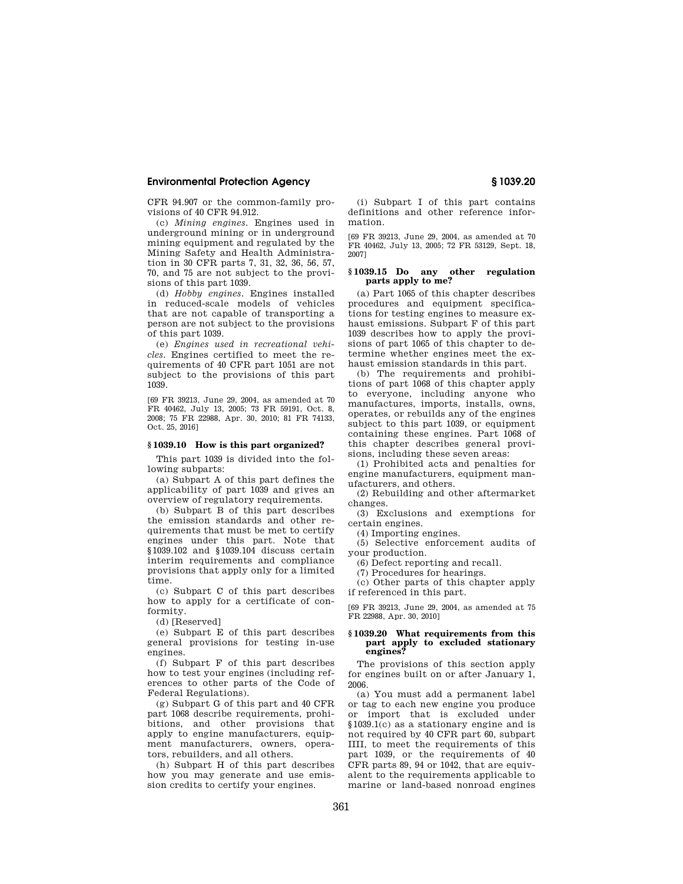CFR 94.907 or the common-family provisions of 40 CFR 94.912.

(c) *Mining engines.* Engines used in underground mining or in underground mining equipment and regulated by the Mining Safety and Health Administration in 30 CFR parts 7, 31, 32, 36, 56, 57, 70, and 75 are not subject to the provisions of this part 1039.

(d) *Hobby engines.* Engines installed in reduced-scale models of vehicles that are not capable of transporting a person are not subject to the provisions of this part 1039.

(e) *Engines used in recreational vehicles.* Engines certified to meet the requirements of 40 CFR part 1051 are not subject to the provisions of this part 1039.

[69 FR 39213, June 29, 2004, as amended at 70 FR 40462, July 13, 2005; 73 FR 59191, Oct. 8, 2008; 75 FR 22988, Apr. 30, 2010; 81 FR 74133, Oct. 25, 2016]

### § 1039.10 How is this part organized?

This part 1039 is divided into the following subparts:

(a) Subpart A of this part defines the applicability of part 1039 and gives an overview of regulatory requirements.

(b) Subpart B of this part describes the emission standards and other requirements that must be met to certify engines under this part. Note that §1039.102 and §1039.104 discuss certain interim requirements and compliance provisions that apply only for a limited time.

(c) Subpart C of this part describes how to apply for a certificate of conformity.

(d) [Reserved]

(e) Subpart E of this part describes general provisions for testing in-use engines.

(f) Subpart F of this part describes how to test your engines (including references to other parts of the Code of Federal Regulations).

(g) Subpart G of this part and 40 CFR part 1068 describe requirements, prohibitions, and other provisions that apply to engine manufacturers, equipment manufacturers, owners, operators, rebuilders, and all others.

(h) Subpart H of this part describes how you may generate and use emission credits to certify your engines.

(i) Subpart I of this part contains definitions and other reference information.

[69 FR 39213, June 29, 2004, as amended at 70 FR 40462, July 13, 2005; 72 FR 53129, Sept. 18, 2007]

### § 1039.15 Do any other regulation parts apply to me?

(a) Part 1065 of this chapter describes procedures and equipment specifications for testing engines to measure exhaust emissions. Subpart F of this part 1039 describes how to apply the provisions of part 1065 of this chapter to determine whether engines meet the exhaust emission standards in this part.

(b) The requirements and prohibitions of part 1068 of this chapter apply to everyone, including anyone who manufactures, imports, installs, owns, operates, or rebuilds any of the engines subject to this part 1039, or equipment containing these engines. Part 1068 of this chapter describes general provisions, including these seven areas:

(1) Prohibited acts and penalties for engine manufacturers, equipment manufacturers, and others.

(2) Rebuilding and other aftermarket changes.

(3) Exclusions and exemptions for certain engines.

(4) Importing engines.

(5) Selective enforcement audits of your production.

(6) Defect reporting and recall.

(7) Procedures for hearings.

(c) Other parts of this chapter apply if referenced in this part.

[69 FR 39213, June 29, 2004, as amended at 75 FR 22988, Apr. 30, 2010]

### § 1039.20 What requirements from this part apply to excluded stationary engines?

The provisions of this section apply for engines built on or after January 1, 2006.

(a) You must add a permanent label or tag to each new engine you produce or import that is excluded under §1039.1(c) as a stationary engine and is not required by 40 CFR part 60, subpart IIII, to meet the requirements of this part 1039, or the requirements of 40 CFR parts 89, 94 or 1042, that are equivalent to the requirements applicable to marine or land-based nonroad engines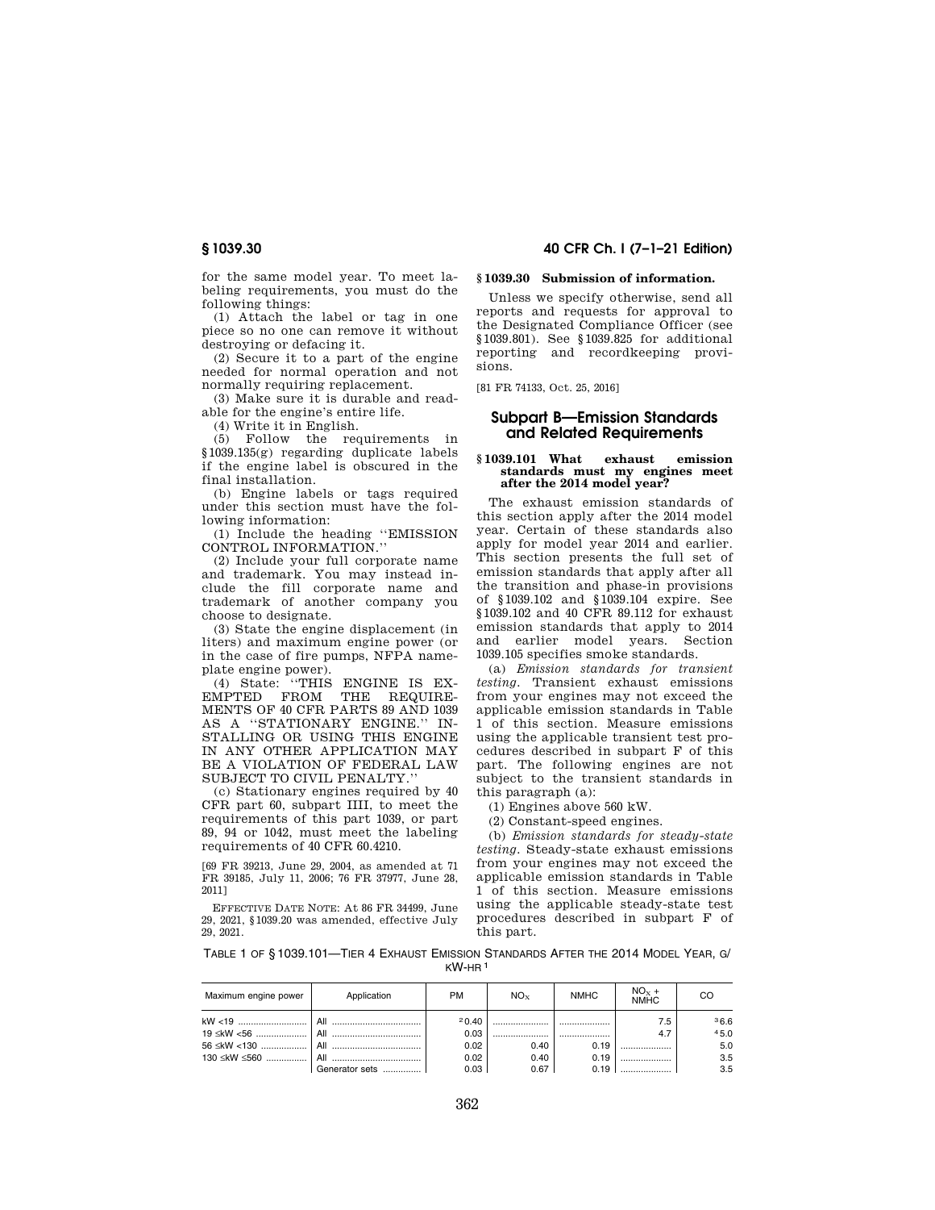for the same model year. To meet labeling requirements, you must do the following things:

(1) Attach the label or tag in one piece so no one can remove it without destroying or defacing it.

(2) Secure it to a part of the engine needed for normal operation and not normally requiring replacement.

(3) Make sure it is durable and readable for the engine's entire life.

(4) Write it in English.

(5) Follow the requirements in §1039.135(g) regarding duplicate labels if the engine label is obscured in the final installation.

(b) Engine labels or tags required under this section must have the following information:

(1) Include the heading "EMISSION CONTROL INFORMATION."

(2) Include your full corporate name and trademark. You may instead include the fill corporate name and trademark of another company you choose to designate.

(3) State the engine displacement (in liters) and maximum engine power (or in the case of fire pumps, NFPA nameplate engine power).

(4) State: "THIS ENGINE IS EXEMPTED FROM THE REQUIREMENTS OF 40 CFR PARTS 89 AND 1039 AS A "STATIONARY ENGINE." INSTALLING OR USING THIS ENGINE IN ANY OTHER APPLICATION MAY BE A VIOLATION OF FEDERAL LAW SUBJECT TO CIVIL PENALTY."

(c) Stationary engines required by 40 CFR part 60, subpart IIII, to meet the requirements of this part 1039, or part 89, 94 or 1042, must meet the labeling requirements of 40 CFR 60.4210.

[69 FR 39213, June 29, 2004, as amended at 71 FR 39185, July 11, 2006; 76 FR 37977, June 28, 2011]

EFFECTIVE DATE NOTE: At 86 FR 34499, June 29, 2021, §1039.20 was amended, effective July 29, 2021.

### §1039.30 Submission of information.

Unless we specify otherwise, send all reports and requests for approval to the Designated Compliance Officer (see §1039.801). See §1039.825 for additional reporting and recordkeeping provisions.

[81 FR 74133, Oct. 25, 2016]

## Subpart B—Emission Standards and Related Requirements

### §1039.101 What exhaust emission standards must my engines meet after the 2014 model year?

The exhaust emission standards of this section apply after the 2014 model year. Certain of these standards also apply for model year 2014 and earlier. This section presents the full set of emission standards that apply after all the transition and phase-in provisions of §1039.102 and §1039.104 expire. See §1039.102 and 40 CFR 89.112 for exhaust emission standards that apply to 2014 and earlier model years. Section 1039.105 specifies smoke standards.

(a) *Emission standards for transient testing.* Transient exhaust emissions from your engines may not exceed the applicable emission standards in Table 1 of this section. Measure emissions using the applicable transient test procedures described in subpart F of this part. The following engines are not subject to the transient standards in this paragraph (a):

(1) Engines above 560 kW.

(2) Constant-speed engines.

(b) *Emission standards for steady-state testing.* Steady-state exhaust emissions from your engines may not exceed the applicable emission standards in Table 1 of this section. Measure emissions using the applicable steady-state test procedures described in subpart F of this part.

TABLE 1 OF §1039.101—TIER 4 EXHAUST EMISSION STANDARDS AFTER THE 2014 MODEL YEAR, G/KW-HR [1]

| Maximum engine power | Application | PM | $NO_X$ | NMHC | $NO_X$ + NMHC | CO |
|---|---|---|---|---|---|---|
| kW <19 | All | [2]0.40 | | | 7.5 | [3]6.6 |
| 19 ≤kW <56 | All | 0.03 | | | 4.7 | [4]5.0 |
| 56 ≤kW <130 | All | 0.02 | 0.40 | 0.19 | | 5.0 |
| 130 ≤kW ≤560 | All | 0.02 | 0.40 | 0.19 | | 3.5 |
| | Generator sets | 0.03 | 0.67 | 0.19 | | 3.5 |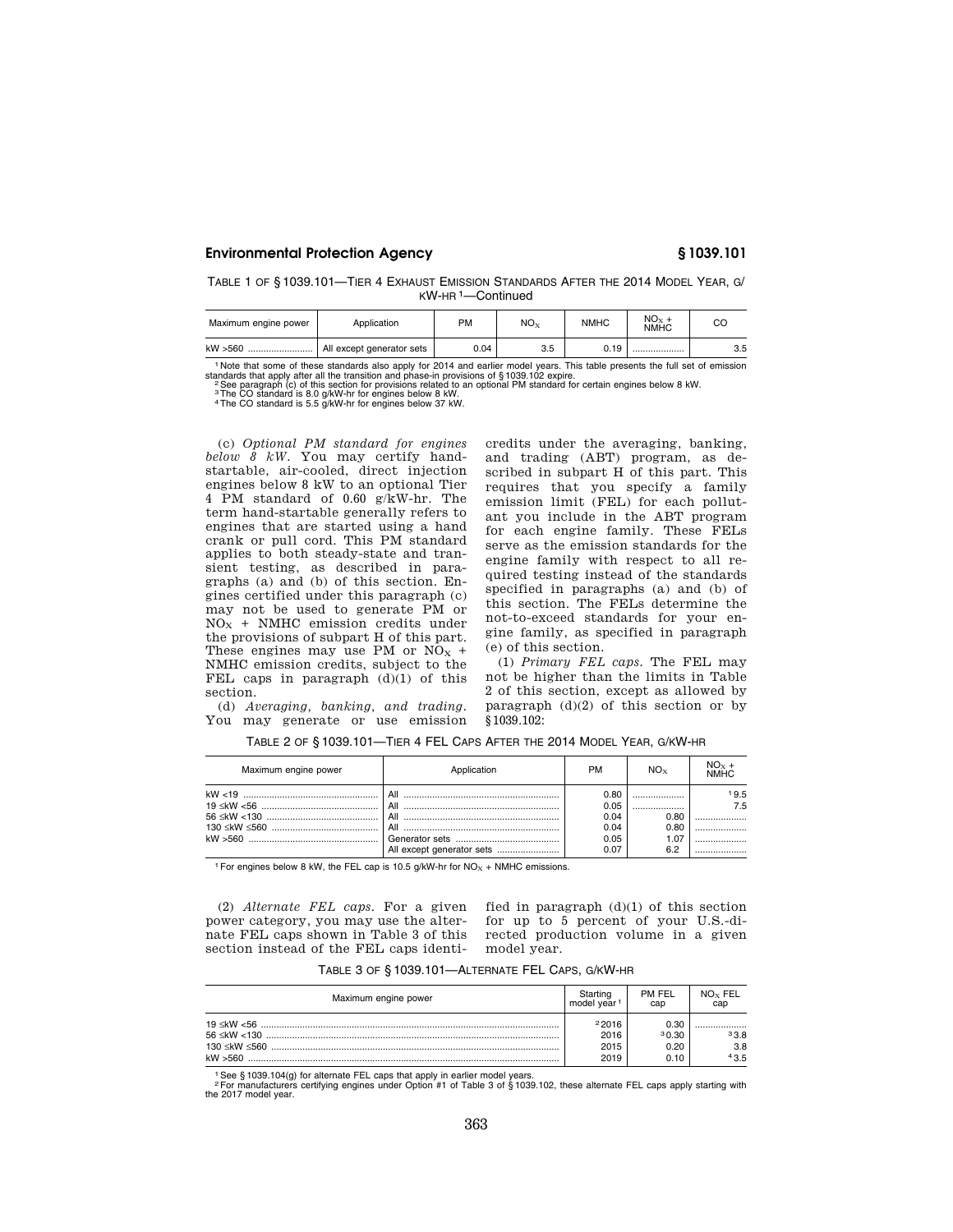TABLE 1 OF § 1039.101—TIER 4 EXHAUST EMISSION STANDARDS AFTER THE 2014 MODEL YEAR, G/KW-HR [1]—Continued

| Maximum engine power | Application | PM | $NO_X$ | NMHC | $NO_X$ + NMHC | CO |
|---|---|---|---|---|---|---|
| kW >560 | All except generator sets | 0.04 | 3.5 | 0.19 | ................... | 3.5 |

[1] Note that some of these standards also apply for 2014 and earlier model years. This table presents the full set of emission standards that apply after all the transition and phase-in provisions of § 1039.102 expire.
[2] See paragraph (c) of this section for provisions related to an optional PM standard for certain engines below 8 kW.
[3] The CO standard is 8.0 g/kW-hr for engines below 8 kW.
[4] The CO standard is 5.5 g/kW-hr for engines below 37 kW.

(c) *Optional PM standard for engines below 8 kW.* You may certify hand-startable, air-cooled, direct injection engines below 8 kW to an optional Tier 4 PM standard of 0.60 g/kW-hr. The term hand-startable generally refers to engines that are started using a hand crank or pull cord. This PM standard applies to both steady-state and transient testing, as described in paragraphs (a) and (b) of this section. Engines certified under this paragraph (c) may not be used to generate PM or $NO_X$ + NMHC emission credits under the provisions of subpart H of this part. These engines may use PM or $NO_X$ + NMHC emission credits, subject to the FEL caps in paragraph (d)(1) of this section.

(d) *Averaging, banking, and trading.* You may generate or use emission credits under the averaging, banking, and trading (ABT) program, as described in subpart H of this part. This requires that you specify a family emission limit (FEL) for each pollutant you include in the ABT program for each engine family. These FELs serve as the emission standards for the engine family with respect to all required testing instead of the standards specified in paragraphs (a) and (b) of this section. The FELs determine the not-to-exceed standards for your engine family, as specified in paragraph (e) of this section.

(1) *Primary FEL caps.* The FEL may not be higher than the limits in Table 2 of this section, except as allowed by paragraph (d)(2) of this section or by § 1039.102:

TABLE 2 OF § 1039.101—TIER 4 FEL CAPS AFTER THE 2014 MODEL YEAR, G/KW-HR

| Maximum engine power | Application | PM | $NO_X$ | $NO_X$ + NMHC |
|---|---|---|---|---|
| kW <19 | All | 0.80 | ................... | [1] 9.5 |
| 19 ≤kW <56 | All | 0.05 | ................... | 7.5 |
| 56 ≤kW <130 | All | 0.04 | 0.80 | ................... |
| 130 ≤kW ≤560 | All | 0.04 | 0.80 | ................... |
| kW >560 | Generator sets | 0.05 | 1.07 | ................... |
| | All except generator sets | 0.07 | 6.2 | ................... |

[1] For engines below 8 kW, the FEL cap is 10.5 g/kW-hr for $NO_X$ + NMHC emissions.

(2) *Alternate FEL caps.* For a given power category, you may use the alternate FEL caps shown in Table 3 of this section instead of the FEL caps identified in paragraph (d)(1) of this section for up to 5 percent of your U.S.-directed production volume in a given model year.

TABLE 3 OF § 1039.101—ALTERNATE FEL CAPS, G/KW-HR

| Maximum engine power | Starting model year [1] | PM FEL cap | $NO_X$ FEL cap |
|---|---|---|---|
| 19 ≤kW <56 | [2] 2016 | 0.30 | ................... |
| 56 ≤kW <130 | 2016 | [3] 0.30 | [3] 3.8 |
| 130 ≤kW ≤560 | 2015 | 0.20 | 3.8 |
| kW >560 | 2019 | 0.10 | [4] 3.5 |

[1] See § 1039.104(g) for alternate FEL caps that apply in earlier model years.
[2] For manufacturers certifying engines under Option #1 of Table 3 of § 1039.102, these alternate FEL caps apply starting with the 2017 model year.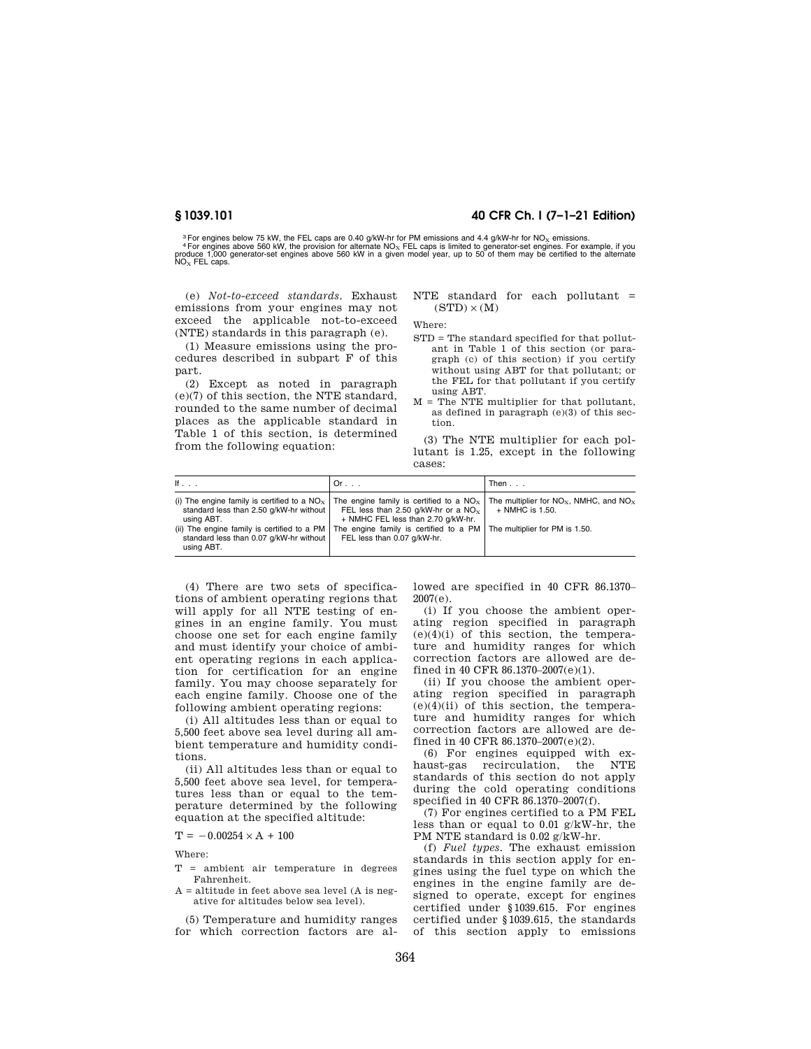[3] For engines below 75 kW, the FEL caps are 0.40 g/kW-hr for PM emissions and 4.4 g/kW-hr for $NO_X$ emissions.

[4] For engines above 560 kW, the provision for alternate $NO_X$ FEL caps is limited to generator-set engines. For example, if you produce 1,000 generator-set engines above 560 kW in a given model year, up to 50 of them may be certified to the alternate $NO_X$ FEL caps.

(e) *Not-to-exceed standards.* Exhaust emissions from your engines may not exceed the applicable not-to-exceed (NTE) standards in this paragraph (e).

(1) Measure emissions using the procedures described in subpart F of this part.

(2) Except as noted in paragraph (e)(7) of this section, the NTE standard, rounded to the same number of decimal places as the applicable standard in Table 1 of this section, is determined from the following equation:

$$\text{NTE standard for each pollutant} = (\text{STD}) \times (\text{M})$$

Where:

STD = The standard specified for that pollutant in Table 1 of this section (or paragraph (c) of this section) if you certify without using ABT for that pollutant; or the FEL for that pollutant if you certify using ABT.

M = The NTE multiplier for that pollutant, as defined in paragraph (e)(3) of this section.

(3) The NTE multiplier for each pollutant is 1.25, except in the following cases:

| If . . . | Or . . . | Then . . . |
|---|---|---|
| (i) The engine family is certified to a $NO_X$ standard less than 2.50 g/kW-hr without using ABT. | The engine family is certified to a $NO_X$ FEL less than 2.50 g/kW-hr or a $NO_X$ + NMHC FEL less than 2.70 g/kW-hr. | The multiplier for $NO_X$, NMHC, and $NO_X$ + NMHC is 1.50. |
| (ii) The engine family is certified to a PM standard less than 0.07 g/kW-hr without using ABT. | The engine family is certified to a PM FEL less than 0.07 g/kW-hr. | The multiplier for PM is 1.50. |

(4) There are two sets of specifications of ambient operating regions that will apply for all NTE testing of engines in an engine family. You must choose one set for each engine family and must identify your choice of ambient operating regions in each application for certification for an engine family. You may choose separately for each engine family. Choose one of the following ambient operating regions:

(i) All altitudes less than or equal to 5,500 feet above sea level during all ambient temperature and humidity conditions.

(ii) All altitudes less than or equal to 5,500 feet above sea level, for temperatures less than or equal to the temperature determined by the following equation at the specified altitude:

$$T = -0.00254 \times A + 100$$

Where:

T = ambient air temperature in degrees Fahrenheit.

A = altitude in feet above sea level (A is negative for altitudes below sea level).

(5) Temperature and humidity ranges for which correction factors are allowed are specified in 40 CFR 86.1370–2007(e).

(i) If you choose the ambient operating region specified in paragraph (e)(4)(i) of this section, the temperature and humidity ranges for which correction factors are allowed are defined in 40 CFR 86.1370–2007(e)(1).

(ii) If you choose the ambient operating region specified in paragraph (e)(4)(ii) of this section, the temperature and humidity ranges for which correction factors are allowed are defined in 40 CFR 86.1370–2007(e)(2).

(6) For engines equipped with exhaust-gas recirculation, the NTE standards of this section do not apply during the cold operating conditions specified in 40 CFR 86.1370–2007(f).

(7) For engines certified to a PM FEL less than or equal to 0.01 g/kW-hr, the PM NTE standard is 0.02 g/kW-hr.

(f) *Fuel types.* The exhaust emission standards in this section apply for engines using the fuel type on which the engines in the engine family are designed to operate, except for engines certified under §1039.615. For engines certified under §1039.615, the standards of this section apply to emissions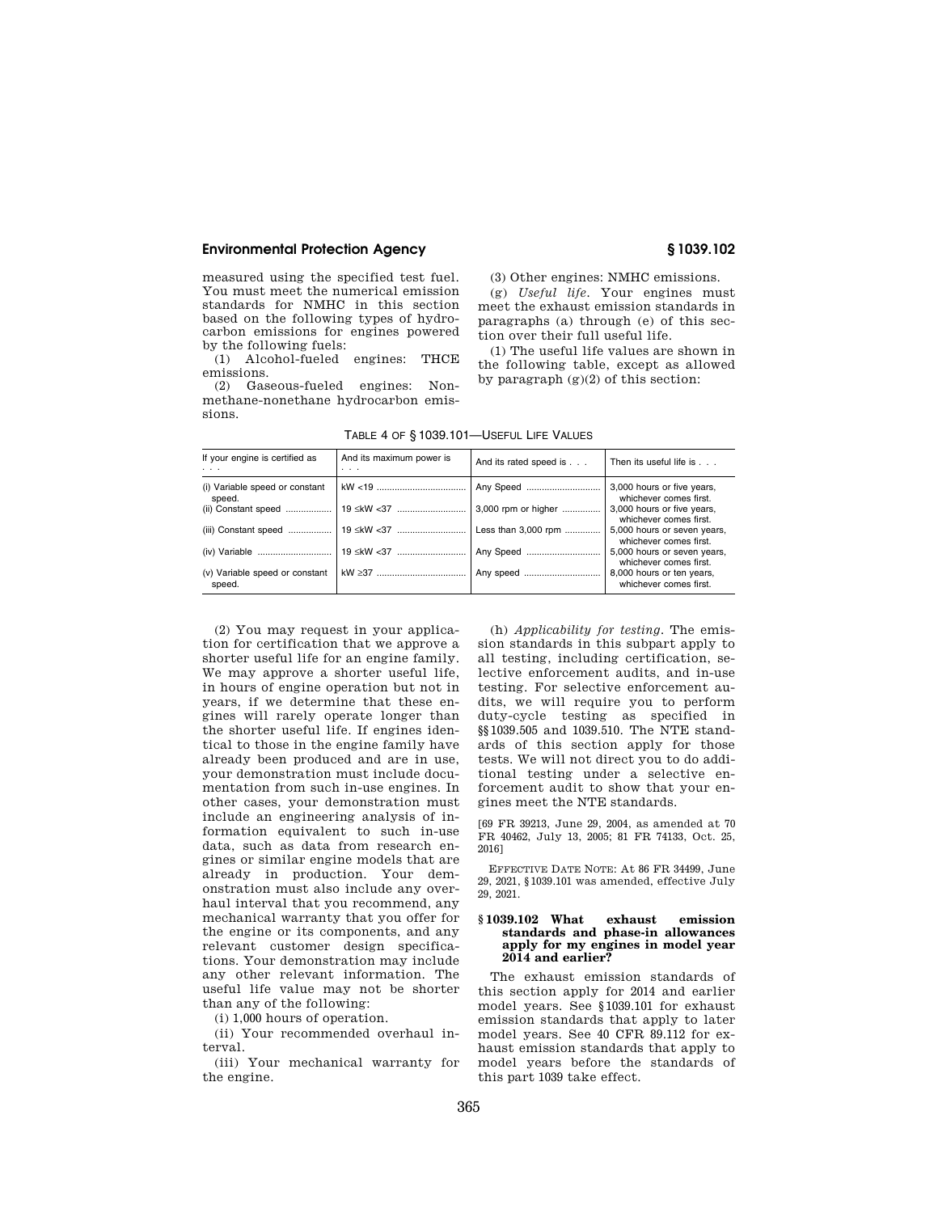measured using the specified test fuel. You must meet the numerical emission standards for NMHC in this section based on the following types of hydrocarbon emissions for engines powered by the following fuels:

(1) Alcohol-fueled engines: THCE emissions.

(2) Gaseous-fueled engines: Non-methane-nonethane hydrocarbon emissions.

(3) Other engines: NMHC emissions.

(g) *Useful life.* Your engines must meet the exhaust emission standards in paragraphs (a) through (e) of this section over their full useful life.

(1) The useful life values are shown in the following table, except as allowed by paragraph (g)(2) of this section:

TABLE 4 OF § 1039.101—USEFUL LIFE VALUES

| If your engine is certified as . . . | And its maximum power is . . . | And its rated speed is . . . | Then its useful life is . . . |
|---|---|---|---|
| (i) Variable speed or constant speed. | kW <19 | Any Speed | 3,000 hours or five years, whichever comes first. |
| (ii) Constant speed | 19 ≤kW <37 | 3,000 rpm or higher | 3,000 hours or five years, whichever comes first. |
| (iii) Constant speed | 19 ≤kW <37 | Less than 3,000 rpm | 5,000 hours or seven years, whichever comes first. |
| (iv) Variable | 19 ≤kW <37 | Any Speed | 5,000 hours or seven years, whichever comes first. |
| (v) Variable speed or constant speed. | kW ≥37 | Any speed | 8,000 hours or ten years, whichever comes first. |

(2) You may request in your application for certification that we approve a shorter useful life for an engine family. We may approve a shorter useful life, in hours of engine operation but not in years, if we determine that these engines will rarely operate longer than the shorter useful life. If engines identical to those in the engine family have already been produced and are in use, your demonstration must include documentation from such in-use engines. In other cases, your demonstration must include an engineering analysis of information equivalent to such in-use data, such as data from research engines or similar engine models that are already in production. Your demonstration must also include any overhaul interval that you recommend, any mechanical warranty that you offer for the engine or its components, and any relevant customer design specifications. Your demonstration may include any other relevant information. The useful life value may not be shorter than any of the following:

(i) 1,000 hours of operation.

(ii) Your recommended overhaul interval.

(iii) Your mechanical warranty for the engine.

(h) *Applicability for testing.* The emission standards in this subpart apply to all testing, including certification, selective enforcement audits, and in-use testing. For selective enforcement audits, we will require you to perform duty-cycle testing as specified in §§ 1039.505 and 1039.510. The NTE standards of this section apply for those tests. We will not direct you to do additional testing under a selective enforcement audit to show that your engines meet the NTE standards.

[69 FR 39213, June 29, 2004, as amended at 70 FR 40462, July 13, 2005; 81 FR 74133, Oct. 25, 2016]

EFFECTIVE DATE NOTE: At 86 FR 34499, June 29, 2021, § 1039.101 was amended, effective July 29, 2021.

### § 1039.102 What exhaust emission standards and phase-in allowances apply for my engines in model year 2014 and earlier?

The exhaust emission standards of this section apply for 2014 and earlier model years. See § 1039.101 for exhaust emission standards that apply to later model years. See 40 CFR 89.112 for exhaust emission standards that apply to model years before the standards of this part 1039 take effect.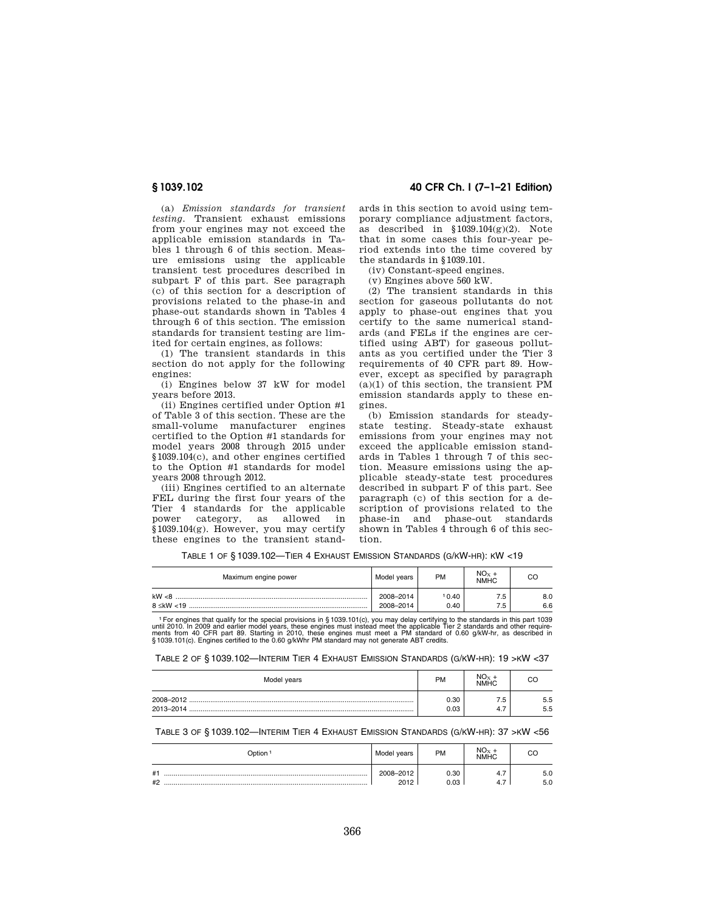(a) *Emission standards for transient testing.* Transient exhaust emissions from your engines may not exceed the applicable emission standards in Tables 1 through 6 of this section. Measure emissions using the applicable transient test procedures described in subpart F of this part. See paragraph (c) of this section for a description of provisions related to the phase-in and phase-out standards shown in Tables 4 through 6 of this section. The emission standards for transient testing are limited for certain engines, as follows:

(1) The transient standards in this section do not apply for the following engines:

(i) Engines below 37 kW for model years before 2013.

(ii) Engines certified under Option #1 of Table 3 of this section. These are the small-volume manufacturer engines certified to the Option #1 standards for model years 2008 through 2015 under §1039.104(c), and other engines certified to the Option #1 standards for model years 2008 through 2012.

(iii) Engines certified to an alternate FEL during the first four years of the Tier 4 standards for the applicable power category, as allowed in §1039.104(g). However, you may certify these engines to the transient standards in this section to avoid using temporary compliance adjustment factors, as described in §1039.104(g)(2). Note that in some cases this four-year period extends into the time covered by the standards in §1039.101.

(iv) Constant-speed engines.

(v) Engines above 560 kW.

(2) The transient standards in this section for gaseous pollutants do not apply to phase-out engines that you certify to the same numerical standards (and FELs if the engines are certified using ABT) for gaseous pollutants as you certified under the Tier 3 requirements of 40 CFR part 89. However, except as specified by paragraph (a)(1) of this section, the transient PM emission standards apply to these engines.

(b) Emission standards for steady-state testing. Steady-state exhaust emissions from your engines may not exceed the applicable emission standards in Tables 1 through 7 of this section. Measure emissions using the applicable steady-state test procedures described in subpart F of this part. See paragraph (c) of this section for a description of provisions related to the phase-in and phase-out standards shown in Tables 4 through 6 of this section.

TABLE 1 OF §1039.102—TIER 4 EXHAUST EMISSION STANDARDS (G/KW-HR): KW <19

| Maximum engine power | Model years | PM | $NO_X$ + NMHC | CO |
|---|---|---|---|---|
| kW <8 | 2008–2014 | [1] 0.40 | 7.5 | 8.0 |
| 8 ≤kW <19 | 2008–2014 | 0.40 | 7.5 | 6.6 |

[1] For engines that qualify for the special provisions in §1039.101(c), you may delay certifying to the standards in this part 1039 until 2010. In 2009 and earlier model years, these engines must instead meet the applicable Tier 2 standards and other requirements from 40 CFR part 89. Starting in 2010, these engines must meet a PM standard of 0.60 g/kW-hr, as described in §1039.101(c). Engines certified to the 0.60 g/kWhr PM standard may not generate ABT credits.

TABLE 2 OF §1039.102—INTERIM TIER 4 EXHAUST EMISSION STANDARDS (G/KW-HR): 19 >KW <37

| Model years | PM | $NO_X$ + NMHC | CO |
|---|---|---|---|
| 2008–2012 | 0.30 | 7.5 | 5.5 |
| 2013–2014 | 0.03 | 4.7 | 5.5 |

TABLE 3 OF §1039.102—INTERIM TIER 4 EXHAUST EMISSION STANDARDS (G/KW-HR): 37 >KW <56

| Option [1] | Model years | PM | $NO_X$ + NMHC | CO |
|---|---|---|---|---|
| #1 | 2008–2012 | 0.30 | 4.7 | 5.0 |
| #2 | 2012 | 0.03 | 4.7 | 5.0 |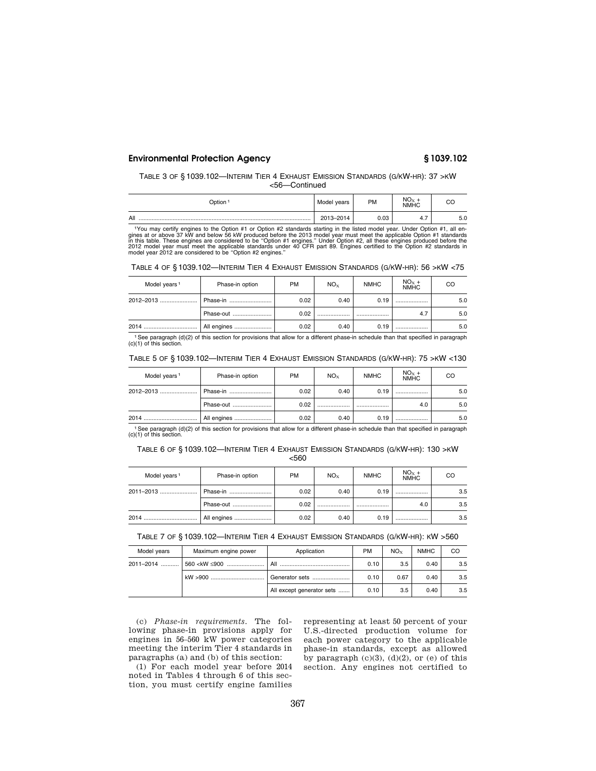TABLE 3 OF § 1039.102—INTERIM TIER 4 EXHAUST EMISSION STANDARDS (G/KW-HR): 37 >KW <56—Continued

| Option[1] | Model years | PM | $NO_X$ + NMHC | CO |
|---|---|---|---|---|
| All | 2013–2014 | 0.03 | 4.7 | 5.0 |

[1] You may certify engines to the Option #1 or Option #2 standards starting in the listed model year. Under Option #1, all engines at or above 37 kW and below 56 kW produced before the 2013 model year must meet the applicable Option #1 standards in this table. These engines are considered to be "Option #1 engines." Under Option #2, all these engines produced before the 2012 model year must meet the applicable standards under 40 CFR part 89. Engines certified to the Option #2 standards in model year 2012 are considered to be "Option #2 engines."

TABLE 4 OF § 1039.102—INTERIM TIER 4 EXHAUST EMISSION STANDARDS (G/KW-HR): 56 >KW <75

| Model years[1] | Phase-in option | PM | $NO_X$ | NMHC | $NO_X$ + NMHC | CO |
|---|---|---|---|---|---|---|
| 2012–2013 | Phase-in | 0.02 | 0.40 | 0.19 | | 5.0 |
| | Phase-out | 0.02 | | | 4.7 | 5.0 |
| 2014 | All engines | 0.02 | 0.40 | 0.19 | | 5.0 |

[1] See paragraph (d)(2) of this section for provisions that allow for a different phase-in schedule than that specified in paragraph (c)(1) of this section.

TABLE 5 OF § 1039.102—INTERIM TIER 4 EXHAUST EMISSION STANDARDS (G/KW-HR): 75 >KW <130

| Model years[1] | Phase-in option | PM | $NO_X$ | NMHC | $NO_X$ + NMHC | CO |
|---|---|---|---|---|---|---|
| 2012–2013 | Phase-in | 0.02 | 0.40 | 0.19 | | 5.0 |
| | Phase-out | 0.02 | | | 4.0 | 5.0 |
| 2014 | All engines | 0.02 | 0.40 | 0.19 | | 5.0 |

[1] See paragraph (d)(2) of this section for provisions that allow for a different phase-in schedule than that specified in paragraph (c)(1) of this section.

TABLE 6 OF § 1039.102—INTERIM TIER 4 EXHAUST EMISSION STANDARDS (G/KW-HR): 130 >KW <560

| Model years[1] | Phase-in option | PM | $NO_X$ | NMHC | $NO_X$ + NMHC | CO |
|---|---|---|---|---|---|---|
| 2011–2013 | Phase-in | 0.02 | 0.40 | 0.19 | | 3.5 |
| | Phase-out | 0.02 | | | 4.0 | 3.5 |
| 2014 | All engines | 0.02 | 0.40 | 0.19 | | 3.5 |

TABLE 7 OF § 1039.102—INTERIM TIER 4 EXHAUST EMISSION STANDARDS (G/KW-HR): KW >560

| Model years | Maximum engine power | Application | PM | $NO_X$ | NMHC | CO |
|---|---|---|---|---|---|---|
| 2011–2014 | 560 <kW ≤900 | All | 0.10 | 3.5 | 0.40 | 3.5 |
| | kW >900 | Generator sets | 0.10 | 0.67 | 0.40 | 3.5 |
| | | All except generator sets | 0.10 | 3.5 | 0.40 | 3.5 |

(c) *Phase-in requirements*. The following phase-in provisions apply for engines in 56–560 kW power categories meeting the interim Tier 4 standards in paragraphs (a) and (b) of this section:

(1) For each model year before 2014 noted in Tables 4 through 6 of this section, you must certify engine families representing at least 50 percent of your U.S.-directed production volume for each power category to the applicable phase-in standards, except as allowed by paragraph (c)(3), (d)(2), or (e) of this section. Any engines not certified to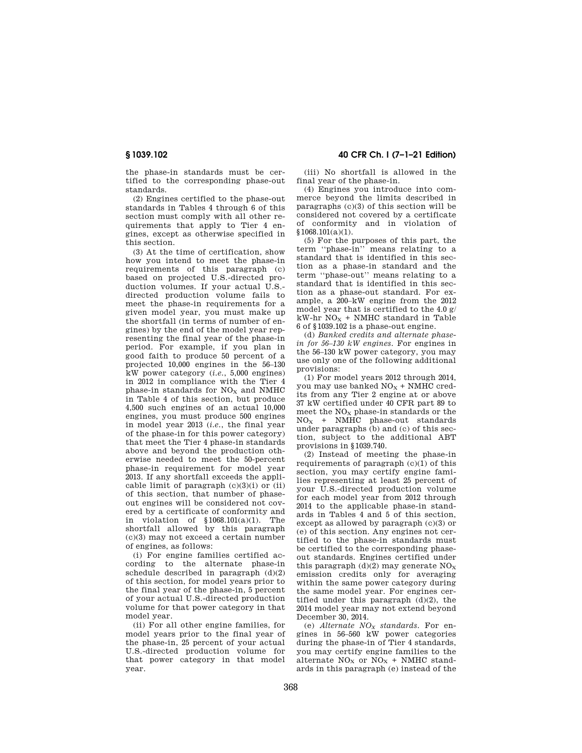the phase-in standards must be certified to the corresponding phase-out standards.

(2) Engines certified to the phase-out standards in Tables 4 through 6 of this section must comply with all other requirements that apply to Tier 4 engines, except as otherwise specified in this section.

(3) At the time of certification, show how you intend to meet the phase-in requirements of this paragraph (c) based on projected U.S.-directed production volumes. If your actual U.S.-directed production volume fails to meet the phase-in requirements for a given model year, you must make up the shortfall (in terms of number of engines) by the end of the model year representing the final year of the phase-in period. For example, if you plan in good faith to produce 50 percent of a projected 10,000 engines in the 56–130 kW power category (*i.e.*, 5,000 engines) in 2012 in compliance with the Tier 4 phase-in standards for $NO_X$ and NMHC in Table 4 of this section, but produce 4,500 such engines of an actual 10,000 engines, you must produce 500 engines in model year 2013 (*i.e.*, the final year of the phase-in for this power category) that meet the Tier 4 phase-in standards above and beyond the production otherwise needed to meet the 50-percent phase-in requirement for model year 2013. If any shortfall exceeds the applicable limit of paragraph (c)(3)(i) or (ii) of this section, that number of phase-out engines will be considered not covered by a certificate of conformity and in violation of §1068.101(a)(1). The shortfall allowed by this paragraph (c)(3) may not exceed a certain number of engines, as follows:

(i) For engine families certified according to the alternate phase-in schedule described in paragraph (d)(2) of this section, for model years prior to the final year of the phase-in, 5 percent of your actual U.S.-directed production volume for that power category in that model year.

(ii) For all other engine families, for model years prior to the final year of the phase-in, 25 percent of your actual U.S.-directed production volume for that power category in that model year.

(iii) No shortfall is allowed in the final year of the phase-in.

(4) Engines you introduce into commerce beyond the limits described in paragraphs (c)(3) of this section will be considered not covered by a certificate of conformity and in violation of §1068.101(a)(1).

(5) For the purposes of this part, the term "phase-in" means relating to a standard that is identified in this section as a phase-in standard and the term "phase-out" means relating to a standard that is identified in this section as a phase-out standard. For example, a 200–kW engine from the 2012 model year that is certified to the 4.0 g/kW-hr $NO_X$ + NMHC standard in Table 6 of §1039.102 is a phase-out engine.

(d) *Banked credits and alternate phase-in for 56–130 kW engines.* For engines in the 56–130 kW power category, you may use only one of the following additional provisions:

(1) For model years 2012 through 2014, you may use banked $NO_X$ + NMHC credits from any Tier 2 engine at or above 37 kW certified under 40 CFR part 89 to meet the $NO_X$ phase-in standards or the $NO_X$ + NMHC phase-out standards under paragraphs (b) and (c) of this section, subject to the additional ABT provisions in §1039.740.

(2) Instead of meeting the phase-in requirements of paragraph (c)(1) of this section, you may certify engine families representing at least 25 percent of your U.S.-directed production volume for each model year from 2012 through 2014 to the applicable phase-in standards in Tables 4 and 5 of this section, except as allowed by paragraph (c)(3) or (e) of this section. Any engines not certified to the phase-in standards must be certified to the corresponding phase-out standards. Engines certified under this paragraph (d)(2) may generate $NO_X$ emission credits only for averaging within the same power category during the same model year. For engines certified under this paragraph (d)(2), the 2014 model year may not extend beyond December 30, 2014.

(e) *Alternate $NO_X$ standards.* For engines in 56–560 kW power categories during the phase-in of Tier 4 standards, you may certify engine families to the alternate $NO_X$ or $NO_X$ + NMHC standards in this paragraph (e) instead of the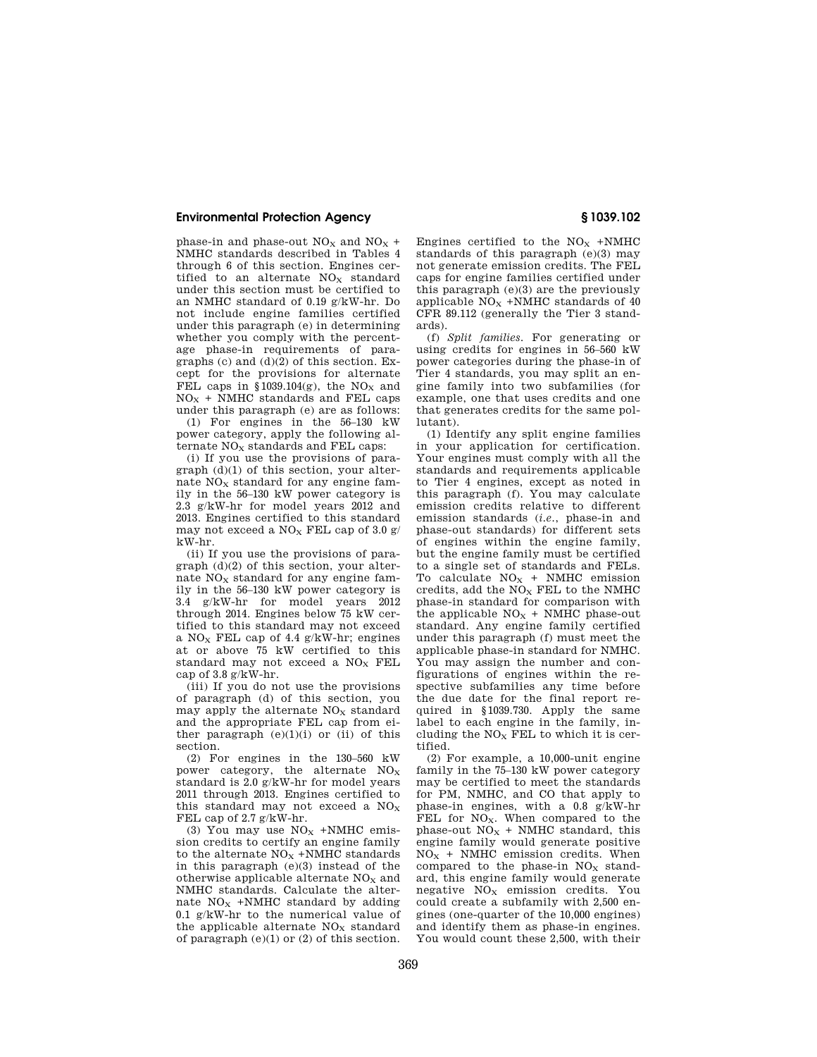phase-in and phase-out $NO_X$ and $NO_X$ + NMHC standards described in Tables 4 through 6 of this section. Engines certified to an alternate $NO_X$ standard under this section must be certified to an NMHC standard of 0.19 g/kW-hr. Do not include engine families certified under this paragraph (e) in determining whether you comply with the percentage phase-in requirements of paragraphs (c) and (d)(2) of this section. Except for the provisions for alternate FEL caps in §1039.104(g), the $NO_X$ and $NO_X$ + NMHC standards and FEL caps under this paragraph (e) are as follows:

(1) For engines in the 56–130 kW power category, apply the following alternate $NO_X$ standards and FEL caps:

(i) If you use the provisions of paragraph (d)(1) of this section, your alternate $NO_X$ standard for any engine family in the 56–130 kW power category is 2.3 g/kW-hr for model years 2012 and 2013. Engines certified to this standard may not exceed a $NO_X$ FEL cap of 3.0 g/kW-hr.

(ii) If you use the provisions of paragraph (d)(2) of this section, your alternate $NO_X$ standard for any engine family in the 56–130 kW power category is 3.4 g/kW-hr for model years 2012 through 2014. Engines below 75 kW certified to this standard may not exceed a $NO_X$ FEL cap of 4.4 g/kW-hr; engines at or above 75 kW certified to this standard may not exceed a $NO_X$ FEL cap of 3.8 g/kW-hr.

(iii) If you do not use the provisions of paragraph (d) of this section, you may apply the alternate $NO_X$ standard and the appropriate FEL cap from either paragraph (e)(1)(i) or (ii) of this section.

(2) For engines in the 130–560 kW power category, the alternate $NO_X$ standard is 2.0 g/kW-hr for model years 2011 through 2013. Engines certified to this standard may not exceed a $NO_X$ FEL cap of 2.7 g/kW-hr.

(3) You may use $NO_X$ +NMHC emission credits to certify an engine family to the alternate $NO_X$ +NMHC standards in this paragraph (e)(3) instead of the otherwise applicable alternate $NO_X$ and NMHC standards. Calculate the alternate $NO_X$ +NMHC standard by adding 0.1 g/kW-hr to the numerical value of the applicable alternate $NO_X$ standard of paragraph (e)(1) or (2) of this section. Engines certified to the $NO_X$ +NMHC standards of this paragraph (e)(3) may not generate emission credits. The FEL caps for engine families certified under this paragraph (e)(3) are the previously applicable $NO_X$ +NMHC standards of 40 CFR 89.112 (generally the Tier 3 standards).

(f) *Split families.* For generating or using credits for engines in 56–560 kW power categories during the phase-in of Tier 4 standards, you may split an engine family into two subfamilies (for example, one that uses credits and one that generates credits for the same pollutant).

(1) Identify any split engine families in your application for certification. Your engines must comply with all the standards and requirements applicable to Tier 4 engines, except as noted in this paragraph (f). You may calculate emission credits relative to different emission standards (*i.e.*, phase-in and phase-out standards) for different sets of engines within the engine family, but the engine family must be certified to a single set of standards and FELs. To calculate $NO_X$ + NMHC emission credits, add the $NO_X$ FEL to the NMHC phase-in standard for comparison with the applicable $NO_X$ + NMHC phase-out standard. Any engine family certified under this paragraph (f) must meet the applicable phase-in standard for NMHC. You may assign the number and configurations of engines within the respective subfamilies any time before the due date for the final report required in §1039.730. Apply the same label to each engine in the family, including the $NO_X$ FEL to which it is certified.

(2) For example, a 10,000-unit engine family in the 75–130 kW power category may be certified to meet the standards for PM, NMHC, and CO that apply to phase-in engines, with a 0.8 g/kW-hr FEL for $NO_X$. When compared to the phase-out $NO_X$ + NMHC standard, this engine family would generate positive $NO_X$ + NMHC emission credits. When compared to the phase-in $NO_X$ standard, this engine family would generate negative $NO_X$ emission credits. You could create a subfamily with 2,500 engines (one-quarter of the 10,000 engines) and identify them as phase-in engines. You would count these 2,500, with their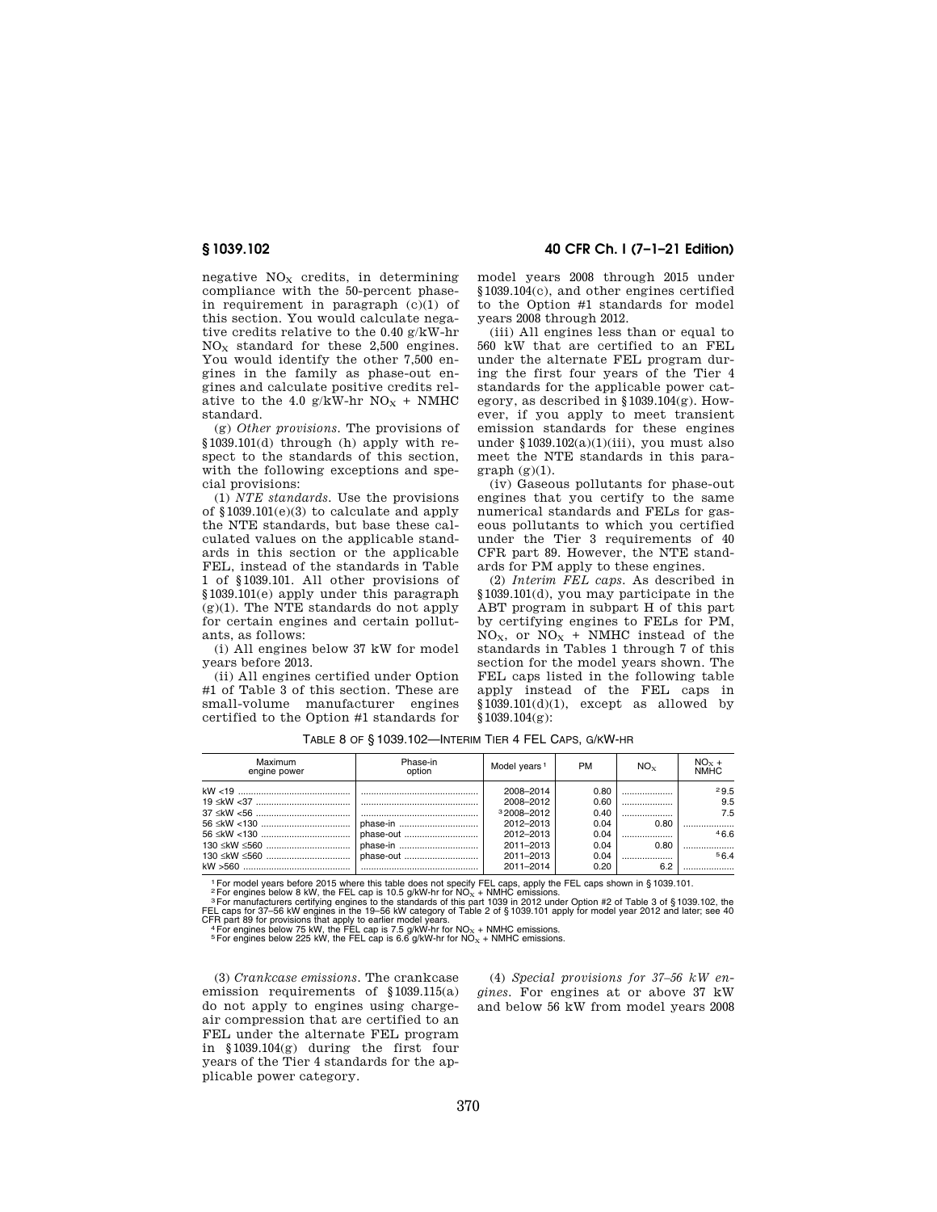negative $NO_X$ credits, in determining compliance with the 50-percent phase-in requirement in paragraph (c)(1) of this section. You would calculate negative credits relative to the 0.40 g/kW-hr $NO_X$ standard for these 2,500 engines. You would identify the other 7,500 engines in the family as phase-out engines and calculate positive credits relative to the 4.0 g/kW-hr $NO_X$ + NMHC standard.

(g) *Other provisions.* The provisions of §1039.101(d) through (h) apply with respect to the standards of this section, with the following exceptions and special provisions:

(1) *NTE standards.* Use the provisions of §1039.101(e)(3) to calculate and apply the NTE standards, but base these calculated values on the applicable standards in this section or the applicable FEL, instead of the standards in Table 1 of §1039.101. All other provisions of §1039.101(e) apply under this paragraph (g)(1). The NTE standards do not apply for certain engines and certain pollutants, as follows:

(i) All engines below 37 kW for model years before 2013.

(ii) All engines certified under Option #1 of Table 3 of this section. These are small-volume manufacturer engines certified to the Option #1 standards for model years 2008 through 2015 under §1039.104(c), and other engines certified to the Option #1 standards for model years 2008 through 2012.

(iii) All engines less than or equal to 560 kW that are certified to an FEL under the alternate FEL program during the first four years of the Tier 4 standards for the applicable power category, as described in §1039.104(g). However, if you apply to meet transient emission standards for these engines under §1039.102(a)(1)(iii), you must also meet the NTE standards in this paragraph (g)(1).

(iv) Gaseous pollutants for phase-out engines that you certify to the same numerical standards and FELs for gaseous pollutants to which you certified under the Tier 3 requirements of 40 CFR part 89. However, the NTE standards for PM apply to these engines.

(2) *Interim FEL caps.* As described in §1039.101(d), you may participate in the ABT program in subpart H of this part by certifying engines to FELs for PM, $NO_X$, or $NO_X$ + NMHC instead of the standards in Tables 1 through 7 of this section for the model years shown. The FEL caps listed in the following table apply instead of the FEL caps in §1039.101(d)(1), except as allowed by §1039.104(g):

TABLE 8 OF §1039.102—INTERIM TIER 4 FEL CAPS, G/KW-HR

| Maximum engine power | Phase-in option | Model years [1] | PM | $NO_X$ | $NO_X$ + NMHC |
|---|---|---|---|---|---|
| kW <19 | | 2008–2014 | 0.80 | | [2] 9.5 |
| 19 ≤kW <37 | | 2008–2012 | 0.60 | | 9.5 |
| 37 ≤kW <56 | | [3] 2008–2012 | 0.40 | | 7.5 |
| 56 ≤kW <130 | phase-in | 2012–2013 | 0.04 | 0.80 | |
| 56 ≤kW <130 | phase-out | 2012–2013 | 0.04 | | [4] 6.6 |
| 130 ≤kW ≤560 | phase-in | 2011–2013 | 0.04 | 0.80 | |
| 130 ≤kW ≤560 | phase-out | 2011–2013 | 0.04 | | [5] 6.4 |
| kW >560 | | 2011–2014 | 0.20 | 6.2 | |

[1] For model years before 2015 where this table does not specify FEL caps, apply the FEL caps shown in §1039.101.

[2] For engines below 8 kW, the FEL cap is 10.5 g/kW-hr for $NO_X$ + NMHC emissions.

[3] For manufacturers certifying engines to the standards of this part 1039 in 2012 under Option #2 of Table 3 of §1039.102, the FEL caps for 37–56 kW engines in the 19–56 kW category of Table 2 of §1039.101 apply for model year 2012 and later; see 40 CFR part 89 for provisions that apply to earlier model years.

[4] For engines below 75 kW, the FEL cap is 7.5 g/kW-hr for $NO_X$ + NMHC emissions.

[5] For engines below 225 kW, the FEL cap is 6.6 g/kW-hr for $NO_X$ + NMHC emissions.

(3) *Crankcase emissions.* The crankcase emission requirements of §1039.115(a) do not apply to engines using charge-air compression that are certified to an FEL under the alternate FEL program in §1039.104(g) during the first four years of the Tier 4 standards for the applicable power category.

(4) *Special provisions for 37–56 kW engines.* For engines at or above 37 kW and below 56 kW from model years 2008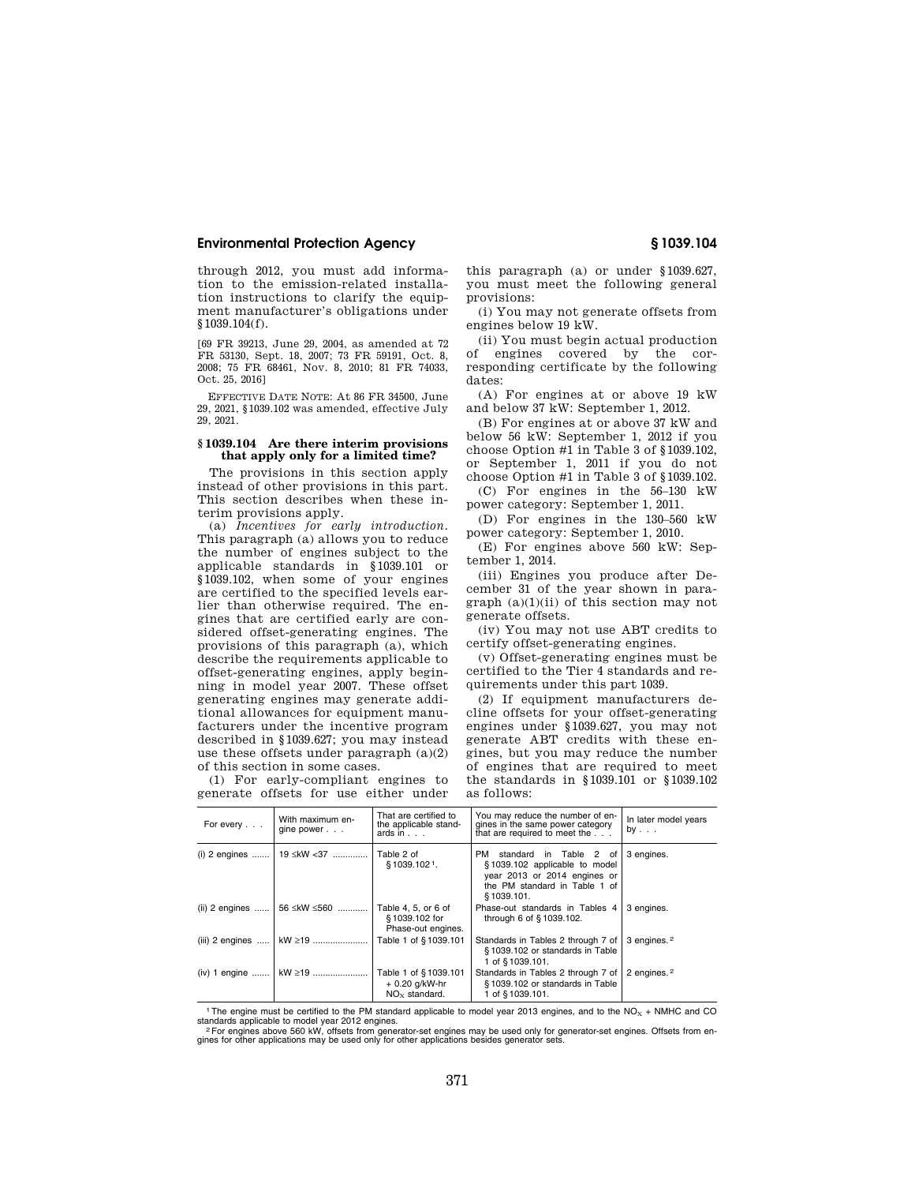through 2012, you must add information to the emission-related installation instructions to clarify the equipment manufacturer's obligations under §1039.104(f).

[69 FR 39213, June 29, 2004, as amended at 72 FR 53130, Sept. 18, 2007; 73 FR 59191, Oct. 8, 2008; 75 FR 68461, Nov. 8, 2010; 81 FR 74033, Oct. 25, 2016]

EFFECTIVE DATE NOTE: At 86 FR 34500, June 29, 2021, §1039.102 was amended, effective July 29, 2021.

### §1039.104 Are there interim provisions that apply only for a limited time?

The provisions in this section apply instead of other provisions in this part. This section describes when these interim provisions apply.

(a) *Incentives for early introduction.* This paragraph (a) allows you to reduce the number of engines subject to the applicable standards in §1039.101 or §1039.102, when some of your engines are certified to the specified levels earlier than otherwise required. The engines that are certified early are considered offset-generating engines. The provisions of this paragraph (a), which describe the requirements applicable to offset-generating engines, apply beginning in model year 2007. These offset generating engines may generate additional allowances for equipment manufacturers under the incentive program described in §1039.627; you may instead use these offsets under paragraph (a)(2) of this section in some cases.

(1) For early-compliant engines to generate offsets for use either under this paragraph (a) or under §1039.627, you must meet the following general provisions:

(i) You may not generate offsets from engines below 19 kW.

(ii) You must begin actual production of engines covered by the corresponding certificate by the following dates:

(A) For engines at or above 19 kW and below 37 kW: September 1, 2012.

(B) For engines at or above 37 kW and below 56 kW: September 1, 2012 if you choose Option #1 in Table 3 of §1039.102, or September 1, 2011 if you do not choose Option #1 in Table 3 of §1039.102.

(C) For engines in the 56–130 kW power category: September 1, 2011.

(D) For engines in the 130–560 kW power category: September 1, 2010.

(E) For engines above 560 kW: September 1, 2014.

(iii) Engines you produce after December 31 of the year shown in paragraph (a)(1)(ii) of this section may not generate offsets.

(iv) You may not use ABT credits to certify offset-generating engines.

(v) Offset-generating engines must be certified to the Tier 4 standards and requirements under this part 1039.

(2) If equipment manufacturers decline offsets for your offset-generating engines under §1039.627, you may not generate ABT credits with these engines, but you may reduce the number of engines that are required to meet the standards in §1039.101 or §1039.102 as follows:

| For every . . . | With maximum engine power . . . | That are certified to the applicable standards in . . . | You may reduce the number of engines in the same power category that are required to meet the . . . | In later model years by . . . |
|---|---|---|---|---|
| (i) 2 engines | 19 ≤kW <37 | Table 2 of §1039.102[1]. | PM standard in Table 2 of §1039.102 applicable to model year 2013 or 2014 engines or the PM standard in Table 1 of §1039.101. | 3 engines. |
| (ii) 2 engines | 56 ≤kW ≤560 | Table 4, 5, or 6 of §1039.102 for Phase-out engines. | Phase-out standards in Tables 4 through 6 of §1039.102. | 3 engines. |
| (iii) 2 engines | kW ≥19 | Table 1 of §1039.101 | Standards in Tables 2 through 7 of §1039.102 or standards in Table 1 of §1039.101. | 3 engines.[2] |
| (iv) 1 engine | kW ≥19 | Table 1 of §1039.101 + 0.20 g/kW-hr $NO_X$ standard. | Standards in Tables 2 through 7 of §1039.102 or standards in Table 1 of §1039.101. | 2 engines.[2] |

[1] The engine must be certified to the PM standard applicable to model year 2013 engines, and to the $NO_X$ + NMHC and CO standards applicable to model year 2012 engines.

[2] For engines above 560 kW, offsets from generator-set engines may be used only for generator-set engines. Offsets from engines for other applications may be used only for other applications besides generator sets.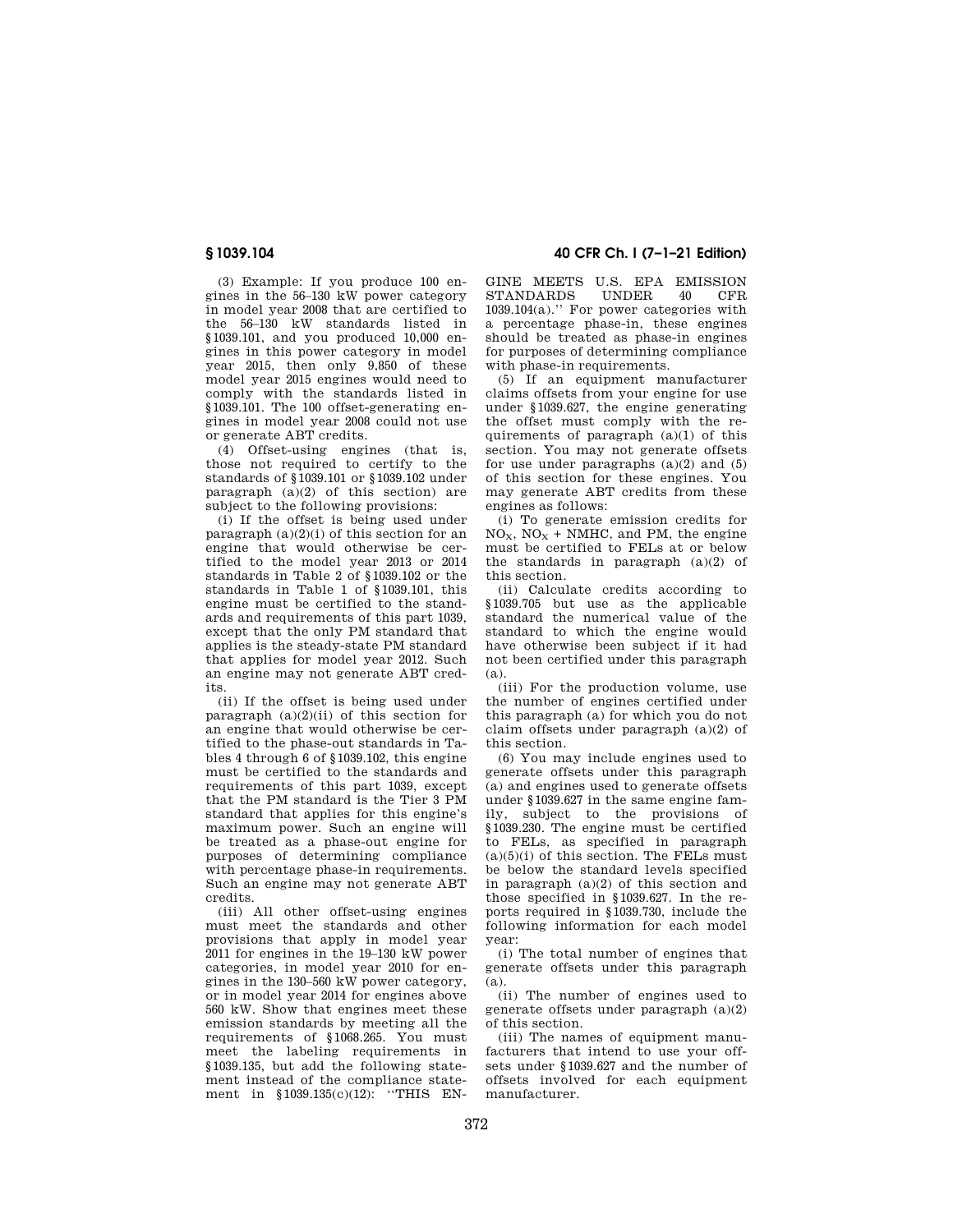(3) Example: If you produce 100 engines in the 56–130 kW power category in model year 2008 that are certified to the 56–130 kW standards listed in §1039.101, and you produced 10,000 engines in this power category in model year 2015, then only 9,850 of these model year 2015 engines would need to comply with the standards listed in §1039.101. The 100 offset-generating engines in model year 2008 could not use or generate ABT credits.

(4) Offset-using engines (that is, those not required to certify to the standards of §1039.101 or §1039.102 under paragraph (a)(2) of this section) are subject to the following provisions:

(i) If the offset is being used under paragraph (a)(2)(i) of this section for an engine that would otherwise be certified to the model year 2013 or 2014 standards in Table 2 of §1039.102 or the standards in Table 1 of §1039.101, this engine must be certified to the standards and requirements of this part 1039, except that the only PM standard that applies is the steady-state PM standard that applies for model year 2012. Such an engine may not generate ABT credits.

(ii) If the offset is being used under paragraph (a)(2)(ii) of this section for an engine that would otherwise be certified to the phase-out standards in Tables 4 through 6 of §1039.102, this engine must be certified to the standards and requirements of this part 1039, except that the PM standard is the Tier 3 PM standard that applies for this engine's maximum power. Such an engine will be treated as a phase-out engine for purposes of determining compliance with percentage phase-in requirements. Such an engine may not generate ABT credits.

(iii) All other offset-using engines must meet the standards and other provisions that apply in model year 2011 for engines in the 19–130 kW power categories, in model year 2010 for engines in the 130–560 kW power category, or in model year 2014 for engines above 560 kW. Show that engines meet these emission standards by meeting all the requirements of §1068.265. You must meet the labeling requirements in §1039.135, but add the following statement instead of the compliance statement in §1039.135(c)(12): ''THIS ENGINE MEETS U.S. EPA EMISSION STANDARDS UNDER 40 CFR 1039.104(a).'' For power categories with a percentage phase-in, these engines should be treated as phase-in engines for purposes of determining compliance with phase-in requirements.

(5) If an equipment manufacturer claims offsets from your engine for use under §1039.627, the engine generating the offset must comply with the requirements of paragraph (a)(1) of this section. You may not generate offsets for use under paragraphs (a)(2) and (5) of this section for these engines. You may generate ABT credits from these engines as follows:

(i) To generate emission credits for $NO_X$, $NO_X$ + NMHC, and PM, the engine must be certified to FELs at or below the standards in paragraph (a)(2) of this section.

(ii) Calculate credits according to §1039.705 but use as the applicable standard the numerical value of the standard to which the engine would have otherwise been subject if it had not been certified under this paragraph (a).

(iii) For the production volume, use the number of engines certified under this paragraph (a) for which you do not claim offsets under paragraph (a)(2) of this section.

(6) You may include engines used to generate offsets under this paragraph (a) and engines used to generate offsets under §1039.627 in the same engine family, subject to the provisions of §1039.230. The engine must be certified to FELs, as specified in paragraph (a)(5)(i) of this section. The FELs must be below the standard levels specified in paragraph (a)(2) of this section and those specified in §1039.627. In the reports required in §1039.730, include the following information for each model year:

(i) The total number of engines that generate offsets under this paragraph (a).

(ii) The number of engines used to generate offsets under paragraph (a)(2) of this section.

(iii) The names of equipment manufacturers that intend to use your offsets under §1039.627 and the number of offsets involved for each equipment manufacturer.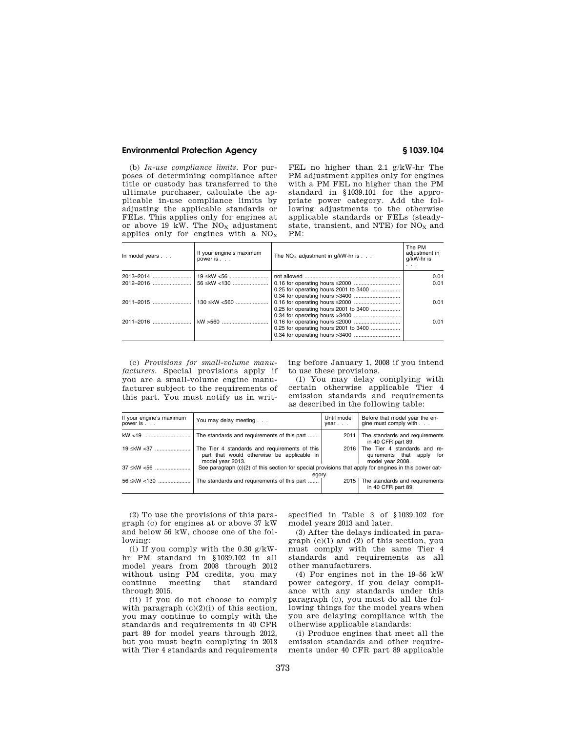(b) *In-use compliance limits.* For purposes of determining compliance after title or custody has transferred to the ultimate purchaser, calculate the applicable in-use compliance limits by adjusting the applicable standards or FELs. This applies only for engines at or above 19 kW. The $NO_X$ adjustment applies only for engines with a $NO_X$ FEL no higher than 2.1 g/kW-hr The PM adjustment applies only for engines with a PM FEL no higher than the PM standard in §1039.101 for the appropriate power category. Add the following adjustments to the otherwise applicable standards or FELs (steady-state, transient, and NTE) for $NO_X$ and PM:

| In model years . . . | If your engine's maximum power is . . . | The $NO_X$ adjustment in g/kW-hr is . . . | The PM adjustment in g/kW-hr is . . . |
|---|---|---|---|
| 2013–2014 | 19 ≤kW <56 | not allowed | 0.01 |
| 2012–2016 | 56 ≤kW <130 | 0.16 for operating hours ≤2000<br>0.25 for operating hours 2001 to 3400<br>0.34 for operating hours >3400 | 0.01 |
| 2011–2015 | 130 ≤kW <560 | 0.16 for operating hours ≤2000<br>0.25 for operating hours 2001 to 3400<br>0.34 for operating hours >3400 | 0.01 |
| 2011–2016 | kW >560 | 0.16 for operating hours ≤2000<br>0.25 for operating hours 2001 to 3400<br>0.34 for operating hours >3400 | 0.01 |

(c) *Provisions for small-volume manufacturers.* Special provisions apply if you are a small-volume engine manufacturer subject to the requirements of this part. You must notify us in writing before January 1, 2008 if you intend to use these provisions.

(1) You may delay complying with certain otherwise applicable Tier 4 emission standards and requirements as described in the following table:

| If your engine's maximum power is . . . | You may delay meeting . . . | Until model year . . . | Before that model year the engine must comply with . . . |
|---|---|---|---|
| kW <19 | The standards and requirements of this part | 2011 | The standards and requirements in 40 CFR part 89. |
| 19 ≤kW <37 | The Tier 4 standards and requirements of this part that would otherwise be applicable in model year 2013. | 2016 | The Tier 4 standards and requirements that apply for model year 2008. |
| 37 ≤kW <56 | See paragraph (c)(2) of this section for special provisions that apply for engines in this power category. | | |
| 56 ≤kW <130 | The standards and requirements of this part | 2015 | The standards and requirements in 40 CFR part 89. |

(2) To use the provisions of this paragraph (c) for engines at or above 37 kW and below 56 kW, choose one of the following:

(i) If you comply with the 0.30 g/kW-hr PM standard in §1039.102 in all model years from 2008 through 2012 without using PM credits, you may continue meeting that standard through 2015.

(ii) If you do not choose to comply with paragraph (c)(2)(i) of this section, you may continue to comply with the standards and requirements in 40 CFR part 89 for model years through 2012, but you must begin complying in 2013 with Tier 4 standards and requirements specified in Table 3 of §1039.102 for model years 2013 and later.

(3) After the delays indicated in paragraph (c)(1) and (2) of this section, you must comply with the same Tier 4 standards and requirements as all other manufacturers.

(4) For engines not in the 19–56 kW power category, if you delay compliance with any standards under this paragraph (c), you must do all the following things for the model years when you are delaying compliance with the otherwise applicable standards:

(i) Produce engines that meet all the emission standards and other requirements under 40 CFR part 89 applicable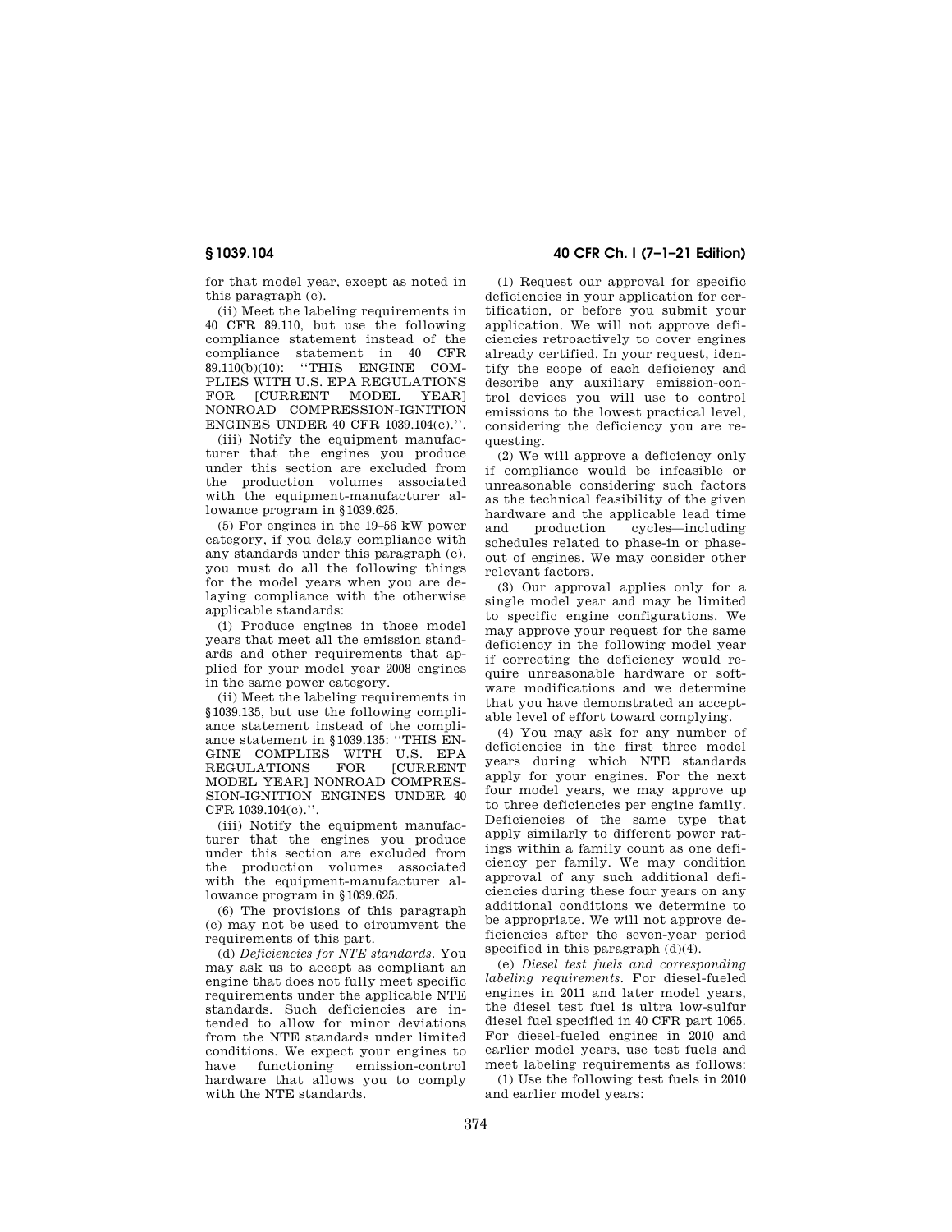for that model year, except as noted in this paragraph (c).

(ii) Meet the labeling requirements in 40 CFR 89.110, but use the following compliance statement instead of the compliance statement in 40 CFR 89.110(b)(10): ''THIS ENGINE COMPLIES WITH U.S. EPA REGULATIONS FOR [CURRENT MODEL YEAR] NONROAD COMPRESSION-IGNITION ENGINES UNDER 40 CFR 1039.104(c).''.

(iii) Notify the equipment manufacturer that the engines you produce under this section are excluded from the production volumes associated with the equipment-manufacturer allowance program in §1039.625.

(5) For engines in the 19–56 kW power category, if you delay compliance with any standards under this paragraph (c), you must do all the following things for the model years when you are delaying compliance with the otherwise applicable standards:

(i) Produce engines in those model years that meet all the emission standards and other requirements that applied for your model year 2008 engines in the same power category.

(ii) Meet the labeling requirements in §1039.135, but use the following compliance statement instead of the compliance statement in §1039.135: ''THIS ENGINE COMPLIES WITH U.S. EPA REGULATIONS FOR [CURRENT MODEL YEAR] NONROAD COMPRESSION-IGNITION ENGINES UNDER 40 CFR 1039.104(c).''.

(iii) Notify the equipment manufacturer that the engines you produce under this section are excluded from the production volumes associated with the equipment-manufacturer allowance program in §1039.625.

(6) The provisions of this paragraph (c) may not be used to circumvent the requirements of this part.

(d) *Deficiencies for NTE standards.* You may ask us to accept as compliant an engine that does not fully meet specific requirements under the applicable NTE standards. Such deficiencies are intended to allow for minor deviations from the NTE standards under limited conditions. We expect your engines to have functioning emission-control hardware that allows you to comply with the NTE standards.

(1) Request our approval for specific deficiencies in your application for certification, or before you submit your application. We will not approve deficiencies retroactively to cover engines already certified. In your request, identify the scope of each deficiency and describe any auxiliary emission-control devices you will use to control emissions to the lowest practical level, considering the deficiency you are requesting.

(2) We will approve a deficiency only if compliance would be infeasible or unreasonable considering such factors as the technical feasibility of the given hardware and the applicable lead time and production cycles—including schedules related to phase-in or phase-out of engines. We may consider other relevant factors.

(3) Our approval applies only for a single model year and may be limited to specific engine configurations. We may approve your request for the same deficiency in the following model year if correcting the deficiency would require unreasonable hardware or software modifications and we determine that you have demonstrated an acceptable level of effort toward complying.

(4) You may ask for any number of deficiencies in the first three model years during which NTE standards apply for your engines. For the next four model years, we may approve up to three deficiencies per engine family. Deficiencies of the same type that apply similarly to different power ratings within a family count as one deficiency per family. We may condition approval of any such additional deficiencies during these four years on any additional conditions we determine to be appropriate. We will not approve deficiencies after the seven-year period specified in this paragraph (d)(4).

(e) *Diesel test fuels and corresponding labeling requirements.* For diesel-fueled engines in 2011 and later model years, the diesel test fuel is ultra low-sulfur diesel fuel specified in 40 CFR part 1065. For diesel-fueled engines in 2010 and earlier model years, use test fuels and meet labeling requirements as follows:

(1) Use the following test fuels in 2010 and earlier model years: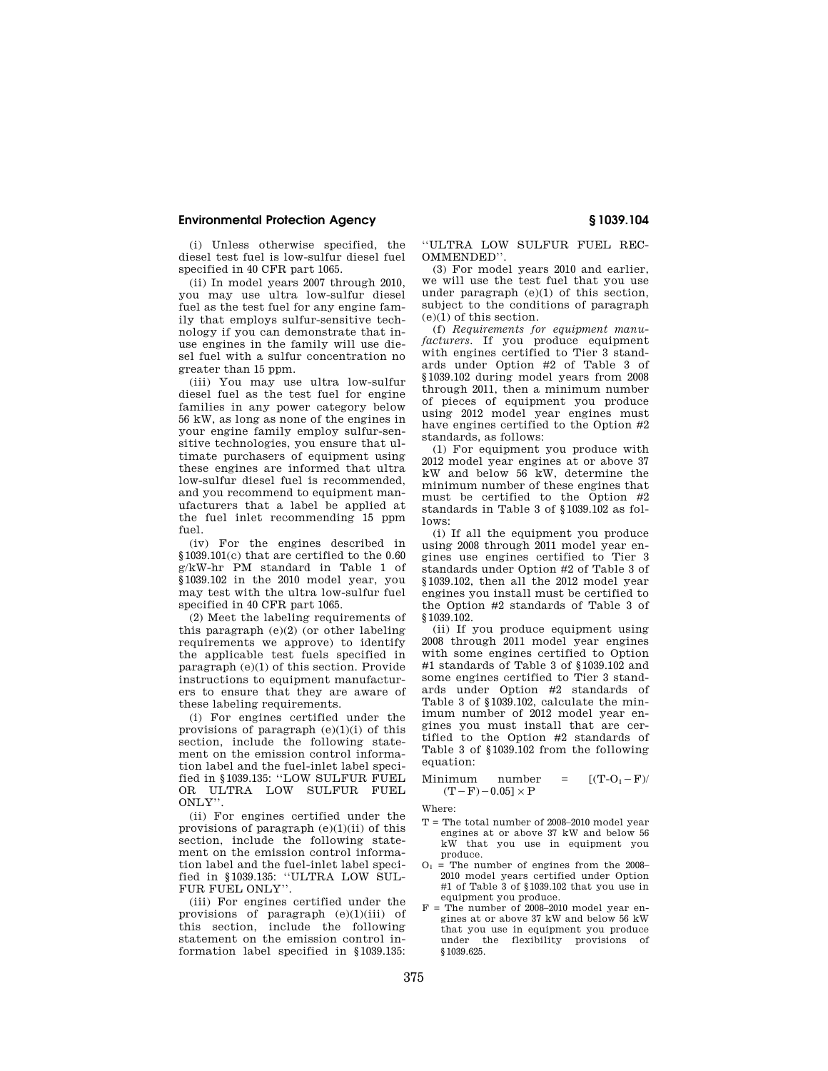(i) Unless otherwise specified, the diesel test fuel is low-sulfur diesel fuel specified in 40 CFR part 1065.

(ii) In model years 2007 through 2010, you may use ultra low-sulfur diesel fuel as the test fuel for any engine family that employs sulfur-sensitive technology if you can demonstrate that in-use engines in the family will use diesel fuel with a sulfur concentration no greater than 15 ppm.

(iii) You may use ultra low-sulfur diesel fuel as the test fuel for engine families in any power category below 56 kW, as long as none of the engines in your engine family employ sulfur-sensitive technologies, you ensure that ultimate purchasers of equipment using these engines are informed that ultra low-sulfur diesel fuel is recommended, and you recommend to equipment manufacturers that a label be applied at the fuel inlet recommending 15 ppm fuel.

(iv) For the engines described in §1039.101(c) that are certified to the 0.60 g/kW-hr PM standard in Table 1 of §1039.102 in the 2010 model year, you may test with the ultra low-sulfur fuel specified in 40 CFR part 1065.

(2) Meet the labeling requirements of this paragraph (e)(2) (or other labeling requirements we approve) to identify the applicable test fuels specified in paragraph (e)(1) of this section. Provide instructions to equipment manufacturers to ensure that they are aware of these labeling requirements.

(i) For engines certified under the provisions of paragraph (e)(1)(i) of this section, include the following statement on the emission control information label and the fuel-inlet label specified in §1039.135: ''LOW SULFUR FUEL OR ULTRA LOW SULFUR FUEL ONLY''.

(ii) For engines certified under the provisions of paragraph (e)(1)(ii) of this section, include the following statement on the emission control information label and the fuel-inlet label specified in §1039.135: ''ULTRA LOW SULFUR FUEL ONLY''.

(iii) For engines certified under the provisions of paragraph (e)(1)(iii) of this section, include the following statement on the emission control information label specified in §1039.135: ''ULTRA LOW SULFUR FUEL RECOMMENDED''.

(3) For model years 2010 and earlier, we will use the test fuel that you use under paragraph (e)(1) of this section, subject to the conditions of paragraph (e)(1) of this section.

(f) *Requirements for equipment manufacturers.* If you produce equipment with engines certified to Tier 3 standards under Option #2 of Table 3 of §1039.102 during model years from 2008 through 2011, then a minimum number of pieces of equipment you produce using 2012 model year engines must have engines certified to the Option #2 standards, as follows:

(1) For equipment you produce with 2012 model year engines at or above 37 kW and below 56 kW, determine the minimum number of these engines that must be certified to the Option #2 standards in Table 3 of §1039.102 as follows:

(i) If all the equipment you produce using 2008 through 2011 model year engines use engines certified to Tier 3 standards under Option #2 of Table 3 of §1039.102, then all the 2012 model year engines you install must be certified to the Option #2 standards of Table 3 of §1039.102.

(ii) If you produce equipment using 2008 through 2011 model year engines with some engines certified to Option #1 standards of Table 3 of §1039.102 and some engines certified to Tier 3 standards under Option #2 standards of Table 3 of §1039.102, calculate the minimum number of 2012 model year engines you must install that are certified to the Option #2 standards of Table 3 of §1039.102 from the following equation:

$$\text{Minimum number} = [(T - O_1 - F)/(T - F) - 0.05] \times P$$

Where:

T = The total number of 2008–2010 model year engines at or above 37 kW and below 56 kW that you use in equipment you produce.

$O_1$ = The number of engines from the 2008–2010 model years certified under Option #1 of Table 3 of §1039.102 that you use in equipment you produce.

F = The number of 2008–2010 model year engines at or above 37 kW and below 56 kW that you use in equipment you produce under the flexibility provisions of §1039.625.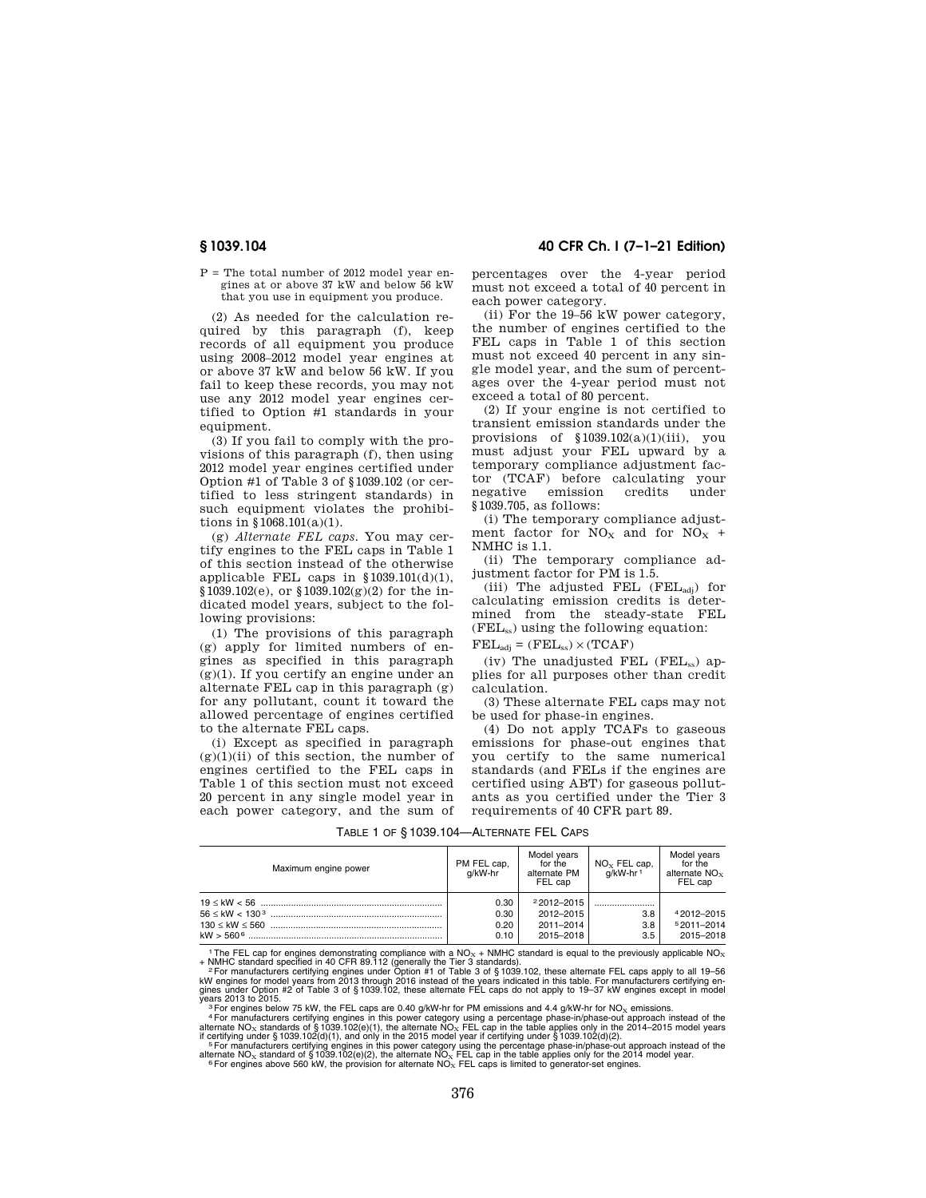P = The total number of 2012 model year engines at or above 37 kW and below 56 kW that you use in equipment you produce.

(2) As needed for the calculation required by this paragraph (f), keep records of all equipment you produce using 2008–2012 model year engines at or above 37 kW and below 56 kW. If you fail to keep these records, you may not use any 2012 model year engines certified to Option #1 standards in your equipment.

(3) If you fail to comply with the provisions of this paragraph (f), then using 2012 model year engines certified under Option #1 of Table 3 of §1039.102 (or certified to less stringent standards) in such equipment violates the prohibitions in §1068.101(a)(1).

(g) *Alternate FEL caps.* You may certify engines to the FEL caps in Table 1 of this section instead of the otherwise applicable FEL caps in §1039.101(d)(1), §1039.102(e), or §1039.102(g)(2) for the indicated model years, subject to the following provisions:

(1) The provisions of this paragraph (g) apply for limited numbers of engines as specified in this paragraph (g)(1). If you certify an engine under an alternate FEL cap in this paragraph (g) for any pollutant, count it toward the allowed percentage of engines certified to the alternate FEL caps.

(i) Except as specified in paragraph (g)(1)(ii) of this section, the number of engines certified to the FEL caps in Table 1 of this section must not exceed 20 percent in any single model year in each power category, and the sum of percentages over the 4-year period must not exceed a total of 40 percent in each power category.

(ii) For the 19–56 kW power category, the number of engines certified to the FEL caps in Table 1 of this section must not exceed 40 percent in any single model year, and the sum of percentages over the 4-year period must not exceed a total of 80 percent.

(2) If your engine is not certified to transient emission standards under the provisions of §1039.102(a)(1)(iii), you must adjust your FEL upward by a temporary compliance adjustment factor (TCAF) before calculating your negative emission credits under §1039.705, as follows:

(i) The temporary compliance adjustment factor for $NO_X$ and for $NO_X$ + NMHC is 1.1.

(ii) The temporary compliance adjustment factor for PM is 1.5.

(iii) The adjusted FEL ($FEL_{adj}$) for calculating emission credits is determined from the steady-state FEL ($FEL_{ss}$) using the following equation:

$$FEL_{adj} = (FEL_{ss}) \times (TCAF)$$

(iv) The unadjusted FEL ($FEL_{ss}$) applies for all purposes other than credit calculation.

(3) These alternate FEL caps may not be used for phase-in engines.

(4) Do not apply TCAFs to gaseous emissions for phase-out engines that you certify to the same numerical standards (and FELs if the engines are certified using ABT) for gaseous pollutants as you certified under the Tier 3 requirements of 40 CFR part 89.

TABLE 1 OF §1039.104—ALTERNATE FEL CAPS

| Maximum engine power | PM FEL cap, g/kW-hr | Model years for the alternate PM FEL cap | $NO_X$ FEL cap, g/kW-hr [1] | Model years for the alternate $NO_X$ FEL cap |
|---|---|---|---|---|
| 19 ≤ kW < 56 | 0.30 | [2] 2012–2015 | | |
| 56 ≤ kW < 130 [3] | 0.30 | 2012–2015 | 3.8 | [4] 2012–2015 |
| 130 ≤ kW ≤ 560 | 0.20 | 2011–2014 | 3.8 | [5] 2011–2014 |
| kW > 560 [6] | 0.10 | 2015–2018 | 3.5 | 2015–2018 |

[1] The FEL cap for engines demonstrating compliance with a $NO_X$ + NMHC standard is equal to the previously applicable $NO_X$ + NMHC standard specified in 40 CFR 89.112 (generally the Tier 3 standards).

[2] For manufacturers certifying engines under Option #1 of Table 3 of §1039.102, these alternate FEL caps apply to all 19–56 kW engines for model years from 2013 through 2016 instead of the years indicated in this table. For manufacturers certifying engines under Option #2 of Table 3 of §1039.102, these alternate FEL caps do not apply to 19–37 kW engines except in model years 2013 to 2015.

[3] For engines below 75 kW, the FEL caps are 0.40 g/kW-hr for PM emissions and 4.4 g/kW-hr for $NO_X$ emissions.

[4] For manufacturers certifying engines in this power category using a percentage phase-in/phase-out approach instead of the alternate $NO_X$ standards of §1039.102(e)(1), the alternate $NO_X$ FEL cap in the table applies only in the 2014–2015 model years if certifying under §1039.102(d)(1), and only in the 2015 model year if certifying under §1039.102(d)(2).

[5] For manufacturers certifying engines in this power category using the percentage phase-in/phase-out approach instead of the alternate $NO_X$ standard of §1039.102(e)(2), the alternate $NO_X$ FEL cap in the table applies only for the 2014 model year.

[6] For engines above 560 kW, the provision for alternate $NO_X$ FEL caps is limited to generator-set engines.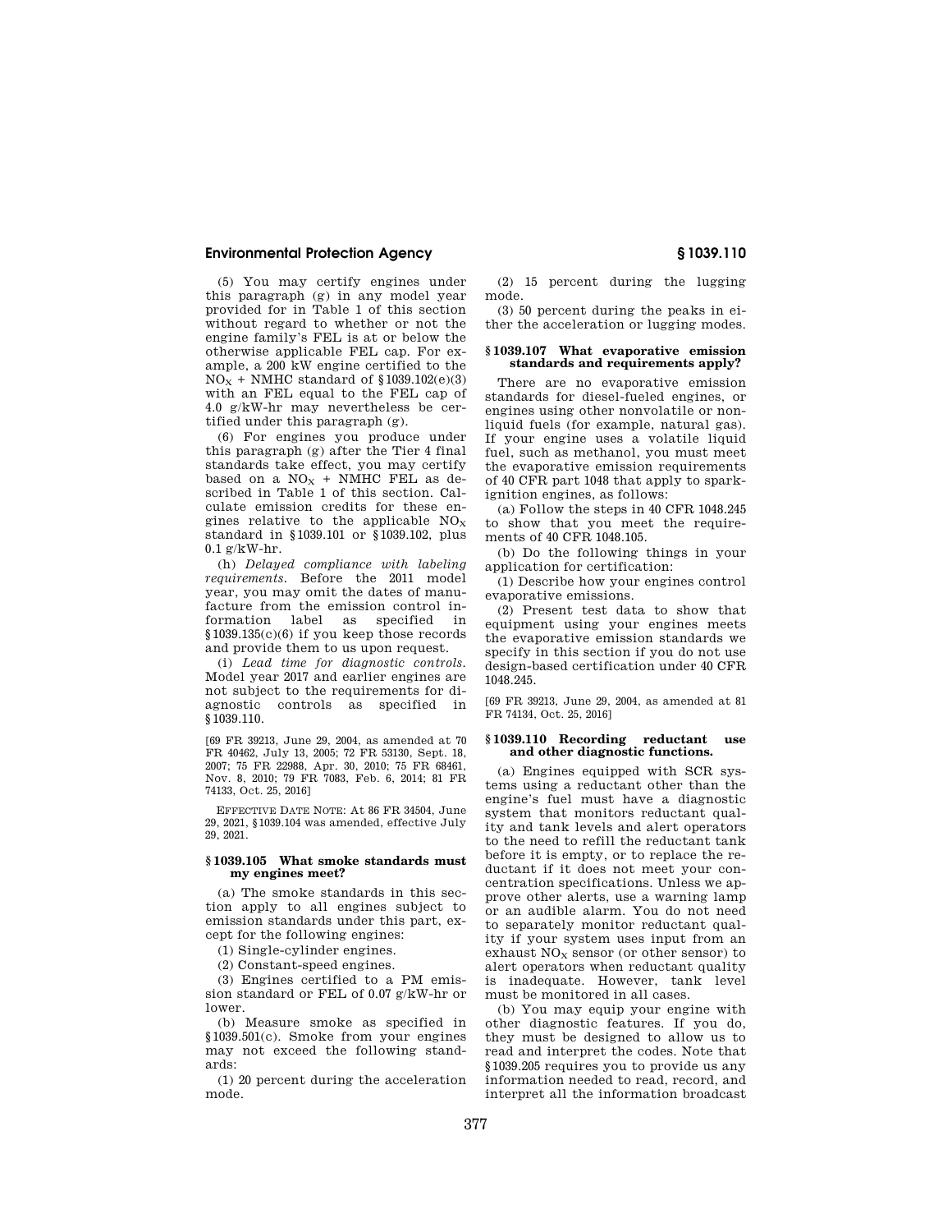(5) You may certify engines under this paragraph (g) in any model year provided for in Table 1 of this section without regard to whether or not the engine family's FEL is at or below the otherwise applicable FEL cap. For example, a 200 kW engine certified to the $NO_X$ + NMHC standard of §1039.102(e)(3) with an FEL equal to the FEL cap of 4.0 g/kW-hr may nevertheless be certified under this paragraph (g).

(6) For engines you produce under this paragraph (g) after the Tier 4 final standards take effect, you may certify based on a $NO_X$ + NMHC FEL as described in Table 1 of this section. Calculate emission credits for these engines relative to the applicable $NO_X$ standard in §1039.101 or §1039.102, plus 0.1 g/kW-hr.

(h) *Delayed compliance with labeling requirements.* Before the 2011 model year, you may omit the dates of manufacture from the emission control information label as specified in §1039.135(c)(6) if you keep those records and provide them to us upon request.

(i) *Lead time for diagnostic controls.* Model year 2017 and earlier engines are not subject to the requirements for diagnostic controls as specified in §1039.110.

[69 FR 39213, June 29, 2004, as amended at 70 FR 40462, July 13, 2005; 72 FR 53130, Sept. 18, 2007; 75 FR 22988, Apr. 30, 2010; 75 FR 68461, Nov. 8, 2010; 79 FR 7083, Feb. 6, 2014; 81 FR 74133, Oct. 25, 2016]

EFFECTIVE DATE NOTE: At 86 FR 34504, June 29, 2021, §1039.104 was amended, effective July 29, 2021.

### § 1039.105 What smoke standards must my engines meet?

(a) The smoke standards in this section apply to all engines subject to emission standards under this part, except for the following engines:

(1) Single-cylinder engines.

(2) Constant-speed engines.

(3) Engines certified to a PM emission standard or FEL of 0.07 g/kW-hr or lower.

(b) Measure smoke as specified in §1039.501(c). Smoke from your engines may not exceed the following standards:

(1) 20 percent during the acceleration mode.

(2) 15 percent during the lugging mode.

(3) 50 percent during the peaks in either the acceleration or lugging modes.

### § 1039.107 What evaporative emission standards and requirements apply?

There are no evaporative emission standards for diesel-fueled engines, or engines using other nonvolatile or nonliquid fuels (for example, natural gas). If your engine uses a volatile liquid fuel, such as methanol, you must meet the evaporative emission requirements of 40 CFR part 1048 that apply to spark-ignition engines, as follows:

(a) Follow the steps in 40 CFR 1048.245 to show that you meet the requirements of 40 CFR 1048.105.

(b) Do the following things in your application for certification:

(1) Describe how your engines control evaporative emissions.

(2) Present test data to show that equipment using your engines meets the evaporative emission standards we specify in this section if you do not use design-based certification under 40 CFR 1048.245.

[69 FR 39213, June 29, 2004, as amended at 81 FR 74134, Oct. 25, 2016]

### § 1039.110 Recording reductant use and other diagnostic functions.

(a) Engines equipped with SCR systems using a reductant other than the engine's fuel must have a diagnostic system that monitors reductant quality and tank levels and alert operators to the need to refill the reductant tank before it is empty, or to replace the reductant if it does not meet your concentration specifications. Unless we approve other alerts, use a warning lamp or an audible alarm. You do not need to separately monitor reductant quality if your system uses input from an exhaust $NO_X$ sensor (or other sensor) to alert operators when reductant quality is inadequate. However, tank level must be monitored in all cases.

(b) You may equip your engine with other diagnostic features. If you do, they must be designed to allow us to read and interpret the codes. Note that §1039.205 requires you to provide us any information needed to read, record, and interpret all the information broadcast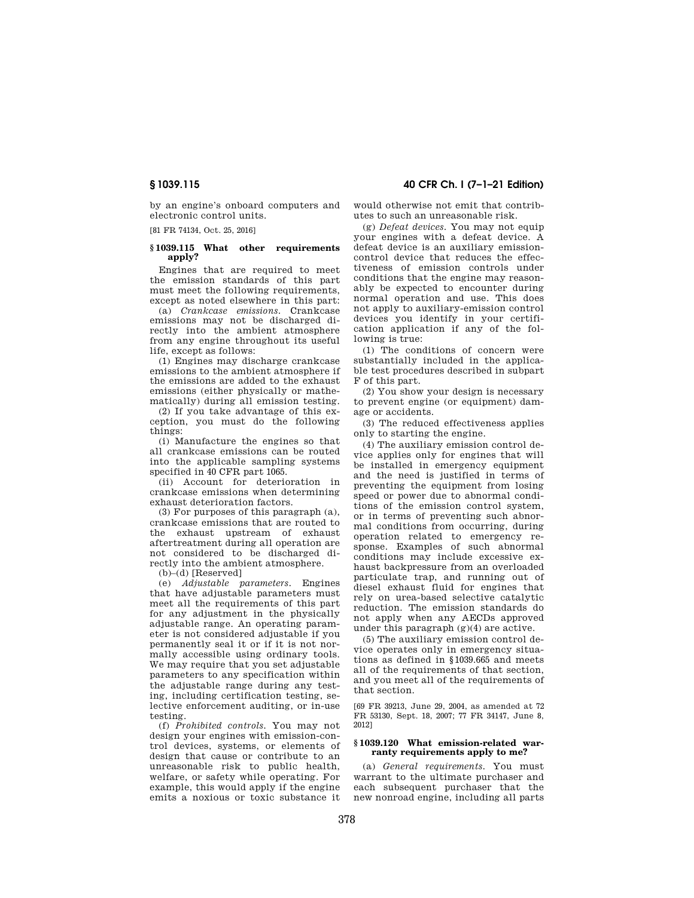by an engine's onboard computers and electronic control units.

[81 FR 74134, Oct. 25, 2016]

### § 1039.115 What other requirements apply?

Engines that are required to meet the emission standards of this part must meet the following requirements, except as noted elsewhere in this part:

(a) *Crankcase emissions.* Crankcase emissions may not be discharged directly into the ambient atmosphere from any engine throughout its useful life, except as follows:

(1) Engines may discharge crankcase emissions to the ambient atmosphere if the emissions are added to the exhaust emissions (either physically or mathematically) during all emission testing.

(2) If you take advantage of this exception, you must do the following things:

(i) Manufacture the engines so that all crankcase emissions can be routed into the applicable sampling systems specified in 40 CFR part 1065.

(ii) Account for deterioration in crankcase emissions when determining exhaust deterioration factors.

(3) For purposes of this paragraph (a), crankcase emissions that are routed to the exhaust upstream of exhaust aftertreatment during all operation are not considered to be discharged directly into the ambient atmosphere.

(b)–(d) [Reserved]

(e) *Adjustable parameters.* Engines that have adjustable parameters must meet all the requirements of this part for any adjustment in the physically adjustable range. An operating parameter is not considered adjustable if you permanently seal it or if it is not normally accessible using ordinary tools. We may require that you set adjustable parameters to any specification within the adjustable range during any testing, including certification testing, selective enforcement auditing, or in-use testing.

(f) *Prohibited controls.* You may not design your engines with emission-control devices, systems, or elements of design that cause or contribute to an unreasonable risk to public health, welfare, or safety while operating. For example, this would apply if the engine emits a noxious or toxic substance it would otherwise not emit that contributes to such an unreasonable risk.

(g) *Defeat devices.* You may not equip your engines with a defeat device. A defeat device is an auxiliary emission-control device that reduces the effectiveness of emission controls under conditions that the engine may reasonably be expected to encounter during normal operation and use. This does not apply to auxiliary-emission control devices you identify in your certification application if any of the following is true:

(1) The conditions of concern were substantially included in the applicable test procedures described in subpart F of this part.

(2) You show your design is necessary to prevent engine (or equipment) damage or accidents.

(3) The reduced effectiveness applies only to starting the engine.

(4) The auxiliary emission control device applies only for engines that will be installed in emergency equipment and the need is justified in terms of preventing the equipment from losing speed or power due to abnormal conditions of the emission control system, or in terms of preventing such abnormal conditions from occurring, during operation related to emergency response. Examples of such abnormal conditions may include excessive exhaust backpressure from an overloaded particulate trap, and running out of diesel exhaust fluid for engines that rely on urea-based selective catalytic reduction. The emission standards do not apply when any AECDs approved under this paragraph (g)(4) are active.

(5) The auxiliary emission control device operates only in emergency situations as defined in §1039.665 and meets all of the requirements of that section, and you meet all of the requirements of that section.

[69 FR 39213, June 29, 2004, as amended at 72 FR 53130, Sept. 18, 2007; 77 FR 34147, June 8, 2012]

### § 1039.120 What emission-related warranty requirements apply to me?

(a) *General requirements.* You must warrant to the ultimate purchaser and each subsequent purchaser that the new nonroad engine, including all parts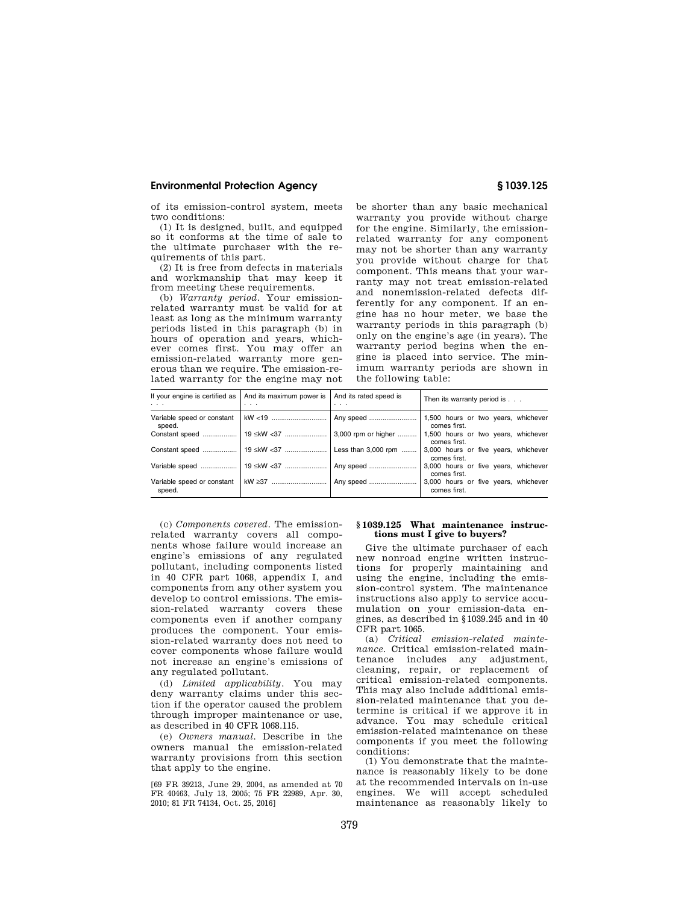of its emission-control system, meets two conditions:

(1) It is designed, built, and equipped so it conforms at the time of sale to the ultimate purchaser with the requirements of this part.

(2) It is free from defects in materials and workmanship that may keep it from meeting these requirements.

(b) *Warranty period*. Your emission-related warranty must be valid for at least as long as the minimum warranty periods listed in this paragraph (b) in hours of operation and years, whichever comes first. You may offer an emission-related warranty more generous than we require. The emission-related warranty for the engine may not be shorter than any basic mechanical warranty you provide without charge for the engine. Similarly, the emission-related warranty for any component may not be shorter than any warranty you provide without charge for that component. This means that your warranty may not treat emission-related and nonemission-related defects differently for any component. If an engine has no hour meter, we base the warranty periods in this paragraph (b) only on the engine's age (in years). The warranty period begins when the engine is placed into service. The minimum warranty periods are shown in the following table:

| If your engine is certified as . . . | And its maximum power is . . . | And its rated speed is . . . | Then its warranty period is . . . |
|---|---|---|---|
| Variable speed or constant speed. | kW <19 | Any speed | 1,500 hours or two years, whichever comes first. |
| Constant speed | 19 ≤kW <37 | 3,000 rpm or higher | 1,500 hours or two years, whichever comes first. |
| Constant speed | 19 ≤kW <37 | Less than 3,000 rpm | 3,000 hours or five years, whichever comes first. |
| Variable speed | 19 ≤kW <37 | Any speed | 3,000 hours or five years, whichever comes first. |
| Variable speed or constant speed. | kW ≥37 | Any speed | 3,000 hours or five years, whichever comes first. |

(c) *Components covered*. The emission-related warranty covers all components whose failure would increase an engine's emissions of any regulated pollutant, including components listed in 40 CFR part 1068, appendix I, and components from any other system you develop to control emissions. The emission-related warranty covers these components even if another company produces the component. Your emission-related warranty does not need to cover components whose failure would not increase an engine's emissions of any regulated pollutant.

(d) *Limited applicability*. You may deny warranty claims under this section if the operator caused the problem through improper maintenance or use, as described in 40 CFR 1068.115.

(e) *Owners manual*. Describe in the owners manual the emission-related warranty provisions from this section that apply to the engine.

[69 FR 39213, June 29, 2004, as amended at 70 FR 40463, July 13, 2005; 75 FR 22989, Apr. 30, 2010; 81 FR 74134, Oct. 25, 2016]

## § 1039.125 What maintenance instructions must I give to buyers?

Give the ultimate purchaser of each new nonroad engine written instructions for properly maintaining and using the engine, including the emission-control system. The maintenance instructions also apply to service accumulation on your emission-data engines, as described in § 1039.245 and in 40 CFR part 1065.

(a) *Critical emission-related maintenance*. Critical emission-related maintenance includes any adjustment, cleaning, repair, or replacement of critical emission-related components. This may also include additional emission-related maintenance that you determine is critical if we approve it in advance. You may schedule critical emission-related maintenance on these components if you meet the following conditions:

(1) You demonstrate that the maintenance is reasonably likely to be done at the recommended intervals on in-use engines. We will accept scheduled maintenance as reasonably likely to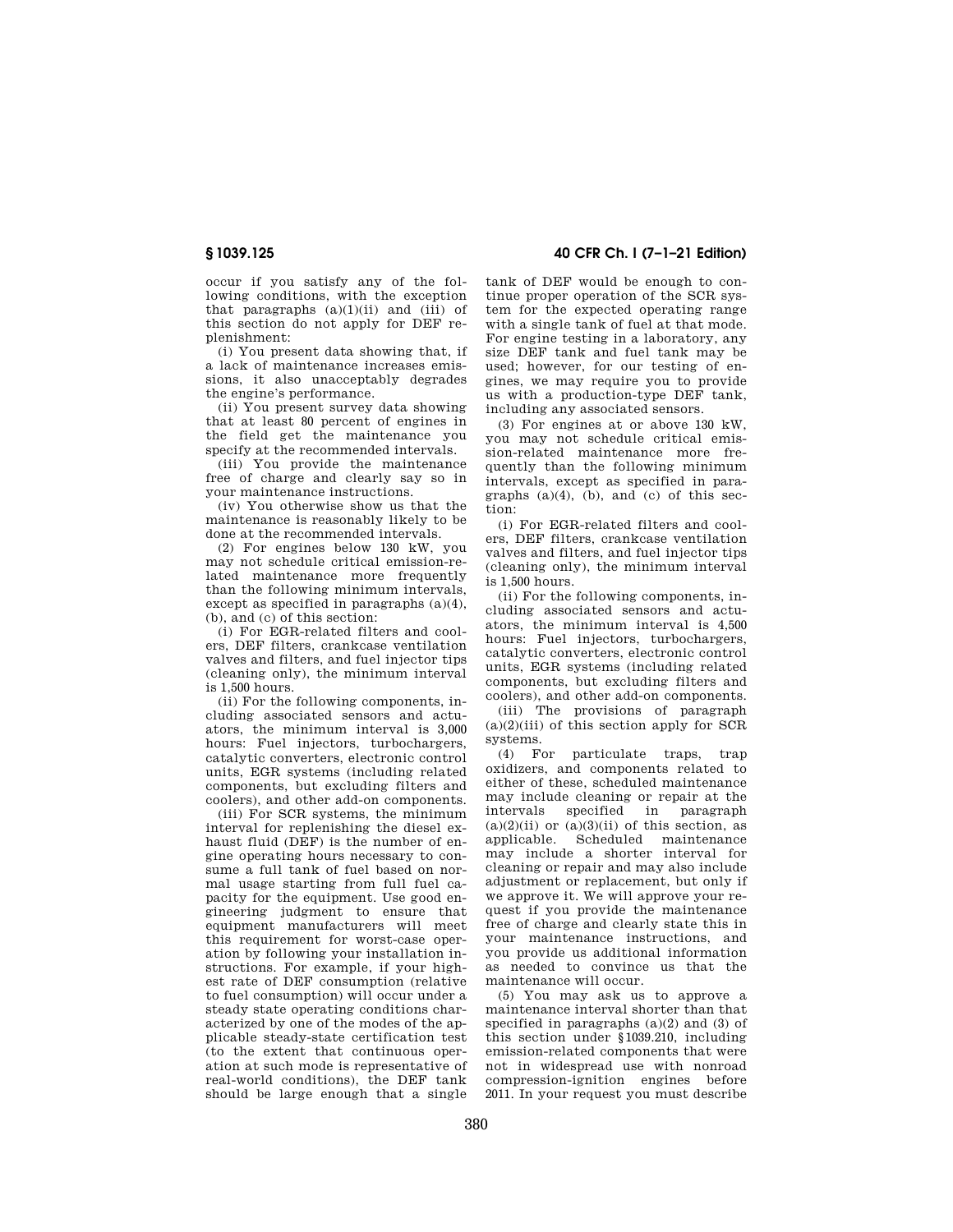occur if you satisfy any of the following conditions, with the exception that paragraphs (a)(1)(ii) and (iii) of this section do not apply for DEF replenishment:

(i) You present data showing that, if a lack of maintenance increases emissions, it also unacceptably degrades the engine's performance.

(ii) You present survey data showing that at least 80 percent of engines in the field get the maintenance you specify at the recommended intervals.

(iii) You provide the maintenance free of charge and clearly say so in your maintenance instructions.

(iv) You otherwise show us that the maintenance is reasonably likely to be done at the recommended intervals.

(2) For engines below 130 kW, you may not schedule critical emission-related maintenance more frequently than the following minimum intervals, except as specified in paragraphs (a)(4), (b), and (c) of this section:

(i) For EGR-related filters and coolers, DEF filters, crankcase ventilation valves and filters, and fuel injector tips (cleaning only), the minimum interval is 1,500 hours.

(ii) For the following components, including associated sensors and actuators, the minimum interval is 3,000 hours: Fuel injectors, turbochargers, catalytic converters, electronic control units, EGR systems (including related components, but excluding filters and coolers), and other add-on components.

(iii) For SCR systems, the minimum interval for replenishing the diesel exhaust fluid (DEF) is the number of engine operating hours necessary to consume a full tank of fuel based on normal usage starting from full fuel capacity for the equipment. Use good engineering judgment to ensure that equipment manufacturers will meet this requirement for worst-case operation by following your installation instructions. For example, if your highest rate of DEF consumption (relative to fuel consumption) will occur under a steady state operating conditions characterized by one of the modes of the applicable steady-state certification test (to the extent that continuous operation at such mode is representative of real-world conditions), the DEF tank should be large enough that a single tank of DEF would be enough to continue proper operation of the SCR system for the expected operating range with a single tank of fuel at that mode. For engine testing in a laboratory, any size DEF tank and fuel tank may be used; however, for our testing of engines, we may require you to provide us with a production-type DEF tank, including any associated sensors.

(3) For engines at or above 130 kW, you may not schedule critical emission-related maintenance more frequently than the following minimum intervals, except as specified in paragraphs (a)(4), (b), and (c) of this section:

(i) For EGR-related filters and coolers, DEF filters, crankcase ventilation valves and filters, and fuel injector tips (cleaning only), the minimum interval is 1,500 hours.

(ii) For the following components, including associated sensors and actuators, the minimum interval is 4,500 hours: Fuel injectors, turbochargers, catalytic converters, electronic control units, EGR systems (including related components, but excluding filters and coolers), and other add-on components.

(iii) The provisions of paragraph (a)(2)(iii) of this section apply for SCR systems.

(4) For particulate traps, trap oxidizers, and components related to either of these, scheduled maintenance may include cleaning or repair at the intervals specified in paragraph (a)(2)(ii) or (a)(3)(ii) of this section, as applicable. Scheduled maintenance may include a shorter interval for cleaning or repair and may also include adjustment or replacement, but only if we approve it. We will approve your request if you provide the maintenance free of charge and clearly state this in your maintenance instructions, and you provide us additional information as needed to convince us that the maintenance will occur.

(5) You may ask us to approve a maintenance interval shorter than that specified in paragraphs (a)(2) and (3) of this section under §1039.210, including emission-related components that were not in widespread use with nonroad compression-ignition engines before 2011. In your request you must describe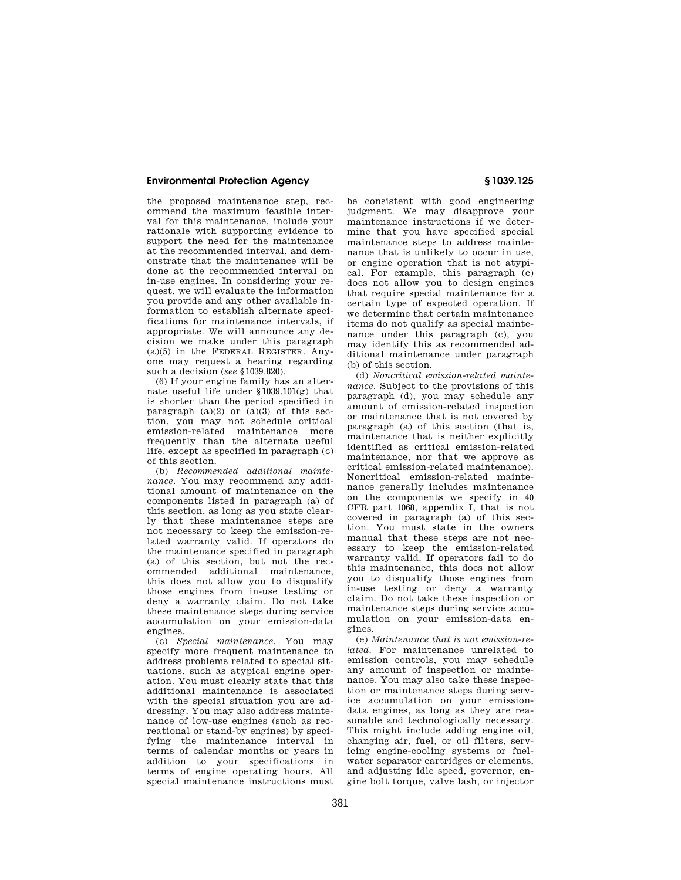the proposed maintenance step, recommend the maximum feasible interval for this maintenance, include your rationale with supporting evidence to support the need for the maintenance at the recommended interval, and demonstrate that the maintenance will be done at the recommended interval on in-use engines. In considering your request, we will evaluate the information you provide and any other available information to establish alternate specifications for maintenance intervals, if appropriate. We will announce any decision we make under this paragraph (a)(5) in the FEDERAL REGISTER. Anyone may request a hearing regarding such a decision (*see* §1039.820).

(6) If your engine family has an alternate useful life under §1039.101(g) that is shorter than the period specified in paragraph (a)(2) or (a)(3) of this section, you may not schedule critical emission-related maintenance more frequently than the alternate useful life, except as specified in paragraph (c) of this section.

(b) *Recommended additional maintenance.* You may recommend any additional amount of maintenance on the components listed in paragraph (a) of this section, as long as you state clearly that these maintenance steps are not necessary to keep the emission-related warranty valid. If operators do the maintenance specified in paragraph (a) of this section, but not the recommended additional maintenance, this does not allow you to disqualify those engines from in-use testing or deny a warranty claim. Do not take these maintenance steps during service accumulation on your emission-data engines.

(c) *Special maintenance.* You may specify more frequent maintenance to address problems related to special situations, such as atypical engine operation. You must clearly state that this additional maintenance is associated with the special situation you are addressing. You may also address maintenance of low-use engines (such as recreational or stand-by engines) by specifying the maintenance interval in terms of calendar months or years in addition to your specifications in terms of engine operating hours. All special maintenance instructions must be consistent with good engineering judgment. We may disapprove your maintenance instructions if we determine that you have specified special maintenance steps to address maintenance that is unlikely to occur in use, or engine operation that is not atypical. For example, this paragraph (c) does not allow you to design engines that require special maintenance for a certain type of expected operation. If we determine that certain maintenance items do not qualify as special maintenance under this paragraph (c), you may identify this as recommended additional maintenance under paragraph (b) of this section.

(d) *Noncritical emission-related maintenance.* Subject to the provisions of this paragraph (d), you may schedule any amount of emission-related inspection or maintenance that is not covered by paragraph (a) of this section (that is, maintenance that is neither explicitly identified as critical emission-related maintenance, nor that we approve as critical emission-related maintenance). Noncritical emission-related maintenance generally includes maintenance on the components we specify in 40 CFR part 1068, appendix I, that is not covered in paragraph (a) of this section. You must state in the owners manual that these steps are not necessary to keep the emission-related warranty valid. If operators fail to do this maintenance, this does not allow you to disqualify those engines from in-use testing or deny a warranty claim. Do not take these inspection or maintenance steps during service accumulation on your emission-data engines.

(e) *Maintenance that is not emission-related.* For maintenance unrelated to emission controls, you may schedule any amount of inspection or maintenance. You may also take these inspection or maintenance steps during service accumulation on your emission-data engines, as long as they are reasonable and technologically necessary. This might include adding engine oil, changing air, fuel, or oil filters, servicing engine-cooling systems or fuel-water separator cartridges or elements, and adjusting idle speed, governor, engine bolt torque, valve lash, or injector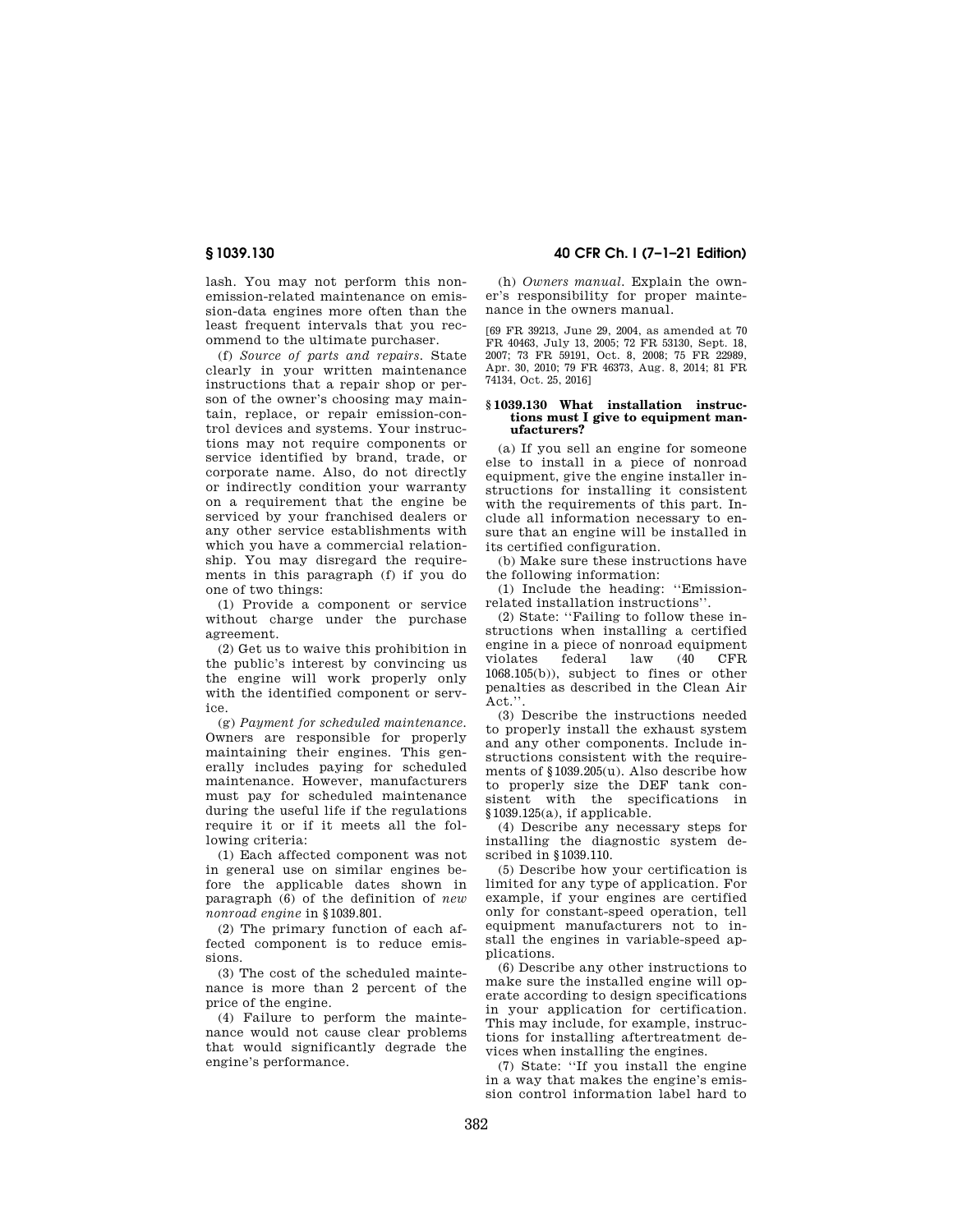lash. You may not perform this non-emission-related maintenance on emission-data engines more often than the least frequent intervals that you recommend to the ultimate purchaser.

(f) *Source of parts and repairs.* State clearly in your written maintenance instructions that a repair shop or person of the owner's choosing may maintain, replace, or repair emission-control devices and systems. Your instructions may not require components or service identified by brand, trade, or corporate name. Also, do not directly or indirectly condition your warranty on a requirement that the engine be serviced by your franchised dealers or any other service establishments with which you have a commercial relationship. You may disregard the requirements in this paragraph (f) if you do one of two things:

(1) Provide a component or service without charge under the purchase agreement.

(2) Get us to waive this prohibition in the public's interest by convincing us the engine will work properly only with the identified component or service.

(g) *Payment for scheduled maintenance.* Owners are responsible for properly maintaining their engines. This generally includes paying for scheduled maintenance. However, manufacturers must pay for scheduled maintenance during the useful life if the regulations require it or if it meets all the following criteria:

(1) Each affected component was not in general use on similar engines before the applicable dates shown in paragraph (6) of the definition of *new nonroad engine* in §1039.801.

(2) The primary function of each affected component is to reduce emissions.

(3) The cost of the scheduled maintenance is more than 2 percent of the price of the engine.

(4) Failure to perform the maintenance would not cause clear problems that would significantly degrade the engine's performance.

(h) *Owners manual.* Explain the owner's responsibility for proper maintenance in the owners manual.

[69 FR 39213, June 29, 2004, as amended at 70 FR 40463, July 13, 2005; 72 FR 53130, Sept. 18, 2007; 73 FR 59191, Oct. 8, 2008; 75 FR 22989, Apr. 30, 2010; 79 FR 46373, Aug. 8, 2014; 81 FR 74134, Oct. 25, 2016]

## §1039.130 What installation instructions must I give to equipment manufacturers?

(a) If you sell an engine for someone else to install in a piece of nonroad equipment, give the engine installer instructions for installing it consistent with the requirements of this part. Include all information necessary to ensure that an engine will be installed in its certified configuration.

(b) Make sure these instructions have the following information:

(1) Include the heading: "Emission-related installation instructions".

(2) State: "Failing to follow these instructions when installing a certified engine in a piece of nonroad equipment violates federal law (40 CFR 1068.105(b)), subject to fines or other penalties as described in the Clean Air Act.".

(3) Describe the instructions needed to properly install the exhaust system and any other components. Include instructions consistent with the requirements of §1039.205(u). Also describe how to properly size the DEF tank consistent with the specifications in §1039.125(a), if applicable.

(4) Describe any necessary steps for installing the diagnostic system described in §1039.110.

(5) Describe how your certification is limited for any type of application. For example, if your engines are certified only for constant-speed operation, tell equipment manufacturers not to install the engines in variable-speed applications.

(6) Describe any other instructions to make sure the installed engine will operate according to design specifications in your application for certification. This may include, for example, instructions for installing aftertreatment devices when installing the engines.

(7) State: "If you install the engine in a way that makes the engine's emission control information label hard to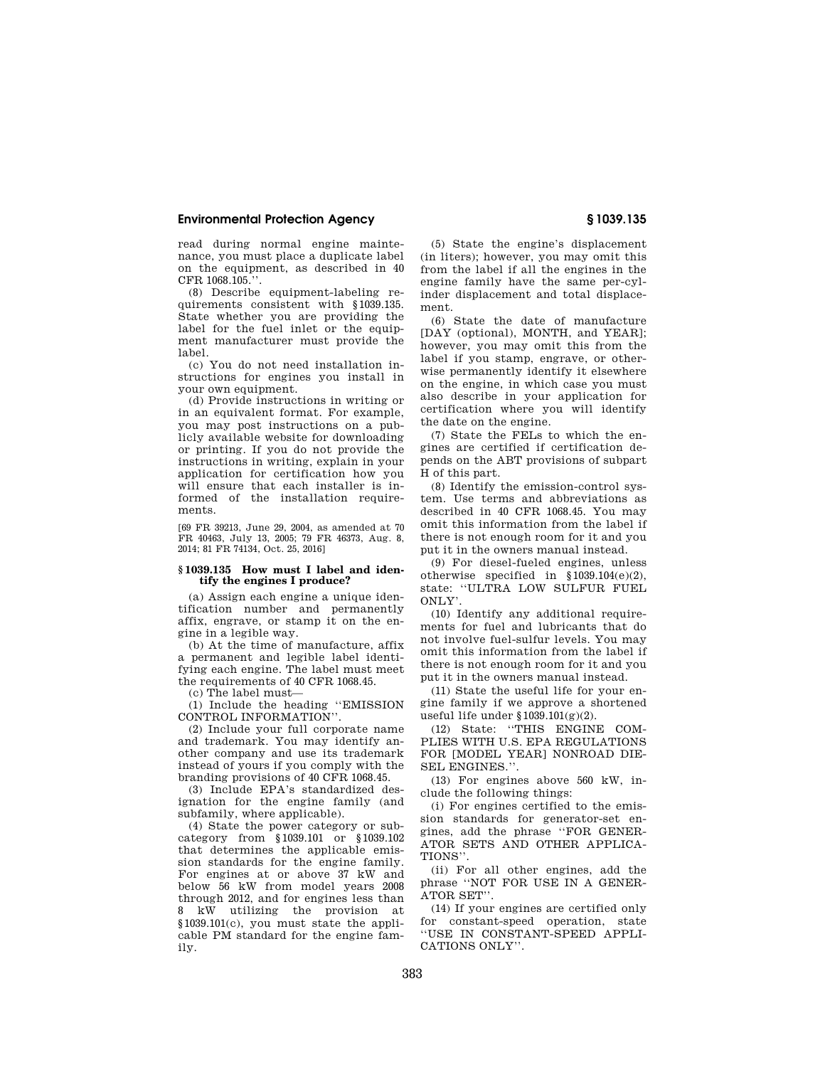read during normal engine maintenance, you must place a duplicate label on the equipment, as described in 40 CFR 1068.105.''.

(8) Describe equipment-labeling requirements consistent with §1039.135. State whether you are providing the label for the fuel inlet or the equipment manufacturer must provide the label.

(c) You do not need installation instructions for engines you install in your own equipment.

(d) Provide instructions in writing or in an equivalent format. For example, you may post instructions on a publicly available website for downloading or printing. If you do not provide the instructions in writing, explain in your application for certification how you will ensure that each installer is informed of the installation requirements.

[69 FR 39213, June 29, 2004, as amended at 70 FR 40463, July 13, 2005; 79 FR 46373, Aug. 8, 2014; 81 FR 74134, Oct. 25, 2016]

### § 1039.135 How must I label and identify the engines I produce?

(a) Assign each engine a unique identification number and permanently affix, engrave, or stamp it on the engine in a legible way.

(b) At the time of manufacture, affix a permanent and legible label identifying each engine. The label must meet the requirements of 40 CFR 1068.45.

(c) The label must—

(1) Include the heading ''EMISSION CONTROL INFORMATION''.

(2) Include your full corporate name and trademark. You may identify another company and use its trademark instead of yours if you comply with the branding provisions of 40 CFR 1068.45.

(3) Include EPA's standardized designation for the engine family (and subfamily, where applicable).

(4) State the power category or subcategory from §1039.101 or §1039.102 that determines the applicable emission standards for the engine family. For engines at or above 37 kW and below 56 kW from model years 2008 through 2012, and for engines less than 8 kW utilizing the provision at §1039.101(c), you must state the applicable PM standard for the engine family.

(5) State the engine's displacement (in liters); however, you may omit this from the label if all the engines in the engine family have the same per-cylinder displacement and total displacement.

(6) State the date of manufacture [DAY (optional), MONTH, and YEAR]; however, you may omit this from the label if you stamp, engrave, or otherwise permanently identify it elsewhere on the engine, in which case you must also describe in your application for certification where you will identify the date on the engine.

(7) State the FELs to which the engines are certified if certification depends on the ABT provisions of subpart H of this part.

(8) Identify the emission-control system. Use terms and abbreviations as described in 40 CFR 1068.45. You may omit this information from the label if there is not enough room for it and you put it in the owners manual instead.

(9) For diesel-fueled engines, unless otherwise specified in §1039.104(e)(2), state: ''ULTRA LOW SULFUR FUEL ONLY'.

(10) Identify any additional requirements for fuel and lubricants that do not involve fuel-sulfur levels. You may omit this information from the label if there is not enough room for it and you put it in the owners manual instead.

(11) State the useful life for your engine family if we approve a shortened useful life under §1039.101(g)(2).

(12) State: ''THIS ENGINE COMPLIES WITH U.S. EPA REGULATIONS FOR [MODEL YEAR] NONROAD DIESEL ENGINES.''.

(13) For engines above 560 kW, include the following things:

(i) For engines certified to the emission standards for generator-set engines, add the phrase ''FOR GENERATOR SETS AND OTHER APPLICATIONS''.

(ii) For all other engines, add the phrase ''NOT FOR USE IN A GENERATOR SET''.

(14) If your engines are certified only for constant-speed operation, state ''USE IN CONSTANT-SPEED APPLICATIONS ONLY''.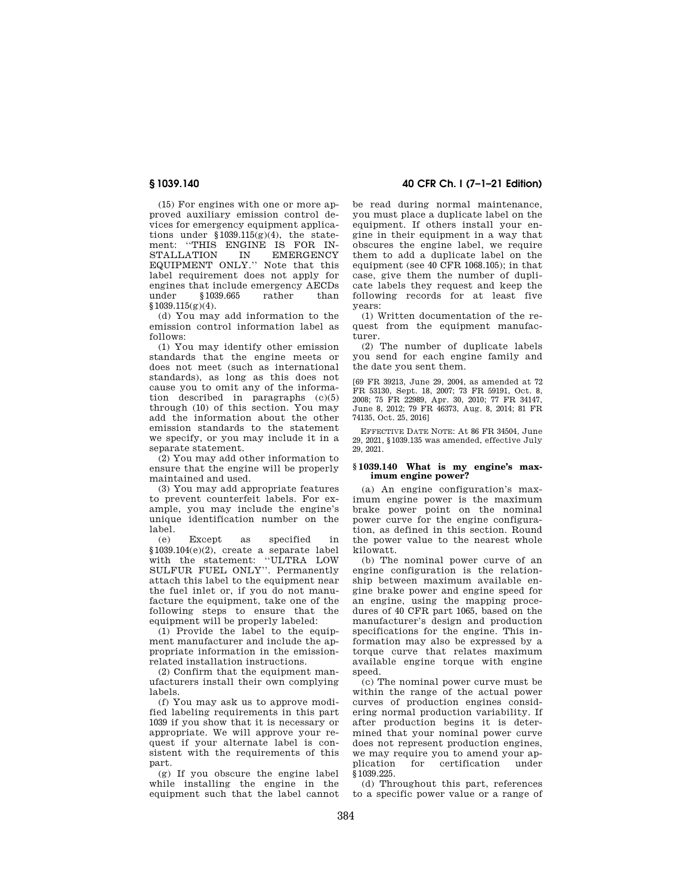(15) For engines with one or more approved auxiliary emission control devices for emergency equipment applications under §1039.115(g)(4), the statement: ''THIS ENGINE IS FOR INSTALLATION IN EMERGENCY EQUIPMENT ONLY.'' Note that this label requirement does not apply for engines that include emergency AECDs under §1039.665 rather than §1039.115(g)(4).

(d) You may add information to the emission control information label as follows:

(1) You may identify other emission standards that the engine meets or does not meet (such as international standards), as long as this does not cause you to omit any of the information described in paragraphs (c)(5) through (10) of this section. You may add the information about the other emission standards to the statement we specify, or you may include it in a separate statement.

(2) You may add other information to ensure that the engine will be properly maintained and used.

(3) You may add appropriate features to prevent counterfeit labels. For example, you may include the engine's unique identification number on the label.

(e) Except as specified in §1039.104(e)(2), create a separate label with the statement: ''ULTRA LOW SULFUR FUEL ONLY''. Permanently attach this label to the equipment near the fuel inlet or, if you do not manufacture the equipment, take one of the following steps to ensure that the equipment will be properly labeled:

(1) Provide the label to the equipment manufacturer and include the appropriate information in the emission-related installation instructions.

(2) Confirm that the equipment manufacturers install their own complying labels.

(f) You may ask us to approve modified labeling requirements in this part 1039 if you show that it is necessary or appropriate. We will approve your request if your alternate label is consistent with the requirements of this part.

(g) If you obscure the engine label while installing the engine in the equipment such that the label cannot be read during normal maintenance, you must place a duplicate label on the equipment. If others install your engine in their equipment in a way that obscures the engine label, we require them to add a duplicate label on the equipment (see 40 CFR 1068.105); in that case, give them the number of duplicate labels they request and keep the following records for at least five years:

(1) Written documentation of the request from the equipment manufacturer.

(2) The number of duplicate labels you send for each engine family and the date you sent them.

[69 FR 39213, June 29, 2004, as amended at 72 FR 53130, Sept. 18, 2007; 73 FR 59191, Oct. 8, 2008; 75 FR 22989, Apr. 30, 2010; 77 FR 34147, June 8, 2012; 79 FR 46373, Aug. 8, 2014; 81 FR 74135, Oct. 25, 2016]

EFFECTIVE DATE NOTE: At 86 FR 34504, June 29, 2021, §1039.135 was amended, effective July 29, 2021.

## §1039.140 What is my engine's maximum engine power?

(a) An engine configuration's maximum engine power is the maximum brake power point on the nominal power curve for the engine configuration, as defined in this section. Round the power value to the nearest whole kilowatt.

(b) The nominal power curve of an engine configuration is the relationship between maximum available engine brake power and engine speed for an engine, using the mapping procedures of 40 CFR part 1065, based on the manufacturer's design and production specifications for the engine. This information may also be expressed by a torque curve that relates maximum available engine torque with engine speed.

(c) The nominal power curve must be within the range of the actual power curves of production engines considering normal production variability. If after production begins it is determined that your nominal power curve does not represent production engines, we may require you to amend your application for certification under §1039.225.

(d) Throughout this part, references to a specific power value or a range of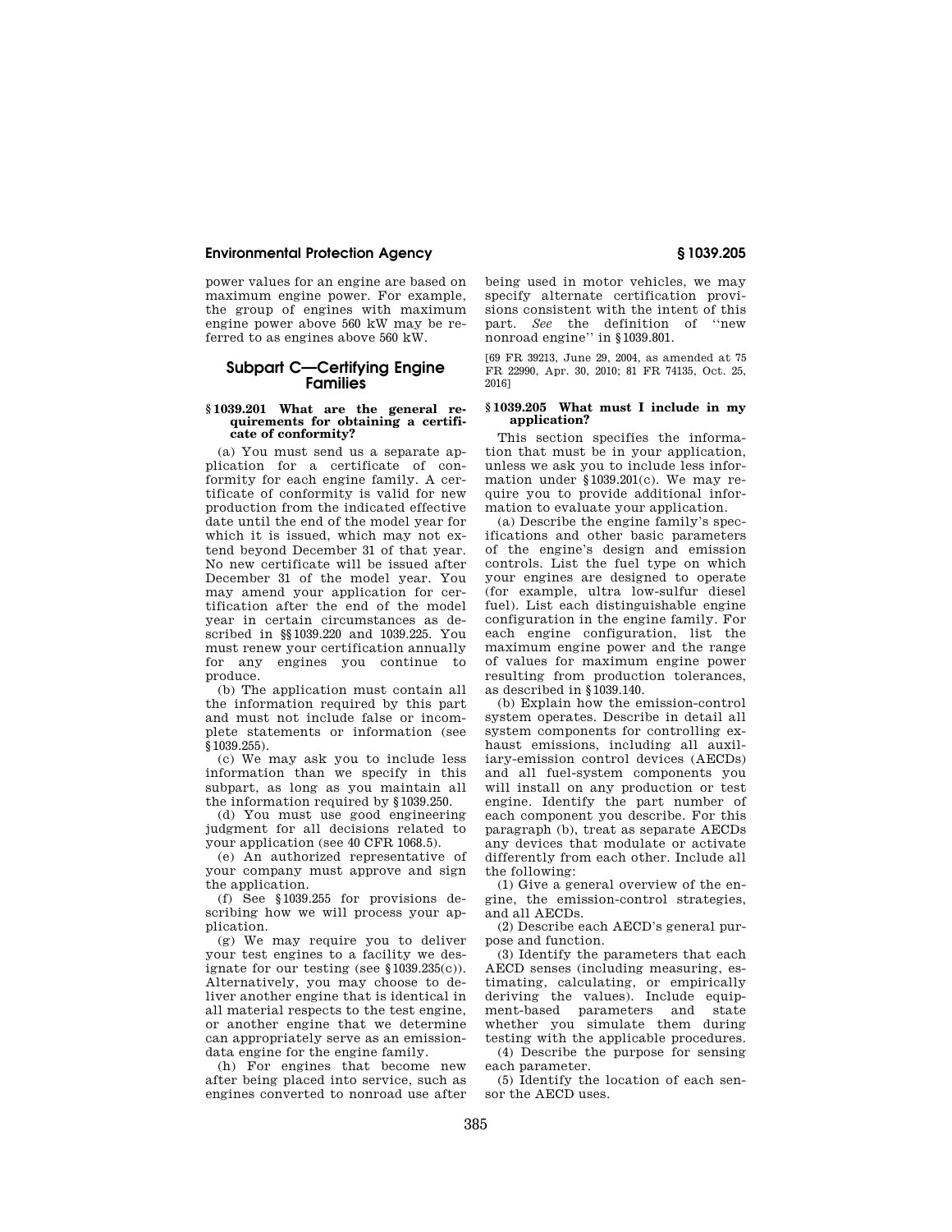power values for an engine are based on maximum engine power. For example, the group of engines with maximum engine power above 560 kW may be referred to as engines above 560 kW.

## Subpart C—Certifying Engine Families

### § 1039.201 What are the general requirements for obtaining a certificate of conformity?

(a) You must send us a separate application for a certificate of conformity for each engine family. A certificate of conformity is valid for new production from the indicated effective date until the end of the model year for which it is issued, which may not extend beyond December 31 of that year. No new certificate will be issued after December 31 of the model year. You may amend your application for certification after the end of the model year in certain circumstances as described in §§ 1039.220 and 1039.225. You must renew your certification annually for any engines you continue to produce.

(b) The application must contain all the information required by this part and must not include false or incomplete statements or information (see § 1039.255).

(c) We may ask you to include less information than we specify in this subpart, as long as you maintain all the information required by § 1039.250.

(d) You must use good engineering judgment for all decisions related to your application (see 40 CFR 1068.5).

(e) An authorized representative of your company must approve and sign the application.

(f) See § 1039.255 for provisions describing how we will process your application.

(g) We may require you to deliver your test engines to a facility we designate for our testing (see § 1039.235(c)). Alternatively, you may choose to deliver another engine that is identical in all material respects to the test engine, or another engine that we determine can appropriately serve as an emission-data engine for the engine family.

(h) For engines that become new after being placed into service, such as engines converted to nonroad use after being used in motor vehicles, we may specify alternate certification provisions consistent with the intent of this part. *See* the definition of ''new nonroad engine'' in § 1039.801.

[69 FR 39213, June 29, 2004, as amended at 75 FR 22990, Apr. 30, 2010; 81 FR 74135, Oct. 25, 2016]

### § 1039.205 What must I include in my application?

This section specifies the information that must be in your application, unless we ask you to include less information under § 1039.201(c). We may require you to provide additional information to evaluate your application.

(a) Describe the engine family's specifications and other basic parameters of the engine's design and emission controls. List the fuel type on which your engines are designed to operate (for example, ultra low-sulfur diesel fuel). List each distinguishable engine configuration in the engine family. For each engine configuration, list the maximum engine power and the range of values for maximum engine power resulting from production tolerances, as described in § 1039.140.

(b) Explain how the emission-control system operates. Describe in detail all system components for controlling exhaust emissions, including all auxiliary-emission control devices (AECDs) and all fuel-system components you will install on any production or test engine. Identify the part number of each component you describe. For this paragraph (b), treat as separate AECDs any devices that modulate or activate differently from each other. Include all the following:

(1) Give a general overview of the engine, the emission-control strategies, and all AECDs.

(2) Describe each AECD's general purpose and function.

(3) Identify the parameters that each AECD senses (including measuring, estimating, calculating, or empirically deriving the values). Include equipment-based parameters and state whether you simulate them during testing with the applicable procedures.

(4) Describe the purpose for sensing each parameter.

(5) Identify the location of each sensor the AECD uses.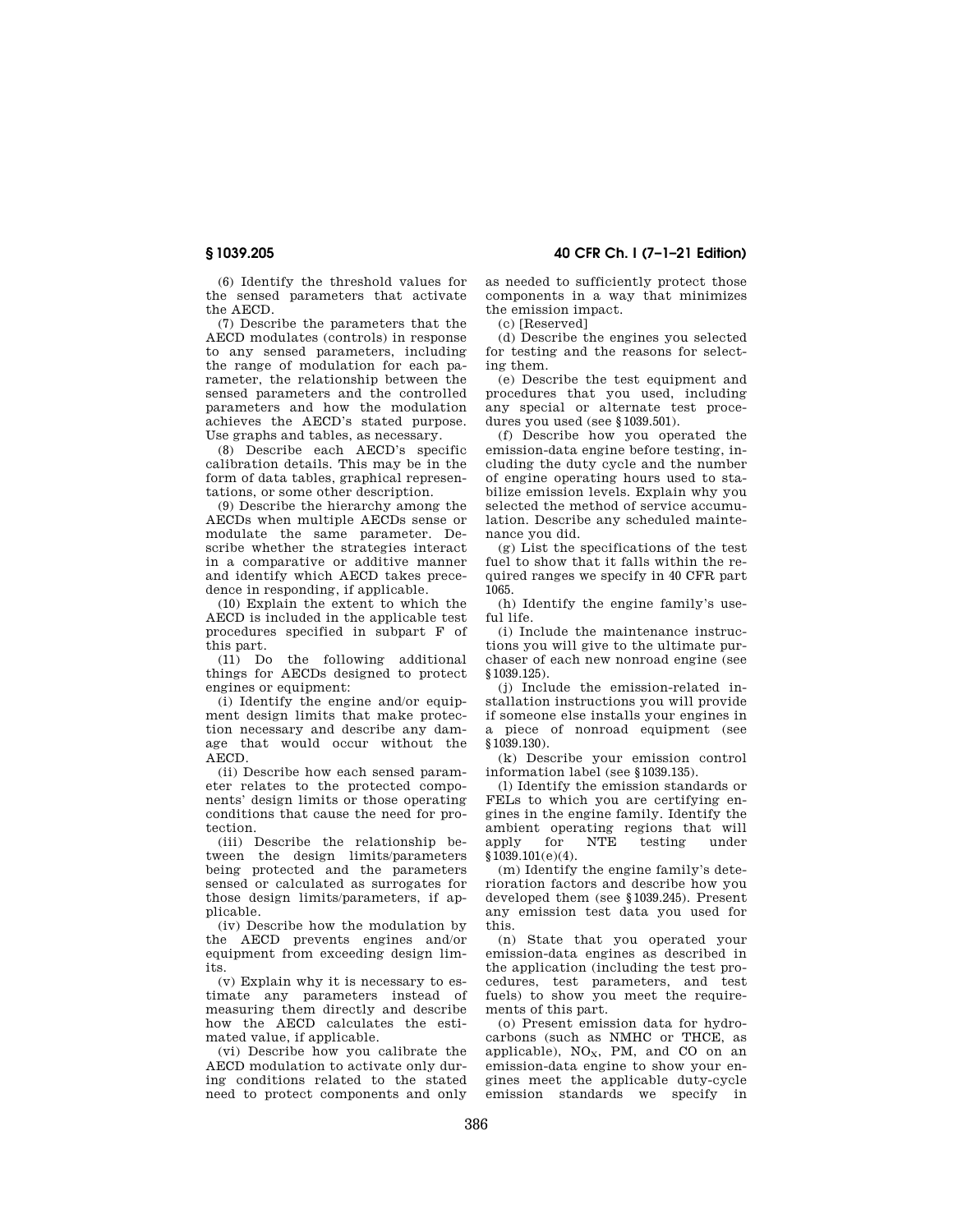(6) Identify the threshold values for the sensed parameters that activate the AECD.

(7) Describe the parameters that the AECD modulates (controls) in response to any sensed parameters, including the range of modulation for each parameter, the relationship between the sensed parameters and the controlled parameters and how the modulation achieves the AECD's stated purpose. Use graphs and tables, as necessary.

(8) Describe each AECD's specific calibration details. This may be in the form of data tables, graphical representations, or some other description.

(9) Describe the hierarchy among the AECDs when multiple AECDs sense or modulate the same parameter. Describe whether the strategies interact in a comparative or additive manner and identify which AECD takes precedence in responding, if applicable.

(10) Explain the extent to which the AECD is included in the applicable test procedures specified in subpart F of this part.

(11) Do the following additional things for AECDs designed to protect engines or equipment:

(i) Identify the engine and/or equipment design limits that make protection necessary and describe any damage that would occur without the AECD.

(ii) Describe how each sensed parameter relates to the protected components' design limits or those operating conditions that cause the need for protection.

(iii) Describe the relationship between the design limits/parameters being protected and the parameters sensed or calculated as surrogates for those design limits/parameters, if applicable.

(iv) Describe how the modulation by the AECD prevents engines and/or equipment from exceeding design limits.

(v) Explain why it is necessary to estimate any parameters instead of measuring them directly and describe how the AECD calculates the estimated value, if applicable.

(vi) Describe how you calibrate the AECD modulation to activate only during conditions related to the stated need to protect components and only as needed to sufficiently protect those components in a way that minimizes the emission impact.

(c) [Reserved]

(d) Describe the engines you selected for testing and the reasons for selecting them.

(e) Describe the test equipment and procedures that you used, including any special or alternate test procedures you used (see §1039.501).

(f) Describe how you operated the emission-data engine before testing, including the duty cycle and the number of engine operating hours used to stabilize emission levels. Explain why you selected the method of service accumulation. Describe any scheduled maintenance you did.

(g) List the specifications of the test fuel to show that it falls within the required ranges we specify in 40 CFR part 1065.

(h) Identify the engine family's useful life.

(i) Include the maintenance instructions you will give to the ultimate purchaser of each new nonroad engine (see §1039.125).

(j) Include the emission-related installation instructions you will provide if someone else installs your engines in a piece of nonroad equipment (see §1039.130).

(k) Describe your emission control information label (see §1039.135).

(l) Identify the emission standards or FELs to which you are certifying engines in the engine family. Identify the ambient operating regions that will apply for NTE testing under §1039.101(e)(4).

(m) Identify the engine family's deterioration factors and describe how you developed them (see §1039.245). Present any emission test data you used for this.

(n) State that you operated your emission-data engines as described in the application (including the test procedures, test parameters, and test fuels) to show you meet the requirements of this part.

(o) Present emission data for hydrocarbons (such as NMHC or THCE, as applicable), $NO_X$, PM, and CO on an emission-data engine to show your engines meet the applicable duty-cycle emission standards we specify in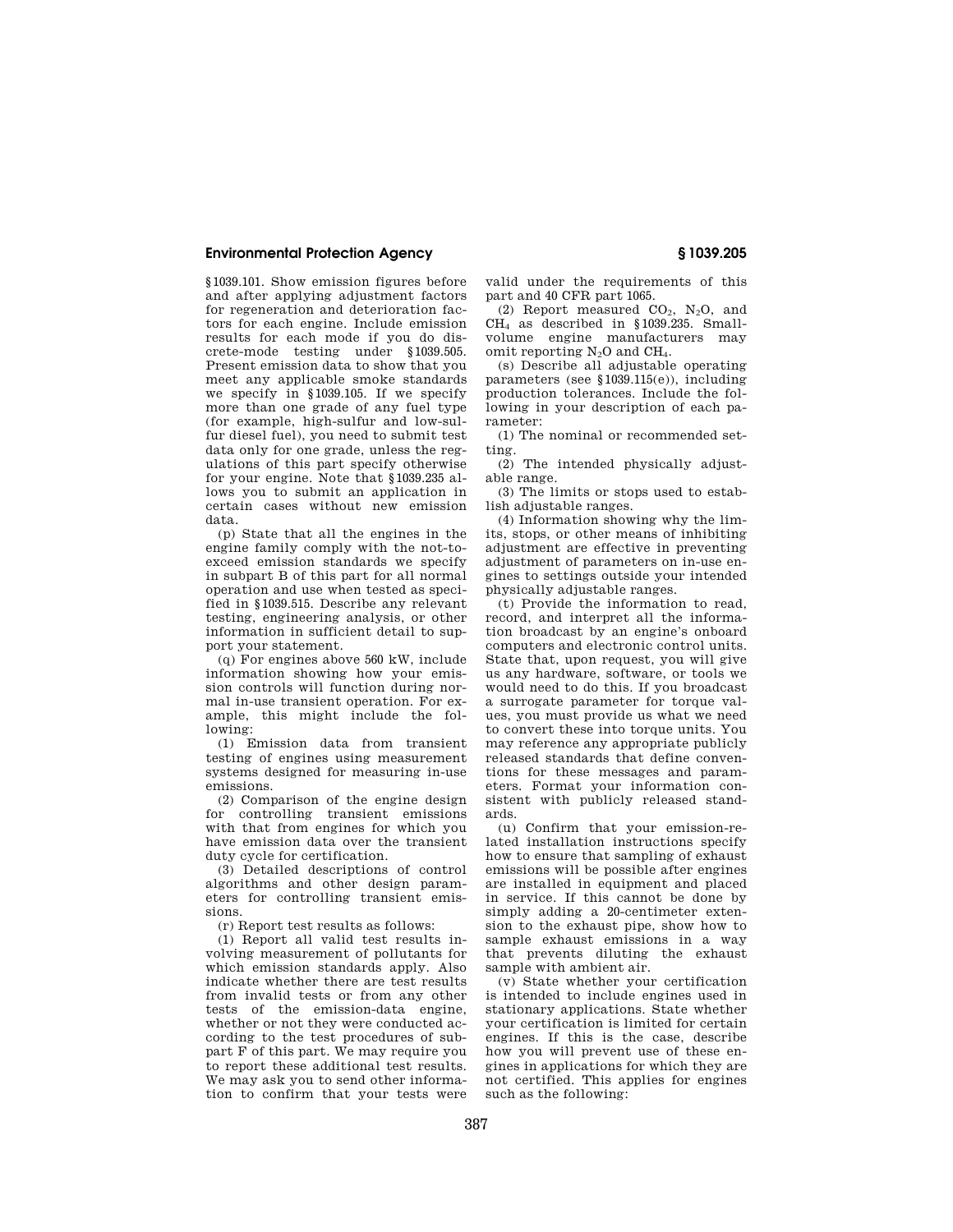§1039.101. Show emission figures before and after applying adjustment factors for regeneration and deterioration factors for each engine. Include emission results for each mode if you do discrete-mode testing under §1039.505. Present emission data to show that you meet any applicable smoke standards we specify in §1039.105. If we specify more than one grade of any fuel type (for example, high-sulfur and low-sulfur diesel fuel), you need to submit test data only for one grade, unless the regulations of this part specify otherwise for your engine. Note that §1039.235 allows you to submit an application in certain cases without new emission data.

(p) State that all the engines in the engine family comply with the not-to-exceed emission standards we specify in subpart B of this part for all normal operation and use when tested as specified in §1039.515. Describe any relevant testing, engineering analysis, or other information in sufficient detail to support your statement.

(q) For engines above 560 kW, include information showing how your emission controls will function during normal in-use transient operation. For example, this might include the following:

(1) Emission data from transient testing of engines using measurement systems designed for measuring in-use emissions.

(2) Comparison of the engine design for controlling transient emissions with that from engines for which you have emission data over the transient duty cycle for certification.

(3) Detailed descriptions of control algorithms and other design parameters for controlling transient emissions.

(r) Report test results as follows:

(1) Report all valid test results involving measurement of pollutants for which emission standards apply. Also indicate whether there are test results from invalid tests or from any other tests of the emission-data engine, whether or not they were conducted according to the test procedures of subpart F of this part. We may require you to report these additional test results. We may ask you to send other information to confirm that your tests were valid under the requirements of this part and 40 CFR part 1065.

(2) Report measured $CO_2$, $N_2O$, and $CH_4$ as described in §1039.235. Small-volume engine manufacturers may omit reporting $N_2O$ and $CH_4$.

(s) Describe all adjustable operating parameters (see §1039.115(e)), including production tolerances. Include the following in your description of each parameter:

(1) The nominal or recommended setting.

(2) The intended physically adjustable range.

(3) The limits or stops used to establish adjustable ranges.

(4) Information showing why the limits, stops, or other means of inhibiting adjustment are effective in preventing adjustment of parameters on in-use engines to settings outside your intended physically adjustable ranges.

(t) Provide the information to read, record, and interpret all the information broadcast by an engine's onboard computers and electronic control units. State that, upon request, you will give us any hardware, software, or tools we would need to do this. If you broadcast a surrogate parameter for torque values, you must provide us what we need to convert these into torque units. You may reference any appropriate publicly released standards that define conventions for these messages and parameters. Format your information consistent with publicly released standards.

(u) Confirm that your emission-related installation instructions specify how to ensure that sampling of exhaust emissions will be possible after engines are installed in equipment and placed in service. If this cannot be done by simply adding a 20-centimeter extension to the exhaust pipe, show how to sample exhaust emissions in a way that prevents diluting the exhaust sample with ambient air.

(v) State whether your certification is intended to include engines used in stationary applications. State whether your certification is limited for certain engines. If this is the case, describe how you will prevent use of these engines in applications for which they are not certified. This applies for engines such as the following: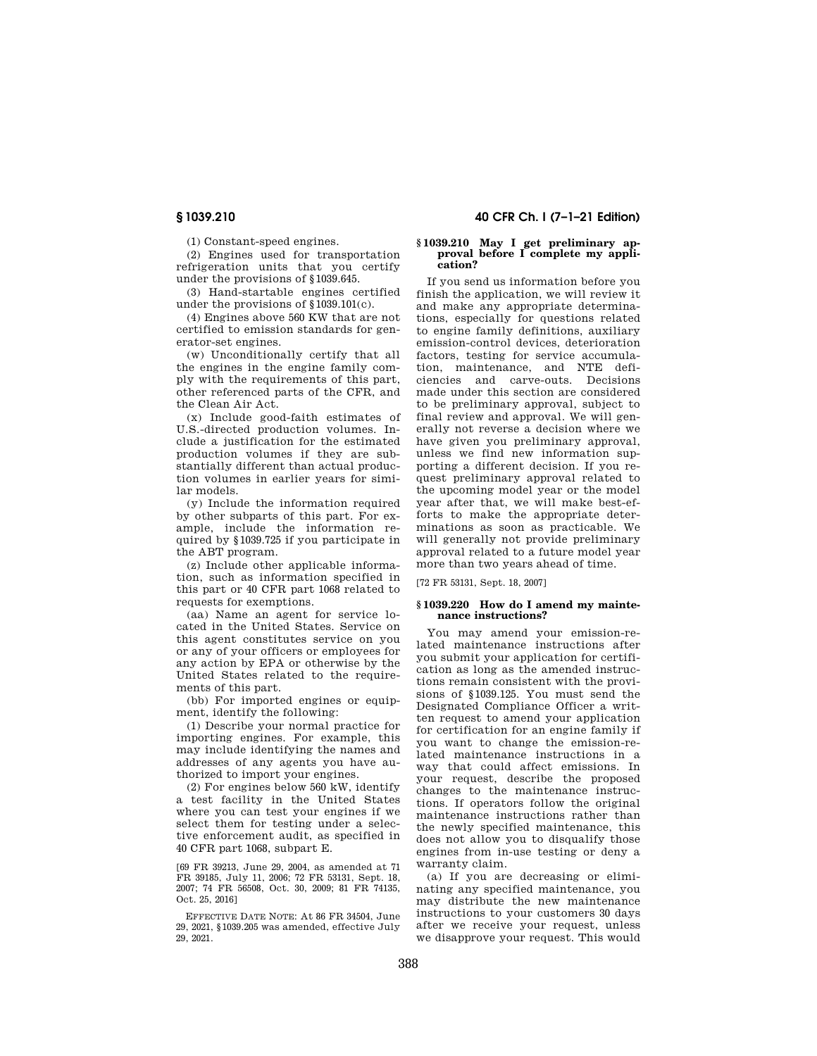(1) Constant-speed engines.

(2) Engines used for transportation refrigeration units that you certify under the provisions of §1039.645.

(3) Hand-startable engines certified under the provisions of §1039.101(c).

(4) Engines above 560 KW that are not certified to emission standards for generator-set engines.

(w) Unconditionally certify that all the engines in the engine family comply with the requirements of this part, other referenced parts of the CFR, and the Clean Air Act.

(x) Include good-faith estimates of U.S.-directed production volumes. Include a justification for the estimated production volumes if they are substantially different than actual production volumes in earlier years for similar models.

(y) Include the information required by other subparts of this part. For example, include the information required by §1039.725 if you participate in the ABT program.

(z) Include other applicable information, such as information specified in this part or 40 CFR part 1068 related to requests for exemptions.

(aa) Name an agent for service located in the United States. Service on this agent constitutes service on you or any of your officers or employees for any action by EPA or otherwise by the United States related to the requirements of this part.

(bb) For imported engines or equipment, identify the following:

(1) Describe your normal practice for importing engines. For example, this may include identifying the names and addresses of any agents you have authorized to import your engines.

(2) For engines below 560 kW, identify a test facility in the United States where you can test your engines if we select them for testing under a selective enforcement audit, as specified in 40 CFR part 1068, subpart E.

[69 FR 39213, June 29, 2004, as amended at 71 FR 39185, July 11, 2006; 72 FR 53131, Sept. 18, 2007; 74 FR 56508, Oct. 30, 2009; 81 FR 74135, Oct. 25, 2016]

EFFECTIVE DATE NOTE: At 86 FR 34504, June 29, 2021, §1039.205 was amended, effective July 29, 2021.

### §1039.210 May I get preliminary approval before I complete my application?

If you send us information before you finish the application, we will review it and make any appropriate determinations, especially for questions related to engine family definitions, auxiliary emission-control devices, deterioration factors, testing for service accumulation, maintenance, and NTE deficiencies and carve-outs. Decisions made under this section are considered to be preliminary approval, subject to final review and approval. We will generally not reverse a decision where we have given you preliminary approval, unless we find new information supporting a different decision. If you request preliminary approval related to the upcoming model year or the model year after that, we will make best-efforts to make the appropriate determinations as soon as practicable. We will generally not provide preliminary approval related to a future model year more than two years ahead of time.

[72 FR 53131, Sept. 18, 2007]

### §1039.220 How do I amend my maintenance instructions?

You may amend your emission-related maintenance instructions after you submit your application for certification as long as the amended instructions remain consistent with the provisions of §1039.125. You must send the Designated Compliance Officer a written request to amend your application for certification for an engine family if you want to change the emission-related maintenance instructions in a way that could affect emissions. In your request, describe the proposed changes to the maintenance instructions. If operators follow the original maintenance instructions rather than the newly specified maintenance, this does not allow you to disqualify those engines from in-use testing or deny a warranty claim.

(a) If you are decreasing or eliminating any specified maintenance, you may distribute the new maintenance instructions to your customers 30 days after we receive your request, unless we disapprove your request. This would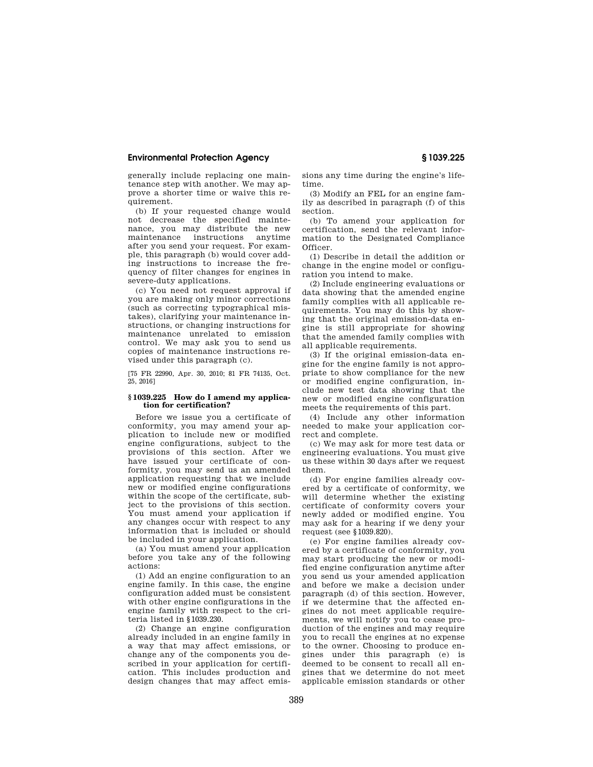generally include replacing one maintenance step with another. We may approve a shorter time or waive this requirement.

(b) If your requested change would not decrease the specified maintenance, you may distribute the new maintenance instructions anytime after you send your request. For example, this paragraph (b) would cover adding instructions to increase the frequency of filter changes for engines in severe-duty applications.

(c) You need not request approval if you are making only minor corrections (such as correcting typographical mistakes), clarifying your maintenance instructions, or changing instructions for maintenance unrelated to emission control. We may ask you to send us copies of maintenance instructions revised under this paragraph (c).

[75 FR 22990, Apr. 30, 2010; 81 FR 74135, Oct. 25, 2016]

### § 1039.225 How do I amend my application for certification?

Before we issue you a certificate of conformity, you may amend your application to include new or modified engine configurations, subject to the provisions of this section. After we have issued your certificate of conformity, you may send us an amended application requesting that we include new or modified engine configurations within the scope of the certificate, subject to the provisions of this section. You must amend your application if any changes occur with respect to any information that is included or should be included in your application.

(a) You must amend your application before you take any of the following actions:

(1) Add an engine configuration to an engine family. In this case, the engine configuration added must be consistent with other engine configurations in the engine family with respect to the criteria listed in § 1039.230.

(2) Change an engine configuration already included in an engine family in a way that may affect emissions, or change any of the components you described in your application for certification. This includes production and design changes that may affect emissions any time during the engine's lifetime.

(3) Modify an FEL for an engine family as described in paragraph (f) of this section.

(b) To amend your application for certification, send the relevant information to the Designated Compliance Officer.

(1) Describe in detail the addition or change in the engine model or configuration you intend to make.

(2) Include engineering evaluations or data showing that the amended engine family complies with all applicable requirements. You may do this by showing that the original emission-data engine is still appropriate for showing that the amended family complies with all applicable requirements.

(3) If the original emission-data engine for the engine family is not appropriate to show compliance for the new or modified engine configuration, include new test data showing that the new or modified engine configuration meets the requirements of this part.

(4) Include any other information needed to make your application correct and complete.

(c) We may ask for more test data or engineering evaluations. You must give us these within 30 days after we request them.

(d) For engine families already covered by a certificate of conformity, we will determine whether the existing certificate of conformity covers your newly added or modified engine. You may ask for a hearing if we deny your request (see § 1039.820).

(e) For engine families already covered by a certificate of conformity, you may start producing the new or modified engine configuration anytime after you send us your amended application and before we make a decision under paragraph (d) of this section. However, if we determine that the affected engines do not meet applicable requirements, we will notify you to cease production of the engines and may require you to recall the engines at no expense to the owner. Choosing to produce engines under this paragraph (e) is deemed to be consent to recall all engines that we determine do not meet applicable emission standards or other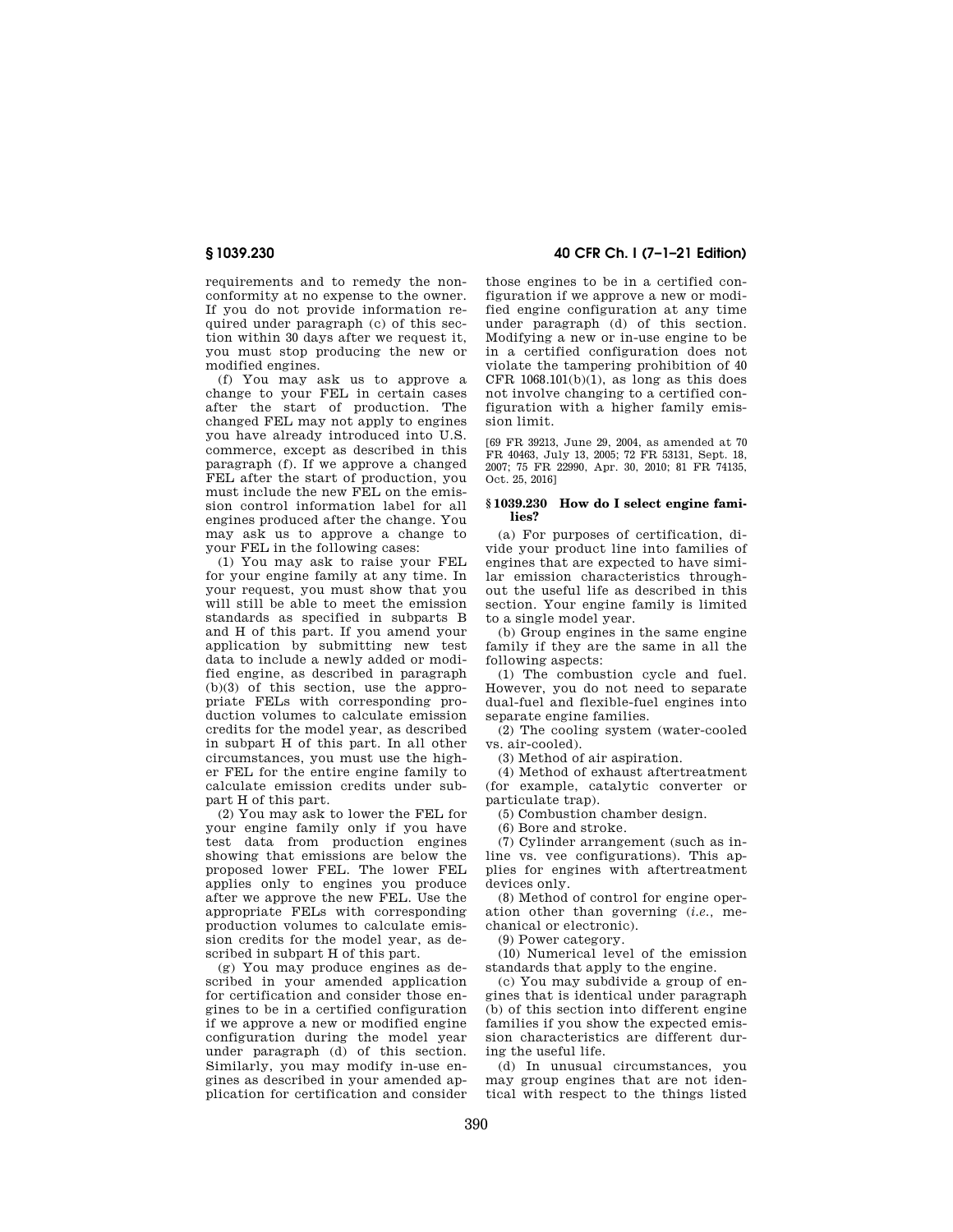requirements and to remedy the nonconformity at no expense to the owner. If you do not provide information required under paragraph (c) of this section within 30 days after we request it, you must stop producing the new or modified engines.

(f) You may ask us to approve a change to your FEL in certain cases after the start of production. The changed FEL may not apply to engines you have already introduced into U.S. commerce, except as described in this paragraph (f). If we approve a changed FEL after the start of production, you must include the new FEL on the emission control information label for all engines produced after the change. You may ask us to approve a change to your FEL in the following cases:

(1) You may ask to raise your FEL for your engine family at any time. In your request, you must show that you will still be able to meet the emission standards as specified in subparts B and H of this part. If you amend your application by submitting new test data to include a newly added or modified engine, as described in paragraph (b)(3) of this section, use the appropriate FELs with corresponding production volumes to calculate emission credits for the model year, as described in subpart H of this part. In all other circumstances, you must use the higher FEL for the entire engine family to calculate emission credits under subpart H of this part.

(2) You may ask to lower the FEL for your engine family only if you have test data from production engines showing that emissions are below the proposed lower FEL. The lower FEL applies only to engines you produce after we approve the new FEL. Use the appropriate FELs with corresponding production volumes to calculate emission credits for the model year, as described in subpart H of this part.

(g) You may produce engines as described in your amended application for certification and consider those engines to be in a certified configuration if we approve a new or modified engine configuration during the model year under paragraph (d) of this section. Similarly, you may modify in-use engines as described in your amended application for certification and consider those engines to be in a certified configuration if we approve a new or modified engine configuration at any time under paragraph (d) of this section. Modifying a new or in-use engine to be in a certified configuration does not violate the tampering prohibition of 40 CFR 1068.101(b)(1), as long as this does not involve changing to a certified configuration with a higher family emission limit.

[69 FR 39213, June 29, 2004, as amended at 70 FR 40463, July 13, 2005; 72 FR 53131, Sept. 18, 2007; 75 FR 22990, Apr. 30, 2010; 81 FR 74135, Oct. 25, 2016]

## § 1039.230 How do I select engine families?

(a) For purposes of certification, divide your product line into families of engines that are expected to have similar emission characteristics throughout the useful life as described in this section. Your engine family is limited to a single model year.

(b) Group engines in the same engine family if they are the same in all the following aspects:

(1) The combustion cycle and fuel. However, you do not need to separate dual-fuel and flexible-fuel engines into separate engine families.

(2) The cooling system (water-cooled vs. air-cooled).

(3) Method of air aspiration.

(4) Method of exhaust aftertreatment (for example, catalytic converter or particulate trap).

(5) Combustion chamber design.

(6) Bore and stroke.

(7) Cylinder arrangement (such as in-line vs. vee configurations). This applies for engines with aftertreatment devices only.

(8) Method of control for engine operation other than governing (*i.e.,* mechanical or electronic).

(9) Power category.

(10) Numerical level of the emission standards that apply to the engine.

(c) You may subdivide a group of engines that is identical under paragraph (b) of this section into different engine families if you show the expected emission characteristics are different during the useful life.

(d) In unusual circumstances, you may group engines that are not identical with respect to the things listed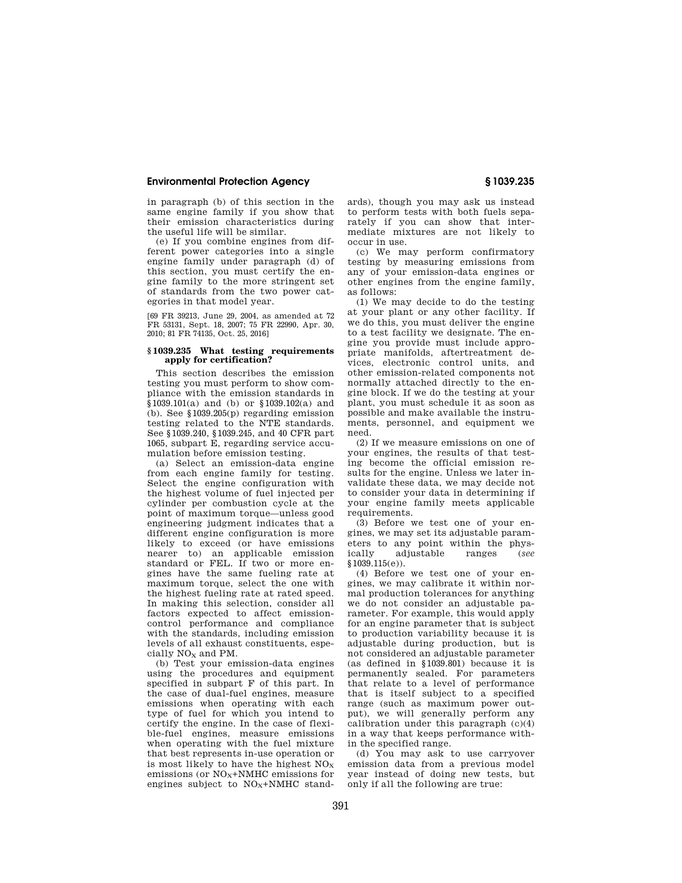in paragraph (b) of this section in the same engine family if you show that their emission characteristics during the useful life will be similar.

(e) If you combine engines from different power categories into a single engine family under paragraph (d) of this section, you must certify the engine family to the more stringent set of standards from the two power categories in that model year.

[69 FR 39213, June 29, 2004, as amended at 72 FR 53131, Sept. 18, 2007; 75 FR 22990, Apr. 30, 2010; 81 FR 74135, Oct. 25, 2016]

### § 1039.235 What testing requirements apply for certification?

This section describes the emission testing you must perform to show compliance with the emission standards in §1039.101(a) and (b) or §1039.102(a) and (b). See §1039.205(p) regarding emission testing related to the NTE standards. See §1039.240, §1039.245, and 40 CFR part 1065, subpart E, regarding service accumulation before emission testing.

(a) Select an emission-data engine from each engine family for testing. Select the engine configuration with the highest volume of fuel injected per cylinder per combustion cycle at the point of maximum torque—unless good engineering judgment indicates that a different engine configuration is more likely to exceed (or have emissions nearer to) an applicable emission standard or FEL. If two or more engines have the same fueling rate at maximum torque, select the one with the highest fueling rate at rated speed. In making this selection, consider all factors expected to affect emission-control performance and compliance with the standards, including emission levels of all exhaust constituents, especially $NO_X$ and PM.

(b) Test your emission-data engines using the procedures and equipment specified in subpart F of this part. In the case of dual-fuel engines, measure emissions when operating with each type of fuel for which you intend to certify the engine. In the case of flexible-fuel engines, measure emissions when operating with the fuel mixture that best represents in-use operation or is most likely to have the highest $NO_X$ emissions (or $NO_X$+NMHC emissions for engines subject to $NO_X$+NMHC standards), though you may ask us instead to perform tests with both fuels separately if you can show that intermediate mixtures are not likely to occur in use.

(c) We may perform confirmatory testing by measuring emissions from any of your emission-data engines or other engines from the engine family, as follows:

(1) We may decide to do the testing at your plant or any other facility. If we do this, you must deliver the engine to a test facility we designate. The engine you provide must include appropriate manifolds, aftertreatment devices, electronic control units, and other emission-related components not normally attached directly to the engine block. If we do the testing at your plant, you must schedule it as soon as possible and make available the instruments, personnel, and equipment we need.

(2) If we measure emissions on one of your engines, the results of that testing become the official emission results for the engine. Unless we later invalidate these data, we may decide not to consider your data in determining if your engine family meets applicable requirements.

(3) Before we test one of your engines, we may set its adjustable parameters to any point within the physically adjustable ranges (*see* §1039.115(e)).

(4) Before we test one of your engines, we may calibrate it within normal production tolerances for anything we do not consider an adjustable parameter. For example, this would apply for an engine parameter that is subject to production variability because it is adjustable during production, but is not considered an adjustable parameter (as defined in §1039.801) because it is permanently sealed. For parameters that relate to a level of performance that is itself subject to a specified range (such as maximum power output), we will generally perform any calibration under this paragraph (c)(4) in a way that keeps performance within the specified range.

(d) You may ask to use carryover emission data from a previous model year instead of doing new tests, but only if all the following are true: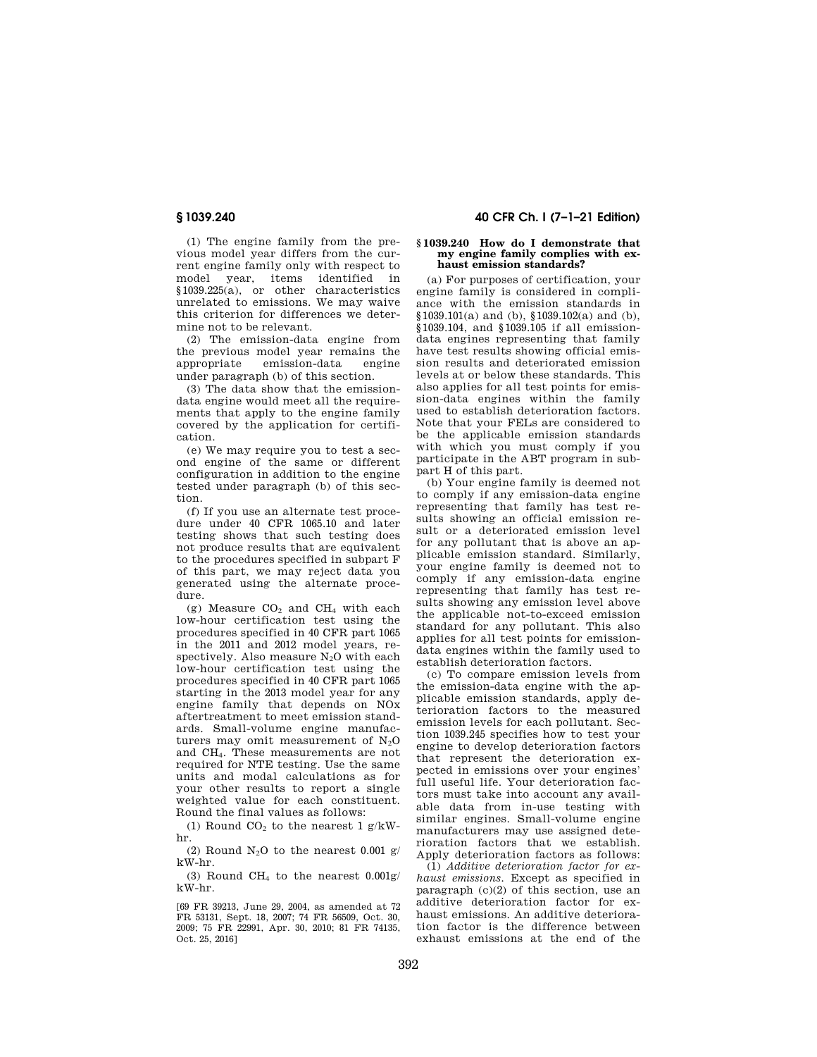(1) The engine family from the previous model year differs from the current engine family only with respect to model year, items identified in §1039.225(a), or other characteristics unrelated to emissions. We may waive this criterion for differences we determine not to be relevant.

(2) The emission-data engine from the previous model year remains the appropriate emission-data engine under paragraph (b) of this section.

(3) The data show that the emission-data engine would meet all the requirements that apply to the engine family covered by the application for certification.

(e) We may require you to test a second engine of the same or different configuration in addition to the engine tested under paragraph (b) of this section.

(f) If you use an alternate test procedure under 40 CFR 1065.10 and later testing shows that such testing does not produce results that are equivalent to the procedures specified in subpart F of this part, we may reject data you generated using the alternate procedure.

(g) Measure $CO_2$ and $CH_4$ with each low-hour certification test using the procedures specified in 40 CFR part 1065 in the 2011 and 2012 model years, respectively. Also measure $N_2O$ with each low-hour certification test using the procedures specified in 40 CFR part 1065 starting in the 2013 model year for any engine family that depends on NOx aftertreatment to meet emission standards. Small-volume engine manufacturers may omit measurement of $N_2O$ and $CH_4$. These measurements are not required for NTE testing. Use the same units and modal calculations as for your other results to report a single weighted value for each constituent. Round the final values as follows:

(1) Round $CO_2$ to the nearest 1 g/kW-hr.

(2) Round $N_2O$ to the nearest 0.001 g/kW-hr.

(3) Round $CH_4$ to the nearest 0.001g/kW-hr.

[69 FR 39213, June 29, 2004, as amended at 72 FR 53131, Sept. 18, 2007; 74 FR 56509, Oct. 30, 2009; 75 FR 22991, Apr. 30, 2010; 81 FR 74135, Oct. 25, 2016]

### §1039.240 How do I demonstrate that my engine family complies with exhaust emission standards?

(a) For purposes of certification, your engine family is considered in compliance with the emission standards in §1039.101(a) and (b), §1039.102(a) and (b), §1039.104, and §1039.105 if all emission-data engines representing that family have test results showing official emission results and deteriorated emission levels at or below these standards. This also applies for all test points for emission-data engines within the family used to establish deterioration factors. Note that your FELs are considered to be the applicable emission standards with which you must comply if you participate in the ABT program in subpart H of this part.

(b) Your engine family is deemed not to comply if any emission-data engine representing that family has test results showing an official emission result or a deteriorated emission level for any pollutant that is above an applicable emission standard. Similarly, your engine family is deemed not to comply if any emission-data engine representing that family has test results showing any emission level above the applicable not-to-exceed emission standard for any pollutant. This also applies for all test points for emission-data engines within the family used to establish deterioration factors.

(c) To compare emission levels from the emission-data engine with the applicable emission standards, apply deterioration factors to the measured emission levels for each pollutant. Section 1039.245 specifies how to test your engine to develop deterioration factors that represent the deterioration expected in emissions over your engines' full useful life. Your deterioration factors must take into account any available data from in-use testing with similar engines. Small-volume engine manufacturers may use assigned deterioration factors that we establish. Apply deterioration factors as follows:

(1) *Additive deterioration factor for exhaust emissions.* Except as specified in paragraph (c)(2) of this section, use an additive deterioration factor for exhaust emissions. An additive deterioration factor is the difference between exhaust emissions at the end of the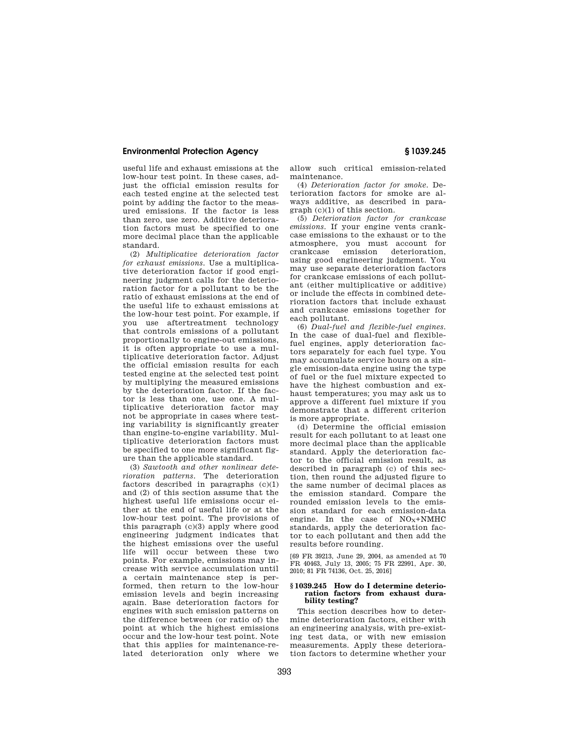useful life and exhaust emissions at the low-hour test point. In these cases, adjust the official emission results for each tested engine at the selected test point by adding the factor to the measured emissions. If the factor is less than zero, use zero. Additive deterioration factors must be specified to one more decimal place than the applicable standard.

(2) *Multiplicative deterioration factor for exhaust emissions.* Use a multiplicative deterioration factor if good engineering judgment calls for the deterioration factor for a pollutant to be the ratio of exhaust emissions at the end of the useful life to exhaust emissions at the low-hour test point. For example, if you use aftertreatment technology that controls emissions of a pollutant proportionally to engine-out emissions, it is often appropriate to use a multiplicative deterioration factor. Adjust the official emission results for each tested engine at the selected test point by multiplying the measured emissions by the deterioration factor. If the factor is less than one, use one. A multiplicative deterioration factor may not be appropriate in cases where testing variability is significantly greater than engine-to-engine variability. Multiplicative deterioration factors must be specified to one more significant figure than the applicable standard.

(3) *Sawtooth and other nonlinear deterioration patterns.* The deterioration factors described in paragraphs (c)(1) and (2) of this section assume that the highest useful life emissions occur either at the end of useful life or at the low-hour test point. The provisions of this paragraph (c)(3) apply where good engineering judgment indicates that the highest emissions over the useful life will occur between these two points. For example, emissions may increase with service accumulation until a certain maintenance step is performed, then return to the low-hour emission levels and begin increasing again. Base deterioration factors for engines with such emission patterns on the difference between (or ratio of) the point at which the highest emissions occur and the low-hour test point. Note that this applies for maintenance-related deterioration only where we allow such critical emission-related maintenance.

(4) *Deterioration factor for smoke.* Deterioration factors for smoke are always additive, as described in paragraph (c)(1) of this section.

(5) *Deterioration factor for crankcase emissions.* If your engine vents crankcase emissions to the exhaust or to the atmosphere, you must account for crankcase emission deterioration, using good engineering judgment. You may use separate deterioration factors for crankcase emissions of each pollutant (either multiplicative or additive) or include the effects in combined deterioration factors that include exhaust and crankcase emissions together for each pollutant.

(6) *Dual-fuel and flexible-fuel engines.* In the case of dual-fuel and flexible-fuel engines, apply deterioration factors separately for each fuel type. You may accumulate service hours on a single emission-data engine using the type of fuel or the fuel mixture expected to have the highest combustion and exhaust temperatures; you may ask us to approve a different fuel mixture if you demonstrate that a different criterion is more appropriate.

(d) Determine the official emission result for each pollutant to at least one more decimal place than the applicable standard. Apply the deterioration factor to the official emission result, as described in paragraph (c) of this section, then round the adjusted figure to the same number of decimal places as the emission standard. Compare the rounded emission levels to the emission standard for each emission-data engine. In the case of $NO_X$+NMHC standards, apply the deterioration factor to each pollutant and then add the results before rounding.

[69 FR 39213, June 29, 2004, as amended at 70 FR 40463, July 13, 2005; 75 FR 22991, Apr. 30, 2010; 81 FR 74136, Oct. 25, 2016]

## § 1039.245 How do I determine deterioration factors from exhaust durability testing?

This section describes how to determine deterioration factors, either with an engineering analysis, with pre-existing test data, or with new emission measurements. Apply these deterioration factors to determine whether your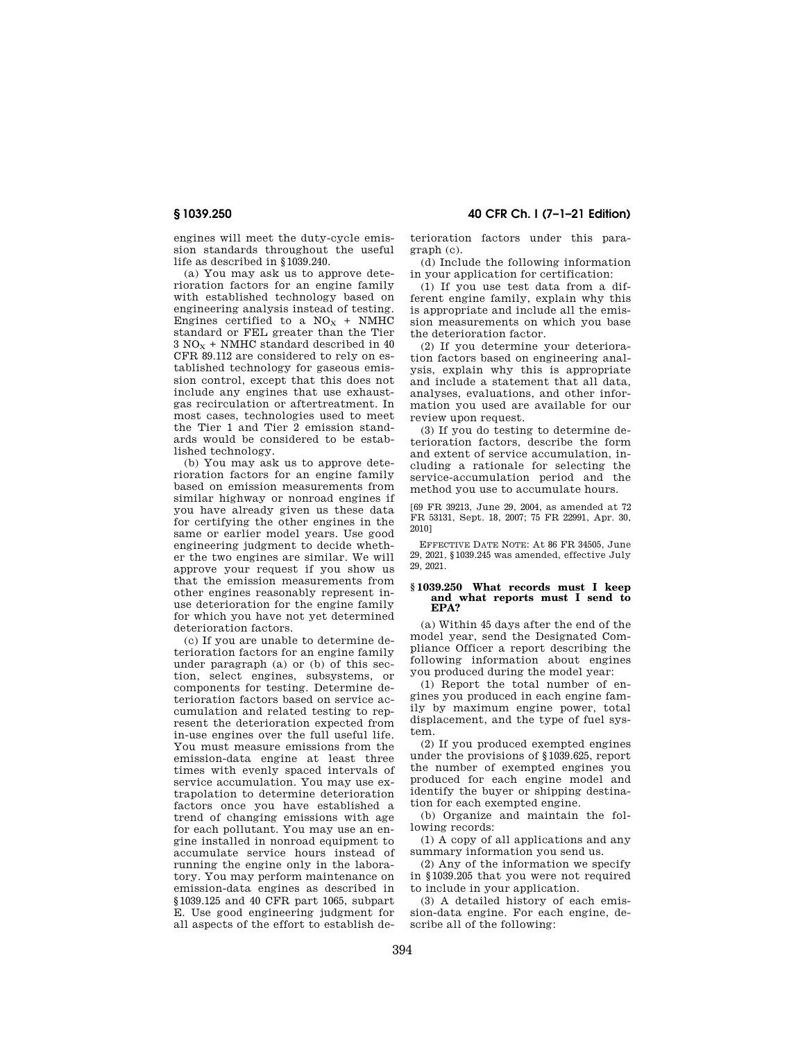engines will meet the duty-cycle emission standards throughout the useful life as described in §1039.240.

(a) You may ask us to approve deterioration factors for an engine family with established technology based on engineering analysis instead of testing. Engines certified to a $NO_X$ + NMHC standard or FEL greater than the Tier 3 $NO_X$ + NMHC standard described in 40 CFR 89.112 are considered to rely on established technology for gaseous emission control, except that this does not include any engines that use exhaust-gas recirculation or aftertreatment. In most cases, technologies used to meet the Tier 1 and Tier 2 emission standards would be considered to be established technology.

(b) You may ask us to approve deterioration factors for an engine family based on emission measurements from similar highway or nonroad engines if you have already given us these data for certifying the other engines in the same or earlier model years. Use good engineering judgment to decide whether the two engines are similar. We will approve your request if you show us that the emission measurements from other engines reasonably represent in-use deterioration for the engine family for which you have not yet determined deterioration factors.

(c) If you are unable to determine deterioration factors for an engine family under paragraph (a) or (b) of this section, select engines, subsystems, or components for testing. Determine deterioration factors based on service accumulation and related testing to represent the deterioration expected from in-use engines over the full useful life. You must measure emissions from the emission-data engine at least three times with evenly spaced intervals of service accumulation. You may use extrapolation to determine deterioration factors once you have established a trend of changing emissions with age for each pollutant. You may use an engine installed in nonroad equipment to accumulate service hours instead of running the engine only in the laboratory. You may perform maintenance on emission-data engines as described in §1039.125 and 40 CFR part 1065, subpart E. Use good engineering judgment for all aspects of the effort to establish deterioration factors under this paragraph (c).

(d) Include the following information in your application for certification:

(1) If you use test data from a different engine family, explain why this is appropriate and include all the emission measurements on which you base the deterioration factor.

(2) If you determine your deterioration factors based on engineering analysis, explain why this is appropriate and include a statement that all data, analyses, evaluations, and other information you used are available for our review upon request.

(3) If you do testing to determine deterioration factors, describe the form and extent of service accumulation, including a rationale for selecting the service-accumulation period and the method you use to accumulate hours.

[69 FR 39213, June 29, 2004, as amended at 72 FR 53131, Sept. 18, 2007; 75 FR 22991, Apr. 30, 2010]

EFFECTIVE DATE NOTE: At 86 FR 34505, June 29, 2021, §1039.245 was amended, effective July 29, 2021.

### §1039.250 What records must I keep and what reports must I send to EPA?

(a) Within 45 days after the end of the model year, send the Designated Compliance Officer a report describing the following information about engines you produced during the model year:

(1) Report the total number of engines you produced in each engine family by maximum engine power, total displacement, and the type of fuel system.

(2) If you produced exempted engines under the provisions of §1039.625, report the number of exempted engines you produced for each engine model and identify the buyer or shipping destination for each exempted engine.

(b) Organize and maintain the following records:

(1) A copy of all applications and any summary information you send us.

(2) Any of the information we specify in §1039.205 that you were not required to include in your application.

(3) A detailed history of each emission-data engine. For each engine, describe all of the following: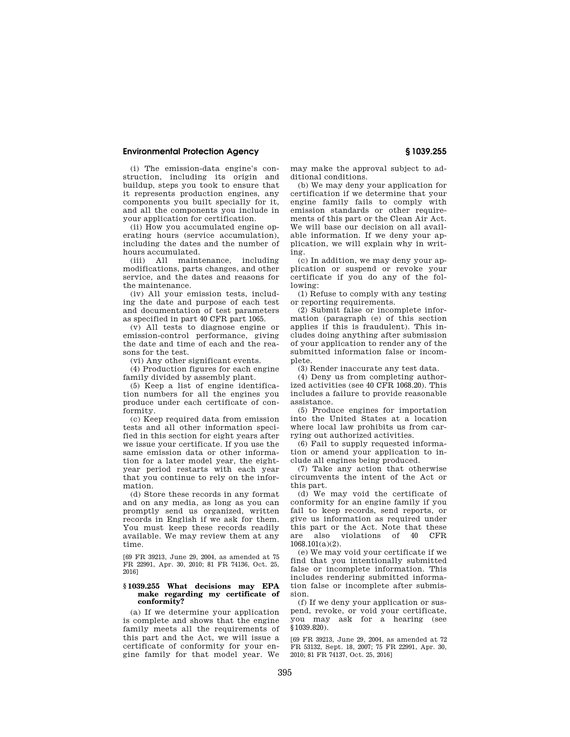(i) The emission-data engine's construction, including its origin and buildup, steps you took to ensure that it represents production engines, any components you built specially for it, and all the components you include in your application for certification.

(ii) How you accumulated engine operating hours (service accumulation), including the dates and the number of hours accumulated.

(iii) All maintenance, including modifications, parts changes, and other service, and the dates and reasons for the maintenance.

(iv) All your emission tests, including the date and purpose of each test and documentation of test parameters as specified in part 40 CFR part 1065.

(v) All tests to diagnose engine or emission-control performance, giving the date and time of each and the reasons for the test.

(vi) Any other significant events.

(4) Production figures for each engine family divided by assembly plant.

(5) Keep a list of engine identification numbers for all the engines you produce under each certificate of conformity.

(c) Keep required data from emission tests and all other information specified in this section for eight years after we issue your certificate. If you use the same emission data or other information for a later model year, the eight-year period restarts with each year that you continue to rely on the information.

(d) Store these records in any format and on any media, as long as you can promptly send us organized, written records in English if we ask for them. You must keep these records readily available. We may review them at any time.

[69 FR 39213, June 29, 2004, as amended at 75 FR 22991, Apr. 30, 2010; 81 FR 74136, Oct. 25, 2016]

### § 1039.255 What decisions may EPA make regarding my certificate of conformity?

(a) If we determine your application is complete and shows that the engine family meets all the requirements of this part and the Act, we will issue a certificate of conformity for your engine family for that model year. We may make the approval subject to additional conditions.

(b) We may deny your application for certification if we determine that your engine family fails to comply with emission standards or other requirements of this part or the Clean Air Act. We will base our decision on all available information. If we deny your application, we will explain why in writing.

(c) In addition, we may deny your application or suspend or revoke your certificate if you do any of the following:

(1) Refuse to comply with any testing or reporting requirements.

(2) Submit false or incomplete information (paragraph (e) of this section applies if this is fraudulent). This includes doing anything after submission of your application to render any of the submitted information false or incomplete.

(3) Render inaccurate any test data.

(4) Deny us from completing authorized activities (see 40 CFR 1068.20). This includes a failure to provide reasonable assistance.

(5) Produce engines for importation into the United States at a location where local law prohibits us from carrying out authorized activities.

(6) Fail to supply requested information or amend your application to include all engines being produced.

(7) Take any action that otherwise circumvents the intent of the Act or this part.

(d) We may void the certificate of conformity for an engine family if you fail to keep records, send reports, or give us information as required under this part or the Act. Note that these are also violations of 40 CFR 1068.101(a)(2).

(e) We may void your certificate if we find that you intentionally submitted false or incomplete information. This includes rendering submitted information false or incomplete after submission.

(f) If we deny your application or suspend, revoke, or void your certificate, you may ask for a hearing (see §1039.820).

[69 FR 39213, June 29, 2004, as amended at 72 FR 53132, Sept. 18, 2007; 75 FR 22991, Apr. 30, 2010; 81 FR 74137, Oct. 25, 2016]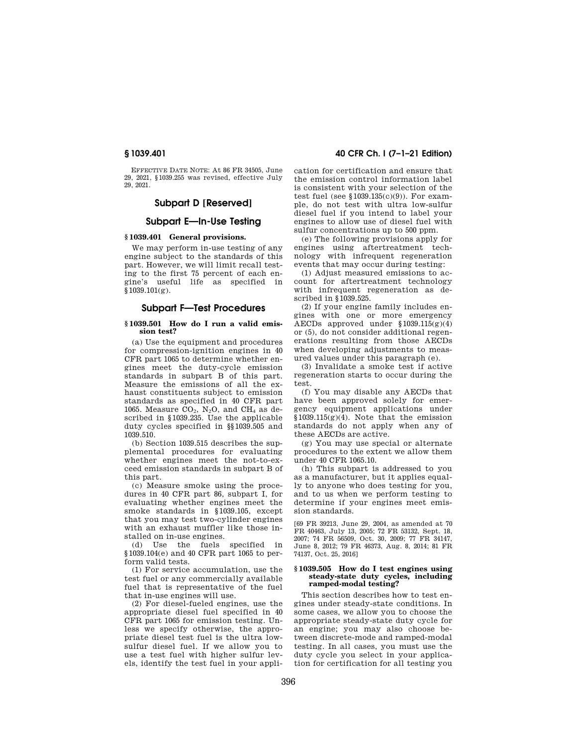EFFECTIVE DATE NOTE: At 86 FR 34505, June 29, 2021, §1039.255 was revised, effective July 29, 2021.

## Subpart D [Reserved]

## Subpart E—In-Use Testing

### §1039.401 General provisions.

We may perform in-use testing of any engine subject to the standards of this part. However, we will limit recall testing to the first 75 percent of each engine's useful life as specified in §1039.101(g).

## Subpart F—Test Procedures

### §1039.501 How do I run a valid emission test?

(a) Use the equipment and procedures for compression-ignition engines in 40 CFR part 1065 to determine whether engines meet the duty-cycle emission standards in subpart B of this part. Measure the emissions of all the exhaust constituents subject to emission standards as specified in 40 CFR part 1065. Measure $CO_2$, $N_2O$, and $CH_4$ as described in §1039.235. Use the applicable duty cycles specified in §§1039.505 and 1039.510.

(b) Section 1039.515 describes the supplemental procedures for evaluating whether engines meet the not-to-exceed emission standards in subpart B of this part.

(c) Measure smoke using the procedures in 40 CFR part 86, subpart I, for evaluating whether engines meet the smoke standards in §1039.105, except that you may test two-cylinder engines with an exhaust muffler like those installed on in-use engines.

(d) Use the fuels specified in §1039.104(e) and 40 CFR part 1065 to perform valid tests.

(1) For service accumulation, use the test fuel or any commercially available fuel that is representative of the fuel that in-use engines will use.

(2) For diesel-fueled engines, use the appropriate diesel fuel specified in 40 CFR part 1065 for emission testing. Unless we specify otherwise, the appropriate diesel test fuel is the ultra low-sulfur diesel fuel. If we allow you to use a test fuel with higher sulfur levels, identify the test fuel in your application for certification and ensure that the emission control information label is consistent with your selection of the test fuel (see §1039.135(c)(9)). For example, do not test with ultra low-sulfur diesel fuel if you intend to label your engines to allow use of diesel fuel with sulfur concentrations up to 500 ppm.

(e) The following provisions apply for engines using aftertreatment technology with infrequent regeneration events that may occur during testing:

(1) Adjust measured emissions to account for aftertreatment technology with infrequent regeneration as described in §1039.525.

(2) If your engine family includes engines with one or more emergency AECDs approved under §1039.115(g)(4) or (5), do not consider additional regenerations resulting from those AECDs when developing adjustments to measured values under this paragraph (e).

(3) Invalidate a smoke test if active regeneration starts to occur during the test.

(f) You may disable any AECDs that have been approved solely for emergency equipment applications under §1039.115(g)(4). Note that the emission standards do not apply when any of these AECDs are active.

(g) You may use special or alternate procedures to the extent we allow them under 40 CFR 1065.10.

(h) This subpart is addressed to you as a manufacturer, but it applies equally to anyone who does testing for you, and to us when we perform testing to determine if your engines meet emission standards.

[69 FR 39213, June 29, 2004, as amended at 70 FR 40463, July 13, 2005; 72 FR 53132, Sept. 18, 2007; 74 FR 56509, Oct. 30, 2009; 77 FR 34147, June 8, 2012; 79 FR 46373, Aug. 8, 2014; 81 FR 74137, Oct. 25, 2016]

### §1039.505 How do I test engines using steady-state duty cycles, including ramped-modal testing?

This section describes how to test engines under steady-state conditions. In some cases, we allow you to choose the appropriate steady-state duty cycle for an engine; you may also choose between discrete-mode and ramped-modal testing. In all cases, you must use the duty cycle you select in your application for certification for all testing you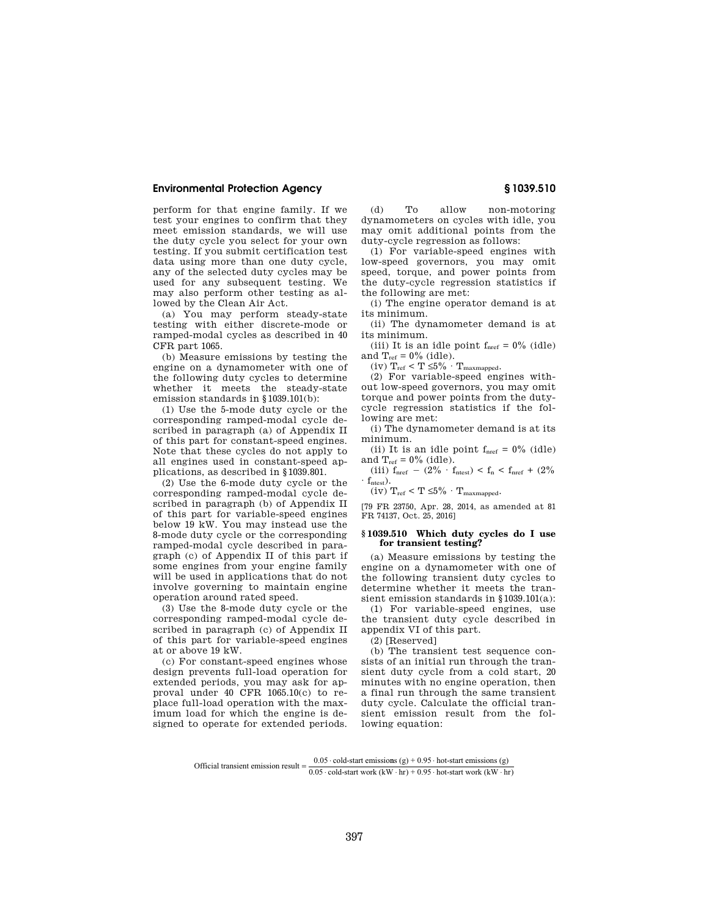perform for that engine family. If we test your engines to confirm that they meet emission standards, we will use the duty cycle you select for your own testing. If you submit certification test data using more than one duty cycle, any of the selected duty cycles may be used for any subsequent testing. We may also perform other testing as allowed by the Clean Air Act.

(a) You may perform steady-state testing with either discrete-mode or ramped-modal cycles as described in 40 CFR part 1065.

(b) Measure emissions by testing the engine on a dynamometer with one of the following duty cycles to determine whether it meets the steady-state emission standards in §1039.101(b):

(1) Use the 5-mode duty cycle or the corresponding ramped-modal cycle described in paragraph (a) of Appendix II of this part for constant-speed engines. Note that these cycles do not apply to all engines used in constant-speed applications, as described in §1039.801.

(2) Use the 6-mode duty cycle or the corresponding ramped-modal cycle described in paragraph (b) of Appendix II of this part for variable-speed engines below 19 kW. You may instead use the 8-mode duty cycle or the corresponding ramped-modal cycle described in paragraph (c) of Appendix II of this part if some engines from your engine family will be used in applications that do not involve governing to maintain engine operation around rated speed.

(3) Use the 8-mode duty cycle or the corresponding ramped-modal cycle described in paragraph (c) of Appendix II of this part for variable-speed engines at or above 19 kW.

(c) For constant-speed engines whose design prevents full-load operation for extended periods, you may ask for approval under 40 CFR 1065.10(c) to replace full-load operation with the maximum load for which the engine is designed to operate for extended periods.

(d) To allow non-motoring dynamometers on cycles with idle, you may omit additional points from the duty-cycle regression as follows:

(1) For variable-speed engines with low-speed governors, you may omit speed, torque, and power points from the duty-cycle regression statistics if the following are met:

(i) The engine operator demand is at its minimum.

(ii) The dynamometer demand is at its minimum.

(iii) It is an idle point $f_{nref}$ = 0% (idle) and $T_{ref}$ = 0% (idle).

(iv) $T_{ref} < T \leq 5\% \cdot T_{maxmapped}$.

(2) For variable-speed engines without low-speed governors, you may omit torque and power points from the duty-cycle regression statistics if the following are met:

(i) The dynamometer demand is at its minimum.

(ii) It is an idle point $f_{nref}$ = 0% (idle) and $T_{ref}$ = 0% (idle).

(iii) $f_{nref} - (2\% \cdot f_{ntest}) < f_n < f_{nref} + (2\% \cdot f_{ntest})$.

(iv) $T_{ref} < T \leq 5\% \cdot T_{maxmapped}$.

[79 FR 23750, Apr. 28, 2014, as amended at 81 FR 74137, Oct. 25, 2016]

### §1039.510 Which duty cycles do I use for transient testing?

(a) Measure emissions by testing the engine on a dynamometer with one of the following transient duty cycles to determine whether it meets the transient emission standards in §1039.101(a):

(1) For variable-speed engines, use the transient duty cycle described in appendix VI of this part.

(2) [Reserved]

(b) The transient test sequence consists of an initial run through the transient duty cycle from a cold start, 20 minutes with no engine operation, then a final run through the same transient duty cycle. Calculate the official transient emission result from the following equation:

$$\text{Official transient emission result} = \frac{0.05 \cdot \text{cold-start emissions (g)} + 0.95 \cdot \text{hot-start emissions (g)}}{0.05 \cdot \text{cold-start work (kW} \cdot \text{hr)} + 0.95 \cdot \text{hot-start work (kW} \cdot \text{hr)}}$$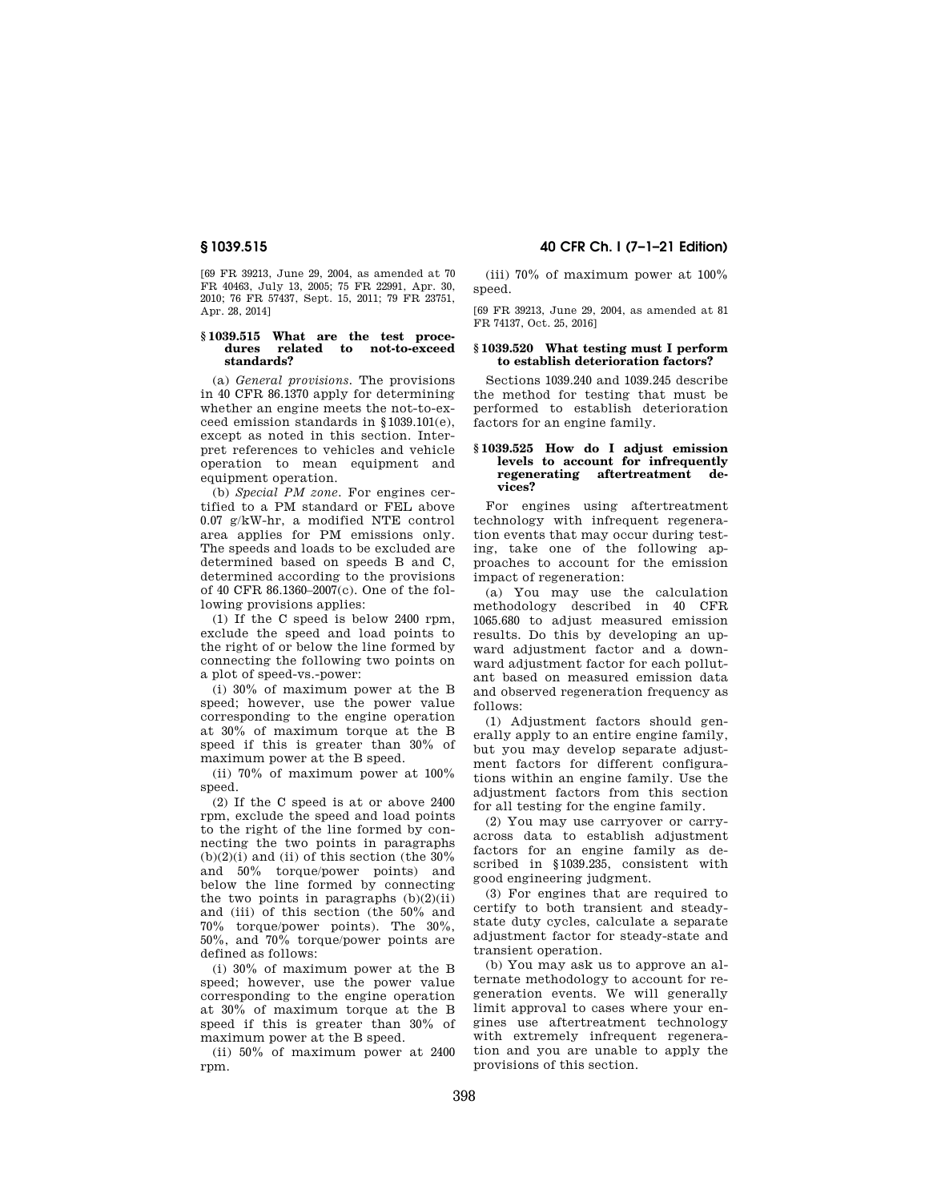[69 FR 39213, June 29, 2004, as amended at 70 FR 40463, July 13, 2005; 75 FR 22991, Apr. 30, 2010; 76 FR 57437, Sept. 15, 2011; 79 FR 23751, Apr. 28, 2014]

### § 1039.515 What are the test procedures related to not-to-exceed standards?

(a) *General provisions.* The provisions in 40 CFR 86.1370 apply for determining whether an engine meets the not-to-exceed emission standards in §1039.101(e), except as noted in this section. Interpret references to vehicles and vehicle operation to mean equipment and equipment operation.

(b) *Special PM zone.* For engines certified to a PM standard or FEL above 0.07 g/kW-hr, a modified NTE control area applies for PM emissions only. The speeds and loads to be excluded are determined based on speeds B and C, determined according to the provisions of 40 CFR 86.1360–2007(c). One of the following provisions applies:

(1) If the C speed is below 2400 rpm, exclude the speed and load points to the right of or below the line formed by connecting the following two points on a plot of speed-vs.-power:

(i) 30% of maximum power at the B speed; however, use the power value corresponding to the engine operation at 30% of maximum torque at the B speed if this is greater than 30% of maximum power at the B speed.

(ii) 70% of maximum power at 100% speed.

(2) If the C speed is at or above 2400 rpm, exclude the speed and load points to the right of the line formed by connecting the two points in paragraphs (b)(2)(i) and (ii) of this section (the 30% and 50% torque/power points) and below the line formed by connecting the two points in paragraphs (b)(2)(ii) and (iii) of this section (the 50% and 70% torque/power points). The 30%, 50%, and 70% torque/power points are defined as follows:

(i) 30% of maximum power at the B speed; however, use the power value corresponding to the engine operation at 30% of maximum torque at the B speed if this is greater than 30% of maximum power at the B speed.

(ii) 50% of maximum power at 2400 rpm.

(iii) 70% of maximum power at 100% speed.

[69 FR 39213, June 29, 2004, as amended at 81 FR 74137, Oct. 25, 2016]

### § 1039.520 What testing must I perform to establish deterioration factors?

Sections 1039.240 and 1039.245 describe the method for testing that must be performed to establish deterioration factors for an engine family.

### § 1039.525 How do I adjust emission levels to account for infrequently regenerating aftertreatment devices?

For engines using aftertreatment technology with infrequent regeneration events that may occur during testing, take one of the following approaches to account for the emission impact of regeneration:

(a) You may use the calculation methodology described in 40 CFR 1065.680 to adjust measured emission results. Do this by developing an upward adjustment factor and a downward adjustment factor for each pollutant based on measured emission data and observed regeneration frequency as follows:

(1) Adjustment factors should generally apply to an entire engine family, but you may develop separate adjustment factors for different configurations within an engine family. Use the adjustment factors from this section for all testing for the engine family.

(2) You may use carryover or carry-across data to establish adjustment factors for an engine family as described in §1039.235, consistent with good engineering judgment.

(3) For engines that are required to certify to both transient and steady-state duty cycles, calculate a separate adjustment factor for steady-state and transient operation.

(b) You may ask us to approve an alternate methodology to account for regeneration events. We will generally limit approval to cases where your engines use aftertreatment technology with extremely infrequent regeneration and you are unable to apply the provisions of this section.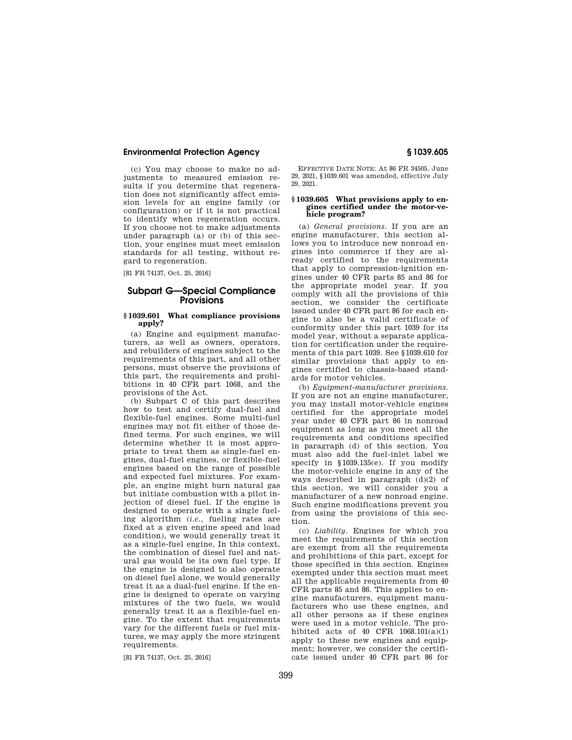(c) You may choose to make no adjustments to measured emission results if you determine that regeneration does not significantly affect emission levels for an engine family (or configuration) or if it is not practical to identify when regeneration occurs. If you choose not to make adjustments under paragraph (a) or (b) of this section, your engines must meet emission standards for all testing, without regard to regeneration.

[81 FR 74137, Oct. 25, 2016]

## Subpart G—Special Compliance Provisions

### § 1039.601 What compliance provisions apply?

(a) Engine and equipment manufacturers, as well as owners, operators, and rebuilders of engines subject to the requirements of this part, and all other persons, must observe the provisions of this part, the requirements and prohibitions in 40 CFR part 1068, and the provisions of the Act.

(b) Subpart C of this part describes how to test and certify dual-fuel and flexible-fuel engines. Some multi-fuel engines may not fit either of those defined terms. For such engines, we will determine whether it is most appropriate to treat them as single-fuel engines, dual-fuel engines, or flexible-fuel engines based on the range of possible and expected fuel mixtures. For example, an engine might burn natural gas but initiate combustion with a pilot injection of diesel fuel. If the engine is designed to operate with a single fueling algorithm (*i.e.*, fueling rates are fixed at a given engine speed and load condition), we would generally treat it as a single-fuel engine, In this context, the combination of diesel fuel and natural gas would be its own fuel type. If the engine is designed to also operate on diesel fuel alone, we would generally treat it as a dual-fuel engine. If the engine is designed to operate on varying mixtures of the two fuels, we would generally treat it as a flexible-fuel engine. To the extent that requirements vary for the different fuels or fuel mixtures, we may apply the more stringent requirements.

[81 FR 74137, Oct. 25, 2016]

EFFECTIVE DATE NOTE: At 86 FR 34505, June 29, 2021, § 1039.601 was amended, effective July 29, 2021.

### § 1039.605 What provisions apply to engines certified under the motor-vehicle program?

(a) *General provisions.* If you are an engine manufacturer, this section allows you to introduce new nonroad engines into commerce if they are already certified to the requirements that apply to compression-ignition engines under 40 CFR parts 85 and 86 for the appropriate model year. If you comply with all the provisions of this section, we consider the certificate issued under 40 CFR part 86 for each engine to also be a valid certificate of conformity under this part 1039 for its model year, without a separate application for certification under the requirements of this part 1039. See § 1039.610 for similar provisions that apply to engines certified to chassis-based standards for motor vehicles.

(b) *Equipment-manufacturer provisions.* If you are not an engine manufacturer, you may install motor-vehicle engines certified for the appropriate model year under 40 CFR part 86 in nonroad equipment as long as you meet all the requirements and conditions specified in paragraph (d) of this section. You must also add the fuel-inlet label we specify in § 1039.135(e). If you modify the motor-vehicle engine in any of the ways described in paragraph (d)(2) of this section, we will consider you a manufacturer of a new nonroad engine. Such engine modifications prevent you from using the provisions of this section.

(c) *Liability.* Engines for which you meet the requirements of this section are exempt from all the requirements and prohibitions of this part, except for those specified in this section. Engines exempted under this section must meet all the applicable requirements from 40 CFR parts 85 and 86. This applies to engine manufacturers, equipment manufacturers who use these engines, and all other persons as if these engines were used in a motor vehicle. The prohibited acts of 40 CFR 1068.101(a)(1) apply to these new engines and equipment; however, we consider the certificate issued under 40 CFR part 86 for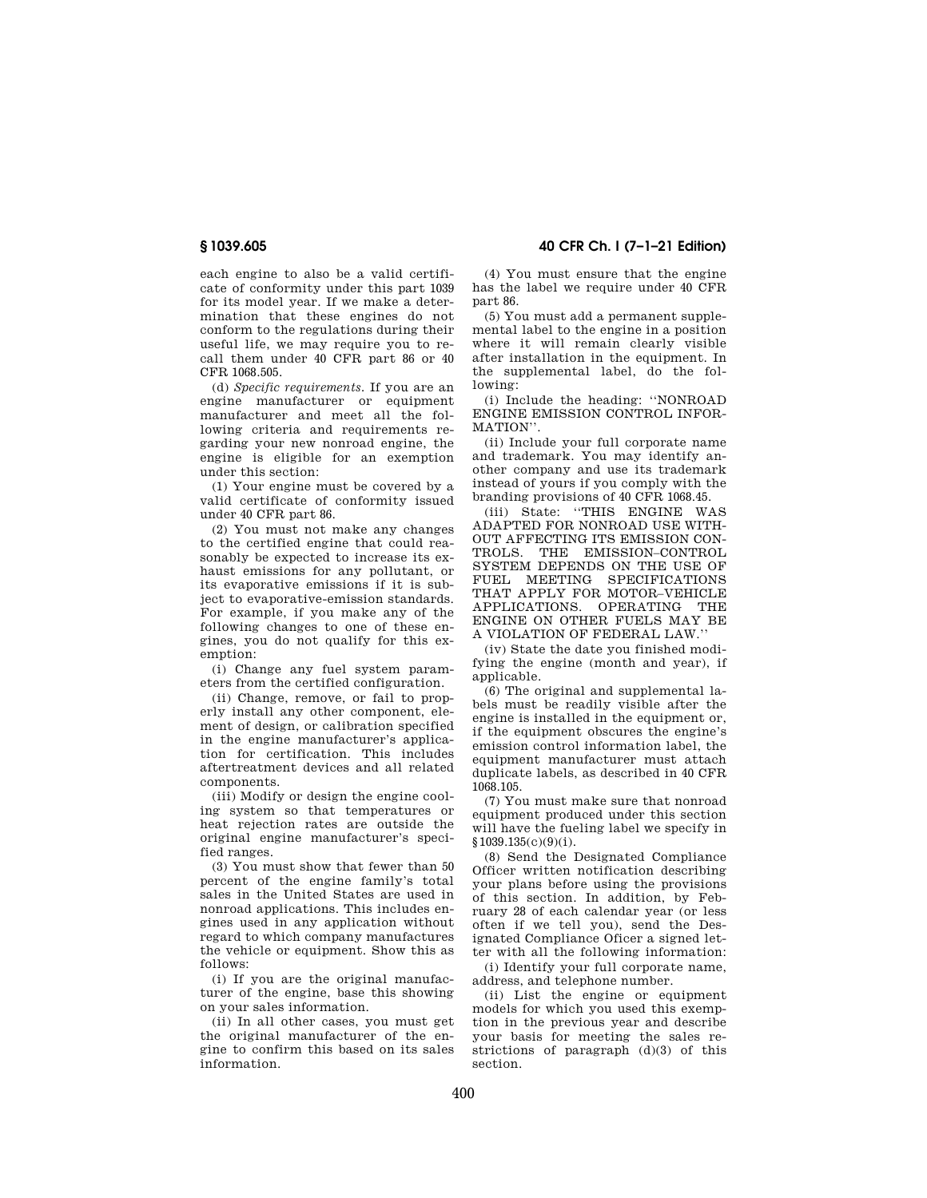each engine to also be a valid certificate of conformity under this part 1039 for its model year. If we make a determination that these engines do not conform to the regulations during their useful life, we may require you to recall them under 40 CFR part 86 or 40 CFR 1068.505.

(d) *Specific requirements.* If you are an engine manufacturer or equipment manufacturer and meet all the following criteria and requirements regarding your new nonroad engine, the engine is eligible for an exemption under this section:

(1) Your engine must be covered by a valid certificate of conformity issued under 40 CFR part 86.

(2) You must not make any changes to the certified engine that could reasonably be expected to increase its exhaust emissions for any pollutant, or its evaporative emissions if it is subject to evaporative-emission standards. For example, if you make any of the following changes to one of these engines, you do not qualify for this exemption:

(i) Change any fuel system parameters from the certified configuration.

(ii) Change, remove, or fail to properly install any other component, element of design, or calibration specified in the engine manufacturer's application for certification. This includes aftertreatment devices and all related components.

(iii) Modify or design the engine cooling system so that temperatures or heat rejection rates are outside the original engine manufacturer's specified ranges.

(3) You must show that fewer than 50 percent of the engine family's total sales in the United States are used in nonroad applications. This includes engines used in any application without regard to which company manufactures the vehicle or equipment. Show this as follows:

(i) If you are the original manufacturer of the engine, base this showing on your sales information.

(ii) In all other cases, you must get the original manufacturer of the engine to confirm this based on its sales information.

(4) You must ensure that the engine has the label we require under 40 CFR part 86.

(5) You must add a permanent supplemental label to the engine in a position where it will remain clearly visible after installation in the equipment. In the supplemental label, do the following:

(i) Include the heading: ''NONROAD ENGINE EMISSION CONTROL INFORMATION''.

(ii) Include your full corporate name and trademark. You may identify another company and use its trademark instead of yours if you comply with the branding provisions of 40 CFR 1068.45.

(iii) State: ''THIS ENGINE WAS ADAPTED FOR NONROAD USE WITHOUT AFFECTING ITS EMISSION CONTROLS. THE EMISSION–CONTROL SYSTEM DEPENDS ON THE USE OF FUEL MEETING SPECIFICATIONS THAT APPLY FOR MOTOR–VEHICLE APPLICATIONS. OPERATING THE ENGINE ON OTHER FUELS MAY BE A VIOLATION OF FEDERAL LAW.''

(iv) State the date you finished modifying the engine (month and year), if applicable.

(6) The original and supplemental labels must be readily visible after the engine is installed in the equipment or, if the equipment obscures the engine's emission control information label, the equipment manufacturer must attach duplicate labels, as described in 40 CFR 1068.105.

(7) You must make sure that nonroad equipment produced under this section will have the fueling label we specify in §1039.135(c)(9)(i).

(8) Send the Designated Compliance Officer written notification describing your plans before using the provisions of this section. In addition, by February 28 of each calendar year (or less often if we tell you), send the Designated Compliance Oficer a signed letter with all the following information:

(i) Identify your full corporate name, address, and telephone number.

(ii) List the engine or equipment models for which you used this exemption in the previous year and describe your basis for meeting the sales restrictions of paragraph (d)(3) of this section.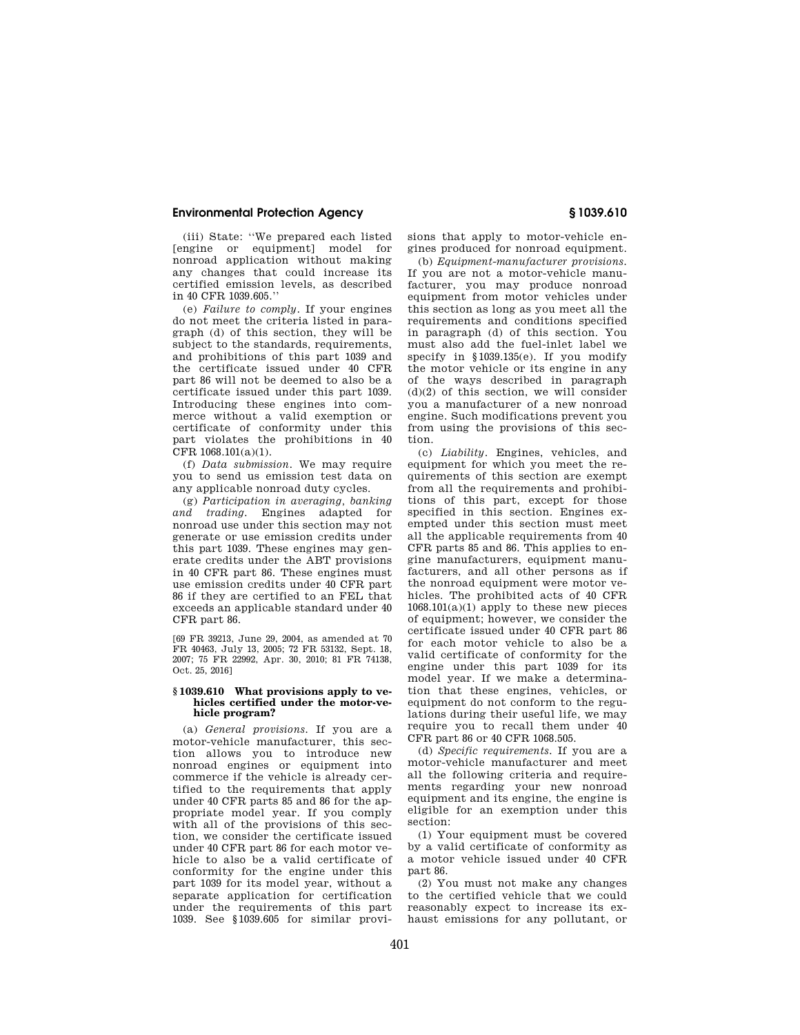(iii) State: ''We prepared each listed [engine or equipment] model for nonroad application without making any changes that could increase its certified emission levels, as described in 40 CFR 1039.605.''

(e) *Failure to comply*. If your engines do not meet the criteria listed in paragraph (d) of this section, they will be subject to the standards, requirements, and prohibitions of this part 1039 and the certificate issued under 40 CFR part 86 will not be deemed to also be a certificate issued under this part 1039. Introducing these engines into commerce without a valid exemption or certificate of conformity under this part violates the prohibitions in 40 CFR 1068.101(a)(1).

(f) *Data submission*. We may require you to send us emission test data on any applicable nonroad duty cycles.

(g) *Participation in averaging, banking and trading*. Engines adapted for nonroad use under this section may not generate or use emission credits under this part 1039. These engines may generate credits under the ABT provisions in 40 CFR part 86. These engines must use emission credits under 40 CFR part 86 if they are certified to an FEL that exceeds an applicable standard under 40 CFR part 86.

[69 FR 39213, June 29, 2004, as amended at 70 FR 40463, July 13, 2005; 72 FR 53132, Sept. 18, 2007; 75 FR 22992, Apr. 30, 2010; 81 FR 74138, Oct. 25, 2016]

### § 1039.610 What provisions apply to vehicles certified under the motor-vehicle program?

(a) *General provisions*. If you are a motor-vehicle manufacturer, this section allows you to introduce new nonroad engines or equipment into commerce if the vehicle is already certified to the requirements that apply under 40 CFR parts 85 and 86 for the appropriate model year. If you comply with all of the provisions of this section, we consider the certificate issued under 40 CFR part 86 for each motor vehicle to also be a valid certificate of conformity for the engine under this part 1039 for its model year, without a separate application for certification under the requirements of this part 1039. See §1039.605 for similar provisions that apply to motor-vehicle engines produced for nonroad equipment.

(b) *Equipment-manufacturer provisions*. If you are not a motor-vehicle manufacturer, you may produce nonroad equipment from motor vehicles under this section as long as you meet all the requirements and conditions specified in paragraph (d) of this section. You must also add the fuel-inlet label we specify in §1039.135(e). If you modify the motor vehicle or its engine in any of the ways described in paragraph (d)(2) of this section, we will consider you a manufacturer of a new nonroad engine. Such modifications prevent you from using the provisions of this section.

(c) *Liability*. Engines, vehicles, and equipment for which you meet the requirements of this section are exempt from all the requirements and prohibitions of this part, except for those specified in this section. Engines exempted under this section must meet all the applicable requirements from 40 CFR parts 85 and 86. This applies to engine manufacturers, equipment manufacturers, and all other persons as if the nonroad equipment were motor vehicles. The prohibited acts of 40 CFR 1068.101(a)(1) apply to these new pieces of equipment; however, we consider the certificate issued under 40 CFR part 86 for each motor vehicle to also be a valid certificate of conformity for the engine under this part 1039 for its model year. If we make a determination that these engines, vehicles, or equipment do not conform to the regulations during their useful life, we may require you to recall them under 40 CFR part 86 or 40 CFR 1068.505.

(d) *Specific requirements*. If you are a motor-vehicle manufacturer and meet all the following criteria and requirements regarding your new nonroad equipment and its engine, the engine is eligible for an exemption under this section:

(1) Your equipment must be covered by a valid certificate of conformity as a motor vehicle issued under 40 CFR part 86.

(2) You must not make any changes to the certified vehicle that we could reasonably expect to increase its exhaust emissions for any pollutant, or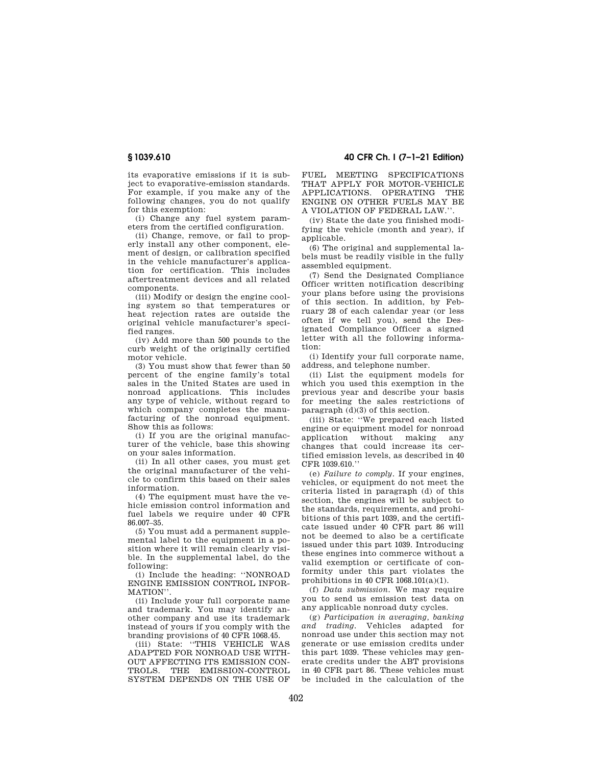its evaporative emissions if it is subject to evaporative-emission standards. For example, if you make any of the following changes, you do not qualify for this exemption:

(i) Change any fuel system parameters from the certified configuration.

(ii) Change, remove, or fail to properly install any other component, element of design, or calibration specified in the vehicle manufacturer's application for certification. This includes aftertreatment devices and all related components.

(iii) Modify or design the engine cooling system so that temperatures or heat rejection rates are outside the original vehicle manufacturer's specified ranges.

(iv) Add more than 500 pounds to the curb weight of the originally certified motor vehicle.

(3) You must show that fewer than 50 percent of the engine family's total sales in the United States are used in nonroad applications. This includes any type of vehicle, without regard to which company completes the manufacturing of the nonroad equipment. Show this as follows:

(i) If you are the original manufacturer of the vehicle, base this showing on your sales information.

(ii) In all other cases, you must get the original manufacturer of the vehicle to confirm this based on their sales information.

(4) The equipment must have the vehicle emission control information and fuel labels we require under 40 CFR 86.007–35.

(5) You must add a permanent supplemental label to the equipment in a position where it will remain clearly visible. In the supplemental label, do the following:

(i) Include the heading: ''NONROAD ENGINE EMISSION CONTROL INFORMATION''.

(ii) Include your full corporate name and trademark. You may identify another company and use its trademark instead of yours if you comply with the branding provisions of 40 CFR 1068.45.

(iii) State: ''THIS VEHICLE WAS ADAPTED FOR NONROAD USE WITHOUT AFFECTING ITS EMISSION CONTROLS. THE EMISSION-CONTROL SYSTEM DEPENDS ON THE USE OF FUEL MEETING SPECIFICATIONS THAT APPLY FOR MOTOR-VEHICLE APPLICATIONS. OPERATING THE ENGINE ON OTHER FUELS MAY BE A VIOLATION OF FEDERAL LAW.''.

(iv) State the date you finished modifying the vehicle (month and year), if applicable.

(6) The original and supplemental labels must be readily visible in the fully assembled equipment.

(7) Send the Designated Compliance Officer written notification describing your plans before using the provisions of this section. In addition, by February 28 of each calendar year (or less often if we tell you), send the Designated Compliance Officer a signed letter with all the following information:

(i) Identify your full corporate name, address, and telephone number.

(ii) List the equipment models for which you used this exemption in the previous year and describe your basis for meeting the sales restrictions of paragraph (d)(3) of this section.

(iii) State: ''We prepared each listed engine or equipment model for nonroad application without making any changes that could increase its certified emission levels, as described in 40 CFR 1039.610.''

(e) *Failure to comply.* If your engines, vehicles, or equipment do not meet the criteria listed in paragraph (d) of this section, the engines will be subject to the standards, requirements, and prohibitions of this part 1039, and the certificate issued under 40 CFR part 86 will not be deemed to also be a certificate issued under this part 1039. Introducing these engines into commerce without a valid exemption or certificate of conformity under this part violates the prohibitions in 40 CFR 1068.101(a)(1).

(f) *Data submission.* We may require you to send us emission test data on any applicable nonroad duty cycles.

(g) *Participation in averaging, banking and trading.* Vehicles adapted for nonroad use under this section may not generate or use emission credits under this part 1039. These vehicles may generate credits under the ABT provisions in 40 CFR part 86. These vehicles must be included in the calculation of the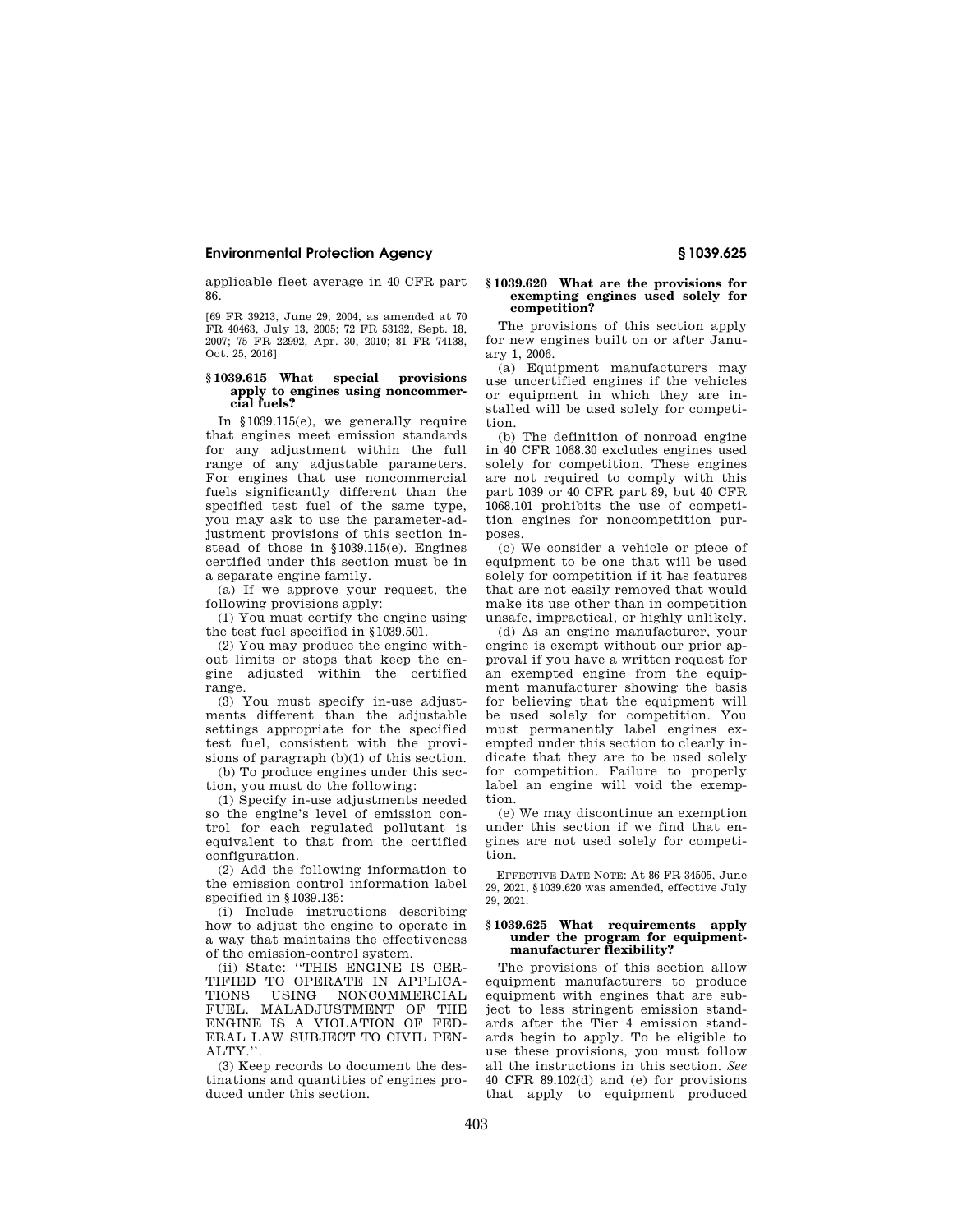applicable fleet average in 40 CFR part 86.

[69 FR 39213, June 29, 2004, as amended at 70 FR 40463, July 13, 2005; 72 FR 53132, Sept. 18, 2007; 75 FR 22992, Apr. 30, 2010; 81 FR 74138, Oct. 25, 2016]

### § 1039.615 What special provisions apply to engines using noncommercial fuels?

In § 1039.115(e), we generally require that engines meet emission standards for any adjustment within the full range of any adjustable parameters. For engines that use noncommercial fuels significantly different than the specified test fuel of the same type, you may ask to use the parameter-adjustment provisions of this section instead of those in § 1039.115(e). Engines certified under this section must be in a separate engine family.

(a) If we approve your request, the following provisions apply:

(1) You must certify the engine using the test fuel specified in § 1039.501.

(2) You may produce the engine without limits or stops that keep the engine adjusted within the certified range.

(3) You must specify in-use adjustments different than the adjustable settings appropriate for the specified test fuel, consistent with the provisions of paragraph (b)(1) of this section.

(b) To produce engines under this section, you must do the following:

(1) Specify in-use adjustments needed so the engine's level of emission control for each regulated pollutant is equivalent to that from the certified configuration.

(2) Add the following information to the emission control information label specified in § 1039.135:

(i) Include instructions describing how to adjust the engine to operate in a way that maintains the effectiveness of the emission-control system.

(ii) State: "THIS ENGINE IS CERTIFIED TO OPERATE IN APPLICATIONS USING NONCOMMERCIAL FUEL. MALADJUSTMENT OF THE ENGINE IS A VIOLATION OF FEDERAL LAW SUBJECT TO CIVIL PENALTY.".

(3) Keep records to document the destinations and quantities of engines produced under this section.

### § 1039.620 What are the provisions for exempting engines used solely for competition?

The provisions of this section apply for new engines built on or after January 1, 2006.

(a) Equipment manufacturers may use uncertified engines if the vehicles or equipment in which they are installed will be used solely for competition.

(b) The definition of nonroad engine in 40 CFR 1068.30 excludes engines used solely for competition. These engines are not required to comply with this part 1039 or 40 CFR part 89, but 40 CFR 1068.101 prohibits the use of competition engines for noncompetition purposes.

(c) We consider a vehicle or piece of equipment to be one that will be used solely for competition if it has features that are not easily removed that would make its use other than in competition unsafe, impractical, or highly unlikely.

(d) As an engine manufacturer, your engine is exempt without our prior approval if you have a written request for an exempted engine from the equipment manufacturer showing the basis for believing that the equipment will be used solely for competition. You must permanently label engines exempted under this section to clearly indicate that they are to be used solely for competition. Failure to properly label an engine will void the exemption.

(e) We may discontinue an exemption under this section if we find that engines are not used solely for competition.

EFFECTIVE DATE NOTE: At 86 FR 34505, June 29, 2021, § 1039.620 was amended, effective July 29, 2021.

### § 1039.625 What requirements apply under the program for equipment-manufacturer flexibility?

The provisions of this section allow equipment manufacturers to produce equipment with engines that are subject to less stringent emission standards after the Tier 4 emission standards begin to apply. To be eligible to use these provisions, you must follow all the instructions in this section. *See* 40 CFR 89.102(d) and (e) for provisions that apply to equipment produced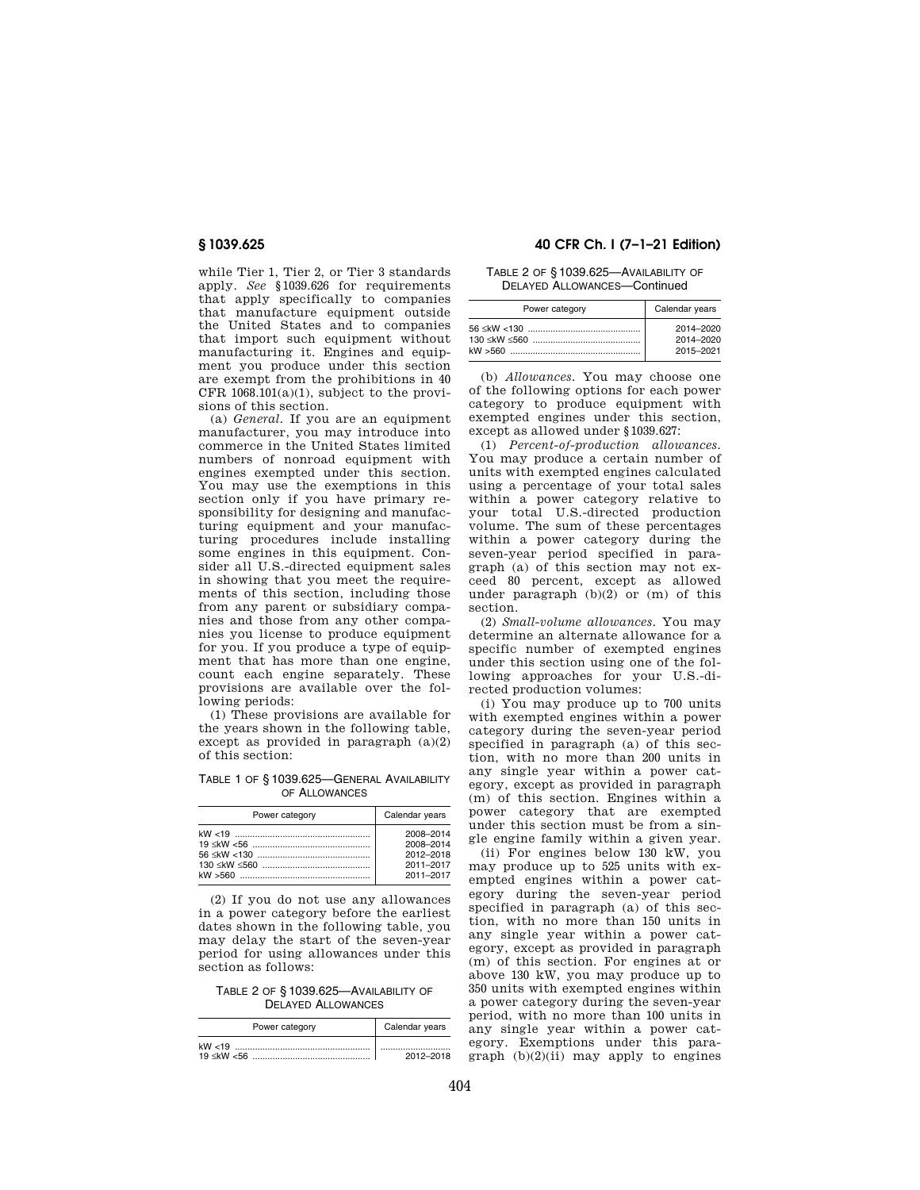while Tier 1, Tier 2, or Tier 3 standards apply. *See* §1039.626 for requirements that apply specifically to companies that manufacture equipment outside the United States and to companies that import such equipment without manufacturing it. Engines and equipment you produce under this section are exempt from the prohibitions in 40 CFR 1068.101(a)(1), subject to the provisions of this section.

(a) *General.* If you are an equipment manufacturer, you may introduce into commerce in the United States limited numbers of nonroad equipment with engines exempted under this section. You may use the exemptions in this section only if you have primary responsibility for designing and manufacturing equipment and your manufacturing procedures include installing some engines in this equipment. Consider all U.S.-directed equipment sales in showing that you meet the requirements of this section, including those from any parent or subsidiary companies and those from any other companies you license to produce equipment for you. If you produce a type of equipment that has more than one engine, count each engine separately. These provisions are available over the following periods:

(1) These provisions are available for the years shown in the following table, except as provided in paragraph (a)(2) of this section:

TABLE 1 OF §1039.625—GENERAL AVAILABILITY OF ALLOWANCES

| Power category | Calendar years |
|---|---|
| kW <19 | 2008–2014 |
| 19 ≤kW <56 | 2008–2014 |
| 56 ≤kW <130 | 2012–2018 |
| 130 ≤kW ≤560 | 2011–2017 |
| kW >560 | 2011–2017 |

(2) If you do not use any allowances in a power category before the earliest dates shown in the following table, you may delay the start of the seven-year period for using allowances under this section as follows:

TABLE 2 OF §1039.625—AVAILABILITY OF DELAYED ALLOWANCES

| Power category | Calendar years |
|---|---|
| kW <19 | |
| 19 ≤kW <56 | 2012–2018 |
| 56 ≤kW <130 | 2014–2020 |
| 130 ≤kW ≤560 | 2014–2020 |
| kW >560 | 2015–2021 |

(b) *Allowances.* You may choose one of the following options for each power category to produce equipment with exempted engines under this section, except as allowed under §1039.627:

(1) *Percent-of-production allowances.* You may produce a certain number of units with exempted engines calculated using a percentage of your total sales within a power category relative to your total U.S.-directed production volume. The sum of these percentages within a power category during the seven-year period specified in paragraph (a) of this section may not exceed 80 percent, except as allowed under paragraph (b)(2) or (m) of this section.

(2) *Small-volume allowances.* You may determine an alternate allowance for a specific number of exempted engines under this section using one of the following approaches for your U.S.-directed production volumes:

(i) You may produce up to 700 units with exempted engines within a power category during the seven-year period specified in paragraph (a) of this section, with no more than 200 units in any single year within a power category, except as provided in paragraph (m) of this section. Engines within a power category that are exempted under this section must be from a single engine family within a given year.

(ii) For engines below 130 kW, you may produce up to 525 units with exempted engines within a power category during the seven-year period specified in paragraph (a) of this section, with no more than 150 units in any single year within a power category, except as provided in paragraph (m) of this section. For engines at or above 130 kW, you may produce up to 350 units with exempted engines within a power category during the seven-year period, with no more than 100 units in any single year within a power category. Exemptions under this paragraph (b)(2)(ii) may apply to engines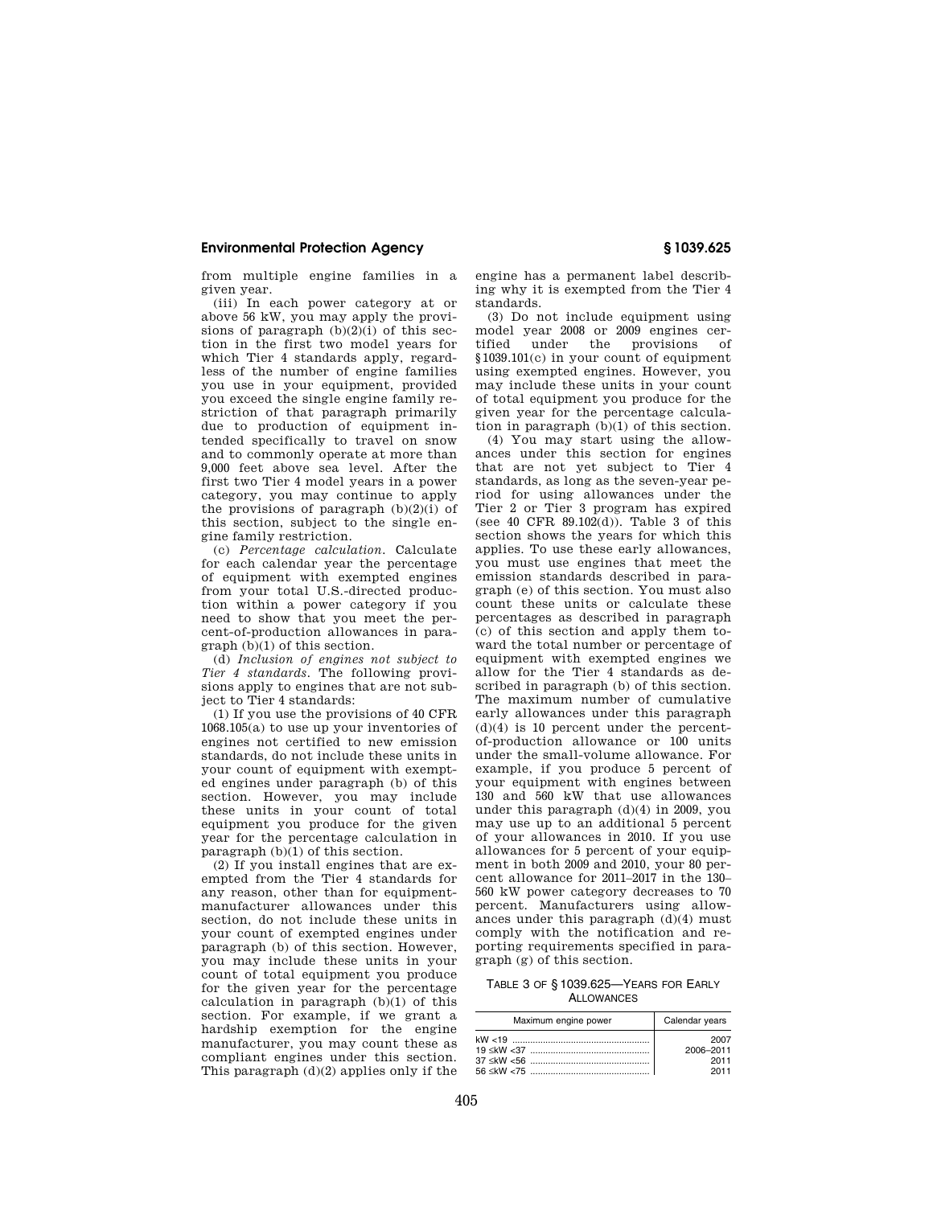from multiple engine families in a given year.

(iii) In each power category at or above 56 kW, you may apply the provisions of paragraph (b)(2)(i) of this section in the first two model years for which Tier 4 standards apply, regardless of the number of engine families you use in your equipment, provided you exceed the single engine family restriction of that paragraph primarily due to production of equipment intended specifically to travel on snow and to commonly operate at more than 9,000 feet above sea level. After the first two Tier 4 model years in a power category, you may continue to apply the provisions of paragraph (b)(2)(i) of this section, subject to the single engine family restriction.

(c) *Percentage calculation.* Calculate for each calendar year the percentage of equipment with exempted engines from your total U.S.-directed production within a power category if you need to show that you meet the percent-of-production allowances in paragraph (b)(1) of this section.

(d) *Inclusion of engines not subject to Tier 4 standards.* The following provisions apply to engines that are not subject to Tier 4 standards:

(1) If you use the provisions of 40 CFR 1068.105(a) to use up your inventories of engines not certified to new emission standards, do not include these units in your count of equipment with exempted engines under paragraph (b) of this section. However, you may include these units in your count of total equipment you produce for the given year for the percentage calculation in paragraph (b)(1) of this section.

(2) If you install engines that are exempted from the Tier 4 standards for any reason, other than for equipment-manufacturer allowances under this section, do not include these units in your count of exempted engines under paragraph (b) of this section. However, you may include these units in your count of total equipment you produce for the given year for the percentage calculation in paragraph (b)(1) of this section. For example, if we grant a hardship exemption for the engine manufacturer, you may count these as compliant engines under this section. This paragraph (d)(2) applies only if the engine has a permanent label describing why it is exempted from the Tier 4 standards.

(3) Do not include equipment using model year 2008 or 2009 engines certified under the provisions of §1039.101(c) in your count of equipment using exempted engines. However, you may include these units in your count of total equipment you produce for the given year for the percentage calculation in paragraph (b)(1) of this section.

(4) You may start using the allowances under this section for engines that are not yet subject to Tier 4 standards, as long as the seven-year period for using allowances under the Tier 2 or Tier 3 program has expired (see 40 CFR 89.102(d)). Table 3 of this section shows the years for which this applies. To use these early allowances, you must use engines that meet the emission standards described in paragraph (e) of this section. You must also count these units or calculate these percentages as described in paragraph (c) of this section and apply them toward the total number or percentage of equipment with exempted engines we allow for the Tier 4 standards as described in paragraph (b) of this section. The maximum number of cumulative early allowances under this paragraph (d)(4) is 10 percent under the percent-of-production allowance or 100 units under the small-volume allowance. For example, if you produce 5 percent of your equipment with engines between 130 and 560 kW that use allowances under this paragraph (d)(4) in 2009, you may use up to an additional 5 percent of your allowances in 2010. If you use allowances for 5 percent of your equipment in both 2009 and 2010, your 80 percent allowance for 2011–2017 in the 130–560 kW power category decreases to 70 percent. Manufacturers using allowances under this paragraph (d)(4) must comply with the notification and reporting requirements specified in paragraph (g) of this section.

TABLE 3 OF §1039.625—YEARS FOR EARLY ALLOWANCES

| Maximum engine power | Calendar years |
|---|---|
| kW <19 | 2007 |
| 19 ≤kW <37 | 2006–2011 |
| 37 ≤kW <56 | 2011 |
| 56 ≤kW <75 | 2011 |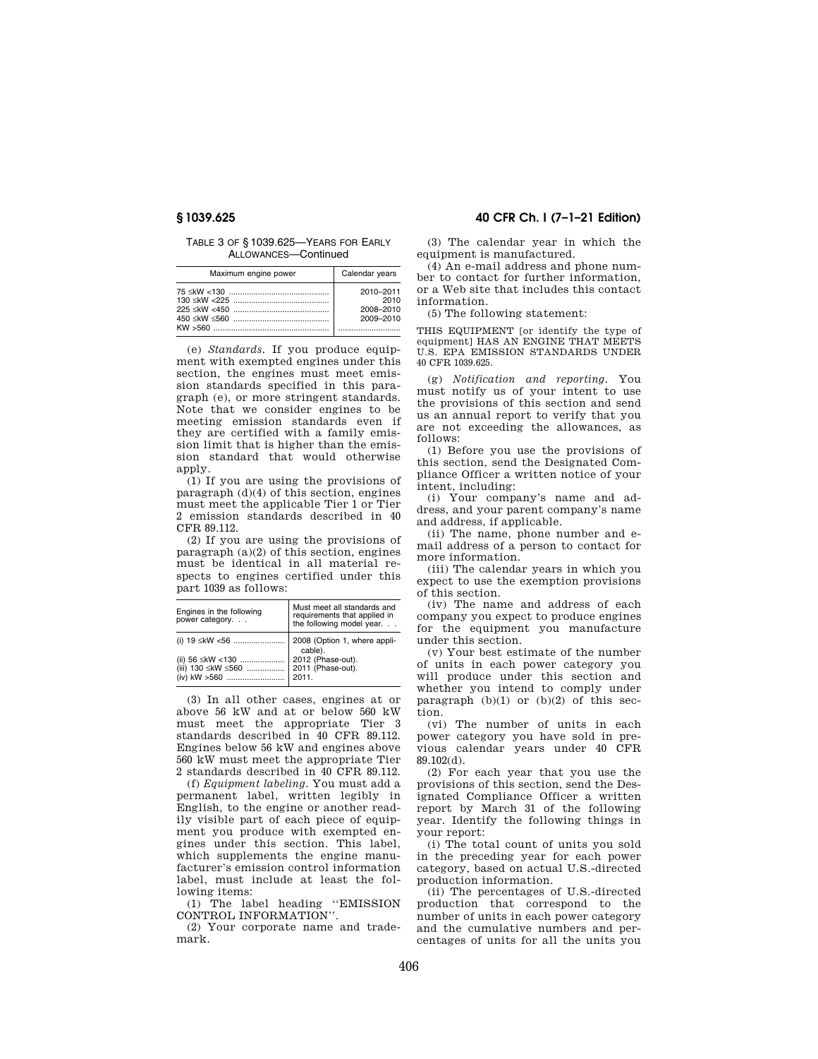TABLE 3 OF § 1039.625—YEARS FOR EARLY ALLOWANCES—Continued

| Maximum engine power | Calendar years |
| --- | --- |
| 75 ≤kW <130 | 2010–2011 |
| 130 ≤kW <225 | 2010 |
| 225 ≤kW <450 | 2008–2010 |
| 450 ≤kW ≤560 | 2009–2010 |
| KW >560 | |

(e) *Standards.* If you produce equipment with exempted engines under this section, the engines must meet emission standards specified in this paragraph (e), or more stringent standards. Note that we consider engines to be meeting emission standards even if they are certified with a family emission limit that is higher than the emission standard that would otherwise apply.

(1) If you are using the provisions of paragraph (d)(4) of this section, engines must meet the applicable Tier 1 or Tier 2 emission standards described in 40 CFR 89.112.

(2) If you are using the provisions of paragraph (a)(2) of this section, engines must be identical in all material respects to engines certified under this part 1039 as follows:

| Engines in the following power category. . . | Must meet all standards and requirements that applied in the following model year. . . |
| --- | --- |
| (i) 19 ≤kW <56 | 2008 (Option 1, where applicable). |
| (ii) 56 ≤kW <130 | 2012 (Phase-out). |
| (iii) 130 ≤kW ≤560 | 2011 (Phase-out). |
| (iv) kW >560 | 2011. |

(3) In all other cases, engines at or above 56 kW and at or below 560 kW must meet the appropriate Tier 3 standards described in 40 CFR 89.112. Engines below 56 kW and engines above 560 kW must meet the appropriate Tier 2 standards described in 40 CFR 89.112.

(f) *Equipment labeling.* You must add a permanent label, written legibly in English, to the engine or another readily visible part of each piece of equipment you produce with exempted engines under this section. This label, which supplements the engine manufacturer's emission control information label, must include at least the following items:

(1) The label heading "EMISSION CONTROL INFORMATION".

(2) Your corporate name and trademark.

(3) The calendar year in which the equipment is manufactured.

(4) An e-mail address and phone number to contact for further information, or a Web site that includes this contact information.

(5) The following statement:

THIS EQUIPMENT [or identify the type of equipment] HAS AN ENGINE THAT MEETS U.S. EPA EMISSION STANDARDS UNDER 40 CFR 1039.625.

(g) *Notification and reporting.* You must notify us of your intent to use the provisions of this section and send us an annual report to verify that you are not exceeding the allowances, as follows:

(1) Before you use the provisions of this section, send the Designated Compliance Officer a written notice of your intent, including:

(i) Your company's name and address, and your parent company's name and address, if applicable.

(ii) The name, phone number and e-mail address of a person to contact for more information.

(iii) The calendar years in which you expect to use the exemption provisions of this section.

(iv) The name and address of each company you expect to produce engines for the equipment you manufacture under this section.

(v) Your best estimate of the number of units in each power category you will produce under this section and whether you intend to comply under paragraph (b)(1) or (b)(2) of this section.

(vi) The number of units in each power category you have sold in previous calendar years under 40 CFR 89.102(d).

(2) For each year that you use the provisions of this section, send the Designated Compliance Officer a written report by March 31 of the following year. Identify the following things in your report:

(i) The total count of units you sold in the preceding year for each power category, based on actual U.S.-directed production information.

(ii) The percentages of U.S.-directed production that correspond to the number of units in each power category and the cumulative numbers and percentages of units for all the units you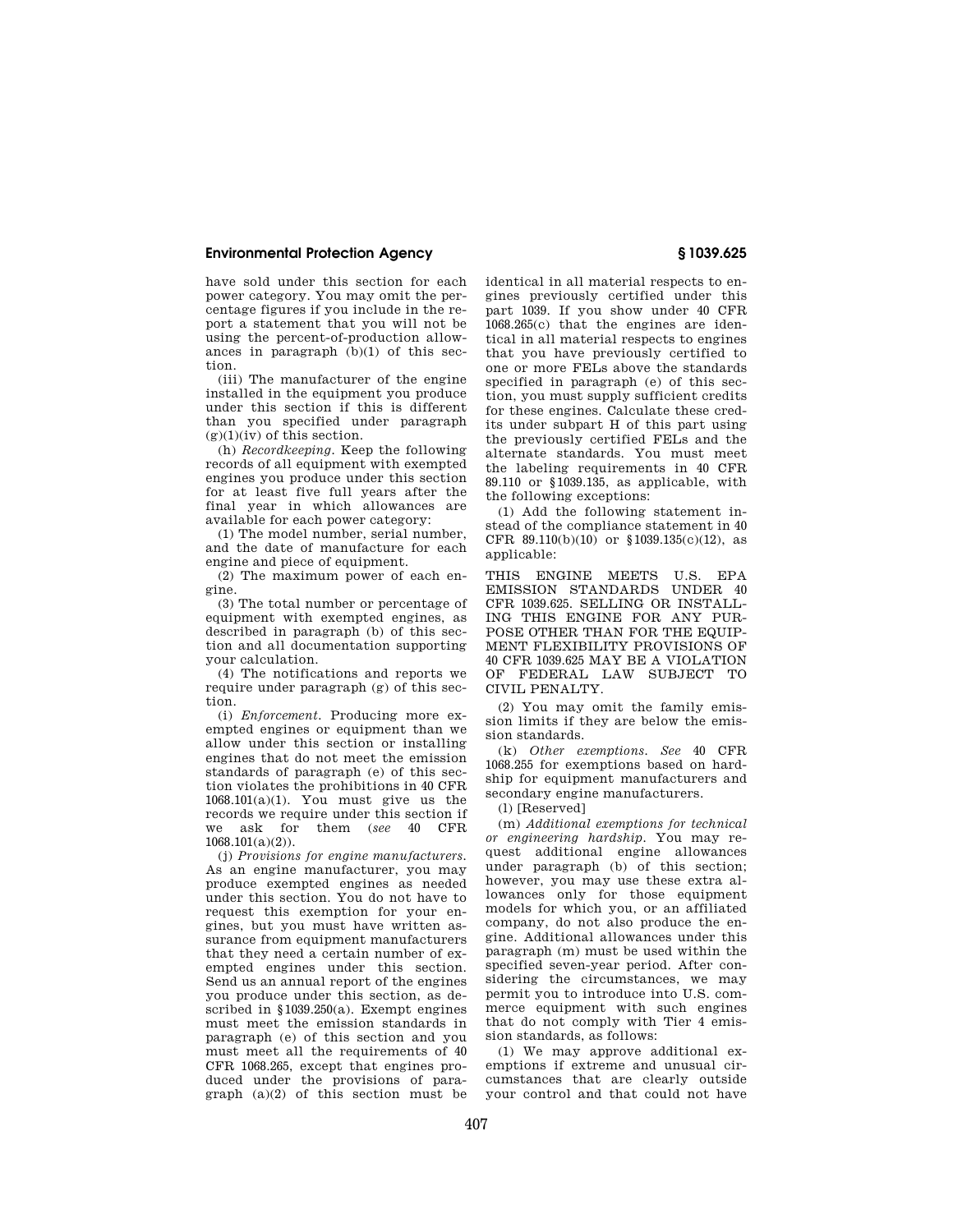have sold under this section for each power category. You may omit the percentage figures if you include in the report a statement that you will not be using the percent-of-production allowances in paragraph (b)(1) of this section.

(iii) The manufacturer of the engine installed in the equipment you produce under this section if this is different than you specified under paragraph (g)(1)(iv) of this section.

(h) *Recordkeeping.* Keep the following records of all equipment with exempted engines you produce under this section for at least five full years after the final year in which allowances are available for each power category:

(1) The model number, serial number, and the date of manufacture for each engine and piece of equipment.

(2) The maximum power of each engine.

(3) The total number or percentage of equipment with exempted engines, as described in paragraph (b) of this section and all documentation supporting your calculation.

(4) The notifications and reports we require under paragraph (g) of this section.

(i) *Enforcement.* Producing more exempted engines or equipment than we allow under this section or installing engines that do not meet the emission standards of paragraph (e) of this section violates the prohibitions in 40 CFR 1068.101(a)(1). You must give us the records we require under this section if we ask for them (*see* 40 CFR 1068.101(a)(2)).

(j) *Provisions for engine manufacturers.* As an engine manufacturer, you may produce exempted engines as needed under this section. You do not have to request this exemption for your engines, but you must have written assurance from equipment manufacturers that they need a certain number of exempted engines under this section. Send us an annual report of the engines you produce under this section, as described in §1039.250(a). Exempt engines must meet the emission standards in paragraph (e) of this section and you must meet all the requirements of 40 CFR 1068.265, except that engines produced under the provisions of paragraph (a)(2) of this section must be identical in all material respects to engines previously certified under this part 1039. If you show under 40 CFR 1068.265(c) that the engines are identical in all material respects to engines that you have previously certified to one or more FELs above the standards specified in paragraph (e) of this section, you must supply sufficient credits for these engines. Calculate these credits under subpart H of this part using the previously certified FELs and the alternate standards. You must meet the labeling requirements in 40 CFR 89.110 or §1039.135, as applicable, with the following exceptions:

(1) Add the following statement instead of the compliance statement in 40 CFR 89.110(b)(10) or §1039.135(c)(12), as applicable:

THIS ENGINE MEETS U.S. EPA EMISSION STANDARDS UNDER 40 CFR 1039.625. SELLING OR INSTALLING THIS ENGINE FOR ANY PURPOSE OTHER THAN FOR THE EQUIPMENT FLEXIBILITY PROVISIONS OF 40 CFR 1039.625 MAY BE A VIOLATION OF FEDERAL LAW SUBJECT TO CIVIL PENALTY.

(2) You may omit the family emission limits if they are below the emission standards.

(k) *Other exemptions. See* 40 CFR 1068.255 for exemptions based on hardship for equipment manufacturers and secondary engine manufacturers.

(l) [Reserved]

(m) *Additional exemptions for technical or engineering hardship.* You may request additional engine allowances under paragraph (b) of this section; however, you may use these extra allowances only for those equipment models for which you, or an affiliated company, do not also produce the engine. Additional allowances under this paragraph (m) must be used within the specified seven-year period. After considering the circumstances, we may permit you to introduce into U.S. commerce equipment with such engines that do not comply with Tier 4 emission standards, as follows:

(1) We may approve additional exemptions if extreme and unusual circumstances that are clearly outside your control and that could not have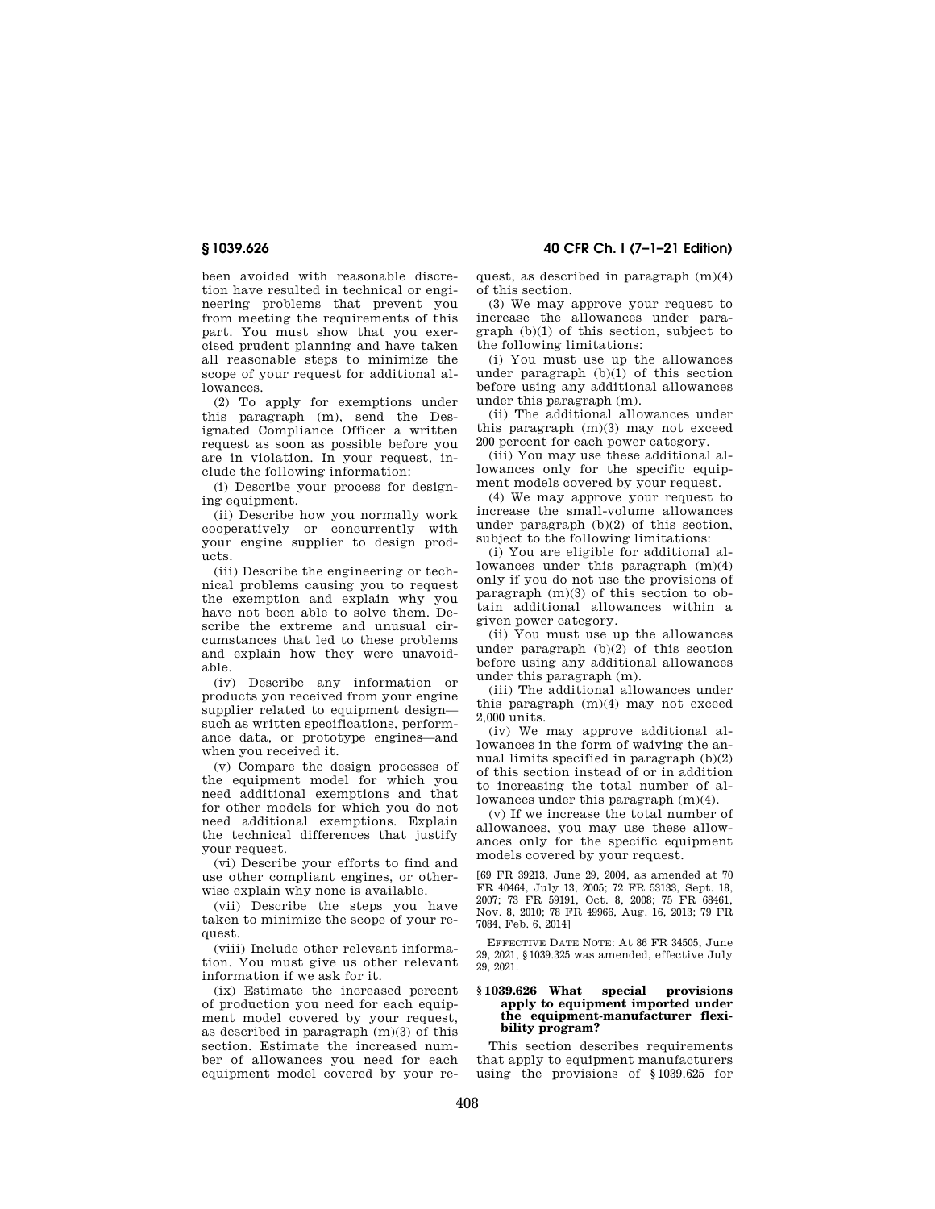been avoided with reasonable discretion have resulted in technical or engineering problems that prevent you from meeting the requirements of this part. You must show that you exercised prudent planning and have taken all reasonable steps to minimize the scope of your request for additional allowances.

(2) To apply for exemptions under this paragraph (m), send the Designated Compliance Officer a written request as soon as possible before you are in violation. In your request, include the following information:

(i) Describe your process for designing equipment.

(ii) Describe how you normally work cooperatively or concurrently with your engine supplier to design products.

(iii) Describe the engineering or technical problems causing you to request the exemption and explain why you have not been able to solve them. Describe the extreme and unusual circumstances that led to these problems and explain how they were unavoidable.

(iv) Describe any information or products you received from your engine supplier related to equipment design—such as written specifications, performance data, or prototype engines—and when you received it.

(v) Compare the design processes of the equipment model for which you need additional exemptions and that for other models for which you do not need additional exemptions. Explain the technical differences that justify your request.

(vi) Describe your efforts to find and use other compliant engines, or otherwise explain why none is available.

(vii) Describe the steps you have taken to minimize the scope of your request.

(viii) Include other relevant information. You must give us other relevant information if we ask for it.

(ix) Estimate the increased percent of production you need for each equipment model covered by your request, as described in paragraph (m)(3) of this section. Estimate the increased number of allowances you need for each equipment model covered by your request, as described in paragraph (m)(4) of this section.

(3) We may approve your request to increase the allowances under paragraph (b)(1) of this section, subject to the following limitations:

(i) You must use up the allowances under paragraph (b)(1) of this section before using any additional allowances under this paragraph (m).

(ii) The additional allowances under this paragraph (m)(3) may not exceed 200 percent for each power category.

(iii) You may use these additional allowances only for the specific equipment models covered by your request.

(4) We may approve your request to increase the small-volume allowances under paragraph (b)(2) of this section, subject to the following limitations:

(i) You are eligible for additional allowances under this paragraph (m)(4) only if you do not use the provisions of paragraph (m)(3) of this section to obtain additional allowances within a given power category.

(ii) You must use up the allowances under paragraph (b)(2) of this section before using any additional allowances under this paragraph (m).

(iii) The additional allowances under this paragraph (m)(4) may not exceed 2,000 units.

(iv) We may approve additional allowances in the form of waiving the annual limits specified in paragraph (b)(2) of this section instead of or in addition to increasing the total number of allowances under this paragraph (m)(4).

(v) If we increase the total number of allowances, you may use these allowances only for the specific equipment models covered by your request.

[69 FR 39213, June 29, 2004, as amended at 70 FR 40464, July 13, 2005; 72 FR 53133, Sept. 18, 2007; 73 FR 59191, Oct. 8, 2008; 75 FR 68461, Nov. 8, 2010; 78 FR 49966, Aug. 16, 2013; 79 FR 7084, Feb. 6, 2014]

EFFECTIVE DATE NOTE: At 86 FR 34505, June 29, 2021, §1039.325 was amended, effective July 29, 2021.

## §1039.626 What special provisions apply to equipment imported under the equipment-manufacturer flexibility program?

This section describes requirements that apply to equipment manufacturers using the provisions of §1039.625 for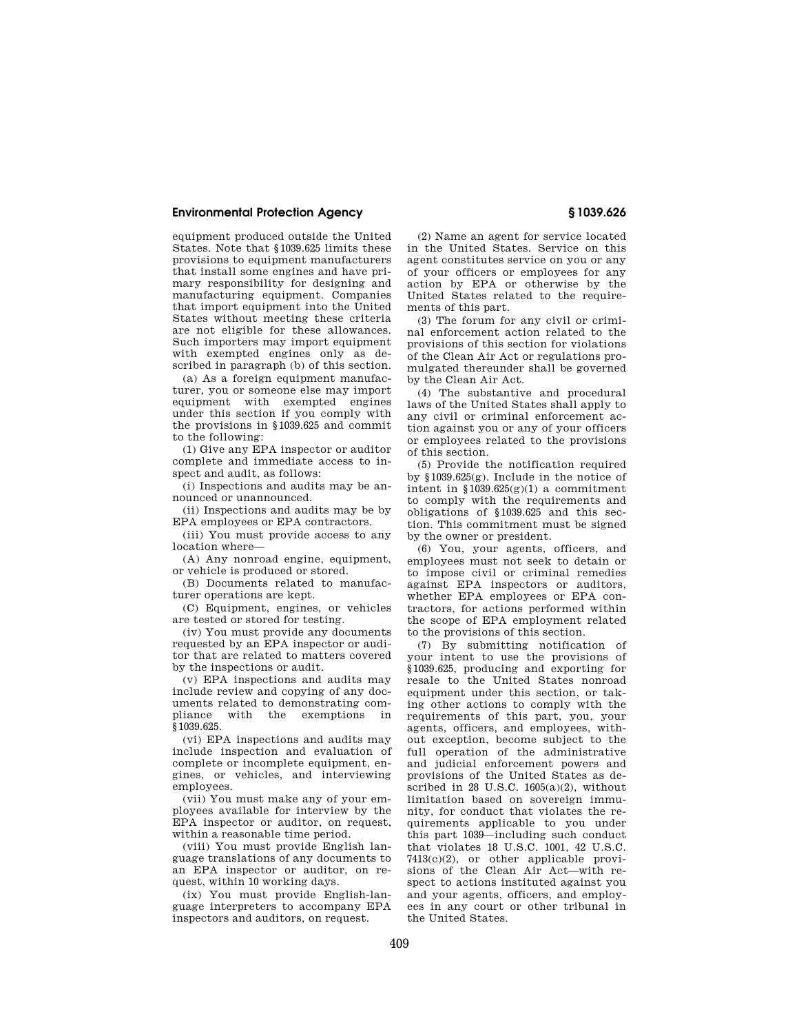equipment produced outside the United States. Note that §1039.625 limits these provisions to equipment manufacturers that install some engines and have primary responsibility for designing and manufacturing equipment. Companies that import equipment into the United States without meeting these criteria are not eligible for these allowances. Such importers may import equipment with exempted engines only as described in paragraph (b) of this section.

(a) As a foreign equipment manufacturer, you or someone else may import equipment with exempted engines under this section if you comply with the provisions in §1039.625 and commit to the following:

(1) Give any EPA inspector or auditor complete and immediate access to inspect and audit, as follows:

(i) Inspections and audits may be announced or unannounced.

(ii) Inspections and audits may be by EPA employees or EPA contractors.

(iii) You must provide access to any location where—

(A) Any nonroad engine, equipment, or vehicle is produced or stored.

(B) Documents related to manufacturer operations are kept.

(C) Equipment, engines, or vehicles are tested or stored for testing.

(iv) You must provide any documents requested by an EPA inspector or auditor that are related to matters covered by the inspections or audit.

(v) EPA inspections and audits may include review and copying of any documents related to demonstrating compliance with the exemptions in §1039.625.

(vi) EPA inspections and audits may include inspection and evaluation of complete or incomplete equipment, engines, or vehicles, and interviewing employees.

(vii) You must make any of your employees available for interview by the EPA inspector or auditor, on request, within a reasonable time period.

(viii) You must provide English language translations of any documents to an EPA inspector or auditor, on request, within 10 working days.

(ix) You must provide English-language interpreters to accompany EPA inspectors and auditors, on request.

(2) Name an agent for service located in the United States. Service on this agent constitutes service on you or any of your officers or employees for any action by EPA or otherwise by the United States related to the requirements of this part.

(3) The forum for any civil or criminal enforcement action related to the provisions of this section for violations of the Clean Air Act or regulations promulgated thereunder shall be governed by the Clean Air Act.

(4) The substantive and procedural laws of the United States shall apply to any civil or criminal enforcement action against you or any of your officers or employees related to the provisions of this section.

(5) Provide the notification required by §1039.625(g). Include in the notice of intent in §1039.625(g)(1) a commitment to comply with the requirements and obligations of §1039.625 and this section. This commitment must be signed by the owner or president.

(6) You, your agents, officers, and employees must not seek to detain or to impose civil or criminal remedies against EPA inspectors or auditors, whether EPA employees or EPA contractors, for actions performed within the scope of EPA employment related to the provisions of this section.

(7) By submitting notification of your intent to use the provisions of §1039.625, producing and exporting for resale to the United States nonroad equipment under this section, or taking other actions to comply with the requirements of this part, you, your agents, officers, and employees, without exception, become subject to the full operation of the administrative and judicial enforcement powers and provisions of the United States as described in 28 U.S.C. 1605(a)(2), without limitation based on sovereign immunity, for conduct that violates the requirements applicable to you under this part 1039—including such conduct that violates 18 U.S.C. 1001, 42 U.S.C. 7413(c)(2), or other applicable provisions of the Clean Air Act—with respect to actions instituted against you and your agents, officers, and employees in any court or other tribunal in the United States.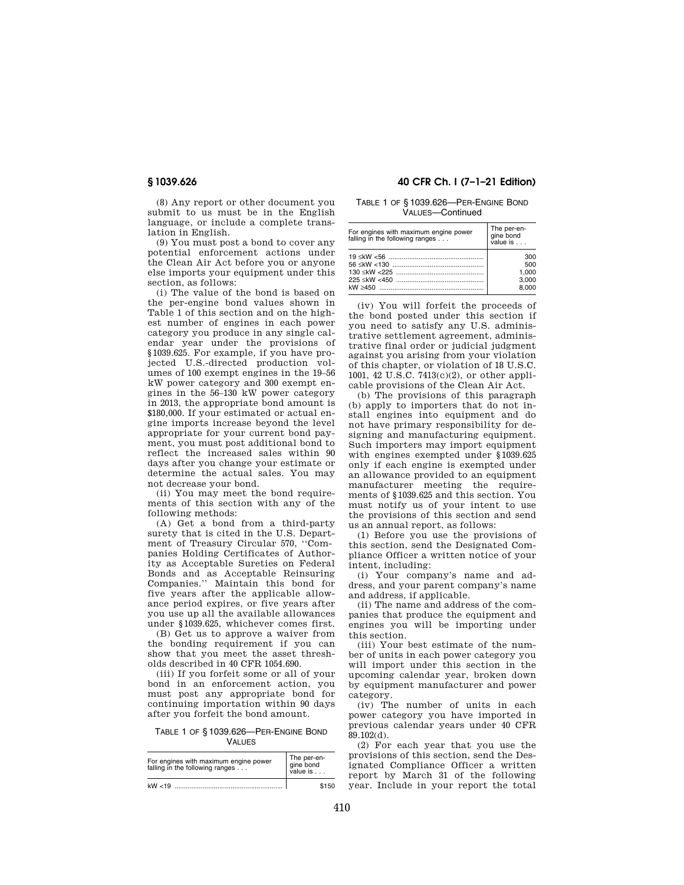(8) Any report or other document you submit to us must be in the English language, or include a complete translation in English.

(9) You must post a bond to cover any potential enforcement actions under the Clean Air Act before you or anyone else imports your equipment under this section, as follows:

(i) The value of the bond is based on the per-engine bond values shown in Table 1 of this section and on the highest number of engines in each power category you produce in any single calendar year under the provisions of §1039.625. For example, if you have projected U.S.-directed production volumes of 100 exempt engines in the 19–56 kW power category and 300 exempt engines in the 56–130 kW power category in 2013, the appropriate bond amount is $180,000. If your estimated or actual engine imports increase beyond the level appropriate for your current bond payment, you must post additional bond to reflect the increased sales within 90 days after you change your estimate or determine the actual sales. You may not decrease your bond.

(ii) You may meet the bond requirements of this section with any of the following methods:

(A) Get a bond from a third-party surety that is cited in the U.S. Department of Treasury Circular 570, "Companies Holding Certificates of Authority as Acceptable Sureties on Federal Bonds and as Acceptable Reinsuring Companies." Maintain this bond for five years after the applicable allowance period expires, or five years after you use up all the available allowances under §1039.625, whichever comes first.

(B) Get us to approve a waiver from the bonding requirement if you can show that you meet the asset thresholds described in 40 CFR 1054.690.

(iii) If you forfeit some or all of your bond in an enforcement action, you must post any appropriate bond for continuing importation within 90 days after you forfeit the bond amount.

TABLE 1 OF §1039.626—PER-ENGINE BOND VALUES

| For engines with maximum engine power falling in the following ranges . . . | The per-engine bond value is . . . |
|---|---|
| kW <19 | $150 |
| 19 ≤kW <56 | 300 |
| 56 ≤kW <130 | 500 |
| 130 ≤kW <225 | 1,000 |
| 225 ≤kW <450 | 3,000 |
| kW ≥450 | 8,000 |

(iv) You will forfeit the proceeds of the bond posted under this section if you need to satisfy any U.S. administrative settlement agreement, administrative final order or judicial judgment against you arising from your violation of this chapter, or violation of 18 U.S.C. 1001, 42 U.S.C. 7413(c)(2), or other applicable provisions of the Clean Air Act.

(b) The provisions of this paragraph (b) apply to importers that do not install engines into equipment and do not have primary responsibility for designing and manufacturing equipment. Such importers may import equipment with engines exempted under §1039.625 only if each engine is exempted under an allowance provided to an equipment manufacturer meeting the requirements of §1039.625 and this section. You must notify us of your intent to use the provisions of this section and send us an annual report, as follows:

(1) Before you use the provisions of this section, send the Designated Compliance Officer a written notice of your intent, including:

(i) Your company's name and address, and your parent company's name and address, if applicable.

(ii) The name and address of the companies that produce the equipment and engines you will be importing under this section.

(iii) Your best estimate of the number of units in each power category you will import under this section in the upcoming calendar year, broken down by equipment manufacturer and power category.

(iv) The number of units in each power category you have imported in previous calendar years under 40 CFR 89.102(d).

(2) For each year that you use the provisions of this section, send the Designated Compliance Officer a written report by March 31 of the following year. Include in your report the total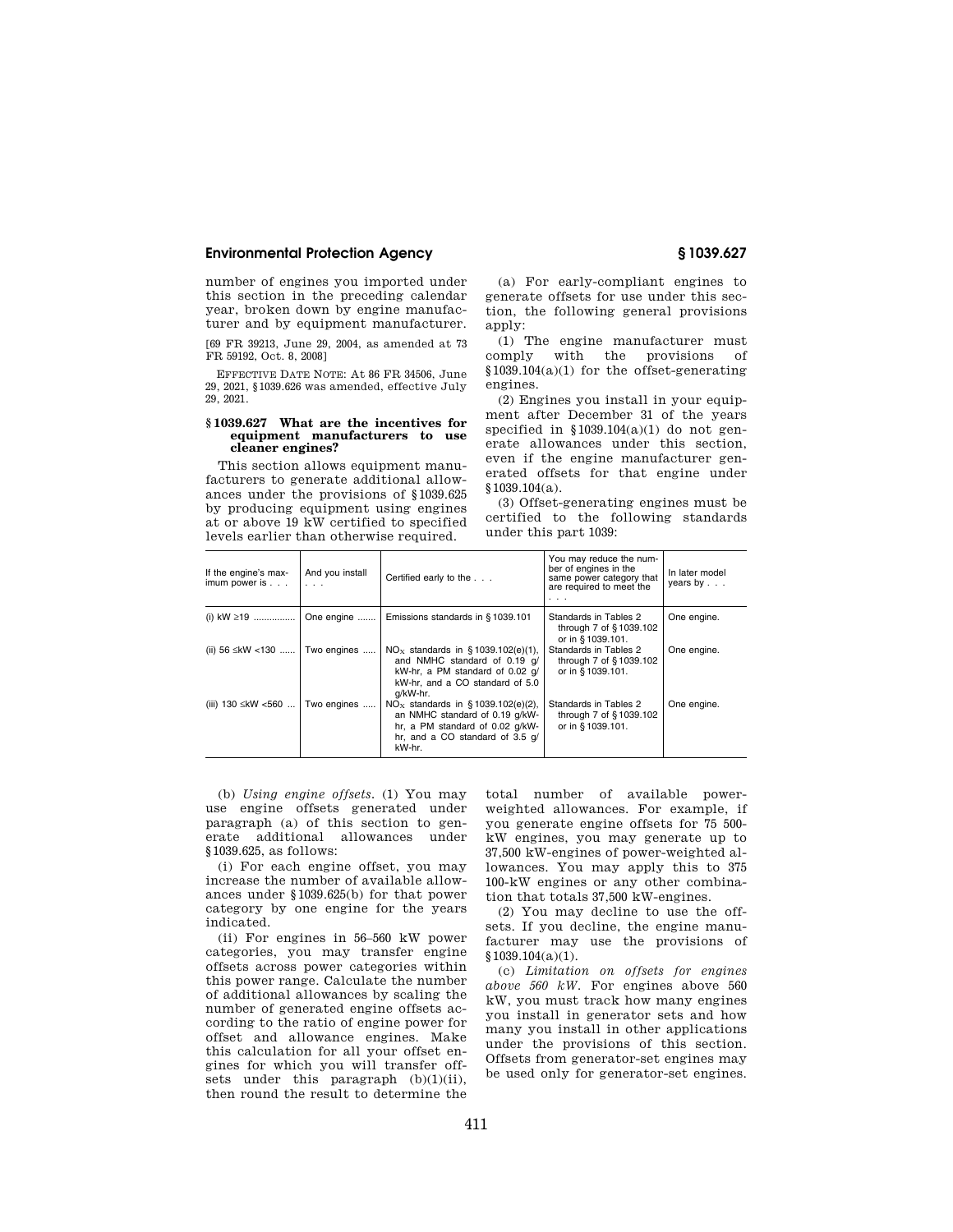number of engines you imported under this section in the preceding calendar year, broken down by engine manufacturer and by equipment manufacturer.

[69 FR 39213, June 29, 2004, as amended at 73 FR 59192, Oct. 8, 2008]

EFFECTIVE DATE NOTE: At 86 FR 34506, June 29, 2021, §1039.626 was amended, effective July 29, 2021.

### § 1039.627 What are the incentives for equipment manufacturers to use cleaner engines?

This section allows equipment manufacturers to generate additional allowances under the provisions of §1039.625 by producing equipment using engines at or above 19 kW certified to specified levels earlier than otherwise required.

(a) For early-compliant engines to generate offsets for use under this section, the following general provisions apply:

(1) The engine manufacturer must comply with the provisions of §1039.104(a)(1) for the offset-generating engines.

(2) Engines you install in your equipment after December 31 of the years specified in §1039.104(a)(1) do not generate allowances under this section, even if the engine manufacturer generated offsets for that engine under §1039.104(a).

(3) Offset-generating engines must be certified to the following standards under this part 1039:

| If the engine's maximum power is . . . | And you install . . . | Certified early to the . . . | You may reduce the number of engines in the same power category that are required to meet the . . . | In later model years by . . . |
|---|---|---|---|---|
| (i) kW ≥19 | One engine | Emissions standards in §1039.101 | Standards in Tables 2 through 7 of §1039.102 or in §1039.101. | One engine. |
| (ii) 56 ≤kW <130 | Two engines | $NO_X$ standards in §1039.102(e)(1), and NMHC standard of 0.19 g/kW-hr, a PM standard of 0.02 g/kW-hr, and a CO standard of 5.0 g/kW-hr. | Standards in Tables 2 through 7 of §1039.102 or in §1039.101. | One engine. |
| (iii) 130 ≤kW <560 | Two engines | $NO_X$ standards in §1039.102(e)(2), an NMHC standard of 0.19 g/kW-hr, a PM standard of 0.02 g/kW-hr, and a CO standard of 3.5 g/kW-hr. | Standards in Tables 2 through 7 of §1039.102 or in §1039.101. | One engine. |

(b) *Using engine offsets.* (1) You may use engine offsets generated under paragraph (a) of this section to generate additional allowances under §1039.625, as follows:

(i) For each engine offset, you may increase the number of available allowances under §1039.625(b) for that power category by one engine for the years indicated.

(ii) For engines in 56–560 kW power categories, you may transfer engine offsets across power categories within this power range. Calculate the number of additional allowances by scaling the number of generated engine offsets according to the ratio of engine power for offset and allowance engines. Make this calculation for all your offset engines for which you will transfer offsets under this paragraph (b)(1)(ii), then round the result to determine the total number of available power-weighted allowances. For example, if you generate engine offsets for 75 500-kW engines, you may generate up to 37,500 kW-engines of power-weighted allowances. You may apply this to 375 100-kW engines or any other combination that totals 37,500 kW-engines.

(2) You may decline to use the offsets. If you decline, the engine manufacturer may use the provisions of §1039.104(a)(1).

(c) *Limitation on offsets for engines above 560 kW.* For engines above 560 kW, you must track how many engines you install in generator sets and how many you install in other applications under the provisions of this section. Offsets from generator-set engines may be used only for generator-set engines.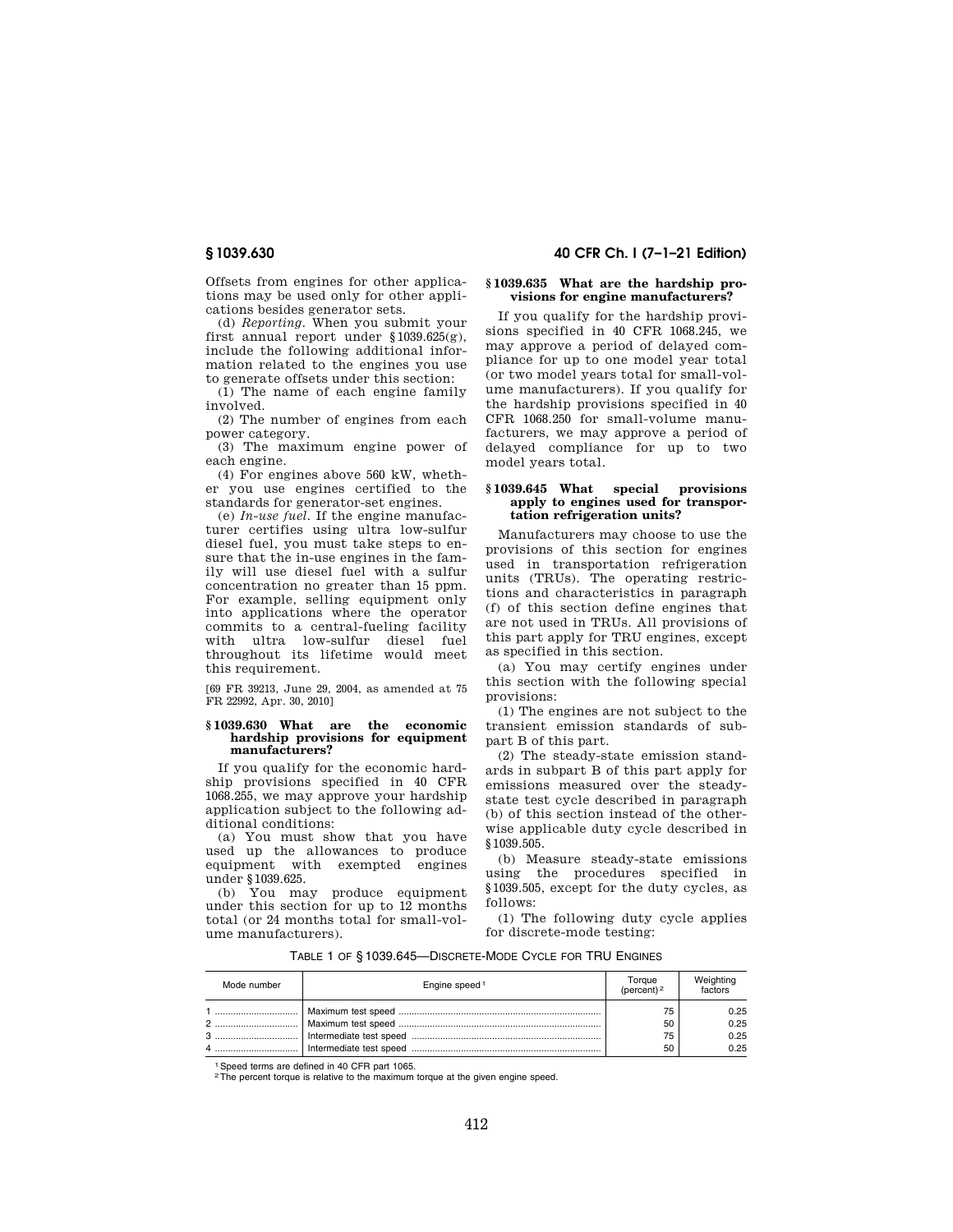Offsets from engines for other applications may be used only for other applications besides generator sets.

(d) *Reporting*. When you submit your first annual report under §1039.625(g), include the following additional information related to the engines you use to generate offsets under this section:

(1) The name of each engine family involved.

(2) The number of engines from each power category.

(3) The maximum engine power of each engine.

(4) For engines above 560 kW, whether you use engines certified to the standards for generator-set engines.

(e) *In-use fuel*. If the engine manufacturer certifies using ultra low-sulfur diesel fuel, you must take steps to ensure that the in-use engines in the family will use diesel fuel with a sulfur concentration no greater than 15 ppm. For example, selling equipment only into applications where the operator commits to a central-fueling facility with ultra low-sulfur diesel fuel throughout its lifetime would meet this requirement.

[69 FR 39213, June 29, 2004, as amended at 75 FR 22992, Apr. 30, 2010]

### §1039.630 What are the economic hardship provisions for equipment manufacturers?

If you qualify for the economic hardship provisions specified in 40 CFR 1068.255, we may approve your hardship application subject to the following additional conditions:

(a) You must show that you have used up the allowances to produce equipment with exempted engines under §1039.625.

(b) You may produce equipment under this section for up to 12 months total (or 24 months total for small-volume manufacturers).

### §1039.635 What are the hardship provisions for engine manufacturers?

If you qualify for the hardship provisions specified in 40 CFR 1068.245, we may approve a period of delayed compliance for up to one model year total (or two model years total for small-volume manufacturers). If you qualify for the hardship provisions specified in 40 CFR 1068.250 for small-volume manufacturers, we may approve a period of delayed compliance for up to two model years total.

### §1039.645 What special provisions apply to engines used for transportation refrigeration units?

Manufacturers may choose to use the provisions of this section for engines used in transportation refrigeration units (TRUs). The operating restrictions and characteristics in paragraph (f) of this section define engines that are not used in TRUs. All provisions of this part apply for TRU engines, except as specified in this section.

(a) You may certify engines under this section with the following special provisions:

(1) The engines are not subject to the transient emission standards of subpart B of this part.

(2) The steady-state emission standards in subpart B of this part apply for emissions measured over the steady-state test cycle described in paragraph (b) of this section instead of the otherwise applicable duty cycle described in §1039.505.

(b) Measure steady-state emissions using the procedures specified in §1039.505, except for the duty cycles, as follows:

(1) The following duty cycle applies for discrete-mode testing:

TABLE 1 OF §1039.645—DISCRETE-MODE CYCLE FOR TRU ENGINES

| Mode number | Engine speed [1] | Torque (percent) [2] | Weighting factors |
|---|---|---|---|
| 1 | Maximum test speed | 75 | 0.25 |
| 2 | Maximum test speed | 50 | 0.25 |
| 3 | Intermediate test speed | 75 | 0.25 |
| 4 | Intermediate test speed | 50 | 0.25 |

[1] Speed terms are defined in 40 CFR part 1065.

[2] The percent torque is relative to the maximum torque at the given engine speed.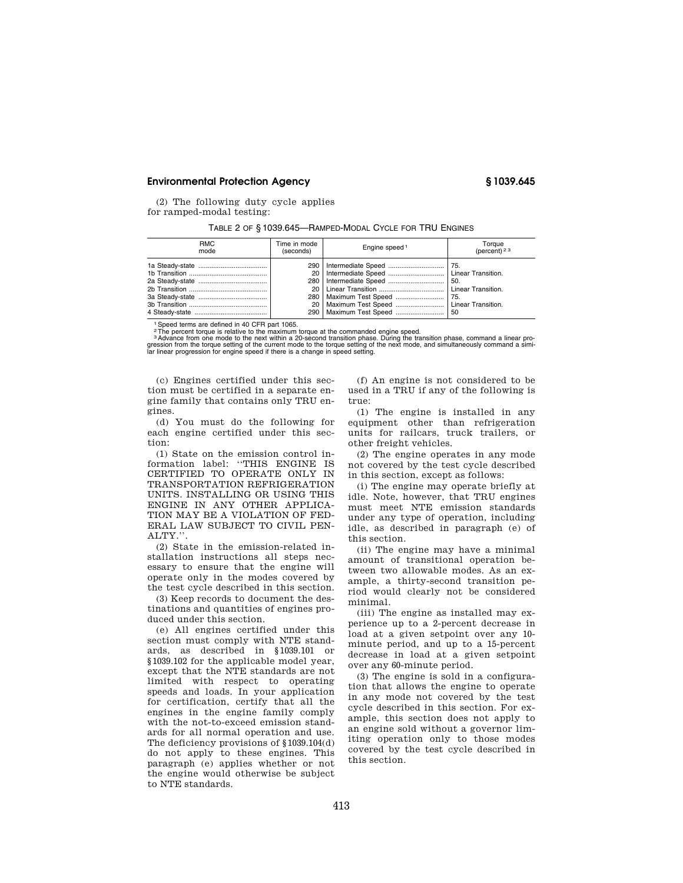(2) The following duty cycle applies for ramped-modal testing:

TABLE 2 OF § 1039.645—RAMPED-MODAL CYCLE FOR TRU ENGINES

| RMC mode | Time in mode (seconds) | Engine speed [1] | Torque (percent) [2,3] |
|---|---|---|---|
| 1a Steady-state | 290 | Intermediate Speed | 75. |
| 1b Transition | 20 | Intermediate Speed | Linear Transition. |
| 2a Steady-state | 280 | Intermediate Speed | 50. |
| 2b Transition | 20 | Linear Transition | Linear Transition. |
| 3a Steady-state | 280 | Maximum Test Speed | 75. |
| 3b Transition | 20 | Maximum Test Speed | Linear Transition. |
| 4 Steady-state | 290 | Maximum Test Speed | 50 |

[1] Speed terms are defined in 40 CFR part 1065.
[2] The percent torque is relative to the maximum torque at the commanded engine speed.
[3] Advance from one mode to the next within a 20-second transition phase. During the transition phase, command a linear progression from the torque setting of the current mode to the torque setting of the next mode, and simultaneously command a similar linear progression for engine speed if there is a change in speed setting.

(c) Engines certified under this section must be certified in a separate engine family that contains only TRU engines.

(d) You must do the following for each engine certified under this section:

(1) State on the emission control information label: "THIS ENGINE IS CERTIFIED TO OPERATE ONLY IN TRANSPORTATION REFRIGERATION UNITS. INSTALLING OR USING THIS ENGINE IN ANY OTHER APPLICATION MAY BE A VIOLATION OF FEDERAL LAW SUBJECT TO CIVIL PENALTY.".

(2) State in the emission-related installation instructions all steps necessary to ensure that the engine will operate only in the modes covered by the test cycle described in this section.

(3) Keep records to document the destinations and quantities of engines produced under this section.

(e) All engines certified under this section must comply with NTE standards, as described in §1039.101 or §1039.102 for the applicable model year, except that the NTE standards are not limited with respect to operating speeds and loads. In your application for certification, certify that all the engines in the engine family comply with the not-to-exceed emission standards for all normal operation and use. The deficiency provisions of §1039.104(d) do not apply to these engines. This paragraph (e) applies whether or not the engine would otherwise be subject to NTE standards.

(f) An engine is not considered to be used in a TRU if any of the following is true:

(1) The engine is installed in any equipment other than refrigeration units for railcars, truck trailers, or other freight vehicles.

(2) The engine operates in any mode not covered by the test cycle described in this section, except as follows:

(i) The engine may operate briefly at idle. Note, however, that TRU engines must meet NTE emission standards under any type of operation, including idle, as described in paragraph (e) of this section.

(ii) The engine may have a minimal amount of transitional operation between two allowable modes. As an example, a thirty-second transition period would clearly not be considered minimal.

(iii) The engine as installed may experience up to a 2-percent decrease in load at a given setpoint over any 10-minute period, and up to a 15-percent decrease in load at a given setpoint over any 60-minute period.

(3) The engine is sold in a configuration that allows the engine to operate in any mode not covered by the test cycle described in this section. For example, this section does not apply to an engine sold without a governor limiting operation only to those modes covered by the test cycle described in this section.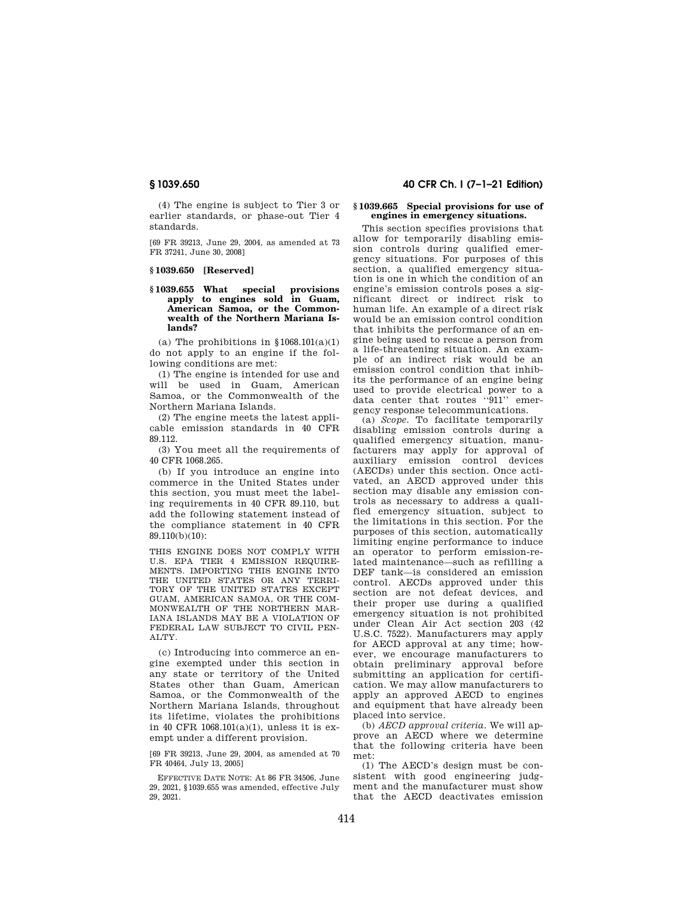(4) The engine is subject to Tier 3 or earlier standards, or phase-out Tier 4 standards.

[69 FR 39213, June 29, 2004, as amended at 73 FR 37241, June 30, 2008]

### § 1039.650 [Reserved]

### § 1039.655 What special provisions apply to engines sold in Guam, American Samoa, or the Commonwealth of the Northern Mariana Islands?

(a) The prohibitions in §1068.101(a)(1) do not apply to an engine if the following conditions are met:

(1) The engine is intended for use and will be used in Guam, American Samoa, or the Commonwealth of the Northern Mariana Islands.

(2) The engine meets the latest applicable emission standards in 40 CFR 89.112.

(3) You meet all the requirements of 40 CFR 1068.265.

(b) If you introduce an engine into commerce in the United States under this section, you must meet the labeling requirements in 40 CFR 89.110, but add the following statement instead of the compliance statement in 40 CFR 89.110(b)(10):

THIS ENGINE DOES NOT COMPLY WITH U.S. EPA TIER 4 EMISSION REQUIREMENTS. IMPORTING THIS ENGINE INTO THE UNITED STATES OR ANY TERRITORY OF THE UNITED STATES EXCEPT GUAM, AMERICAN SAMOA, OR THE COMMONWEALTH OF THE NORTHERN MARIANA ISLANDS MAY BE A VIOLATION OF FEDERAL LAW SUBJECT TO CIVIL PENALTY.

(c) Introducing into commerce an engine exempted under this section in any state or territory of the United States other than Guam, American Samoa, or the Commonwealth of the Northern Mariana Islands, throughout its lifetime, violates the prohibitions in 40 CFR 1068.101(a)(1), unless it is exempt under a different provision.

[69 FR 39213, June 29, 2004, as amended at 70 FR 40464, July 13, 2005]

EFFECTIVE DATE NOTE: At 86 FR 34506, June 29, 2021, §1039.655 was amended, effective July 29, 2021.

### § 1039.665 Special provisions for use of engines in emergency situations.

This section specifies provisions that allow for temporarily disabling emission controls during qualified emergency situations. For purposes of this section, a qualified emergency situation is one in which the condition of an engine's emission controls poses a significant direct or indirect risk to human life. An example of a direct risk would be an emission control condition that inhibits the performance of an engine being used to rescue a person from a life-threatening situation. An example of an indirect risk would be an emission control condition that inhibits the performance of an engine being used to provide electrical power to a data center that routes ''911'' emergency response telecommunications.

(a) *Scope.* To facilitate temporarily disabling emission controls during a qualified emergency situation, manufacturers may apply for approval of auxiliary emission control devices (AECDs) under this section. Once activated, an AECD approved under this section may disable any emission controls as necessary to address a qualified emergency situation, subject to the limitations in this section. For the purposes of this section, automatically limiting engine performance to induce an operator to perform emission-related maintenance—such as refilling a DEF tank—is considered an emission control. AECDs approved under this section are not defeat devices, and their proper use during a qualified emergency situation is not prohibited under Clean Air Act section 203 (42 U.S.C. 7522). Manufacturers may apply for AECD approval at any time; however, we encourage manufacturers to obtain preliminary approval before submitting an application for certification. We may allow manufacturers to apply an approved AECD to engines and equipment that have already been placed into service.

(b) *AECD approval criteria.* We will approve an AECD where we determine that the following criteria have been met:

(1) The AECD's design must be consistent with good engineering judgment and the manufacturer must show that the AECD deactivates emission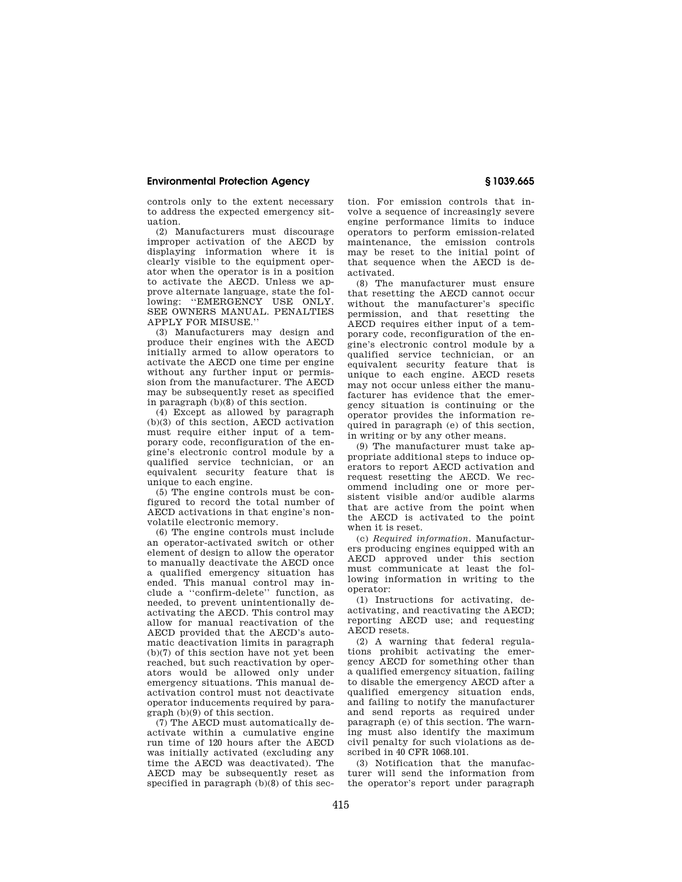controls only to the extent necessary to address the expected emergency situation.

(2) Manufacturers must discourage improper activation of the AECD by displaying information where it is clearly visible to the equipment operator when the operator is in a position to activate the AECD. Unless we approve alternate language, state the following: "EMERGENCY USE ONLY. SEE OWNERS MANUAL. PENALTIES APPLY FOR MISUSE."

(3) Manufacturers may design and produce their engines with the AECD initially armed to allow operators to activate the AECD one time per engine without any further input or permission from the manufacturer. The AECD may be subsequently reset as specified in paragraph (b)(8) of this section.

(4) Except as allowed by paragraph (b)(3) of this section, AECD activation must require either input of a temporary code, reconfiguration of the engine's electronic control module by a qualified service technician, or an equivalent security feature that is unique to each engine.

(5) The engine controls must be configured to record the total number of AECD activations in that engine's nonvolatile electronic memory.

(6) The engine controls must include an operator-activated switch or other element of design to allow the operator to manually deactivate the AECD once a qualified emergency situation has ended. This manual control may include a "confirm-delete" function, as needed, to prevent unintentionally deactivating the AECD. This control may allow for manual reactivation of the AECD provided that the AECD's automatic deactivation limits in paragraph (b)(7) of this section have not yet been reached, but such reactivation by operators would be allowed only under emergency situations. This manual deactivation control must not deactivate operator inducements required by paragraph (b)(9) of this section.

(7) The AECD must automatically deactivate within a cumulative engine run time of 120 hours after the AECD was initially activated (excluding any time the AECD was deactivated). The AECD may be subsequently reset as specified in paragraph (b)(8) of this section. For emission controls that involve a sequence of increasingly severe engine performance limits to induce operators to perform emission-related maintenance, the emission controls may be reset to the initial point of that sequence when the AECD is deactivated.

(8) The manufacturer must ensure that resetting the AECD cannot occur without the manufacturer's specific permission, and that resetting the AECD requires either input of a temporary code, reconfiguration of the engine's electronic control module by a qualified service technician, or an equivalent security feature that is unique to each engine. AECD resets may not occur unless either the manufacturer has evidence that the emergency situation is continuing or the operator provides the information required in paragraph (e) of this section, in writing or by any other means.

(9) The manufacturer must take appropriate additional steps to induce operators to report AECD activation and request resetting the AECD. We recommend including one or more persistent visible and/or audible alarms that are active from the point when the AECD is activated to the point when it is reset.

(c) *Required information.* Manufacturers producing engines equipped with an AECD approved under this section must communicate at least the following information in writing to the operator:

(1) Instructions for activating, deactivating, and reactivating the AECD; reporting AECD use; and requesting AECD resets.

(2) A warning that federal regulations prohibit activating the emergency AECD for something other than a qualified emergency situation, failing to disable the emergency AECD after a qualified emergency situation ends, and failing to notify the manufacturer and send reports as required under paragraph (e) of this section. The warning must also identify the maximum civil penalty for such violations as described in 40 CFR 1068.101.

(3) Notification that the manufacturer will send the information from the operator's report under paragraph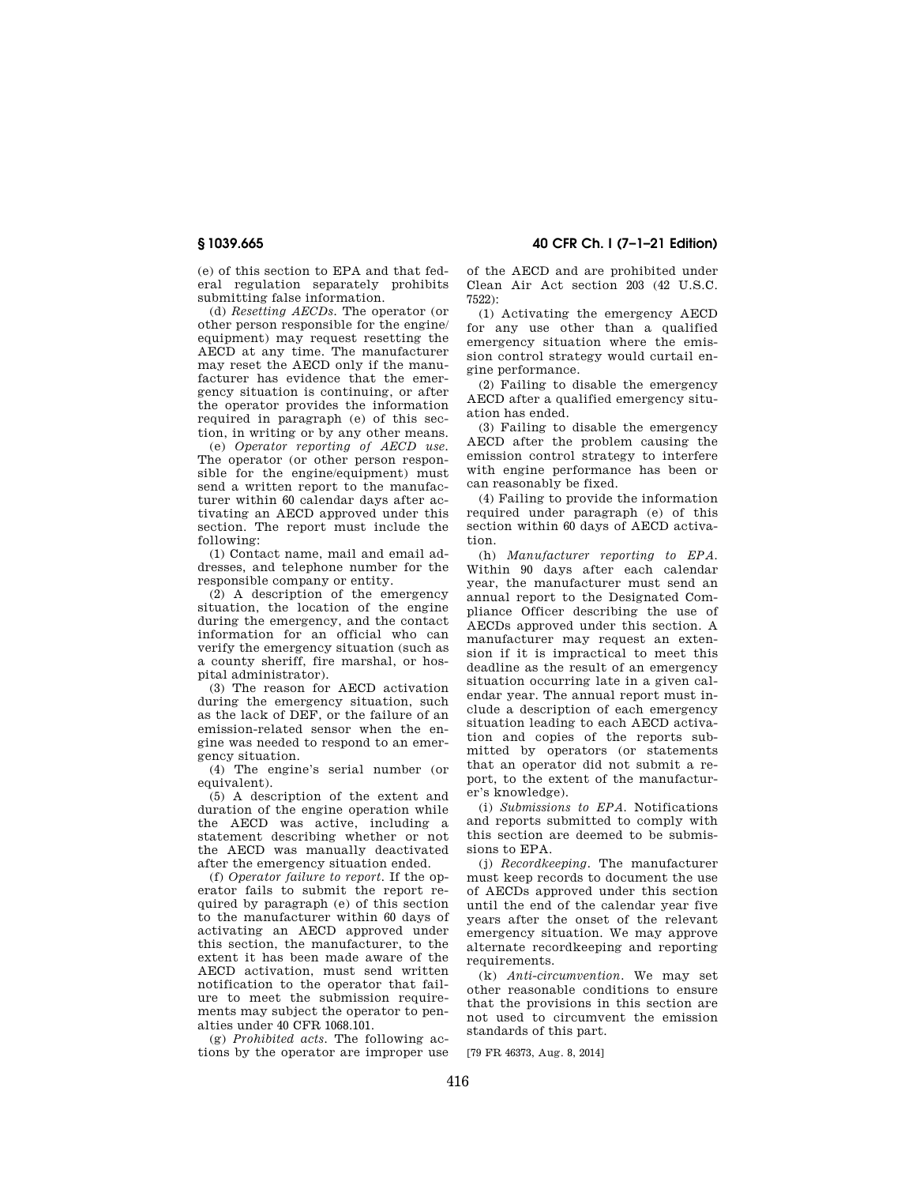(e) of this section to EPA and that federal regulation separately prohibits submitting false information.

(d) *Resetting AECDs.* The operator (or other person responsible for the engine/equipment) may request resetting the AECD at any time. The manufacturer may reset the AECD only if the manufacturer has evidence that the emergency situation is continuing, or after the operator provides the information required in paragraph (e) of this section, in writing or by any other means.

(e) *Operator reporting of AECD use.* The operator (or other person responsible for the engine/equipment) must send a written report to the manufacturer within 60 calendar days after activating an AECD approved under this section. The report must include the following:

(1) Contact name, mail and email addresses, and telephone number for the responsible company or entity.

(2) A description of the emergency situation, the location of the engine during the emergency, and the contact information for an official who can verify the emergency situation (such as a county sheriff, fire marshal, or hospital administrator).

(3) The reason for AECD activation during the emergency situation, such as the lack of DEF, or the failure of an emission-related sensor when the engine was needed to respond to an emergency situation.

(4) The engine's serial number (or equivalent).

(5) A description of the extent and duration of the engine operation while the AECD was active, including a statement describing whether or not the AECD was manually deactivated after the emergency situation ended.

(f) *Operator failure to report.* If the operator fails to submit the report required by paragraph (e) of this section to the manufacturer within 60 days of activating an AECD approved under this section, the manufacturer, to the extent it has been made aware of the AECD activation, must send written notification to the operator that failure to meet the submission requirements may subject the operator to penalties under 40 CFR 1068.101.

(g) *Prohibited acts.* The following actions by the operator are improper use of the AECD and are prohibited under Clean Air Act section 203 (42 U.S.C. 7522):

(1) Activating the emergency AECD for any use other than a qualified emergency situation where the emission control strategy would curtail engine performance.

(2) Failing to disable the emergency AECD after a qualified emergency situation has ended.

(3) Failing to disable the emergency AECD after the problem causing the emission control strategy to interfere with engine performance has been or can reasonably be fixed.

(4) Failing to provide the information required under paragraph (e) of this section within 60 days of AECD activation.

(h) *Manufacturer reporting to EPA.* Within 90 days after each calendar year, the manufacturer must send an annual report to the Designated Compliance Officer describing the use of AECDs approved under this section. A manufacturer may request an extension if it is impractical to meet this deadline as the result of an emergency situation occurring late in a given calendar year. The annual report must include a description of each emergency situation leading to each AECD activation and copies of the reports submitted by operators (or statements that an operator did not submit a report, to the extent of the manufacturer's knowledge).

(i) *Submissions to EPA.* Notifications and reports submitted to comply with this section are deemed to be submissions to EPA.

(j) *Recordkeeping.* The manufacturer must keep records to document the use of AECDs approved under this section until the end of the calendar year five years after the onset of the relevant emergency situation. We may approve alternate recordkeeping and reporting requirements.

(k) *Anti-circumvention.* We may set other reasonable conditions to ensure that the provisions in this section are not used to circumvent the emission standards of this part.

[79 FR 46373, Aug. 8, 2014]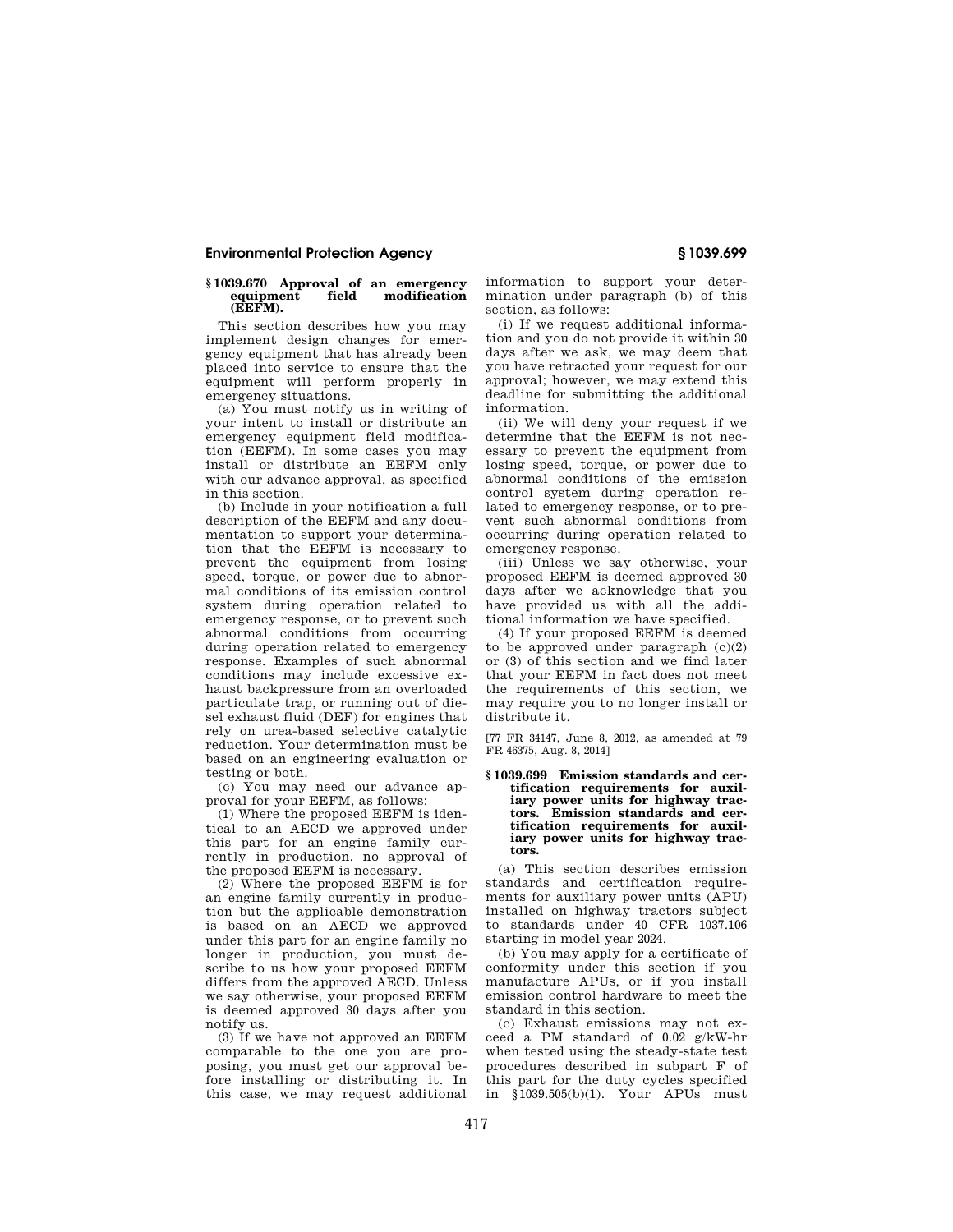## § 1039.670 Approval of an emergency equipment field modification (EEFM).

This section describes how you may implement design changes for emergency equipment that has already been placed into service to ensure that the equipment will perform properly in emergency situations.

(a) You must notify us in writing of your intent to install or distribute an emergency equipment field modification (EEFM). In some cases you may install or distribute an EEFM only with our advance approval, as specified in this section.

(b) Include in your notification a full description of the EEFM and any documentation to support your determination that the EEFM is necessary to prevent the equipment from losing speed, torque, or power due to abnormal conditions of its emission control system during operation related to emergency response, or to prevent such abnormal conditions from occurring during operation related to emergency response. Examples of such abnormal conditions may include excessive exhaust backpressure from an overloaded particulate trap, or running out of diesel exhaust fluid (DEF) for engines that rely on urea-based selective catalytic reduction. Your determination must be based on an engineering evaluation or testing or both.

(c) You may need our advance approval for your EEFM, as follows:

(1) Where the proposed EEFM is identical to an AECD we approved under this part for an engine family currently in production, no approval of the proposed EEFM is necessary.

(2) Where the proposed EEFM is for an engine family currently in production but the applicable demonstration is based on an AECD we approved under this part for an engine family no longer in production, you must describe to us how your proposed EEFM differs from the approved AECD. Unless we say otherwise, your proposed EEFM is deemed approved 30 days after you notify us.

(3) If we have not approved an EEFM comparable to the one you are proposing, you must get our approval before installing or distributing it. In this case, we may request additional information to support your determination under paragraph (b) of this section, as follows:

(i) If we request additional information and you do not provide it within 30 days after we ask, we may deem that you have retracted your request for our approval; however, we may extend this deadline for submitting the additional information.

(ii) We will deny your request if we determine that the EEFM is not necessary to prevent the equipment from losing speed, torque, or power due to abnormal conditions of the emission control system during operation related to emergency response, or to prevent such abnormal conditions from occurring during operation related to emergency response.

(iii) Unless we say otherwise, your proposed EEFM is deemed approved 30 days after we acknowledge that you have provided us with all the additional information we have specified.

(4) If your proposed EEFM is deemed to be approved under paragraph (c)(2) or (3) of this section and we find later that your EEFM in fact does not meet the requirements of this section, we may require you to no longer install or distribute it.

[77 FR 34147, June 8, 2012, as amended at 79 FR 46375, Aug. 8, 2014]

## § 1039.699 Emission standards and certification requirements for auxiliary power units for highway tractors. Emission standards and certification requirements for auxiliary power units for highway tractors.

(a) This section describes emission standards and certification requirements for auxiliary power units (APU) installed on highway tractors subject to standards under 40 CFR 1037.106 starting in model year 2024.

(b) You may apply for a certificate of conformity under this section if you manufacture APUs, or if you install emission control hardware to meet the standard in this section.

(c) Exhaust emissions may not exceed a PM standard of 0.02 g/kW-hr when tested using the steady-state test procedures described in subpart F of this part for the duty cycles specified in §1039.505(b)(1). Your APUs must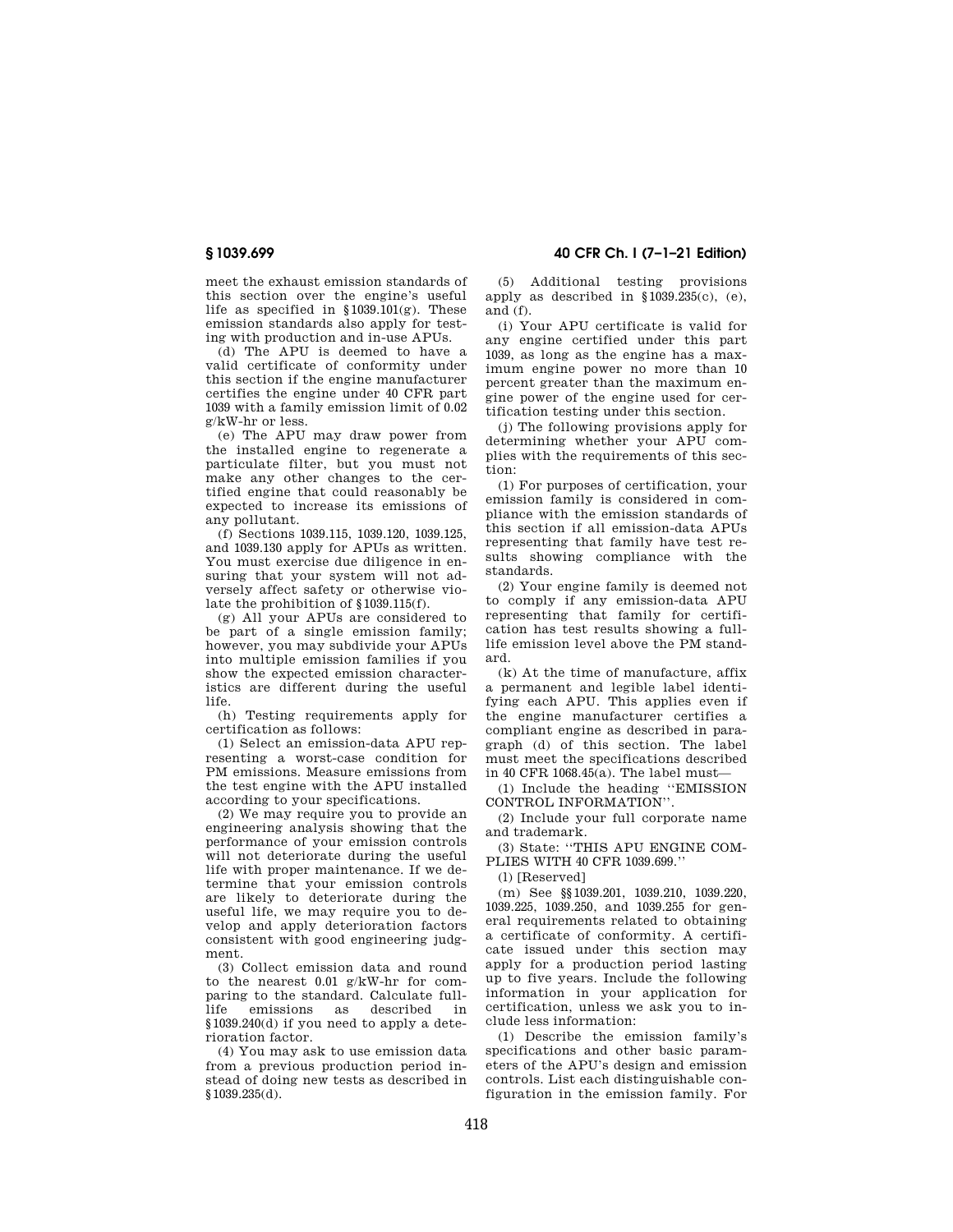meet the exhaust emission standards of this section over the engine's useful life as specified in §1039.101(g). These emission standards also apply for testing with production and in-use APUs.

(d) The APU is deemed to have a valid certificate of conformity under this section if the engine manufacturer certifies the engine under 40 CFR part 1039 with a family emission limit of 0.02 g/kW-hr or less.

(e) The APU may draw power from the installed engine to regenerate a particulate filter, but you must not make any other changes to the certified engine that could reasonably be expected to increase its emissions of any pollutant.

(f) Sections 1039.115, 1039.120, 1039.125, and 1039.130 apply for APUs as written. You must exercise due diligence in ensuring that your system will not adversely affect safety or otherwise violate the prohibition of §1039.115(f).

(g) All your APUs are considered to be part of a single emission family; however, you may subdivide your APUs into multiple emission families if you show the expected emission characteristics are different during the useful life.

(h) Testing requirements apply for certification as follows:

(1) Select an emission-data APU representing a worst-case condition for PM emissions. Measure emissions from the test engine with the APU installed according to your specifications.

(2) We may require you to provide an engineering analysis showing that the performance of your emission controls will not deteriorate during the useful life with proper maintenance. If we determine that your emission controls are likely to deteriorate during the useful life, we may require you to develop and apply deterioration factors consistent with good engineering judgment.

(3) Collect emission data and round to the nearest 0.01 g/kW-hr for comparing to the standard. Calculate full-life emissions as described in §1039.240(d) if you need to apply a deterioration factor.

(4) You may ask to use emission data from a previous production period instead of doing new tests as described in §1039.235(d).

(5) Additional testing provisions apply as described in §1039.235(c), (e), and (f).

(i) Your APU certificate is valid for any engine certified under this part 1039, as long as the engine has a maximum engine power no more than 10 percent greater than the maximum engine power of the engine used for certification testing under this section.

(j) The following provisions apply for determining whether your APU complies with the requirements of this section:

(1) For purposes of certification, your emission family is considered in compliance with the emission standards of this section if all emission-data APUs representing that family have test results showing compliance with the standards.

(2) Your engine family is deemed not to comply if any emission-data APU representing that family for certification has test results showing a full-life emission level above the PM standard.

(k) At the time of manufacture, affix a permanent and legible label identifying each APU. This applies even if the engine manufacturer certifies a compliant engine as described in paragraph (d) of this section. The label must meet the specifications described in 40 CFR 1068.45(a). The label must—

(1) Include the heading "EMISSION CONTROL INFORMATION".

(2) Include your full corporate name and trademark.

(3) State: "THIS APU ENGINE COMPLIES WITH 40 CFR 1039.699."

(l) [Reserved]

(m) See §§1039.201, 1039.210, 1039.220, 1039.225, 1039.250, and 1039.255 for general requirements related to obtaining a certificate of conformity. A certificate issued under this section may apply for a production period lasting up to five years. Include the following information in your application for certification, unless we ask you to include less information:

(1) Describe the emission family's specifications and other basic parameters of the APU's design and emission controls. List each distinguishable configuration in the emission family. For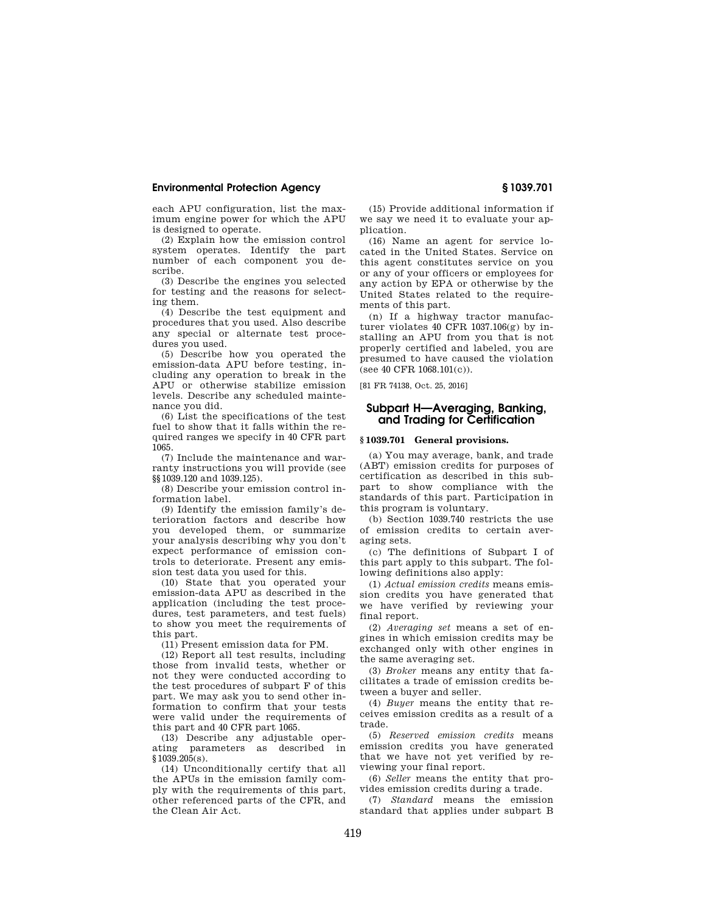each APU configuration, list the maximum engine power for which the APU is designed to operate.

(2) Explain how the emission control system operates. Identify the part number of each component you describe.

(3) Describe the engines you selected for testing and the reasons for selecting them.

(4) Describe the test equipment and procedures that you used. Also describe any special or alternate test procedures you used.

(5) Describe how you operated the emission-data APU before testing, including any operation to break in the APU or otherwise stabilize emission levels. Describe any scheduled maintenance you did.

(6) List the specifications of the test fuel to show that it falls within the required ranges we specify in 40 CFR part 1065.

(7) Include the maintenance and warranty instructions you will provide (see §§1039.120 and 1039.125).

(8) Describe your emission control information label.

(9) Identify the emission family's deterioration factors and describe how you developed them, or summarize your analysis describing why you don't expect performance of emission controls to deteriorate. Present any emission test data you used for this.

(10) State that you operated your emission-data APU as described in the application (including the test procedures, test parameters, and test fuels) to show you meet the requirements of this part.

(11) Present emission data for PM.

(12) Report all test results, including those from invalid tests, whether or not they were conducted according to the test procedures of subpart F of this part. We may ask you to send other information to confirm that your tests were valid under the requirements of this part and 40 CFR part 1065.

(13) Describe any adjustable operating parameters as described in §1039.205(s).

(14) Unconditionally certify that all the APUs in the emission family comply with the requirements of this part, other referenced parts of the CFR, and the Clean Air Act.

(15) Provide additional information if we say we need it to evaluate your application.

(16) Name an agent for service located in the United States. Service on this agent constitutes service on you or any of your officers or employees for any action by EPA or otherwise by the United States related to the requirements of this part.

(n) If a highway tractor manufacturer violates 40 CFR 1037.106(g) by installing an APU from you that is not properly certified and labeled, you are presumed to have caused the violation (see 40 CFR 1068.101(c)).

[81 FR 74138, Oct. 25, 2016]

## Subpart H—Averaging, Banking, and Trading for Certification

### § 1039.701 General provisions.

(a) You may average, bank, and trade (ABT) emission credits for purposes of certification as described in this subpart to show compliance with the standards of this part. Participation in this program is voluntary.

(b) Section 1039.740 restricts the use of emission credits to certain averaging sets.

(c) The definitions of Subpart I of this part apply to this subpart. The following definitions also apply:

(1) *Actual emission credits* means emission credits you have generated that we have verified by reviewing your final report.

(2) *Averaging set* means a set of engines in which emission credits may be exchanged only with other engines in the same averaging set.

(3) *Broker* means any entity that facilitates a trade of emission credits between a buyer and seller.

(4) *Buyer* means the entity that receives emission credits as a result of a trade.

(5) *Reserved emission credits* means emission credits you have generated that we have not yet verified by reviewing your final report.

(6) *Seller* means the entity that provides emission credits during a trade.

(7) *Standard* means the emission standard that applies under subpart B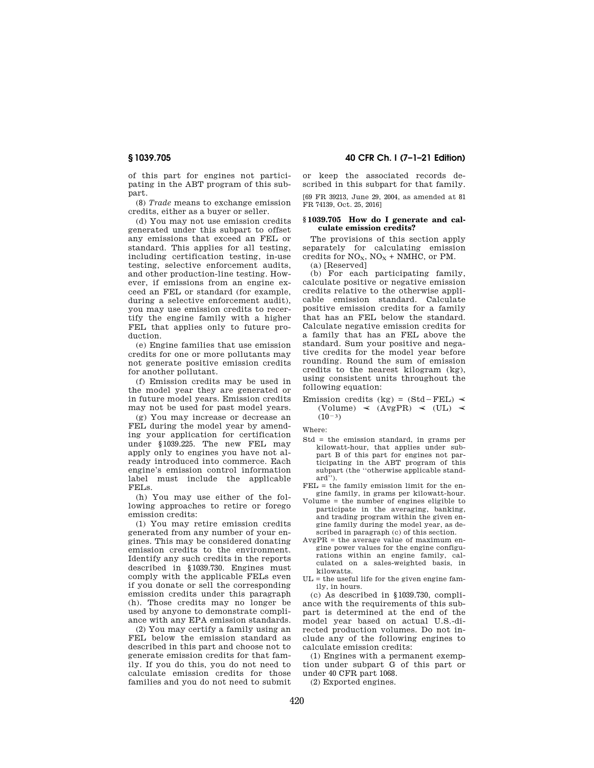of this part for engines not participating in the ABT program of this subpart.

(8) *Trade* means to exchange emission credits, either as a buyer or seller.

(d) You may not use emission credits generated under this subpart to offset any emissions that exceed an FEL or standard. This applies for all testing, including certification testing, in-use testing, selective enforcement audits, and other production-line testing. However, if emissions from an engine exceed an FEL or standard (for example, during a selective enforcement audit), you may use emission credits to recertify the engine family with a higher FEL that applies only to future production.

(e) Engine families that use emission credits for one or more pollutants may not generate positive emission credits for another pollutant.

(f) Emission credits may be used in the model year they are generated or in future model years. Emission credits may not be used for past model years.

(g) You may increase or decrease an FEL during the model year by amending your application for certification under §1039.225. The new FEL may apply only to engines you have not already introduced into commerce. Each engine's emission control information label must include the applicable FELs.

(h) You may use either of the following approaches to retire or forego emission credits:

(1) You may retire emission credits generated from any number of your engines. This may be considered donating emission credits to the environment. Identify any such credits in the reports described in §1039.730. Engines must comply with the applicable FELs even if you donate or sell the corresponding emission credits under this paragraph (h). Those credits may no longer be used by anyone to demonstrate compliance with any EPA emission standards.

(2) You may certify a family using an FEL below the emission standard as described in this part and choose not to generate emission credits for that family. If you do this, you do not need to calculate emission credits for those families and you do not need to submit or keep the associated records described in this subpart for that family.

[69 FR 39213, June 29, 2004, as amended at 81 FR 74139, Oct. 25, 2016]

### §1039.705 How do I generate and calculate emission credits?

The provisions of this section apply separately for calculating emission credits for $NO_X$, $NO_X$ + NMHC, or PM.

(a) [Reserved]

(b) For each participating family, calculate positive or negative emission credits relative to the otherwise applicable emission standard. Calculate positive emission credits for a family that has an FEL below the standard. Calculate negative emission credits for a family that has an FEL above the standard. Sum your positive and negative credits for the model year before rounding. Round the sum of emission credits to the nearest kilogram (kg), using consistent units throughout the following equation:

$$\text{Emission credits (kg)} = (\text{Std} - \text{FEL}) \times (\text{Volume}) \times (\text{AvgPR}) \times (\text{UL}) \times (10^{-3})$$

Where:

Std = the emission standard, in grams per kilowatt-hour, that applies under subpart B of this part for engines not participating in the ABT program of this subpart (the "otherwise applicable standard").

FEL = the family emission limit for the engine family, in grams per kilowatt-hour.

Volume = the number of engines eligible to participate in the averaging, banking, and trading program within the given engine family during the model year, as described in paragraph (c) of this section.

AvgPR = the average value of maximum engine power values for the engine configurations within an engine family, calculated on a sales-weighted basis, in kilowatts.

UL = the useful life for the given engine family, in hours.

(c) As described in §1039.730, compliance with the requirements of this subpart is determined at the end of the model year based on actual U.S.-directed production volumes. Do not include any of the following engines to calculate emission credits:

(1) Engines with a permanent exemption under subpart G of this part or under 40 CFR part 1068.

(2) Exported engines.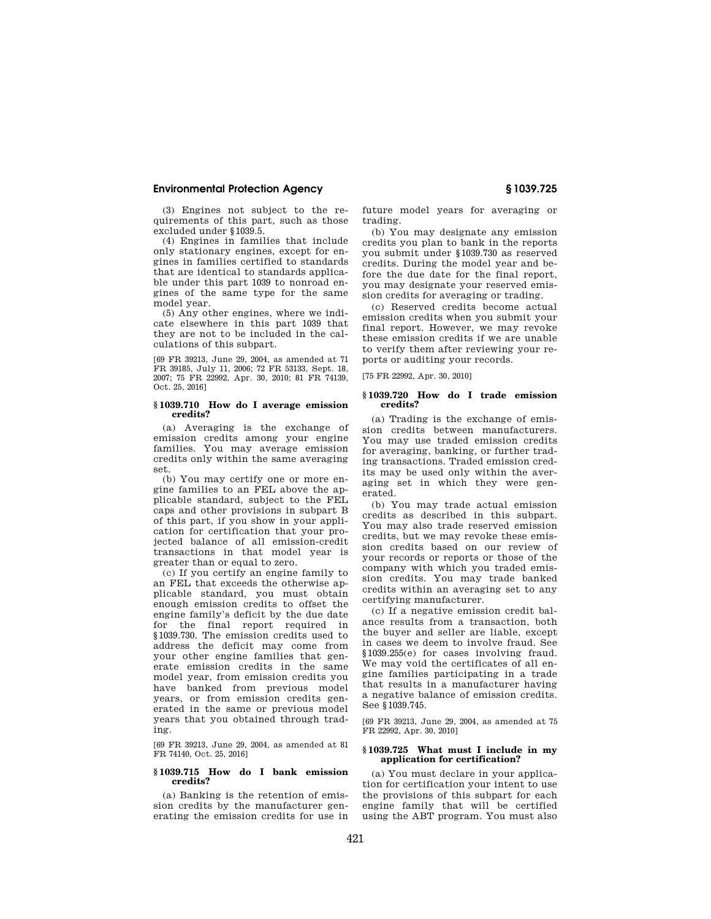(3) Engines not subject to the requirements of this part, such as those excluded under §1039.5.

(4) Engines in families that include only stationary engines, except for engines in families certified to standards that are identical to standards applicable under this part 1039 to nonroad engines of the same type for the same model year.

(5) Any other engines, where we indicate elsewhere in this part 1039 that they are not to be included in the calculations of this subpart.

[69 FR 39213, June 29, 2004, as amended at 71 FR 39185, July 11, 2006; 72 FR 53133, Sept. 18, 2007; 75 FR 22992, Apr. 30, 2010; 81 FR 74139, Oct. 25, 2016]

### § 1039.710 How do I average emission credits?

(a) Averaging is the exchange of emission credits among your engine families. You may average emission credits only within the same averaging set.

(b) You may certify one or more engine families to an FEL above the applicable standard, subject to the FEL caps and other provisions in subpart B of this part, if you show in your application for certification that your projected balance of all emission-credit transactions in that model year is greater than or equal to zero.

(c) If you certify an engine family to an FEL that exceeds the otherwise applicable standard, you must obtain enough emission credits to offset the engine family's deficit by the due date for the final report required in §1039.730. The emission credits used to address the deficit may come from your other engine families that generate emission credits in the same model year, from emission credits you have banked from previous model years, or from emission credits generated in the same or previous model years that you obtained through trading.

[69 FR 39213, June 29, 2004, as amended at 81 FR 74140, Oct. 25, 2016]

### § 1039.715 How do I bank emission credits?

(a) Banking is the retention of emission credits by the manufacturer generating the emission credits for use in future model years for averaging or trading.

(b) You may designate any emission credits you plan to bank in the reports you submit under §1039.730 as reserved credits. During the model year and before the due date for the final report, you may designate your reserved emission credits for averaging or trading.

(c) Reserved credits become actual emission credits when you submit your final report. However, we may revoke these emission credits if we are unable to verify them after reviewing your reports or auditing your records.

[75 FR 22992, Apr. 30, 2010]

### § 1039.720 How do I trade emission credits?

(a) Trading is the exchange of emission credits between manufacturers. You may use traded emission credits for averaging, banking, or further trading transactions. Traded emission credits may be used only within the averaging set in which they were generated.

(b) You may trade actual emission credits as described in this subpart. You may also trade reserved emission credits, but we may revoke these emission credits based on our review of your records or reports or those of the company with which you traded emission credits. You may trade banked credits within an averaging set to any certifying manufacturer.

(c) If a negative emission credit balance results from a transaction, both the buyer and seller are liable, except in cases we deem to involve fraud. See §1039.255(e) for cases involving fraud. We may void the certificates of all engine families participating in a trade that results in a manufacturer having a negative balance of emission credits. See §1039.745.

[69 FR 39213, June 29, 2004, as amended at 75 FR 22992, Apr. 30, 2010]

### § 1039.725 What must I include in my application for certification?

(a) You must declare in your application for certification your intent to use the provisions of this subpart for each engine family that will be certified using the ABT program. You must also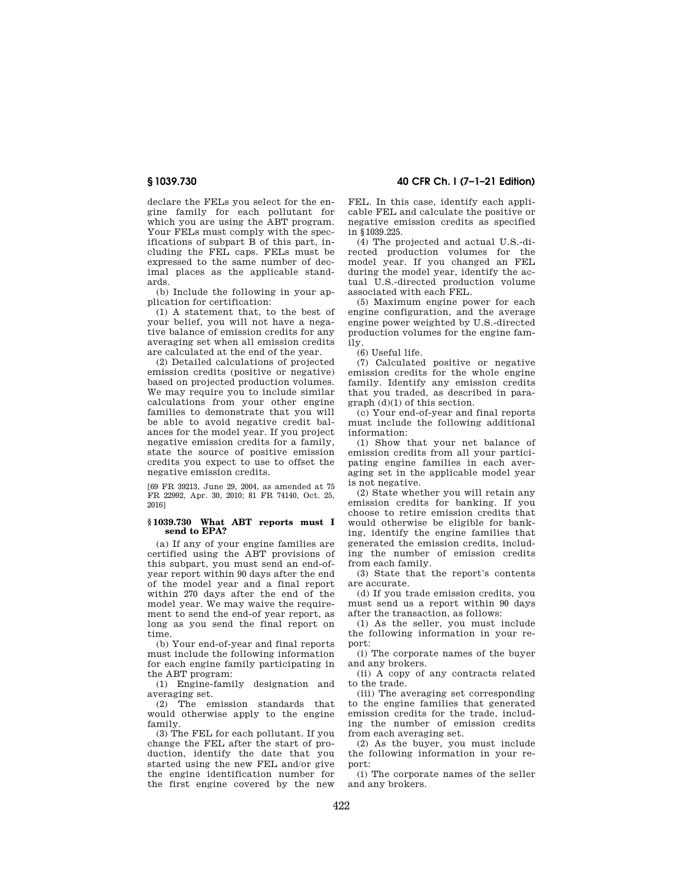declare the FELs you select for the engine family for each pollutant for which you are using the ABT program. Your FELs must comply with the specifications of subpart B of this part, including the FEL caps. FELs must be expressed to the same number of decimal places as the applicable standards.

(b) Include the following in your application for certification:

(1) A statement that, to the best of your belief, you will not have a negative balance of emission credits for any averaging set when all emission credits are calculated at the end of the year.

(2) Detailed calculations of projected emission credits (positive or negative) based on projected production volumes. We may require you to include similar calculations from your other engine families to demonstrate that you will be able to avoid negative credit balances for the model year. If you project negative emission credits for a family, state the source of positive emission credits you expect to use to offset the negative emission credits.

[69 FR 39213, June 29, 2004, as amended at 75 FR 22992, Apr. 30, 2010; 81 FR 74140, Oct. 25, 2016]

### § 1039.730 What ABT reports must I send to EPA?

(a) If any of your engine families are certified using the ABT provisions of this subpart, you must send an end-of-year report within 90 days after the end of the model year and a final report within 270 days after the end of the model year. We may waive the requirement to send the end-of year report, as long as you send the final report on time.

(b) Your end-of-year and final reports must include the following information for each engine family participating in the ABT program:

(1) Engine-family designation and averaging set.

(2) The emission standards that would otherwise apply to the engine family.

(3) The FEL for each pollutant. If you change the FEL after the start of production, identify the date that you started using the new FEL and/or give the engine identification number for the first engine covered by the new FEL. In this case, identify each applicable FEL and calculate the positive or negative emission credits as specified in §1039.225.

(4) The projected and actual U.S.-directed production volumes for the model year. If you changed an FEL during the model year, identify the actual U.S.-directed production volume associated with each FEL.

(5) Maximum engine power for each engine configuration, and the average engine power weighted by U.S.-directed production volumes for the engine family.

(6) Useful life.

(7) Calculated positive or negative emission credits for the whole engine family. Identify any emission credits that you traded, as described in paragraph (d)(1) of this section.

(c) Your end-of-year and final reports must include the following additional information:

(1) Show that your net balance of emission credits from all your participating engine families in each averaging set in the applicable model year is not negative.

(2) State whether you will retain any emission credits for banking. If you choose to retire emission credits that would otherwise be eligible for banking, identify the engine families that generated the emission credits, including the number of emission credits from each family.

(3) State that the report's contents are accurate.

(d) If you trade emission credits, you must send us a report within 90 days after the transaction, as follows:

(1) As the seller, you must include the following information in your report:

(i) The corporate names of the buyer and any brokers.

(ii) A copy of any contracts related to the trade.

(iii) The averaging set corresponding to the engine families that generated emission credits for the trade, including the number of emission credits from each averaging set.

(2) As the buyer, you must include the following information in your report:

(i) The corporate names of the seller and any brokers.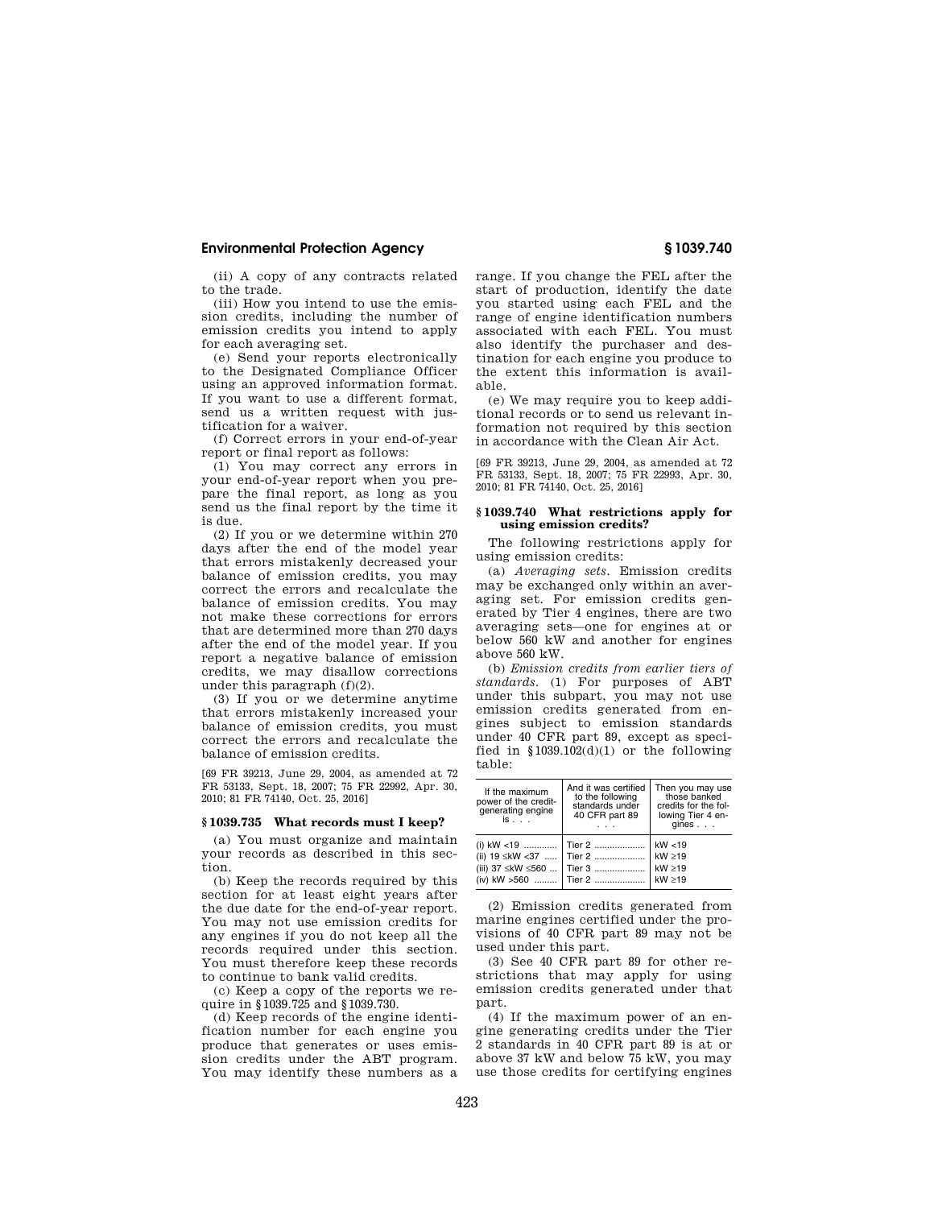(ii) A copy of any contracts related to the trade.

(iii) How you intend to use the emission credits, including the number of emission credits you intend to apply for each averaging set.

(e) Send your reports electronically to the Designated Compliance Officer using an approved information format. If you want to use a different format, send us a written request with justification for a waiver.

(f) Correct errors in your end-of-year report or final report as follows:

(1) You may correct any errors in your end-of-year report when you prepare the final report, as long as you send us the final report by the time it is due.

(2) If you or we determine within 270 days after the end of the model year that errors mistakenly decreased your balance of emission credits, you may correct the errors and recalculate the balance of emission credits. You may not make these corrections for errors that are determined more than 270 days after the end of the model year. If you report a negative balance of emission credits, we may disallow corrections under this paragraph (f)(2).

(3) If you or we determine anytime that errors mistakenly increased your balance of emission credits, you must correct the errors and recalculate the balance of emission credits.

[69 FR 39213, June 29, 2004, as amended at 72 FR 53133, Sept. 18, 2007; 75 FR 22992, Apr. 30, 2010; 81 FR 74140, Oct. 25, 2016]

## § 1039.735 What records must I keep?

(a) You must organize and maintain your records as described in this section.

(b) Keep the records required by this section for at least eight years after the due date for the end-of-year report. You may not use emission credits for any engines if you do not keep all the records required under this section. You must therefore keep these records to continue to bank valid credits.

(c) Keep a copy of the reports we require in § 1039.725 and § 1039.730.

(d) Keep records of the engine identification number for each engine you produce that generates or uses emission credits under the ABT program. You may identify these numbers as a range. If you change the FEL after the start of production, identify the date you started using each FEL and the range of engine identification numbers associated with each FEL. You must also identify the purchaser and destination for each engine you produce to the extent this information is available.

(e) We may require you to keep additional records or to send us relevant information not required by this section in accordance with the Clean Air Act.

[69 FR 39213, June 29, 2004, as amended at 72 FR 53133, Sept. 18, 2007; 75 FR 22993, Apr. 30, 2010; 81 FR 74140, Oct. 25, 2016]

## § 1039.740 What restrictions apply for using emission credits?

The following restrictions apply for using emission credits:

(a) *Averaging sets*. Emission credits may be exchanged only within an averaging set. For emission credits generated by Tier 4 engines, there are two averaging sets—one for engines at or below 560 kW and another for engines above 560 kW.

(b) *Emission credits from earlier tiers of standards*. (1) For purposes of ABT under this subpart, you may not use emission credits generated from engines subject to emission standards under 40 CFR part 89, except as specified in § 1039.102(d)(1) or the following table:

| If the maximum power of the credit-generating engine is . . . | And it was certified to the following standards under 40 CFR part 89 . . . | Then you may use those banked credits for the following Tier 4 engines . . . |
|---|---|---|
| (i) kW <19 | Tier 2 | kW <19 |
| (ii) 19 ≤kW <37 | Tier 2 | kW ≥19 |
| (iii) 37 ≤kW ≤560 | Tier 3 | kW ≥19 |
| (iv) kW >560 | Tier 2 | kW ≥19 |

(2) Emission credits generated from marine engines certified under the provisions of 40 CFR part 89 may not be used under this part.

(3) See 40 CFR part 89 for other restrictions that may apply for using emission credits generated under that part.

(4) If the maximum power of an engine generating credits under the Tier 2 standards in 40 CFR part 89 is at or above 37 kW and below 75 kW, you may use those credits for certifying engines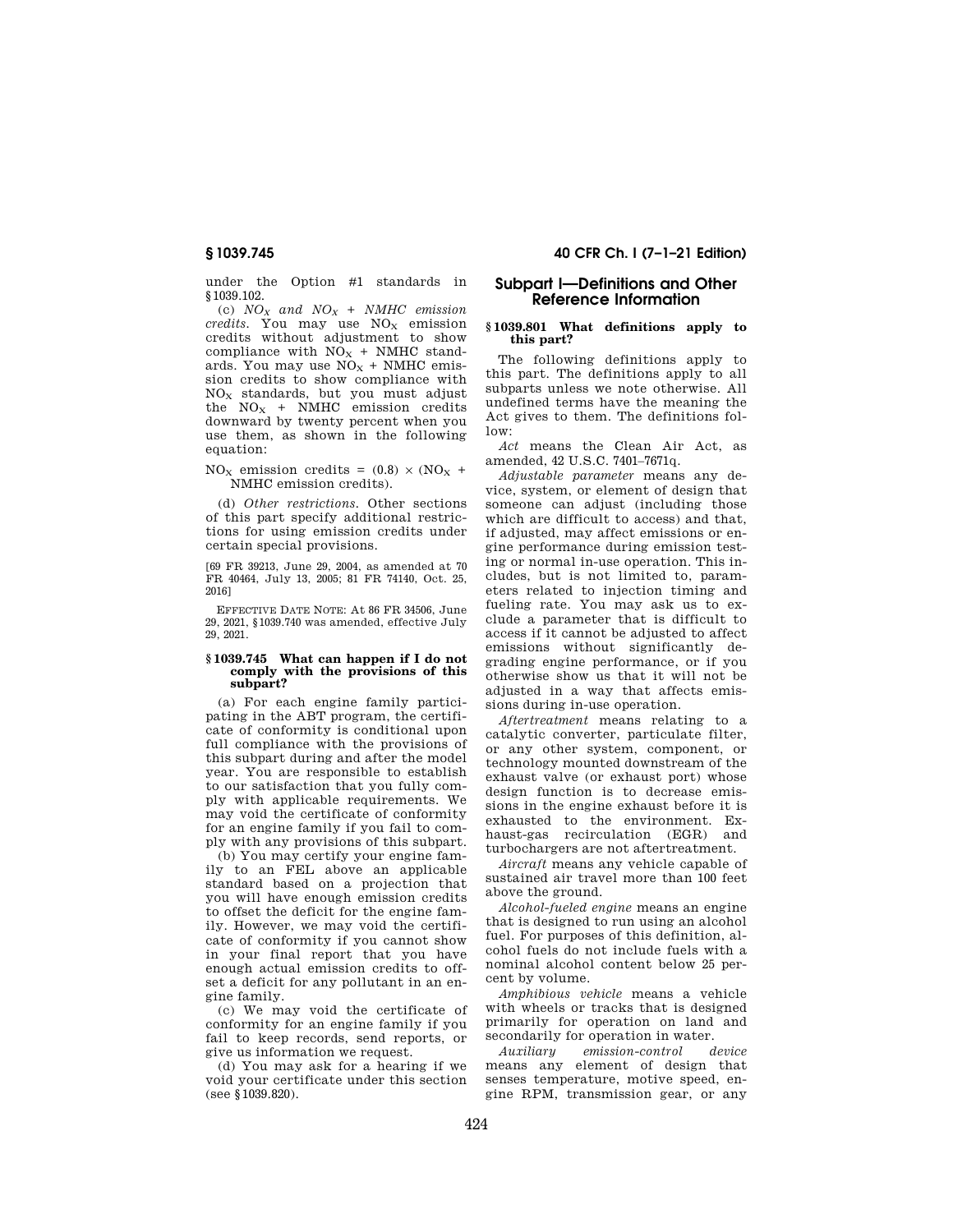under the Option #1 standards in §1039.102.

(c) *$NO_X$ and $NO_X$ + NMHC emission credits.* You may use $NO_X$ emission credits without adjustment to show compliance with $NO_X$ + NMHC standards. You may use $NO_X$ + NMHC emission credits to show compliance with $NO_X$ standards, but you must adjust the $NO_X$ + NMHC emission credits downward by twenty percent when you use them, as shown in the following equation:

$$NO_X \text{ emission credits} = (0.8) \times (NO_X + \text{NMHC emission credits}).$$

(d) *Other restrictions.* Other sections of this part specify additional restrictions for using emission credits under certain special provisions.

[69 FR 39213, June 29, 2004, as amended at 70 FR 40464, July 13, 2005; 81 FR 74140, Oct. 25, 2016]

EFFECTIVE DATE NOTE: At 86 FR 34506, June 29, 2021, §1039.740 was amended, effective July 29, 2021.

### §1039.745 What can happen if I do not comply with the provisions of this subpart?

(a) For each engine family participating in the ABT program, the certificate of conformity is conditional upon full compliance with the provisions of this subpart during and after the model year. You are responsible to establish to our satisfaction that you fully comply with applicable requirements. We may void the certificate of conformity for an engine family if you fail to comply with any provisions of this subpart.

(b) You may certify your engine family to an FEL above an applicable standard based on a projection that you will have enough emission credits to offset the deficit for the engine family. However, we may void the certificate of conformity if you cannot show in your final report that you have enough actual emission credits to offset a deficit for any pollutant in an engine family.

(c) We may void the certificate of conformity for an engine family if you fail to keep records, send reports, or give us information we request.

(d) You may ask for a hearing if we void your certificate under this section (see §1039.820).

## Subpart I—Definitions and Other Reference Information

### §1039.801 What definitions apply to this part?

The following definitions apply to this part. The definitions apply to all subparts unless we note otherwise. All undefined terms have the meaning the Act gives to them. The definitions follow:

*Act* means the Clean Air Act, as amended, 42 U.S.C. 7401–7671q.

*Adjustable parameter* means any device, system, or element of design that someone can adjust (including those which are difficult to access) and that, if adjusted, may affect emissions or engine performance during emission testing or normal in-use operation. This includes, but is not limited to, parameters related to injection timing and fueling rate. You may ask us to exclude a parameter that is difficult to access if it cannot be adjusted to affect emissions without significantly degrading engine performance, or if you otherwise show us that it will not be adjusted in a way that affects emissions during in-use operation.

*Aftertreatment* means relating to a catalytic converter, particulate filter, or any other system, component, or technology mounted downstream of the exhaust valve (or exhaust port) whose design function is to decrease emissions in the engine exhaust before it is exhausted to the environment. Exhaust-gas recirculation (EGR) and turbochargers are not aftertreatment.

*Aircraft* means any vehicle capable of sustained air travel more than 100 feet above the ground.

*Alcohol-fueled engine* means an engine that is designed to run using an alcohol fuel. For purposes of this definition, alcohol fuels do not include fuels with a nominal alcohol content below 25 percent by volume.

*Amphibious vehicle* means a vehicle with wheels or tracks that is designed primarily for operation on land and secondarily for operation in water.

*Auxiliary emission-control device* means any element of design that senses temperature, motive speed, engine RPM, transmission gear, or any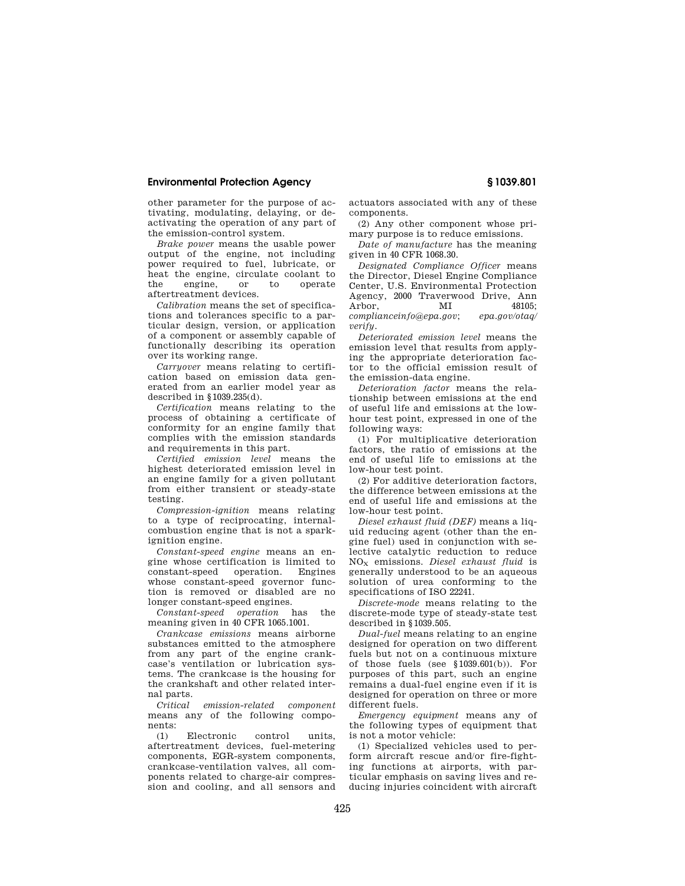other parameter for the purpose of activating, modulating, delaying, or deactivating the operation of any part of the emission-control system.

*Brake power* means the usable power output of the engine, not including power required to fuel, lubricate, or heat the engine, circulate coolant to the engine, or to operate aftertreatment devices.

*Calibration* means the set of specifications and tolerances specific to a particular design, version, or application of a component or assembly capable of functionally describing its operation over its working range.

*Carryover* means relating to certification based on emission data generated from an earlier model year as described in §1039.235(d).

*Certification* means relating to the process of obtaining a certificate of conformity for an engine family that complies with the emission standards and requirements in this part.

*Certified emission level* means the highest deteriorated emission level in an engine family for a given pollutant from either transient or steady-state testing.

*Compression-ignition* means relating to a type of reciprocating, internal-combustion engine that is not a spark-ignition engine.

*Constant-speed engine* means an engine whose certification is limited to constant-speed operation. Engines whose constant-speed governor function is removed or disabled are no longer constant-speed engines.

*Constant-speed operation* has the meaning given in 40 CFR 1065.1001.

*Crankcase emissions* means airborne substances emitted to the atmosphere from any part of the engine crankcase's ventilation or lubrication systems. The crankcase is the housing for the crankshaft and other related internal parts.

*Critical emission-related component* means any of the following components:

(1) Electronic control units, aftertreatment devices, fuel-metering components, EGR-system components, crankcase-ventilation valves, all components related to charge-air compression and cooling, and all sensors and actuators associated with any of these components.

(2) Any other component whose primary purpose is to reduce emissions.

*Date of manufacture* has the meaning given in 40 CFR 1068.30.

*Designated Compliance Officer* means the Director, Diesel Engine Compliance Center, U.S. Environmental Protection Agency, 2000 Traverwood Drive, Ann Arbor, MI 48105; *complianceinfo@epa.gov*; *epa.gov/otaq/verify*.

*Deteriorated emission level* means the emission level that results from applying the appropriate deterioration factor to the official emission result of the emission-data engine.

*Deterioration factor* means the relationship between emissions at the end of useful life and emissions at the low-hour test point, expressed in one of the following ways:

(1) For multiplicative deterioration factors, the ratio of emissions at the end of useful life to emissions at the low-hour test point.

(2) For additive deterioration factors, the difference between emissions at the end of useful life and emissions at the low-hour test point.

*Diesel exhaust fluid (DEF)* means a liquid reducing agent (other than the engine fuel) used in conjunction with selective catalytic reduction to reduce $NO_X$ emissions. *Diesel exhaust fluid* is generally understood to be an aqueous solution of urea conforming to the specifications of ISO 22241.

*Discrete-mode* means relating to the discrete-mode type of steady-state test described in §1039.505.

*Dual-fuel* means relating to an engine designed for operation on two different fuels but not on a continuous mixture of those fuels (see §1039.601(b)). For purposes of this part, such an engine remains a dual-fuel engine even if it is designed for operation on three or more different fuels.

*Emergency equipment* means any of the following types of equipment that is not a motor vehicle:

(1) Specialized vehicles used to perform aircraft rescue and/or fire-fighting functions at airports, with particular emphasis on saving lives and reducing injuries coincident with aircraft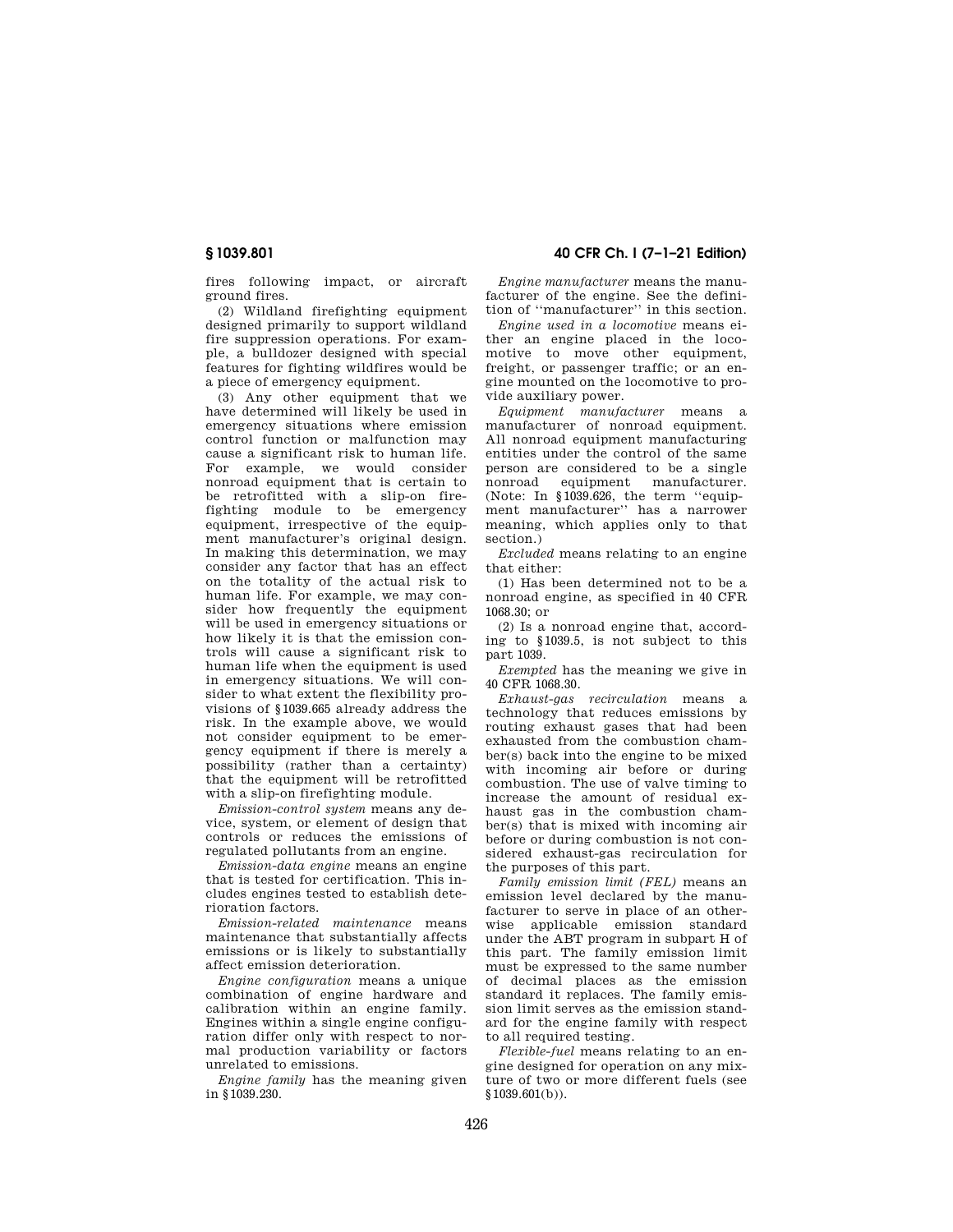fires following impact, or aircraft ground fires.

(2) Wildland firefighting equipment designed primarily to support wildland fire suppression operations. For example, a bulldozer designed with special features for fighting wildfires would be a piece of emergency equipment.

(3) Any other equipment that we have determined will likely be used in emergency situations where emission control function or malfunction may cause a significant risk to human life. For example, we would consider nonroad equipment that is certain to be retrofitted with a slip-on firefighting module to be emergency equipment, irrespective of the equipment manufacturer's original design. In making this determination, we may consider any factor that has an effect on the totality of the actual risk to human life. For example, we may consider how frequently the equipment will be used in emergency situations or how likely it is that the emission controls will cause a significant risk to human life when the equipment is used in emergency situations. We will consider to what extent the flexibility provisions of §1039.665 already address the risk. In the example above, we would not consider equipment to be emergency equipment if there is merely a possibility (rather than a certainty) that the equipment will be retrofitted with a slip-on firefighting module.

*Emission-control system* means any device, system, or element of design that controls or reduces the emissions of regulated pollutants from an engine.

*Emission-data engine* means an engine that is tested for certification. This includes engines tested to establish deterioration factors.

*Emission-related maintenance* means maintenance that substantially affects emissions or is likely to substantially affect emission deterioration.

*Engine configuration* means a unique combination of engine hardware and calibration within an engine family. Engines within a single engine configuration differ only with respect to normal production variability or factors unrelated to emissions.

*Engine family* has the meaning given in §1039.230.

*Engine manufacturer* means the manufacturer of the engine. See the definition of "manufacturer" in this section.

*Engine used in a locomotive* means either an engine placed in the locomotive to move other equipment, freight, or passenger traffic; or an engine mounted on the locomotive to provide auxiliary power.

*Equipment manufacturer* means a manufacturer of nonroad equipment. All nonroad equipment manufacturing entities under the control of the same person are considered to be a single nonroad equipment manufacturer. (Note: In §1039.626, the term "equipment manufacturer" has a narrower meaning, which applies only to that section.)

*Excluded* means relating to an engine that either:

(1) Has been determined not to be a nonroad engine, as specified in 40 CFR 1068.30; or

(2) Is a nonroad engine that, according to §1039.5, is not subject to this part 1039.

*Exempted* has the meaning we give in 40 CFR 1068.30.

*Exhaust-gas recirculation* means a technology that reduces emissions by routing exhaust gases that had been exhausted from the combustion chamber(s) back into the engine to be mixed with incoming air before or during combustion. The use of valve timing to increase the amount of residual exhaust gas in the combustion chamber(s) that is mixed with incoming air before or during combustion is not considered exhaust-gas recirculation for the purposes of this part.

*Family emission limit (FEL)* means an emission level declared by the manufacturer to serve in place of an otherwise applicable emission standard under the ABT program in subpart H of this part. The family emission limit must be expressed to the same number of decimal places as the emission standard it replaces. The family emission limit serves as the emission standard for the engine family with respect to all required testing.

*Flexible-fuel* means relating to an engine designed for operation on any mixture of two or more different fuels (see §1039.601(b)).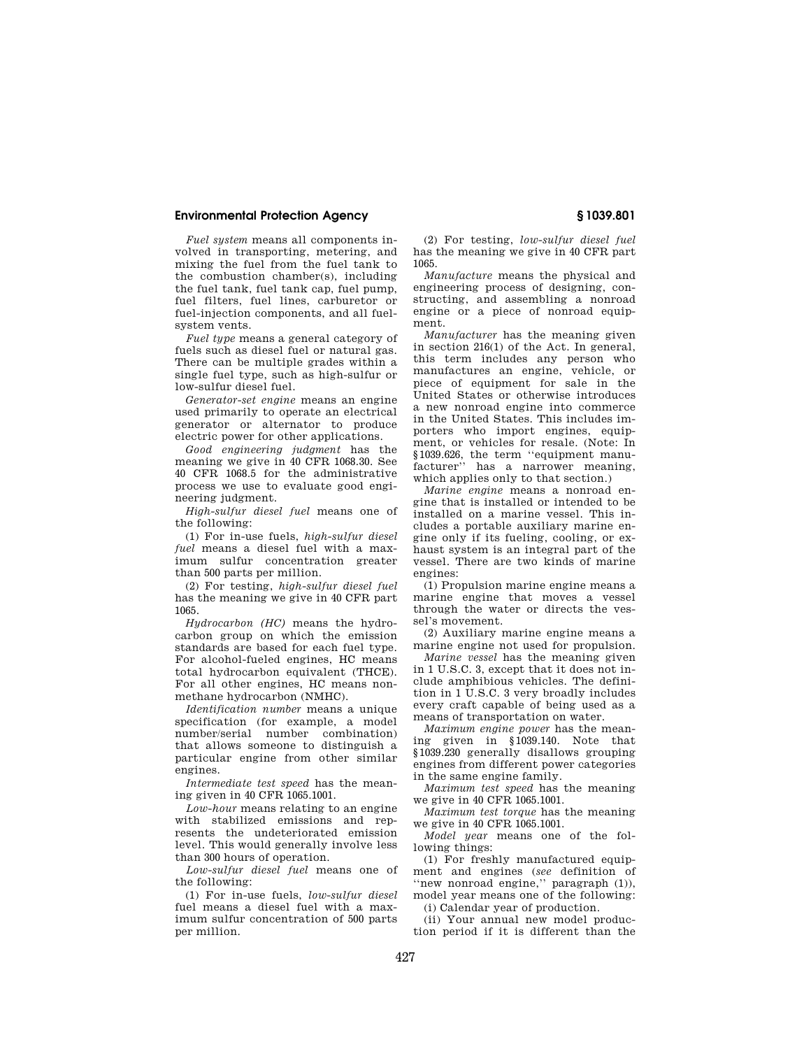*Fuel system* means all components involved in transporting, metering, and mixing the fuel from the fuel tank to the combustion chamber(s), including the fuel tank, fuel tank cap, fuel pump, fuel filters, fuel lines, carburetor or fuel-injection components, and all fuel-system vents.

*Fuel type* means a general category of fuels such as diesel fuel or natural gas. There can be multiple grades within a single fuel type, such as high-sulfur or low-sulfur diesel fuel.

*Generator-set engine* means an engine used primarily to operate an electrical generator or alternator to produce electric power for other applications.

*Good engineering judgment* has the meaning we give in 40 CFR 1068.30. See 40 CFR 1068.5 for the administrative process we use to evaluate good engineering judgment.

*High-sulfur diesel fuel* means one of the following:

(1) For in-use fuels, *high-sulfur diesel fuel* means a diesel fuel with a maximum sulfur concentration greater than 500 parts per million.

(2) For testing, *high-sulfur diesel fuel* has the meaning we give in 40 CFR part 1065.

*Hydrocarbon (HC)* means the hydrocarbon group on which the emission standards are based for each fuel type. For alcohol-fueled engines, HC means total hydrocarbon equivalent (THCE). For all other engines, HC means nonmethane hydrocarbon (NMHC).

*Identification number* means a unique specification (for example, a model number/serial number combination) that allows someone to distinguish a particular engine from other similar engines.

*Intermediate test speed* has the meaning given in 40 CFR 1065.1001.

*Low-hour* means relating to an engine with stabilized emissions and represents the undeteriorated emission level. This would generally involve less than 300 hours of operation.

*Low-sulfur diesel fuel* means one of the following:

(1) For in-use fuels, *low-sulfur diesel* fuel means a diesel fuel with a maximum sulfur concentration of 500 parts per million.

(2) For testing, *low-sulfur diesel fuel* has the meaning we give in 40 CFR part 1065.

*Manufacture* means the physical and engineering process of designing, constructing, and assembling a nonroad engine or a piece of nonroad equipment.

*Manufacturer* has the meaning given in section 216(1) of the Act. In general, this term includes any person who manufactures an engine, vehicle, or piece of equipment for sale in the United States or otherwise introduces a new nonroad engine into commerce in the United States. This includes importers who import engines, equipment, or vehicles for resale. (Note: In §1039.626, the term "equipment manufacturer" has a narrower meaning, which applies only to that section.)

*Marine engine* means a nonroad engine that is installed or intended to be installed on a marine vessel. This includes a portable auxiliary marine engine only if its fueling, cooling, or exhaust system is an integral part of the vessel. There are two kinds of marine engines:

(1) Propulsion marine engine means a marine engine that moves a vessel through the water or directs the vessel's movement.

(2) Auxiliary marine engine means a marine engine not used for propulsion.

*Marine vessel* has the meaning given in 1 U.S.C. 3, except that it does not include amphibious vehicles. The definition in 1 U.S.C. 3 very broadly includes every craft capable of being used as a means of transportation on water.

*Maximum engine power* has the meaning given in §1039.140. Note that §1039.230 generally disallows grouping engines from different power categories in the same engine family.

*Maximum test speed* has the meaning we give in 40 CFR 1065.1001.

*Maximum test torque* has the meaning we give in 40 CFR 1065.1001.

*Model year* means one of the following things:

(1) For freshly manufactured equipment and engines (*see* definition of "new nonroad engine," paragraph (1)), model year means one of the following:

(i) Calendar year of production.

(ii) Your annual new model production period if it is different than the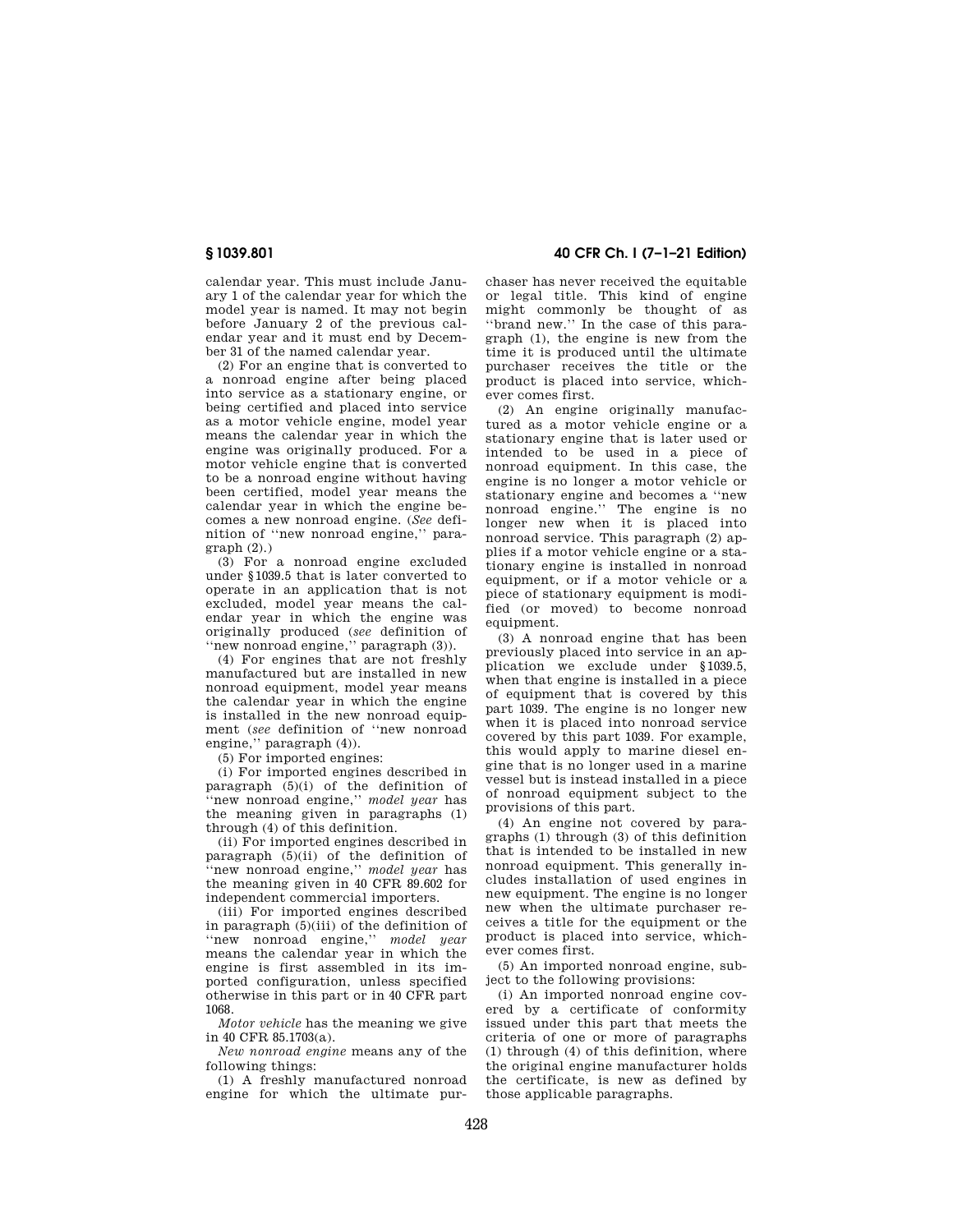calendar year. This must include January 1 of the calendar year for which the model year is named. It may not begin before January 2 of the previous calendar year and it must end by December 31 of the named calendar year.

(2) For an engine that is converted to a nonroad engine after being placed into service as a stationary engine, or being certified and placed into service as a motor vehicle engine, model year means the calendar year in which the engine was originally produced. For a motor vehicle engine that is converted to be a nonroad engine without having been certified, model year means the calendar year in which the engine becomes a new nonroad engine. (*See* definition of ''new nonroad engine,'' paragraph (2).)

(3) For a nonroad engine excluded under §1039.5 that is later converted to operate in an application that is not excluded, model year means the calendar year in which the engine was originally produced (*see* definition of ''new nonroad engine,'' paragraph (3)).

(4) For engines that are not freshly manufactured but are installed in new nonroad equipment, model year means the calendar year in which the engine is installed in the new nonroad equipment (*see* definition of ''new nonroad engine,'' paragraph (4)).

(5) For imported engines:

(i) For imported engines described in paragraph (5)(i) of the definition of ''new nonroad engine,'' *model year* has the meaning given in paragraphs (1) through (4) of this definition.

(ii) For imported engines described in paragraph (5)(ii) of the definition of ''new nonroad engine,'' *model year* has the meaning given in 40 CFR 89.602 for independent commercial importers.

(iii) For imported engines described in paragraph (5)(iii) of the definition of ''new nonroad engine,'' *model year* means the calendar year in which the engine is first assembled in its imported configuration, unless specified otherwise in this part or in 40 CFR part 1068.

*Motor vehicle* has the meaning we give in 40 CFR 85.1703(a).

*New nonroad engine* means any of the following things:

(1) A freshly manufactured nonroad engine for which the ultimate purchaser has never received the equitable or legal title. This kind of engine might commonly be thought of as ''brand new.'' In the case of this paragraph (1), the engine is new from the time it is produced until the ultimate purchaser receives the title or the product is placed into service, whichever comes first.

(2) An engine originally manufactured as a motor vehicle engine or a stationary engine that is later used or intended to be used in a piece of nonroad equipment. In this case, the engine is no longer a motor vehicle or stationary engine and becomes a ''new nonroad engine.'' The engine is no longer new when it is placed into nonroad service. This paragraph (2) applies if a motor vehicle engine or a stationary engine is installed in nonroad equipment, or if a motor vehicle or a piece of stationary equipment is modified (or moved) to become nonroad equipment.

(3) A nonroad engine that has been previously placed into service in an application we exclude under §1039.5, when that engine is installed in a piece of equipment that is covered by this part 1039. The engine is no longer new when it is placed into nonroad service covered by this part 1039. For example, this would apply to marine diesel engine that is no longer used in a marine vessel but is instead installed in a piece of nonroad equipment subject to the provisions of this part.

(4) An engine not covered by paragraphs (1) through (3) of this definition that is intended to be installed in new nonroad equipment. This generally includes installation of used engines in new equipment. The engine is no longer new when the ultimate purchaser receives a title for the equipment or the product is placed into service, whichever comes first.

(5) An imported nonroad engine, subject to the following provisions:

(i) An imported nonroad engine covered by a certificate of conformity issued under this part that meets the criteria of one or more of paragraphs (1) through (4) of this definition, where the original engine manufacturer holds the certificate, is new as defined by those applicable paragraphs.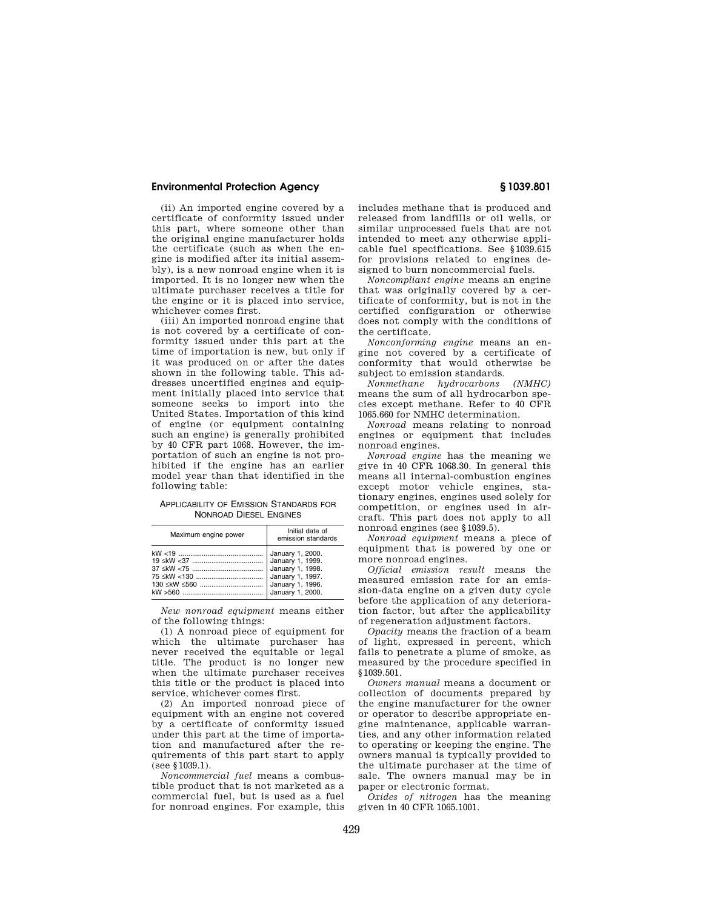(ii) An imported engine covered by a certificate of conformity issued under this part, where someone other than the original engine manufacturer holds the certificate (such as when the engine is modified after its initial assembly), is a new nonroad engine when it is imported. It is no longer new when the ultimate purchaser receives a title for the engine or it is placed into service, whichever comes first.

(iii) An imported nonroad engine that is not covered by a certificate of conformity issued under this part at the time of importation is new, but only if it was produced on or after the dates shown in the following table. This addresses uncertified engines and equipment initially placed into service that someone seeks to import into the United States. Importation of this kind of engine (or equipment containing such an engine) is generally prohibited by 40 CFR part 1068. However, the importation of such an engine is not prohibited if the engine has an earlier model year than that identified in the following table:

APPLICABILITY OF EMISSION STANDARDS FOR NONROAD DIESEL ENGINES

| Maximum engine power | Initial date of emission standards |
|---|---|
| kW <19 | January 1, 2000. |
| 19 ≤kW <37 | January 1, 1999. |
| 37 ≤kW <75 | January 1, 1998. |
| 75 ≤kW <130 | January 1, 1997. |
| 130 ≤kW ≤560 | January 1, 1996. |
| kW >560 | January 1, 2000. |

*New nonroad equipment* means either of the following things:

(1) A nonroad piece of equipment for which the ultimate purchaser has never received the equitable or legal title. The product is no longer new when the ultimate purchaser receives this title or the product is placed into service, whichever comes first.

(2) An imported nonroad piece of equipment with an engine not covered by a certificate of conformity issued under this part at the time of importation and manufactured after the requirements of this part start to apply (see §1039.1).

*Noncommercial fuel* means a combustible product that is not marketed as a commercial fuel, but is used as a fuel for nonroad engines. For example, this includes methane that is produced and released from landfills or oil wells, or similar unprocessed fuels that are not intended to meet any otherwise applicable fuel specifications. See §1039.615 for provisions related to engines designed to burn noncommercial fuels.

*Noncompliant engine* means an engine that was originally covered by a certificate of conformity, but is not in the certified configuration or otherwise does not comply with the conditions of the certificate.

*Nonconforming engine* means an engine not covered by a certificate of conformity that would otherwise be subject to emission standards.

*Nonmethane hydrocarbons (NMHC)* means the sum of all hydrocarbon species except methane. Refer to 40 CFR 1065.660 for NMHC determination.

*Nonroad* means relating to nonroad engines or equipment that includes nonroad engines.

*Nonroad engine* has the meaning we give in 40 CFR 1068.30. In general this means all internal-combustion engines except motor vehicle engines, stationary engines, engines used solely for competition, or engines used in aircraft. This part does not apply to all nonroad engines (see §1039.5).

*Nonroad equipment* means a piece of equipment that is powered by one or more nonroad engines.

*Official emission result* means the measured emission rate for an emission-data engine on a given duty cycle before the application of any deterioration factor, but after the applicability of regeneration adjustment factors.

*Opacity* means the fraction of a beam of light, expressed in percent, which fails to penetrate a plume of smoke, as measured by the procedure specified in §1039.501.

*Owners manual* means a document or collection of documents prepared by the engine manufacturer for the owner or operator to describe appropriate engine maintenance, applicable warranties, and any other information related to operating or keeping the engine. The owners manual is typically provided to the ultimate purchaser at the time of sale. The owners manual may be in paper or electronic format.

*Oxides of nitrogen* has the meaning given in 40 CFR 1065.1001.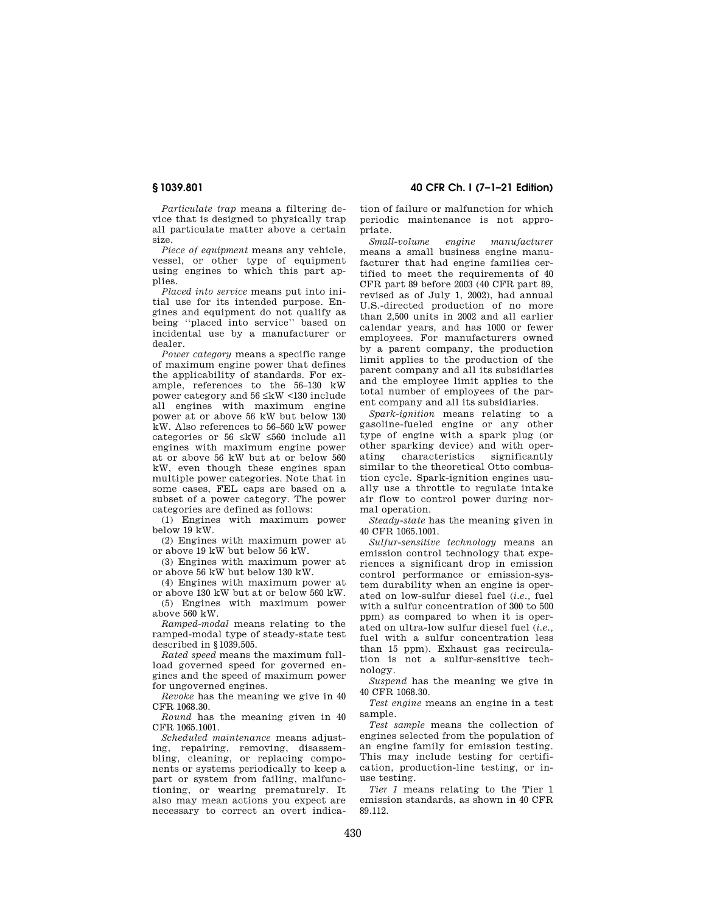*Particulate trap* means a filtering device that is designed to physically trap all particulate matter above a certain size.

*Piece of equipment* means any vehicle, vessel, or other type of equipment using engines to which this part applies.

*Placed into service* means put into initial use for its intended purpose. Engines and equipment do not qualify as being ''placed into service'' based on incidental use by a manufacturer or dealer.

*Power category* means a specific range of maximum engine power that defines the applicability of standards. For example, references to the 56–130 kW power category and 56 ≤kW <130 include all engines with maximum engine power at or above 56 kW but below 130 kW. Also references to 56–560 kW power categories or 56 ≤kW ≤560 include all engines with maximum engine power at or above 56 kW but at or below 560 kW, even though these engines span multiple power categories. Note that in some cases, FEL caps are based on a subset of a power category. The power categories are defined as follows:

(1) Engines with maximum power below 19 kW.

(2) Engines with maximum power at or above 19 kW but below 56 kW.

(3) Engines with maximum power at or above 56 kW but below 130 kW.

(4) Engines with maximum power at or above 130 kW but at or below 560 kW.

(5) Engines with maximum power above 560 kW.

*Ramped-modal* means relating to the ramped-modal type of steady-state test described in §1039.505.

*Rated speed* means the maximum full-load governed speed for governed engines and the speed of maximum power for ungoverned engines.

*Revoke* has the meaning we give in 40 CFR 1068.30.

*Round* has the meaning given in 40 CFR 1065.1001.

*Scheduled maintenance* means adjusting, repairing, removing, disassembling, cleaning, or replacing components or systems periodically to keep a part or system from failing, malfunctioning, or wearing prematurely. It also may mean actions you expect are necessary to correct an overt indication of failure or malfunction for which periodic maintenance is not appropriate.

*Small-volume engine manufacturer* means a small business engine manufacturer that had engine families certified to meet the requirements of 40 CFR part 89 before 2003 (40 CFR part 89, revised as of July 1, 2002), had annual U.S.-directed production of no more than 2,500 units in 2002 and all earlier calendar years, and has 1000 or fewer employees. For manufacturers owned by a parent company, the production limit applies to the production of the parent company and all its subsidiaries and the employee limit applies to the total number of employees of the parent company and all its subsidiaries.

*Spark-ignition* means relating to a gasoline-fueled engine or any other type of engine with a spark plug (or other sparking device) and with operating characteristics significantly similar to the theoretical Otto combustion cycle. Spark-ignition engines usually use a throttle to regulate intake air flow to control power during normal operation.

*Steady-state* has the meaning given in 40 CFR 1065.1001.

*Sulfur-sensitive technology* means an emission control technology that experiences a significant drop in emission control performance or emission-system durability when an engine is operated on low-sulfur diesel fuel (*i.e.*, fuel with a sulfur concentration of 300 to 500 ppm) as compared to when it is operated on ultra-low sulfur diesel fuel (*i.e.*, fuel with a sulfur concentration less than 15 ppm). Exhaust gas recirculation is not a sulfur-sensitive technology.

*Suspend* has the meaning we give in 40 CFR 1068.30.

*Test engine* means an engine in a test sample.

*Test sample* means the collection of engines selected from the population of an engine family for emission testing. This may include testing for certification, production-line testing, or in-use testing.

*Tier 1* means relating to the Tier 1 emission standards, as shown in 40 CFR 89.112.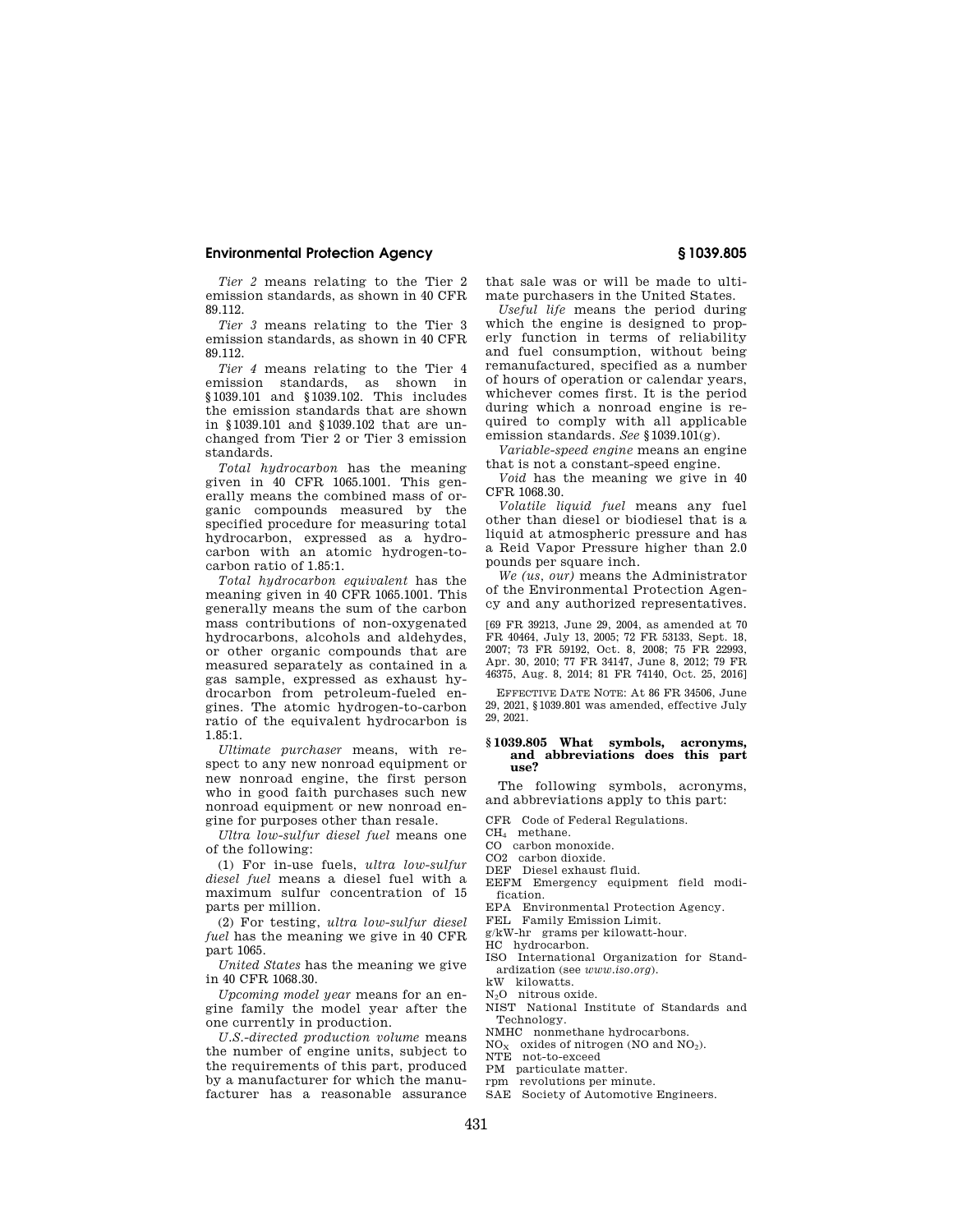*Tier 2* means relating to the Tier 2 emission standards, as shown in 40 CFR 89.112.

*Tier 3* means relating to the Tier 3 emission standards, as shown in 40 CFR 89.112.

*Tier 4* means relating to the Tier 4 emission standards, as shown in §1039.101 and §1039.102. This includes the emission standards that are shown in §1039.101 and §1039.102 that are unchanged from Tier 2 or Tier 3 emission standards.

*Total hydrocarbon* has the meaning given in 40 CFR 1065.1001. This generally means the combined mass of organic compounds measured by the specified procedure for measuring total hydrocarbon, expressed as a hydrocarbon with an atomic hydrogen-to-carbon ratio of 1.85:1.

*Total hydrocarbon equivalent* has the meaning given in 40 CFR 1065.1001. This generally means the sum of the carbon mass contributions of non-oxygenated hydrocarbons, alcohols and aldehydes, or other organic compounds that are measured separately as contained in a gas sample, expressed as exhaust hydrocarbon from petroleum-fueled engines. The atomic hydrogen-to-carbon ratio of the equivalent hydrocarbon is 1.85:1.

*Ultimate purchaser* means, with respect to any new nonroad equipment or new nonroad engine, the first person who in good faith purchases such new nonroad equipment or new nonroad engine for purposes other than resale.

*Ultra low-sulfur diesel fuel* means one of the following:

(1) For in-use fuels, *ultra low-sulfur diesel fuel* means a diesel fuel with a maximum sulfur concentration of 15 parts per million.

(2) For testing, *ultra low-sulfur diesel fuel* has the meaning we give in 40 CFR part 1065.

*United States* has the meaning we give in 40 CFR 1068.30.

*Upcoming model year* means for an engine family the model year after the one currently in production.

*U.S.-directed production volume* means the number of engine units, subject to the requirements of this part, produced by a manufacturer for which the manufacturer has a reasonable assurance that sale was or will be made to ultimate purchasers in the United States.

*Useful life* means the period during which the engine is designed to properly function in terms of reliability and fuel consumption, without being remanufactured, specified as a number of hours of operation or calendar years, whichever comes first. It is the period during which a nonroad engine is required to comply with all applicable emission standards. *See* §1039.101(g).

*Variable-speed engine* means an engine that is not a constant-speed engine.

*Void* has the meaning we give in 40 CFR 1068.30.

*Volatile liquid fuel* means any fuel other than diesel or biodiesel that is a liquid at atmospheric pressure and has a Reid Vapor Pressure higher than 2.0 pounds per square inch.

*We (us, our)* means the Administrator of the Environmental Protection Agency and any authorized representatives.

[69 FR 39213, June 29, 2004, as amended at 70 FR 40464, July 13, 2005; 72 FR 53133, Sept. 18, 2007; 73 FR 59192, Oct. 8, 2008; 75 FR 22993, Apr. 30, 2010; 77 FR 34147, June 8, 2012; 79 FR 46375, Aug. 8, 2014; 81 FR 74140, Oct. 25, 2016]

EFFECTIVE DATE NOTE: At 86 FR 34506, June 29, 2021, §1039.801 was amended, effective July 29, 2021.

## §1039.805 What symbols, acronyms, and abbreviations does this part use?

The following symbols, acronyms, and abbreviations apply to this part:

CFR Code of Federal Regulations.
$CH_4$ methane.
CO carbon monoxide.
CO2 carbon dioxide.
DEF Diesel exhaust fluid.
EEFM Emergency equipment field modification.
EPA Environmental Protection Agency.
FEL Family Emission Limit.
g/kW-hr grams per kilowatt-hour.
HC hydrocarbon.
ISO International Organization for Standardization (see *www.iso.org*).
kW kilowatts.
$N_2O$ nitrous oxide.
NIST National Institute of Standards and Technology.
NMHC nonmethane hydrocarbons.
$NO_X$ oxides of nitrogen (NO and $NO_2$).
NTE not-to-exceed
PM particulate matter.
rpm revolutions per minute.
SAE Society of Automotive Engineers.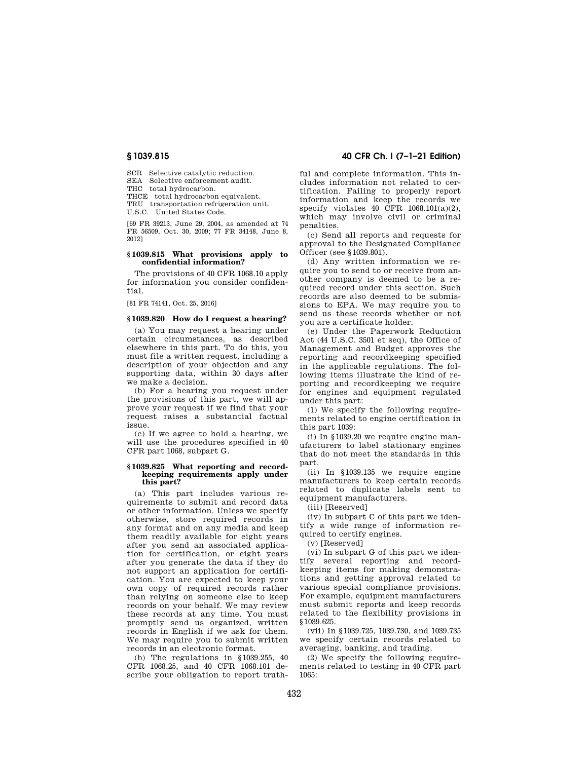SCR Selective catalytic reduction.
SEA Selective enforcement audit.
THC total hydrocarbon.
THCE total hydrocarbon equivalent.
TRU transportation refrigeration unit.
U.S.C. United States Code.

[69 FR 39213, June 29, 2004, as amended at 74 FR 56509, Oct. 30, 2009; 77 FR 34148, June 8, 2012]

### § 1039.815 What provisions apply to confidential information?

The provisions of 40 CFR 1068.10 apply for information you consider confidential.

[81 FR 74141, Oct. 25, 2016]

### § 1039.820 How do I request a hearing?

(a) You may request a hearing under certain circumstances, as described elsewhere in this part. To do this, you must file a written request, including a description of your objection and any supporting data, within 30 days after we make a decision.

(b) For a hearing you request under the provisions of this part, we will approve your request if we find that your request raises a substantial factual issue.

(c) If we agree to hold a hearing, we will use the procedures specified in 40 CFR part 1068, subpart G.

### § 1039.825 What reporting and recordkeeping requirements apply under this part?

(a) This part includes various requirements to submit and record data or other information. Unless we specify otherwise, store required records in any format and on any media and keep them readily available for eight years after you send an associated application for certification, or eight years after you generate the data if they do not support an application for certification. You are expected to keep your own copy of required records rather than relying on someone else to keep records on your behalf. We may review these records at any time. You must promptly send us organized, written records in English if we ask for them. We may require you to submit written records in an electronic format.

(b) The regulations in § 1039.255, 40 CFR 1068.25, and 40 CFR 1068.101 describe your obligation to report truthful and complete information. This includes information not related to certification. Failing to properly report information and keep the records we specify violates 40 CFR 1068.101(a)(2), which may involve civil or criminal penalties.

(c) Send all reports and requests for approval to the Designated Compliance Officer (see § 1039.801).

(d) Any written information we require you to send to or receive from another company is deemed to be a required record under this section. Such records are also deemed to be submissions to EPA. We may require you to send us these records whether or not you are a certificate holder.

(e) Under the Paperwork Reduction Act (44 U.S.C. 3501 et seq), the Office of Management and Budget approves the reporting and recordkeeping specified in the applicable regulations. The following items illustrate the kind of reporting and recordkeeping we require for engines and equipment regulated under this part:

(1) We specify the following requirements related to engine certification in this part 1039:

(i) In § 1039.20 we require engine manufacturers to label stationary engines that do not meet the standards in this part.

(ii) In § 1039.135 we require engine manufacturers to keep certain records related to duplicate labels sent to equipment manufacturers.

(iii) [Reserved]

(iv) In subpart C of this part we identify a wide range of information required to certify engines.

(v) [Reserved]

(vi) In subpart G of this part we identify several reporting and recordkeeping items for making demonstrations and getting approval related to various special compliance provisions. For example, equipment manufacturers must submit reports and keep records related to the flexibility provisions in § 1039.625.

(vii) In § 1039.725, 1039.730, and 1039.735 we specify certain records related to averaging, banking, and trading.

(2) We specify the following requirements related to testing in 40 CFR part 1065: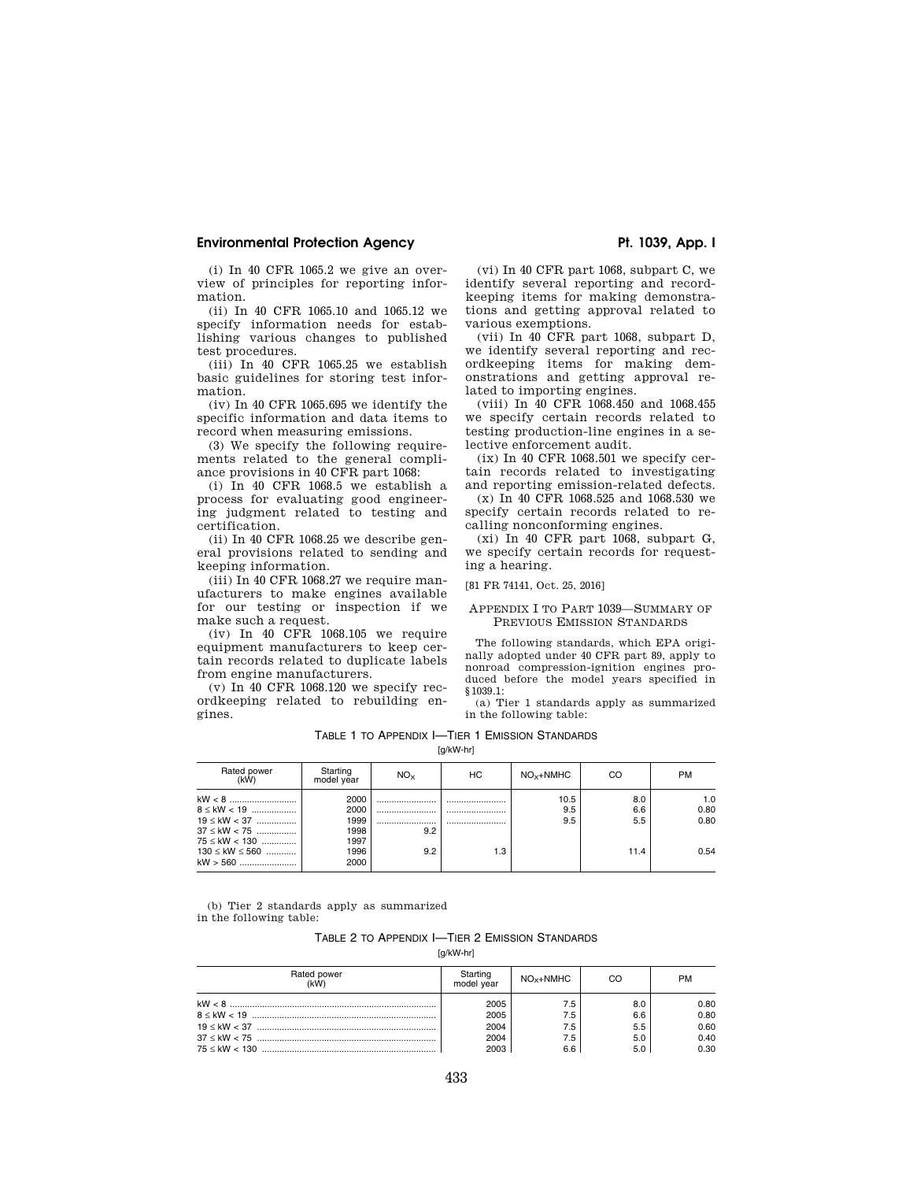(i) In 40 CFR 1065.2 we give an overview of principles for reporting information.

(ii) In 40 CFR 1065.10 and 1065.12 we specify information needs for establishing various changes to published test procedures.

(iii) In 40 CFR 1065.25 we establish basic guidelines for storing test information.

(iv) In 40 CFR 1065.695 we identify the specific information and data items to record when measuring emissions.

(3) We specify the following requirements related to the general compliance provisions in 40 CFR part 1068:

(i) In 40 CFR 1068.5 we establish a process for evaluating good engineering judgment related to testing and certification.

(ii) In 40 CFR 1068.25 we describe general provisions related to sending and keeping information.

(iii) In 40 CFR 1068.27 we require manufacturers to make engines available for our testing or inspection if we make such a request.

(iv) In 40 CFR 1068.105 we require equipment manufacturers to keep certain records related to duplicate labels from engine manufacturers.

(v) In 40 CFR 1068.120 we specify recordkeeping related to rebuilding engines.

(vi) In 40 CFR part 1068, subpart C, we identify several reporting and recordkeeping items for making demonstrations and getting approval related to various exemptions.

(vii) In 40 CFR part 1068, subpart D, we identify several reporting and recordkeeping items for making demonstrations and getting approval related to importing engines.

(viii) In 40 CFR 1068.450 and 1068.455 we specify certain records related to testing production-line engines in a selective enforcement audit.

(ix) In 40 CFR 1068.501 we specify certain records related to investigating and reporting emission-related defects.

(x) In 40 CFR 1068.525 and 1068.530 we specify certain records related to recalling nonconforming engines.

(xi) In 40 CFR part 1068, subpart G, we specify certain records for requesting a hearing.

[81 FR 74141, Oct. 25, 2016]

## Appendix I to Part 1039—Summary of Previous Emission Standards

The following standards, which EPA originally adopted under 40 CFR part 89, apply to nonroad compression-ignition engines produced before the model years specified in §1039.1:

(a) Tier 1 standards apply as summarized in the following table:

Table 1 to Appendix I—Tier 1 Emission Standards

[g/kW-hr]

| Rated power (kW) | Starting model year | $NO_X$ | HC | $NO_X$+NMHC | CO | PM |
|---|---|---|---|---|---|---|
| kW < 8 | 2000 | | | 10.5 | 8.0 | 1.0 |
| 8 ≤ kW < 19 | 2000 | | | 9.5 | 6.6 | 0.80 |
| 19 ≤ kW < 37 | 1999 | | | 9.5 | 5.5 | 0.80 |
| 37 ≤ kW < 75 | 1998 | 9.2 | | | | |
| 75 ≤ kW < 130 | 1997 | | | | | |
| 130 ≤ kW ≤ 560 | 1996 | 9.2 | 1.3 | | 11.4 | 0.54 |
| kW > 560 | 2000 | | | | | |

(b) Tier 2 standards apply as summarized in the following table:

Table 2 to Appendix I—Tier 2 Emission Standards

[g/kW-hr]

| Rated power (kW) | Starting model year | $NO_X$+NMHC | CO | PM |
|---|---|---|---|---|
| kW < 8 | 2005 | 7.5 | 8.0 | 0.80 |
| 8 ≤ kW < 19 | 2005 | 7.5 | 6.6 | 0.80 |
| 19 ≤ kW < 37 | 2004 | 7.5 | 5.5 | 0.60 |
| 37 ≤ kW < 75 | 2004 | 7.5 | 5.0 | 0.40 |
| 75 ≤ kW < 130 | 2003 | 6.6 | 5.0 | 0.30 |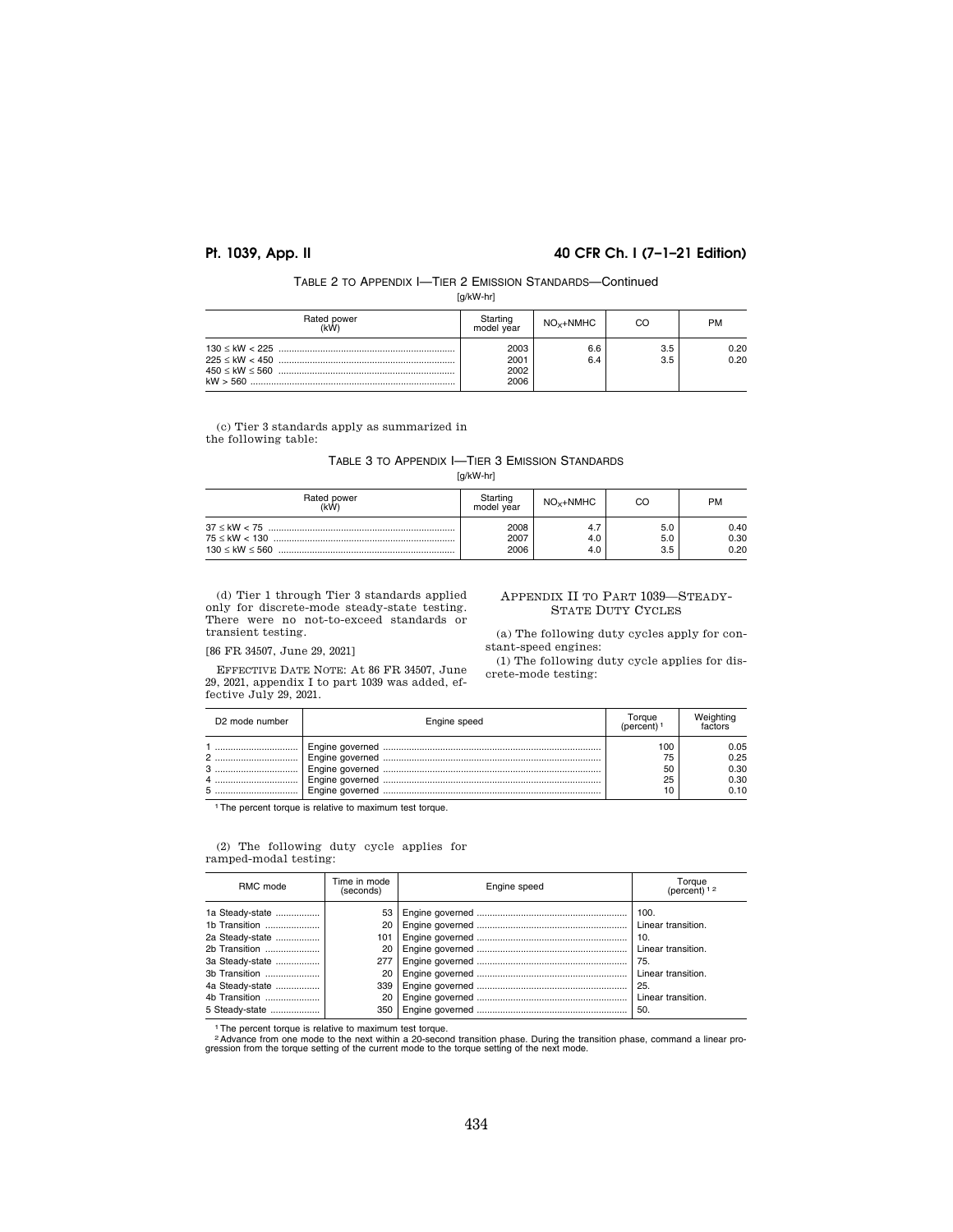TABLE 2 TO APPENDIX I—TIER 2 EMISSION STANDARDS—Continued

[g/kW-hr]

| Rated power (kW) | Starting model year | $NO_X$+NMHC | CO | PM |
|---|---|---|---|---|
| 130 ≤ kW < 225 | 2003 | 6.6 | 3.5 | 0.20 |
| 225 ≤ kW < 450 | 2001 | 6.4 | 3.5 | 0.20 |
| 450 ≤ kW ≤ 560 | 2002 | | | |
| kW > 560 | 2006 | | | |

(c) Tier 3 standards apply as summarized in the following table:

TABLE 3 TO APPENDIX I—TIER 3 EMISSION STANDARDS

[g/kW-hr]

| Rated power (kW) | Starting model year | $NO_X$+NMHC | CO | PM |
|---|---|---|---|---|
| 37 ≤ kW < 75 | 2008 | 4.7 | 5.0 | 0.40 |
| 75 ≤ kW < 130 | 2007 | 4.0 | 5.0 | 0.30 |
| 130 ≤ kW ≤ 560 | 2006 | 4.0 | 3.5 | 0.20 |

(d) Tier 1 through Tier 3 standards applied only for discrete-mode steady-state testing. There were no not-to-exceed standards or transient testing.

[86 FR 34507, June 29, 2021]

EFFECTIVE DATE NOTE: At 86 FR 34507, June 29, 2021, appendix I to part 1039 was added, effective July 29, 2021.

## APPENDIX II TO PART 1039—STEADY-STATE DUTY CYCLES

(a) The following duty cycles apply for constant-speed engines:

(1) The following duty cycle applies for discrete-mode testing:

| D2 mode number | Engine speed | Torque (percent) [1] | Weighting factors |
|---|---|---|---|
| 1 | Engine governed | 100 | 0.05 |
| 2 | Engine governed | 75 | 0.25 |
| 3 | Engine governed | 50 | 0.30 |
| 4 | Engine governed | 25 | 0.30 |
| 5 | Engine governed | 10 | 0.10 |

[1] The percent torque is relative to maximum test torque.

(2) The following duty cycle applies for ramped-modal testing:

| RMC mode | Time in mode (seconds) | Engine speed | Torque (percent) [1] [2] |
|---|---|---|---|
| 1a Steady-state | 53 | Engine governed | 100. |
| 1b Transition | 20 | Engine governed | Linear transition. |
| 2a Steady-state | 101 | Engine governed | 10. |
| 2b Transition | 20 | Engine governed | Linear transition. |
| 3a Steady-state | 277 | Engine governed | 75. |
| 3b Transition | 20 | Engine governed | Linear transition. |
| 4a Steady-state | 339 | Engine governed | 25. |
| 4b Transition | 20 | Engine governed | Linear transition. |
| 5 Steady-state | 350 | Engine governed | 50. |

[1] The percent torque is relative to maximum test torque.

[2] Advance from one mode to the next within a 20-second transition phase. During the transition phase, command a linear progression from the torque setting of the current mode to the torque setting of the next mode.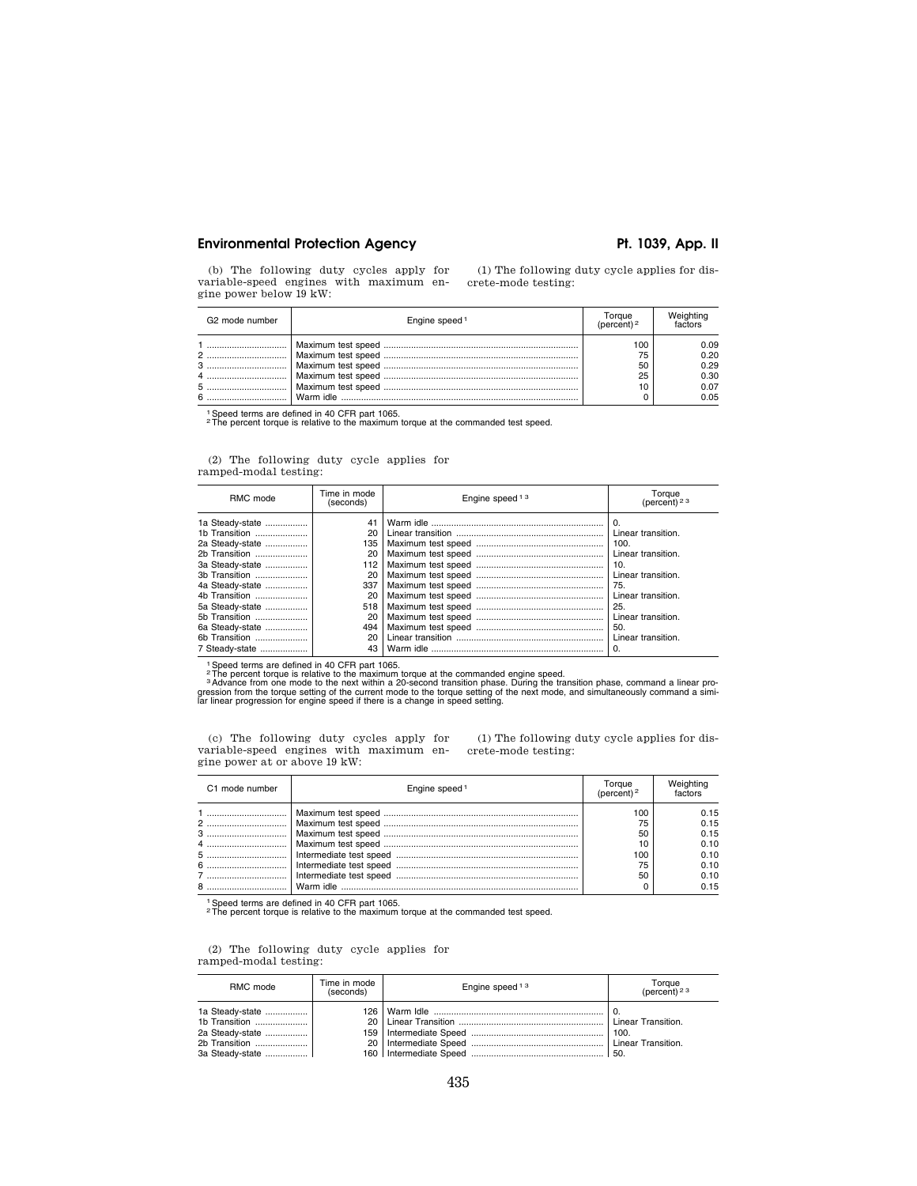(b) The following duty cycles apply for variable-speed engines with maximum engine power below 19 kW:

(1) The following duty cycle applies for discrete-mode testing:

| G2 mode number | Engine speed [1] | Torque (percent) [2] | Weighting factors |
|---|---|---|---|
| 1 | Maximum test speed | 100 | 0.09 |
| 2 | Maximum test speed | 75 | 0.20 |
| 3 | Maximum test speed | 50 | 0.29 |
| 4 | Maximum test speed | 25 | 0.30 |
| 5 | Maximum test speed | 10 | 0.07 |
| 6 | Warm idle | 0 | 0.05 |

[1] Speed terms are defined in 40 CFR part 1065.
[2] The percent torque is relative to the maximum torque at the commanded test speed.

(2) The following duty cycle applies for ramped-modal testing:

| RMC mode | Time in mode (seconds) | Engine speed [1,3] | Torque (percent) [2,3] |
|---|---|---|---|
| 1a Steady-state | 41 | Warm idle | 0. |
| 1b Transition | 20 | Linear transition | Linear transition. |
| 2a Steady-state | 135 | Maximum test speed | 100. |
| 2b Transition | 20 | Maximum test speed | Linear transition. |
| 3a Steady-state | 112 | Maximum test speed | 10. |
| 3b Transition | 20 | Maximum test speed | Linear transition. |
| 4a Steady-state | 337 | Maximum test speed | 75. |
| 4b Transition | 20 | Maximum test speed | Linear transition. |
| 5a Steady-state | 518 | Maximum test speed | 25. |
| 5b Transition | 20 | Maximum test speed | Linear transition. |
| 6a Steady-state | 494 | Maximum test speed | 50. |
| 6b Transition | 20 | Linear transition | Linear transition. |
| 7 Steady-state | 43 | Warm idle | 0. |

[1] Speed terms are defined in 40 CFR part 1065.
[2] The percent torque is relative to the maximum torque at the commanded engine speed.
[3] Advance from one mode to the next within a 20-second transition phase. During the transition phase, command a linear progression from the torque setting of the current mode to the torque setting of the next mode, and simultaneously command a similar linear progression for engine speed if there is a change in speed setting.

(c) The following duty cycles apply for variable-speed engines with maximum engine power at or above 19 kW:

(1) The following duty cycle applies for discrete-mode testing:

| C1 mode number | Engine speed [1] | Torque (percent) [2] | Weighting factors |
|---|---|---|---|
| 1 | Maximum test speed | 100 | 0.15 |
| 2 | Maximum test speed | 75 | 0.15 |
| 3 | Maximum test speed | 50 | 0.15 |
| 4 | Maximum test speed | 10 | 0.10 |
| 5 | Intermediate test speed | 100 | 0.10 |
| 6 | Intermediate test speed | 75 | 0.10 |
| 7 | Intermediate test speed | 50 | 0.10 |
| 8 | Warm idle | 0 | 0.15 |

[1] Speed terms are defined in 40 CFR part 1065.
[2] The percent torque is relative to the maximum torque at the commanded test speed.

(2) The following duty cycle applies for ramped-modal testing:

| RMC mode | Time in mode (seconds) | Engine speed [1,3] | Torque (percent) [2,3] |
|---|---|---|---|
| 1a Steady-state | 126 | Warm Idle | 0. |
| 1b Transition | 20 | Linear Transition | Linear Transition. |
| 2a Steady-state | 159 | Intermediate Speed | 100. |
| 2b Transition | 20 | Intermediate Speed | Linear Transition. |
| 3a Steady-state | 160 | Intermediate Speed | 50. |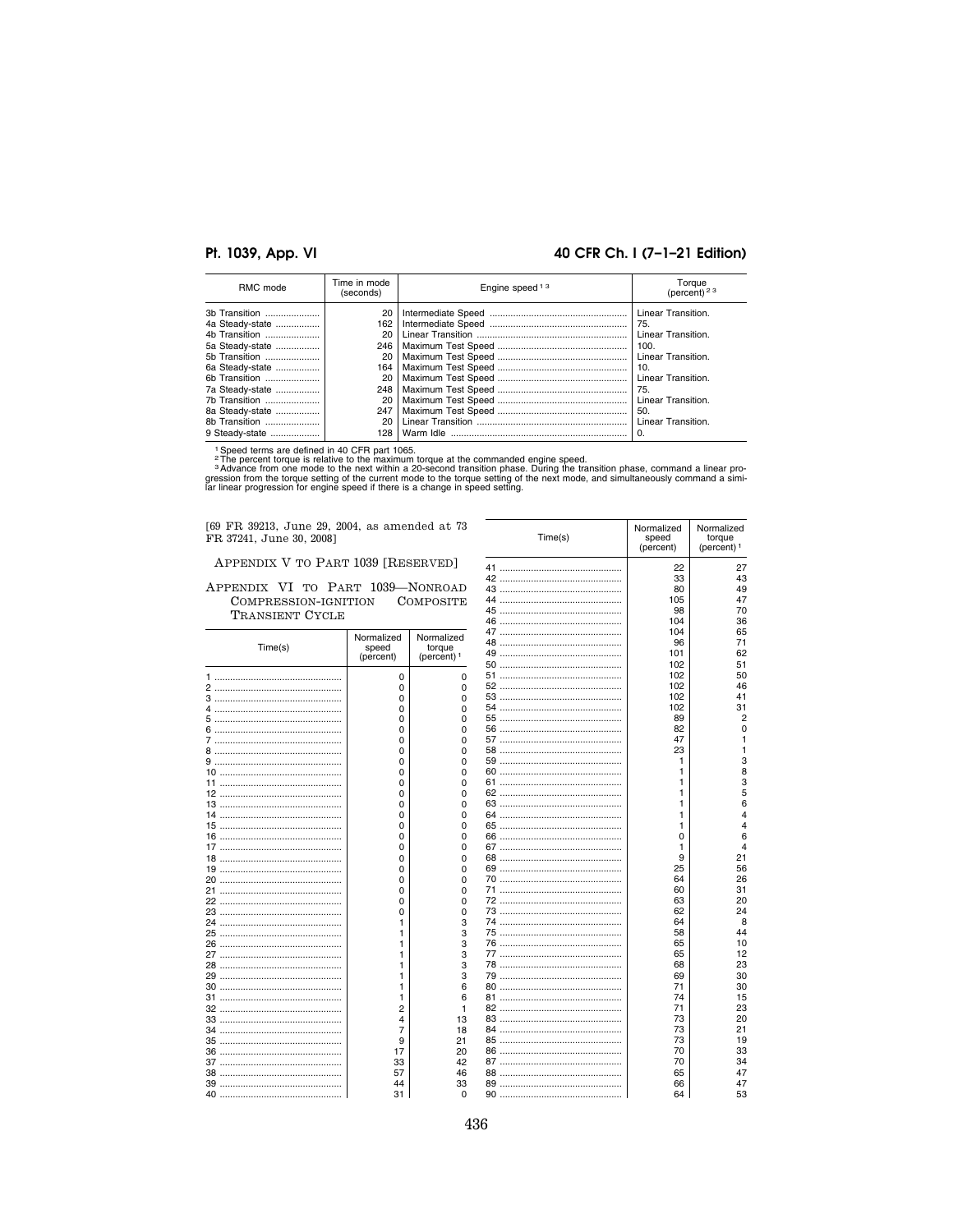| RMC mode | Time in mode (seconds) | Engine speed [1,3] | Torque (percent) [2,3] |
|---|---|---|---|
| 3b Transition | 20 | Intermediate Speed | Linear Transition. |
| 4a Steady-state | 162 | Intermediate Speed | 75. |
| 4b Transition | 20 | Linear Transition | Linear Transition. |
| 5a Steady-state | 246 | Maximum Test Speed | 100. |
| 5b Transition | 20 | Maximum Test Speed | Linear Transition. |
| 6a Steady-state | 164 | Maximum Test Speed | 10. |
| 6b Transition | 20 | Maximum Test Speed | Linear Transition. |
| 7a Steady-state | 248 | Maximum Test Speed | 75. |
| 7b Transition | 20 | Maximum Test Speed | Linear Transition. |
| 8a Steady-state | 247 | Maximum Test Speed | 50. |
| 8b Transition | 20 | Linear Transition | Linear Transition. |
| 9 Steady-state | 128 | Warm Idle | 0. |

[1] Speed terms are defined in 40 CFR part 1065.
[2] The percent torque is relative to the maximum torque at the commanded engine speed.
[3] Advance from one mode to the next within a 20-second transition phase. During the transition phase, command a linear progression from the torque setting of the current mode to the torque setting of the next mode, and simultaneously command a similar linear progression for engine speed if there is a change in speed setting.

[69 FR 39213, June 29, 2004, as amended at 73 FR 37241, June 30, 2008]

## APPENDIX V TO PART 1039 [RESERVED]

## APPENDIX VI TO PART 1039—NONROAD COMPRESSION-IGNITION COMPOSITE TRANSIENT CYCLE

| Time(s) | Normalized speed (percent) | Normalized torque (percent) [1] |
|---|---|---|
| 1 | 0 | 0 |
| 2 | 0 | 0 |
| 3 | 0 | 0 |
| 4 | 0 | 0 |
| 5 | 0 | 0 |
| 6 | 0 | 0 |
| 7 | 0 | 0 |
| 8 | 0 | 0 |
| 9 | 0 | 0 |
| 10 | 0 | 0 |
| 11 | 0 | 0 |
| 12 | 0 | 0 |
| 13 | 0 | 0 |
| 14 | 0 | 0 |
| 15 | 0 | 0 |
| 16 | 0 | 0 |
| 17 | 0 | 0 |
| 18 | 0 | 0 |
| 19 | 0 | 0 |
| 20 | 0 | 0 |
| 21 | 0 | 0 |
| 22 | 0 | 0 |
| 23 | 0 | 0 |
| 24 | 1 | 3 |
| 25 | 1 | 3 |
| 26 | 1 | 3 |
| 27 | 1 | 3 |
| 28 | 1 | 3 |
| 29 | 1 | 3 |
| 30 | 1 | 6 |
| 31 | 1 | 6 |
| 32 | 2 | 1 |
| 33 | 4 | 13 |
| 34 | 7 | 18 |
| 35 | 9 | 21 |
| 36 | 17 | 20 |
| 37 | 33 | 42 |
| 38 | 57 | 46 |
| 39 | 44 | 33 |
| 40 | 31 | 0 |
| 41 | 22 | 27 |
| 42 | 33 | 43 |
| 43 | 80 | 49 |
| 44 | 105 | 47 |
| 45 | 98 | 70 |
| 46 | 104 | 36 |
| 47 | 104 | 65 |
| 48 | 96 | 71 |
| 49 | 101 | 62 |
| 50 | 102 | 51 |
| 51 | 102 | 50 |
| 52 | 102 | 46 |
| 53 | 102 | 41 |
| 54 | 102 | 31 |
| 55 | 89 | 2 |
| 56 | 82 | 0 |
| 57 | 47 | 1 |
| 58 | 23 | 1 |
| 59 | 1 | 3 |
| 60 | 1 | 8 |
| 61 | 1 | 3 |
| 62 | 1 | 5 |
| 63 | 1 | 6 |
| 64 | 1 | 4 |
| 65 | 1 | 4 |
| 66 | 0 | 6 |
| 67 | 1 | 4 |
| 68 | 9 | 21 |
| 69 | 25 | 56 |
| 70 | 64 | 26 |
| 71 | 60 | 31 |
| 72 | 63 | 20 |
| 73 | 62 | 24 |
| 74 | 64 | 8 |
| 75 | 58 | 44 |
| 76 | 65 | 10 |
| 77 | 65 | 12 |
| 78 | 68 | 23 |
| 79 | 69 | 30 |
| 80 | 71 | 30 |
| 81 | 74 | 15 |
| 82 | 71 | 23 |
| 83 | 73 | 20 |
| 84 | 73 | 21 |
| 85 | 73 | 19 |
| 86 | 70 | 33 |
| 87 | 70 | 34 |
| 88 | 65 | 47 |
| 89 | 66 | 47 |
| 90 | 64 | 53 |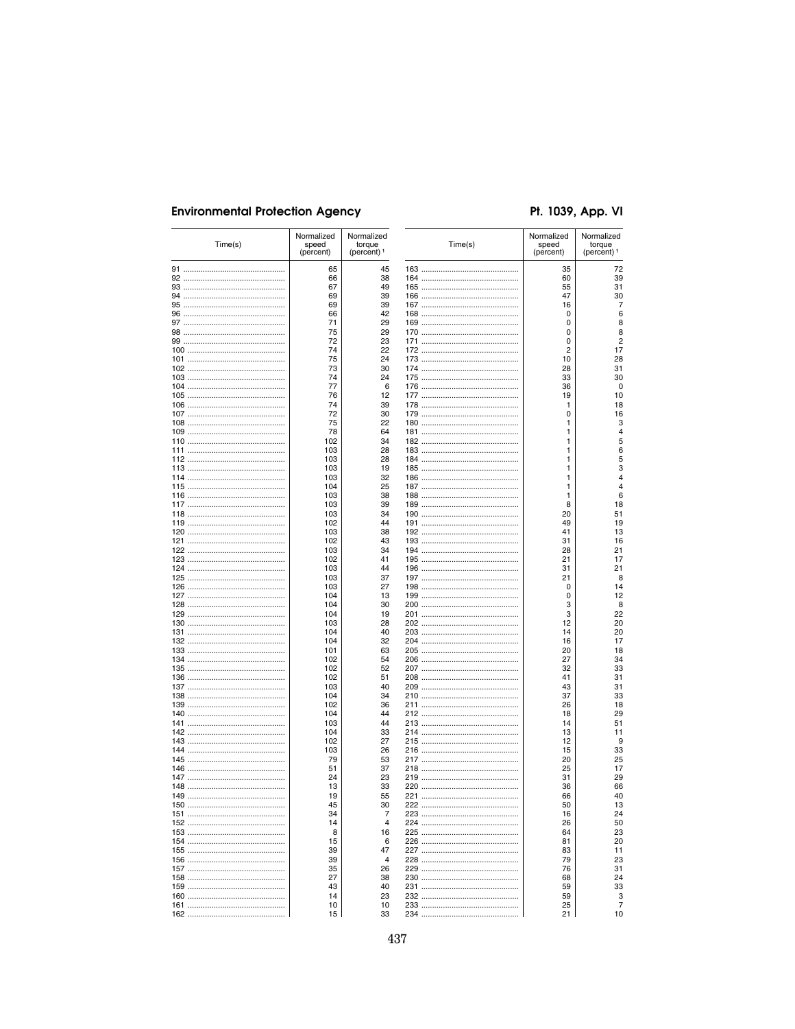| Time(s) | Normalized speed (percent) | Normalized torque (percent) [1] |
| --- | --- | --- |
| 91 | 65 | 45 |
| 92 | 66 | 38 |
| 93 | 67 | 49 |
| 94 | 69 | 39 |
| 95 | 69 | 39 |
| 96 | 66 | 42 |
| 97 | 71 | 29 |
| 98 | 75 | 29 |
| 99 | 72 | 23 |
| 100 | 74 | 22 |
| 101 | 75 | 24 |
| 102 | 73 | 30 |
| 103 | 74 | 24 |
| 104 | 77 | 6 |
| 105 | 76 | 12 |
| 106 | 74 | 39 |
| 107 | 72 | 30 |
| 108 | 75 | 22 |
| 109 | 78 | 64 |
| 110 | 102 | 34 |
| 111 | 103 | 28 |
| 112 | 103 | 28 |
| 113 | 103 | 19 |
| 114 | 103 | 32 |
| 115 | 104 | 25 |
| 116 | 103 | 38 |
| 117 | 103 | 39 |
| 118 | 103 | 34 |
| 119 | 102 | 44 |
| 120 | 103 | 38 |
| 121 | 102 | 43 |
| 122 | 103 | 34 |
| 123 | 102 | 41 |
| 124 | 103 | 44 |
| 125 | 103 | 37 |
| 126 | 103 | 27 |
| 127 | 104 | 13 |
| 128 | 104 | 30 |
| 129 | 104 | 19 |
| 130 | 103 | 28 |
| 131 | 104 | 40 |
| 132 | 104 | 32 |
| 133 | 101 | 63 |
| 134 | 102 | 54 |
| 135 | 102 | 52 |
| 136 | 102 | 51 |
| 137 | 103 | 40 |
| 138 | 104 | 34 |
| 139 | 102 | 36 |
| 140 | 104 | 44 |
| 141 | 103 | 44 |
| 142 | 104 | 33 |
| 143 | 102 | 27 |
| 144 | 103 | 26 |
| 145 | 79 | 53 |
| 146 | 51 | 37 |
| 147 | 24 | 23 |
| 148 | 13 | 33 |
| 149 | 19 | 55 |
| 150 | 45 | 30 |
| 151 | 34 | 7 |
| 152 | 14 | 4 |
| 153 | 8 | 16 |
| 154 | 15 | 6 |
| 155 | 39 | 47 |
| 156 | 39 | 4 |
| 157 | 35 | 26 |
| 158 | 27 | 38 |
| 159 | 43 | 40 |
| 160 | 14 | 23 |
| 161 | 10 | 10 |
| 162 | 15 | 33 |
| 163 | 35 | 72 |
| 164 | 60 | 39 |
| 165 | 55 | 31 |
| 166 | 47 | 30 |
| 167 | 16 | 7 |
| 168 | 0 | 6 |
| 169 | 0 | 8 |
| 170 | 0 | 8 |
| 171 | 0 | 2 |
| 172 | 2 | 17 |
| 173 | 10 | 28 |
| 174 | 28 | 31 |
| 175 | 33 | 30 |
| 176 | 36 | 0 |
| 177 | 19 | 10 |
| 178 | 1 | 18 |
| 179 | 0 | 16 |
| 180 | 1 | 3 |
| 181 | 1 | 4 |
| 182 | 1 | 5 |
| 183 | 1 | 6 |
| 184 | 1 | 5 |
| 185 | 1 | 3 |
| 186 | 1 | 4 |
| 187 | 1 | 4 |
| 188 | 1 | 6 |
| 189 | 8 | 18 |
| 190 | 20 | 51 |
| 191 | 49 | 19 |
| 192 | 41 | 13 |
| 193 | 31 | 16 |
| 194 | 28 | 21 |
| 195 | 21 | 17 |
| 196 | 31 | 21 |
| 197 | 21 | 8 |
| 198 | 0 | 14 |
| 199 | 0 | 12 |
| 200 | 3 | 8 |
| 201 | 3 | 22 |
| 202 | 12 | 20 |
| 203 | 14 | 20 |
| 204 | 16 | 17 |
| 205 | 20 | 18 |
| 206 | 27 | 34 |
| 207 | 32 | 33 |
| 208 | 41 | 31 |
| 209 | 43 | 31 |
| 210 | 37 | 33 |
| 211 | 26 | 18 |
| 212 | 18 | 29 |
| 213 | 14 | 51 |
| 214 | 13 | 11 |
| 215 | 12 | 9 |
| 216 | 15 | 33 |
| 217 | 20 | 25 |
| 218 | 25 | 17 |
| 219 | 31 | 29 |
| 220 | 36 | 66 |
| 221 | 66 | 40 |
| 222 | 50 | 13 |
| 223 | 16 | 24 |
| 224 | 26 | 50 |
| 225 | 64 | 23 |
| 226 | 81 | 20 |
| 227 | 83 | 11 |
| 228 | 79 | 23 |
| 229 | 76 | 31 |
| 230 | 68 | 24 |
| 231 | 59 | 33 |
| 232 | 59 | 3 |
| 233 | 25 | 7 |
| 234 | 21 | 10 |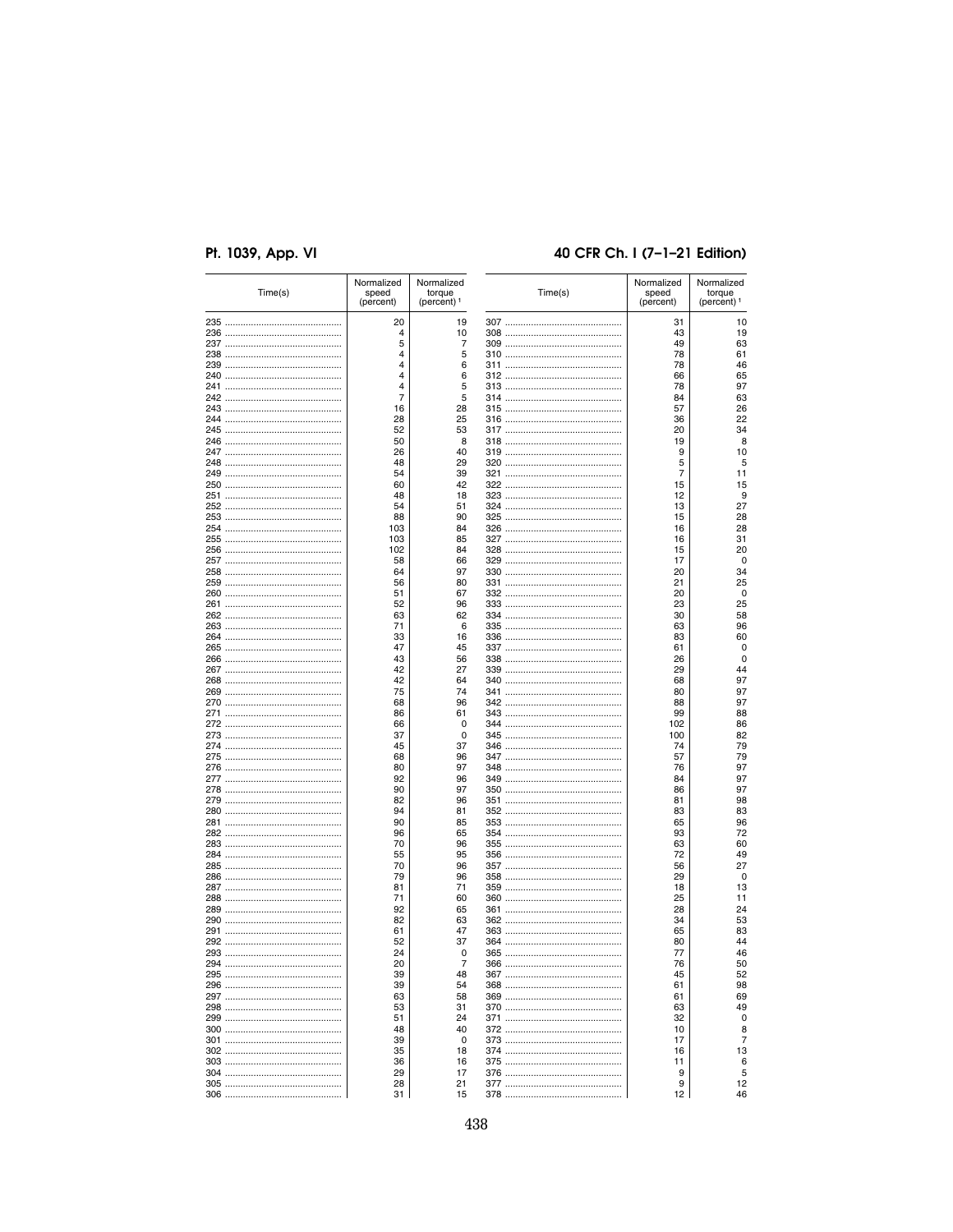| Time(s) | Normalized speed (percent) | Normalized torque (percent) [1] |
|---|---|---|
| 235 | 20 | 19 |
| 236 | 4 | 10 |
| 237 | 5 | 7 |
| 238 | 4 | 5 |
| 239 | 4 | 6 |
| 240 | 4 | 6 |
| 241 | 4 | 5 |
| 242 | 7 | 5 |
| 243 | 16 | 28 |
| 244 | 28 | 25 |
| 245 | 52 | 53 |
| 246 | 50 | 8 |
| 247 | 26 | 40 |
| 248 | 48 | 29 |
| 249 | 54 | 39 |
| 250 | 60 | 42 |
| 251 | 48 | 18 |
| 252 | 54 | 51 |
| 253 | 88 | 90 |
| 254 | 103 | 84 |
| 255 | 103 | 85 |
| 256 | 102 | 84 |
| 257 | 58 | 66 |
| 258 | 64 | 97 |
| 259 | 56 | 80 |
| 260 | 51 | 67 |
| 261 | 52 | 96 |
| 262 | 63 | 62 |
| 263 | 71 | 6 |
| 264 | 33 | 16 |
| 265 | 47 | 45 |
| 266 | 43 | 56 |
| 267 | 42 | 27 |
| 268 | 42 | 64 |
| 269 | 75 | 74 |
| 270 | 68 | 96 |
| 271 | 86 | 61 |
| 272 | 66 | 0 |
| 273 | 37 | 0 |
| 274 | 45 | 37 |
| 275 | 68 | 96 |
| 276 | 80 | 97 |
| 277 | 92 | 96 |
| 278 | 90 | 97 |
| 279 | 82 | 96 |
| 280 | 94 | 81 |
| 281 | 90 | 85 |
| 282 | 96 | 65 |
| 283 | 70 | 96 |
| 284 | 55 | 95 |
| 285 | 70 | 96 |
| 286 | 79 | 96 |
| 287 | 81 | 71 |
| 288 | 71 | 60 |
| 289 | 92 | 65 |
| 290 | 82 | 63 |
| 291 | 61 | 47 |
| 292 | 52 | 37 |
| 293 | 24 | 0 |
| 294 | 20 | 7 |
| 295 | 39 | 48 |
| 296 | 39 | 54 |
| 297 | 63 | 58 |
| 298 | 53 | 31 |
| 299 | 51 | 24 |
| 300 | 48 | 40 |
| 301 | 39 | 0 |
| 302 | 35 | 18 |
| 303 | 36 | 16 |
| 304 | 29 | 17 |
| 305 | 28 | 21 |
| 306 | 31 | 15 |
| 307 | 31 | 10 |
| 308 | 43 | 19 |
| 309 | 49 | 63 |
| 310 | 78 | 61 |
| 311 | 78 | 46 |
| 312 | 66 | 65 |
| 313 | 78 | 97 |
| 314 | 84 | 63 |
| 315 | 57 | 26 |
| 316 | 36 | 22 |
| 317 | 20 | 34 |
| 318 | 19 | 8 |
| 319 | 9 | 10 |
| 320 | 5 | 5 |
| 321 | 7 | 11 |
| 322 | 15 | 15 |
| 323 | 12 | 9 |
| 324 | 13 | 27 |
| 325 | 15 | 28 |
| 326 | 16 | 28 |
| 327 | 16 | 31 |
| 328 | 15 | 20 |
| 329 | 17 | 0 |
| 330 | 20 | 34 |
| 331 | 21 | 25 |
| 332 | 20 | 0 |
| 333 | 23 | 25 |
| 334 | 30 | 58 |
| 335 | 63 | 96 |
| 336 | 83 | 60 |
| 337 | 61 | 0 |
| 338 | 26 | 0 |
| 339 | 29 | 44 |
| 340 | 68 | 97 |
| 341 | 80 | 97 |
| 342 | 88 | 97 |
| 343 | 99 | 88 |
| 344 | 102 | 86 |
| 345 | 100 | 82 |
| 346 | 74 | 79 |
| 347 | 57 | 79 |
| 348 | 76 | 97 |
| 349 | 84 | 97 |
| 350 | 86 | 97 |
| 351 | 81 | 98 |
| 352 | 83 | 83 |
| 353 | 65 | 96 |
| 354 | 93 | 72 |
| 355 | 63 | 60 |
| 356 | 72 | 49 |
| 357 | 56 | 27 |
| 358 | 29 | 0 |
| 359 | 18 | 13 |
| 360 | 25 | 11 |
| 361 | 28 | 24 |
| 362 | 34 | 53 |
| 363 | 65 | 83 |
| 364 | 80 | 44 |
| 365 | 77 | 46 |
| 366 | 76 | 50 |
| 367 | 45 | 52 |
| 368 | 61 | 98 |
| 369 | 61 | 69 |
| 370 | 63 | 49 |
| 371 | 32 | 0 |
| 372 | 10 | 8 |
| 373 | 17 | 7 |
| 374 | 16 | 13 |
| 375 | 11 | 6 |
| 376 | 9 | 5 |
| 377 | 9 | 12 |
| 378 | 12 | 46 |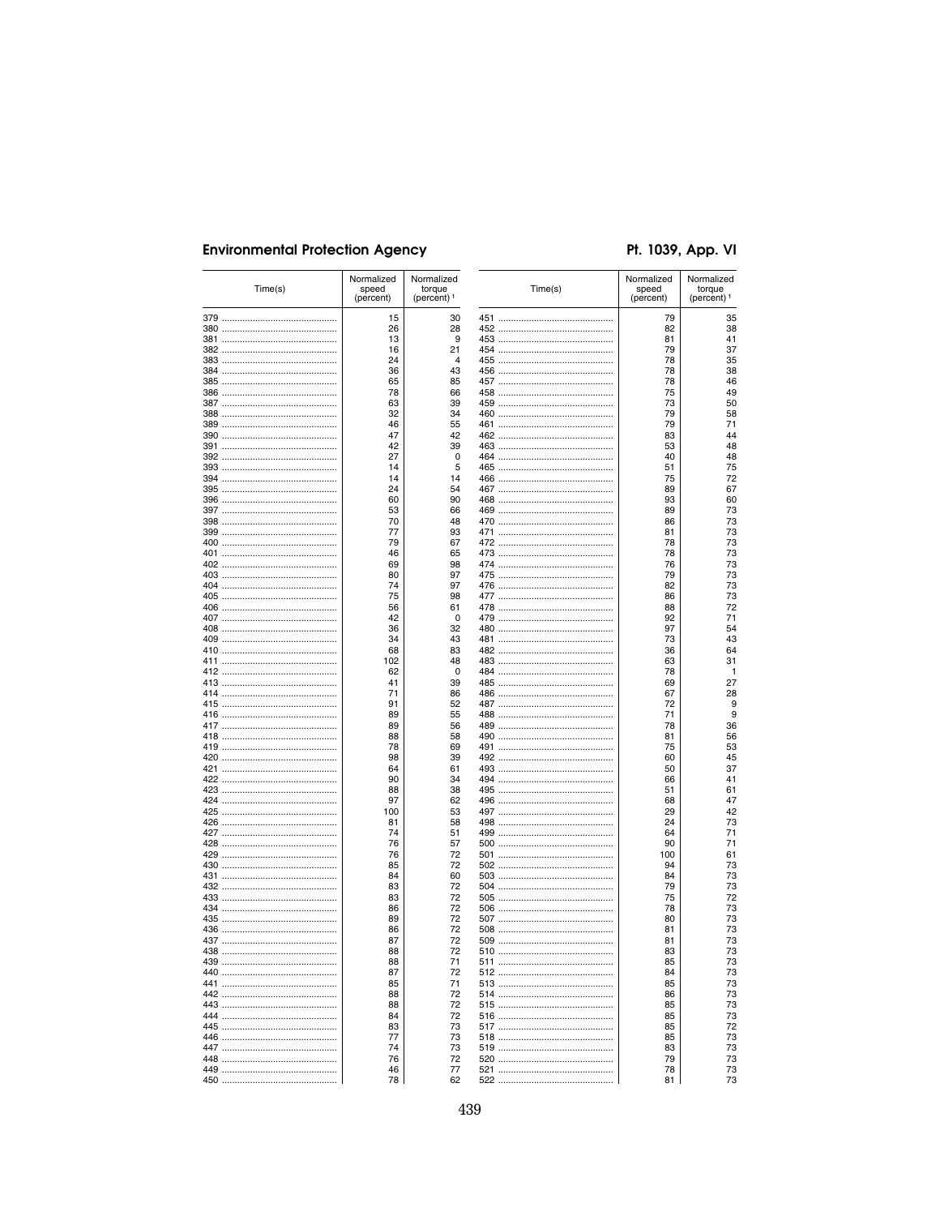| Time(s) | Normalized speed (percent) | Normalized torque (percent) [1] |
|---|---|---|
| 379 | 15 | 30 |
| 380 | 26 | 28 |
| 381 | 13 | 9 |
| 382 | 16 | 21 |
| 383 | 24 | 4 |
| 384 | 36 | 43 |
| 385 | 65 | 85 |
| 386 | 78 | 66 |
| 387 | 63 | 39 |
| 388 | 32 | 34 |
| 389 | 46 | 55 |
| 390 | 47 | 42 |
| 391 | 42 | 39 |
| 392 | 27 | 0 |
| 393 | 14 | 5 |
| 394 | 14 | 14 |
| 395 | 24 | 54 |
| 396 | 60 | 90 |
| 397 | 53 | 66 |
| 398 | 70 | 48 |
| 399 | 77 | 93 |
| 400 | 79 | 67 |
| 401 | 46 | 65 |
| 402 | 69 | 98 |
| 403 | 80 | 97 |
| 404 | 74 | 97 |
| 405 | 75 | 98 |
| 406 | 56 | 61 |
| 407 | 42 | 0 |
| 408 | 36 | 32 |
| 409 | 34 | 43 |
| 410 | 68 | 83 |
| 411 | 102 | 48 |
| 412 | 62 | 0 |
| 413 | 41 | 39 |
| 414 | 71 | 86 |
| 415 | 91 | 52 |
| 416 | 89 | 55 |
| 417 | 89 | 56 |
| 418 | 88 | 58 |
| 419 | 78 | 69 |
| 420 | 98 | 39 |
| 421 | 64 | 61 |
| 422 | 90 | 34 |
| 423 | 88 | 38 |
| 424 | 97 | 62 |
| 425 | 100 | 53 |
| 426 | 81 | 58 |
| 427 | 74 | 51 |
| 428 | 76 | 57 |
| 429 | 76 | 72 |
| 430 | 85 | 72 |
| 431 | 84 | 60 |
| 432 | 83 | 72 |
| 433 | 83 | 72 |
| 434 | 86 | 72 |
| 435 | 89 | 72 |
| 436 | 86 | 72 |
| 437 | 87 | 72 |
| 438 | 88 | 72 |
| 439 | 88 | 71 |
| 440 | 87 | 72 |
| 441 | 85 | 71 |
| 442 | 88 | 72 |
| 443 | 88 | 72 |
| 444 | 84 | 72 |
| 445 | 83 | 73 |
| 446 | 77 | 73 |
| 447 | 74 | 73 |
| 448 | 76 | 72 |
| 449 | 46 | 77 |
| 450 | 78 | 62 |
| 451 | 79 | 35 |
| 452 | 82 | 38 |
| 453 | 81 | 41 |
| 454 | 79 | 37 |
| 455 | 78 | 35 |
| 456 | 78 | 38 |
| 457 | 78 | 46 |
| 458 | 75 | 49 |
| 459 | 73 | 50 |
| 460 | 79 | 58 |
| 461 | 79 | 71 |
| 462 | 83 | 44 |
| 463 | 53 | 48 |
| 464 | 40 | 48 |
| 465 | 51 | 75 |
| 466 | 75 | 72 |
| 467 | 89 | 67 |
| 468 | 93 | 60 |
| 469 | 89 | 73 |
| 470 | 86 | 73 |
| 471 | 81 | 73 |
| 472 | 78 | 73 |
| 473 | 78 | 73 |
| 474 | 76 | 73 |
| 475 | 79 | 73 |
| 476 | 82 | 73 |
| 477 | 86 | 73 |
| 478 | 88 | 72 |
| 479 | 92 | 71 |
| 480 | 97 | 54 |
| 481 | 73 | 43 |
| 482 | 36 | 64 |
| 483 | 63 | 31 |
| 484 | 78 | 1 |
| 485 | 69 | 27 |
| 486 | 67 | 28 |
| 487 | 72 | 9 |
| 488 | 71 | 9 |
| 489 | 78 | 36 |
| 490 | 81 | 56 |
| 491 | 75 | 53 |
| 492 | 60 | 45 |
| 493 | 50 | 37 |
| 494 | 66 | 41 |
| 495 | 51 | 61 |
| 496 | 68 | 47 |
| 497 | 29 | 42 |
| 498 | 24 | 73 |
| 499 | 64 | 71 |
| 500 | 90 | 71 |
| 501 | 100 | 61 |
| 502 | 94 | 73 |
| 503 | 84 | 73 |
| 504 | 79 | 73 |
| 505 | 75 | 72 |
| 506 | 78 | 73 |
| 507 | 80 | 73 |
| 508 | 81 | 73 |
| 509 | 81 | 73 |
| 510 | 83 | 73 |
| 511 | 85 | 73 |
| 512 | 84 | 73 |
| 513 | 85 | 73 |
| 514 | 86 | 73 |
| 515 | 85 | 73 |
| 516 | 85 | 73 |
| 517 | 85 | 72 |
| 518 | 85 | 73 |
| 519 | 83 | 73 |
| 520 | 79 | 73 |
| 521 | 78 | 73 |
| 522 | 81 | 73 |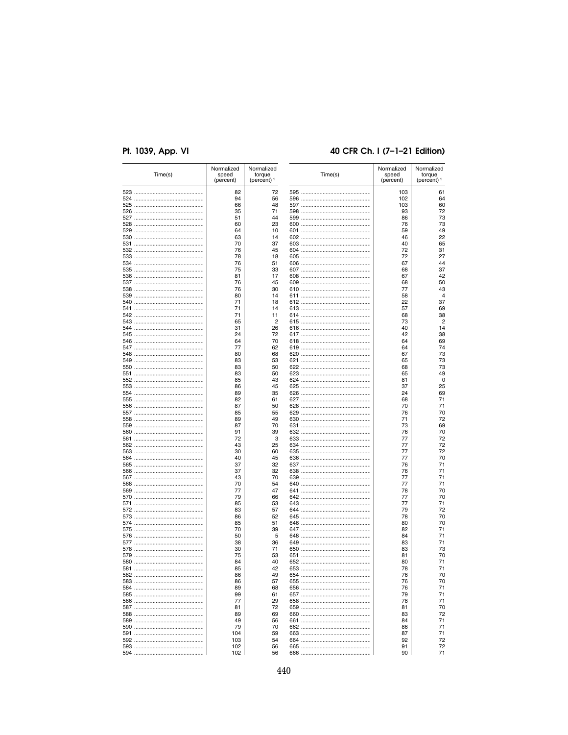| Time(s) | Normalized speed (percent) | Normalized torque (percent) [1] |
|---|---|---|
| 523 | 82 | 72 |
| 524 | 94 | 56 |
| 525 | 66 | 48 |
| 526 | 35 | 71 |
| 527 | 51 | 44 |
| 528 | 60 | 23 |
| 529 | 64 | 10 |
| 530 | 63 | 14 |
| 531 | 70 | 37 |
| 532 | 76 | 45 |
| 533 | 78 | 18 |
| 534 | 76 | 51 |
| 535 | 75 | 33 |
| 536 | 81 | 17 |
| 537 | 76 | 45 |
| 538 | 76 | 30 |
| 539 | 80 | 14 |
| 540 | 71 | 18 |
| 541 | 71 | 14 |
| 542 | 71 | 11 |
| 543 | 65 | 2 |
| 544 | 31 | 26 |
| 545 | 24 | 72 |
| 546 | 64 | 70 |
| 547 | 77 | 62 |
| 548 | 80 | 68 |
| 549 | 83 | 53 |
| 550 | 83 | 50 |
| 551 | 83 | 50 |
| 552 | 85 | 43 |
| 553 | 86 | 45 |
| 554 | 89 | 35 |
| 555 | 82 | 61 |
| 556 | 87 | 50 |
| 557 | 85 | 55 |
| 558 | 89 | 49 |
| 559 | 87 | 70 |
| 560 | 91 | 39 |
| 561 | 72 | 3 |
| 562 | 43 | 25 |
| 563 | 30 | 60 |
| 564 | 40 | 45 |
| 565 | 37 | 32 |
| 566 | 37 | 32 |
| 567 | 43 | 70 |
| 568 | 70 | 54 |
| 569 | 77 | 47 |
| 570 | 79 | 66 |
| 571 | 85 | 53 |
| 572 | 83 | 57 |
| 573 | 86 | 52 |
| 574 | 85 | 51 |
| 575 | 70 | 39 |
| 576 | 50 | 5 |
| 577 | 38 | 36 |
| 578 | 30 | 71 |
| 579 | 75 | 53 |
| 580 | 84 | 40 |
| 581 | 85 | 42 |
| 582 | 86 | 49 |
| 583 | 86 | 57 |
| 584 | 89 | 68 |
| 585 | 99 | 61 |
| 586 | 77 | 29 |
| 587 | 81 | 72 |
| 588 | 89 | 69 |
| 589 | 49 | 56 |
| 590 | 79 | 70 |
| 591 | 104 | 59 |
| 592 | 103 | 54 |
| 593 | 102 | 56 |
| 594 | 102 | 56 |
| 595 | 103 | 61 |
| 596 | 102 | 64 |
| 597 | 103 | 60 |
| 598 | 93 | 72 |
| 599 | 86 | 73 |
| 600 | 76 | 73 |
| 601 | 59 | 49 |
| 602 | 46 | 22 |
| 603 | 40 | 65 |
| 604 | 72 | 31 |
| 605 | 72 | 27 |
| 606 | 67 | 44 |
| 607 | 68 | 37 |
| 608 | 67 | 42 |
| 609 | 68 | 50 |
| 610 | 77 | 43 |
| 611 | 58 | 4 |
| 612 | 22 | 37 |
| 613 | 57 | 69 |
| 614 | 68 | 38 |
| 615 | 73 | 2 |
| 616 | 40 | 14 |
| 617 | 42 | 38 |
| 618 | 64 | 69 |
| 619 | 64 | 74 |
| 620 | 67 | 73 |
| 621 | 65 | 73 |
| 622 | 68 | 73 |
| 623 | 65 | 49 |
| 624 | 81 | 0 |
| 625 | 37 | 25 |
| 626 | 24 | 69 |
| 627 | 68 | 71 |
| 628 | 70 | 71 |
| 629 | 76 | 70 |
| 630 | 71 | 72 |
| 631 | 73 | 69 |
| 632 | 76 | 70 |
| 633 | 77 | 72 |
| 634 | 77 | 72 |
| 635 | 77 | 72 |
| 636 | 77 | 70 |
| 637 | 76 | 71 |
| 638 | 76 | 71 |
| 639 | 77 | 71 |
| 640 | 77 | 71 |
| 641 | 78 | 70 |
| 642 | 77 | 70 |
| 643 | 77 | 71 |
| 644 | 79 | 72 |
| 645 | 78 | 70 |
| 646 | 80 | 70 |
| 647 | 82 | 71 |
| 648 | 84 | 71 |
| 649 | 83 | 71 |
| 650 | 83 | 73 |
| 651 | 81 | 70 |
| 652 | 80 | 71 |
| 653 | 78 | 71 |
| 654 | 76 | 70 |
| 655 | 76 | 70 |
| 656 | 76 | 71 |
| 657 | 79 | 71 |
| 658 | 78 | 71 |
| 659 | 81 | 70 |
| 660 | 83 | 72 |
| 661 | 84 | 71 |
| 662 | 86 | 71 |
| 663 | 87 | 71 |
| 664 | 92 | 72 |
| 665 | 91 | 72 |
| 666 | 90 | 71 |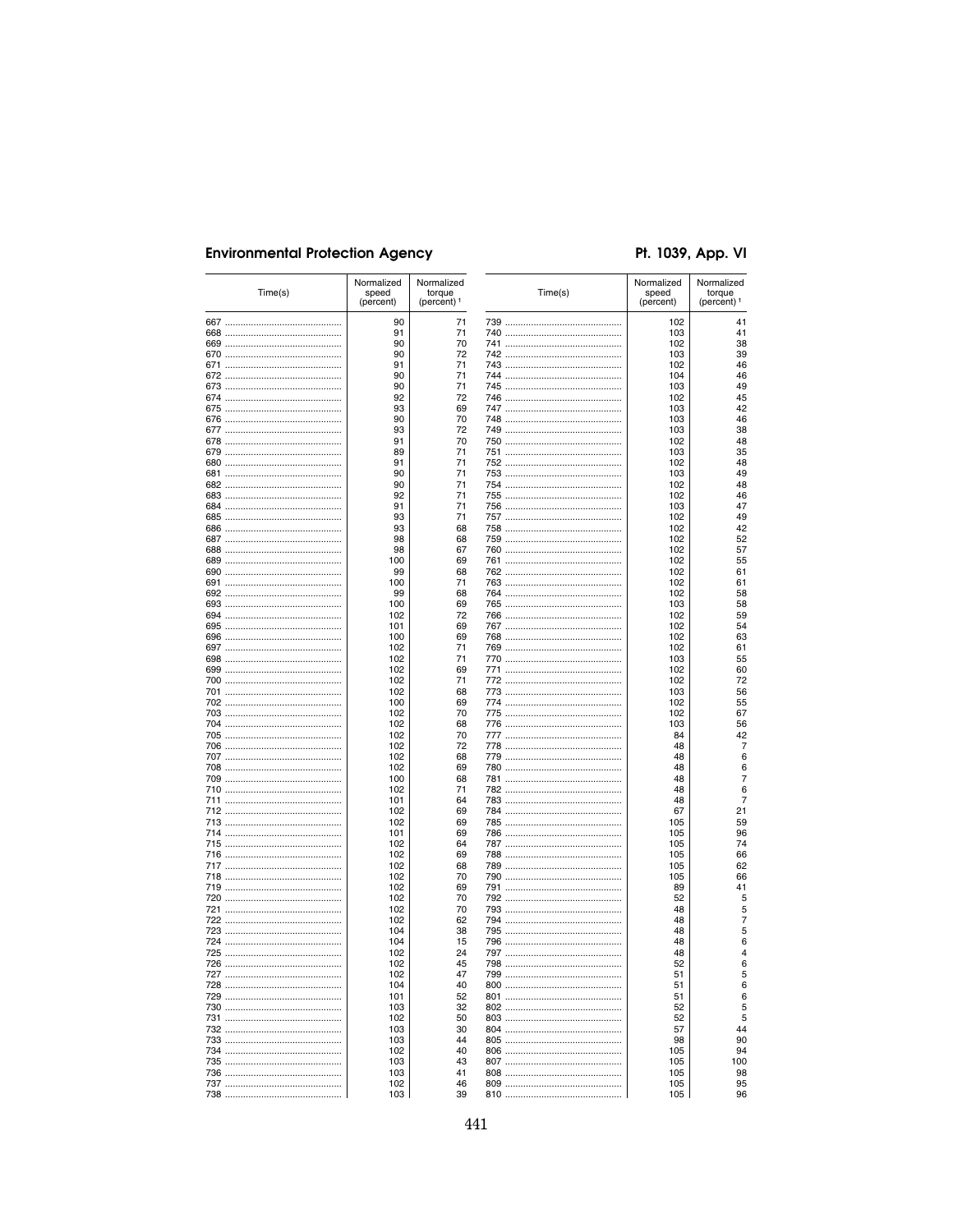| Time(s) | Normalized speed (percent) | Normalized torque (percent) [1] |
|---|---|---|
| 667 | 90 | 71 |
| 668 | 91 | 71 |
| 669 | 90 | 70 |
| 670 | 90 | 72 |
| 671 | 91 | 71 |
| 672 | 90 | 71 |
| 673 | 90 | 71 |
| 674 | 92 | 72 |
| 675 | 93 | 69 |
| 676 | 90 | 70 |
| 677 | 93 | 72 |
| 678 | 91 | 70 |
| 679 | 89 | 71 |
| 680 | 91 | 71 |
| 681 | 90 | 71 |
| 682 | 90 | 71 |
| 683 | 92 | 71 |
| 684 | 91 | 71 |
| 685 | 93 | 71 |
| 686 | 93 | 68 |
| 687 | 98 | 68 |
| 688 | 98 | 67 |
| 689 | 100 | 69 |
| 690 | 99 | 68 |
| 691 | 100 | 71 |
| 692 | 99 | 68 |
| 693 | 100 | 69 |
| 694 | 102 | 72 |
| 695 | 101 | 69 |
| 696 | 100 | 69 |
| 697 | 102 | 71 |
| 698 | 102 | 71 |
| 699 | 102 | 69 |
| 700 | 102 | 71 |
| 701 | 102 | 68 |
| 702 | 100 | 69 |
| 703 | 102 | 70 |
| 704 | 102 | 68 |
| 705 | 102 | 70 |
| 706 | 102 | 72 |
| 707 | 102 | 68 |
| 708 | 102 | 69 |
| 709 | 100 | 68 |
| 710 | 102 | 71 |
| 711 | 101 | 64 |
| 712 | 102 | 69 |
| 713 | 102 | 69 |
| 714 | 101 | 69 |
| 715 | 102 | 64 |
| 716 | 102 | 69 |
| 717 | 102 | 68 |
| 718 | 102 | 70 |
| 719 | 102 | 69 |
| 720 | 102 | 70 |
| 721 | 102 | 70 |
| 722 | 102 | 62 |
| 723 | 104 | 38 |
| 724 | 104 | 15 |
| 725 | 102 | 24 |
| 726 | 102 | 45 |
| 727 | 102 | 47 |
| 728 | 104 | 40 |
| 729 | 101 | 52 |
| 730 | 103 | 32 |
| 731 | 102 | 50 |
| 732 | 103 | 30 |
| 733 | 103 | 44 |
| 734 | 102 | 40 |
| 735 | 103 | 43 |
| 736 | 103 | 41 |
| 737 | 102 | 46 |
| 738 | 103 | 39 |
| 739 | 102 | 41 |
| 740 | 103 | 41 |
| 741 | 102 | 38 |
| 742 | 103 | 39 |
| 743 | 102 | 46 |
| 744 | 104 | 46 |
| 745 | 103 | 49 |
| 746 | 102 | 45 |
| 747 | 103 | 42 |
| 748 | 103 | 46 |
| 749 | 103 | 38 |
| 750 | 102 | 48 |
| 751 | 103 | 35 |
| 752 | 102 | 48 |
| 753 | 103 | 49 |
| 754 | 102 | 48 |
| 755 | 102 | 46 |
| 756 | 103 | 47 |
| 757 | 102 | 49 |
| 758 | 102 | 42 |
| 759 | 102 | 52 |
| 760 | 102 | 57 |
| 761 | 102 | 55 |
| 762 | 102 | 61 |
| 763 | 102 | 61 |
| 764 | 102 | 58 |
| 765 | 103 | 58 |
| 766 | 102 | 59 |
| 767 | 102 | 54 |
| 768 | 102 | 63 |
| 769 | 102 | 61 |
| 770 | 103 | 55 |
| 771 | 102 | 60 |
| 772 | 102 | 72 |
| 773 | 103 | 56 |
| 774 | 102 | 55 |
| 775 | 102 | 67 |
| 776 | 103 | 56 |
| 777 | 84 | 42 |
| 778 | 48 | 7 |
| 779 | 48 | 6 |
| 780 | 48 | 6 |
| 781 | 48 | 7 |
| 782 | 48 | 6 |
| 783 | 48 | 7 |
| 784 | 67 | 21 |
| 785 | 105 | 59 |
| 786 | 105 | 96 |
| 787 | 105 | 74 |
| 788 | 105 | 66 |
| 789 | 105 | 62 |
| 790 | 105 | 66 |
| 791 | 89 | 41 |
| 792 | 52 | 5 |
| 793 | 48 | 5 |
| 794 | 48 | 7 |
| 795 | 48 | 5 |
| 796 | 48 | 6 |
| 797 | 48 | 4 |
| 798 | 52 | 6 |
| 799 | 51 | 5 |
| 800 | 51 | 6 |
| 801 | 51 | 6 |
| 802 | 52 | 5 |
| 803 | 52 | 5 |
| 804 | 57 | 44 |
| 805 | 98 | 90 |
| 806 | 105 | 94 |
| 807 | 105 | 100 |
| 808 | 105 | 98 |
| 809 | 105 | 95 |
| 810 | 105 | 96 |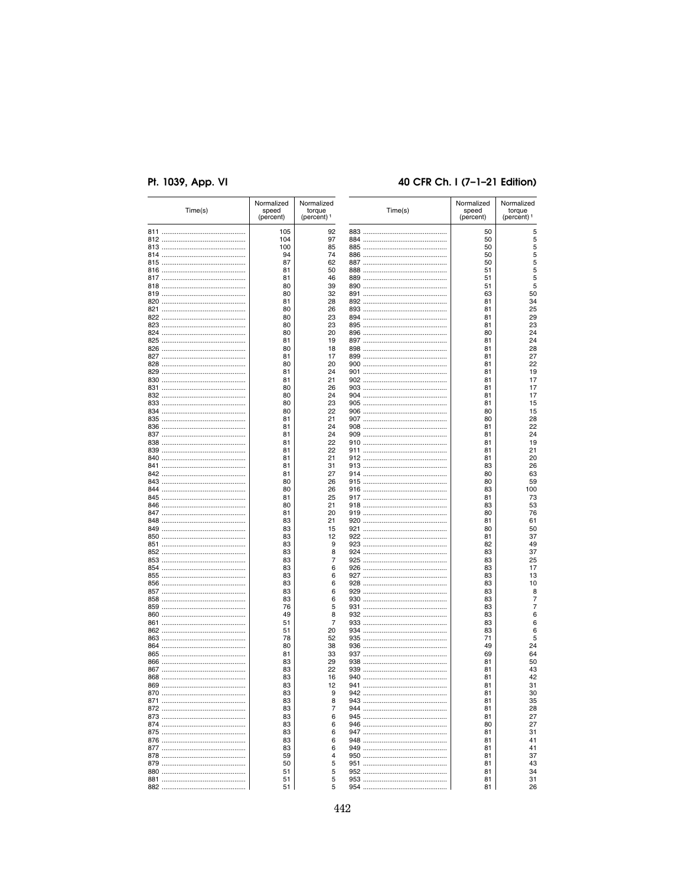| Time(s) | Normalized speed (percent) | Normalized torque (percent) [1] |
|---|---|---|
| 811 | 105 | 92 |
| 812 | 104 | 97 |
| 813 | 100 | 85 |
| 814 | 94 | 74 |
| 815 | 87 | 62 |
| 816 | 81 | 50 |
| 817 | 81 | 46 |
| 818 | 80 | 39 |
| 819 | 80 | 32 |
| 820 | 81 | 28 |
| 821 | 80 | 26 |
| 822 | 80 | 23 |
| 823 | 80 | 23 |
| 824 | 80 | 20 |
| 825 | 81 | 19 |
| 826 | 80 | 18 |
| 827 | 81 | 17 |
| 828 | 80 | 20 |
| 829 | 81 | 24 |
| 830 | 81 | 21 |
| 831 | 80 | 26 |
| 832 | 80 | 24 |
| 833 | 80 | 23 |
| 834 | 80 | 22 |
| 835 | 81 | 21 |
| 836 | 81 | 24 |
| 837 | 81 | 24 |
| 838 | 81 | 22 |
| 839 | 81 | 22 |
| 840 | 81 | 21 |
| 841 | 81 | 31 |
| 842 | 81 | 27 |
| 843 | 80 | 26 |
| 844 | 80 | 26 |
| 845 | 81 | 25 |
| 846 | 80 | 21 |
| 847 | 81 | 20 |
| 848 | 83 | 21 |
| 849 | 83 | 15 |
| 850 | 83 | 12 |
| 851 | 83 | 9 |
| 852 | 83 | 8 |
| 853 | 83 | 7 |
| 854 | 83 | 6 |
| 855 | 83 | 6 |
| 856 | 83 | 6 |
| 857 | 83 | 6 |
| 858 | 83 | 6 |
| 859 | 76 | 5 |
| 860 | 49 | 8 |
| 861 | 51 | 7 |
| 862 | 51 | 20 |
| 863 | 78 | 52 |
| 864 | 80 | 38 |
| 865 | 81 | 33 |
| 866 | 83 | 29 |
| 867 | 83 | 22 |
| 868 | 83 | 16 |
| 869 | 83 | 12 |
| 870 | 83 | 9 |
| 871 | 83 | 8 |
| 872 | 83 | 7 |
| 873 | 83 | 6 |
| 874 | 83 | 6 |
| 875 | 83 | 6 |
| 876 | 83 | 6 |
| 877 | 83 | 6 |
| 878 | 59 | 4 |
| 879 | 50 | 5 |
| 880 | 51 | 5 |
| 881 | 51 | 5 |
| 882 | 51 | 5 |
| 883 | 50 | 5 |
| 884 | 50 | 5 |
| 885 | 50 | 5 |
| 886 | 50 | 5 |
| 887 | 50 | 5 |
| 888 | 51 | 5 |
| 889 | 51 | 5 |
| 890 | 51 | 5 |
| 891 | 63 | 50 |
| 892 | 81 | 34 |
| 893 | 81 | 25 |
| 894 | 81 | 29 |
| 895 | 81 | 23 |
| 896 | 80 | 24 |
| 897 | 81 | 24 |
| 898 | 81 | 28 |
| 899 | 81 | 27 |
| 900 | 81 | 22 |
| 901 | 81 | 19 |
| 902 | 81 | 17 |
| 903 | 81 | 17 |
| 904 | 81 | 17 |
| 905 | 81 | 15 |
| 906 | 80 | 15 |
| 907 | 80 | 28 |
| 908 | 81 | 22 |
| 909 | 81 | 24 |
| 910 | 81 | 19 |
| 911 | 81 | 21 |
| 912 | 81 | 20 |
| 913 | 83 | 26 |
| 914 | 80 | 63 |
| 915 | 80 | 59 |
| 916 | 83 | 100 |
| 917 | 81 | 73 |
| 918 | 83 | 53 |
| 919 | 80 | 76 |
| 920 | 81 | 61 |
| 921 | 80 | 50 |
| 922 | 81 | 37 |
| 923 | 82 | 49 |
| 924 | 83 | 37 |
| 925 | 83 | 25 |
| 926 | 83 | 17 |
| 927 | 83 | 13 |
| 928 | 83 | 10 |
| 929 | 83 | 8 |
| 930 | 83 | 7 |
| 931 | 83 | 7 |
| 932 | 83 | 6 |
| 933 | 83 | 6 |
| 934 | 83 | 6 |
| 935 | 71 | 5 |
| 936 | 49 | 24 |
| 937 | 69 | 64 |
| 938 | 81 | 50 |
| 939 | 81 | 43 |
| 940 | 81 | 42 |
| 941 | 81 | 31 |
| 942 | 81 | 30 |
| 943 | 81 | 35 |
| 944 | 81 | 28 |
| 945 | 81 | 27 |
| 946 | 80 | 27 |
| 947 | 81 | 31 |
| 948 | 81 | 41 |
| 949 | 81 | 41 |
| 950 | 81 | 37 |
| 951 | 81 | 43 |
| 952 | 81 | 34 |
| 953 | 81 | 31 |
| 954 | 81 | 26 |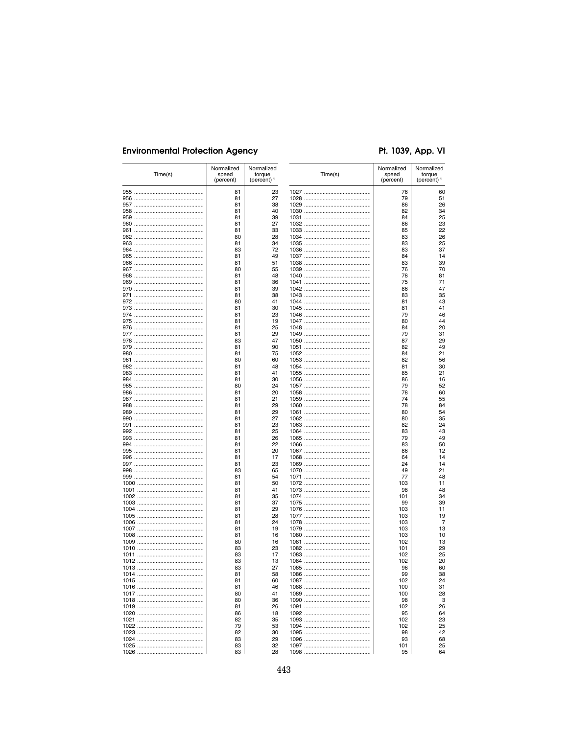| Time(s) | Normalized speed (percent) | Normalized torque (percent) [1] |
|---|---|---|
| 955 | 81 | 23 |
| 956 | 81 | 27 |
| 957 | 81 | 38 |
| 958 | 81 | 40 |
| 959 | 81 | 39 |
| 960 | 81 | 27 |
| 961 | 81 | 33 |
| 962 | 80 | 28 |
| 963 | 81 | 34 |
| 964 | 83 | 72 |
| 965 | 81 | 49 |
| 966 | 81 | 51 |
| 967 | 80 | 55 |
| 968 | 81 | 48 |
| 969 | 81 | 36 |
| 970 | 81 | 39 |
| 971 | 81 | 38 |
| 972 | 80 | 41 |
| 973 | 81 | 30 |
| 974 | 81 | 23 |
| 975 | 81 | 19 |
| 976 | 81 | 25 |
| 977 | 81 | 29 |
| 978 | 83 | 47 |
| 979 | 81 | 90 |
| 980 | 81 | 75 |
| 981 | 80 | 60 |
| 982 | 81 | 48 |
| 983 | 81 | 41 |
| 984 | 81 | 30 |
| 985 | 80 | 24 |
| 986 | 81 | 20 |
| 987 | 81 | 21 |
| 988 | 81 | 29 |
| 989 | 81 | 29 |
| 990 | 81 | 27 |
| 991 | 81 | 23 |
| 992 | 81 | 25 |
| 993 | 81 | 26 |
| 994 | 81 | 22 |
| 995 | 81 | 20 |
| 996 | 81 | 17 |
| 997 | 81 | 23 |
| 998 | 83 | 65 |
| 999 | 81 | 54 |
| 1000 | 81 | 50 |
| 1001 | 81 | 41 |
| 1002 | 81 | 35 |
| 1003 | 81 | 37 |
| 1004 | 81 | 29 |
| 1005 | 81 | 28 |
| 1006 | 81 | 24 |
| 1007 | 81 | 19 |
| 1008 | 81 | 16 |
| 1009 | 80 | 16 |
| 1010 | 83 | 23 |
| 1011 | 83 | 17 |
| 1012 | 83 | 13 |
| 1013 | 83 | 27 |
| 1014 | 81 | 58 |
| 1015 | 81 | 60 |
| 1016 | 81 | 46 |
| 1017 | 80 | 41 |
| 1018 | 80 | 36 |
| 1019 | 81 | 26 |
| 1020 | 86 | 18 |
| 1021 | 82 | 35 |
| 1022 | 79 | 53 |
| 1023 | 82 | 30 |
| 1024 | 83 | 29 |
| 1025 | 83 | 32 |
| 1026 | 83 | 28 |
| 1027 | 76 | 60 |
| 1028 | 79 | 51 |
| 1029 | 86 | 26 |
| 1030 | 82 | 34 |
| 1031 | 84 | 25 |
| 1032 | 86 | 23 |
| 1033 | 85 | 22 |
| 1034 | 83 | 26 |
| 1035 | 83 | 25 |
| 1036 | 83 | 37 |
| 1037 | 84 | 14 |
| 1038 | 83 | 39 |
| 1039 | 76 | 70 |
| 1040 | 78 | 81 |
| 1041 | 75 | 71 |
| 1042 | 86 | 47 |
| 1043 | 83 | 35 |
| 1044 | 81 | 43 |
| 1045 | 81 | 41 |
| 1046 | 79 | 46 |
| 1047 | 80 | 44 |
| 1048 | 84 | 20 |
| 1049 | 79 | 31 |
| 1050 | 87 | 29 |
| 1051 | 82 | 49 |
| 1052 | 84 | 21 |
| 1053 | 82 | 56 |
| 1054 | 81 | 30 |
| 1055 | 85 | 21 |
| 1056 | 86 | 16 |
| 1057 | 79 | 52 |
| 1058 | 78 | 60 |
| 1059 | 74 | 55 |
| 1060 | 78 | 84 |
| 1061 | 80 | 54 |
| 1062 | 80 | 35 |
| 1063 | 82 | 24 |
| 1064 | 83 | 43 |
| 1065 | 79 | 49 |
| 1066 | 83 | 50 |
| 1067 | 86 | 12 |
| 1068 | 64 | 14 |
| 1069 | 24 | 14 |
| 1070 | 49 | 21 |
| 1071 | 77 | 48 |
| 1072 | 103 | 11 |
| 1073 | 98 | 48 |
| 1074 | 101 | 34 |
| 1075 | 99 | 39 |
| 1076 | 103 | 11 |
| 1077 | 103 | 19 |
| 1078 | 103 | 7 |
| 1079 | 103 | 13 |
| 1080 | 103 | 10 |
| 1081 | 102 | 13 |
| 1082 | 101 | 29 |
| 1083 | 102 | 25 |
| 1084 | 102 | 20 |
| 1085 | 96 | 60 |
| 1086 | 99 | 38 |
| 1087 | 102 | 24 |
| 1088 | 100 | 31 |
| 1089 | 100 | 28 |
| 1090 | 98 | 3 |
| 1091 | 102 | 26 |
| 1092 | 95 | 64 |
| 1093 | 102 | 23 |
| 1094 | 102 | 25 |
| 1095 | 98 | 42 |
| 1096 | 93 | 68 |
| 1097 | 101 | 25 |
| 1098 | 95 | 64 |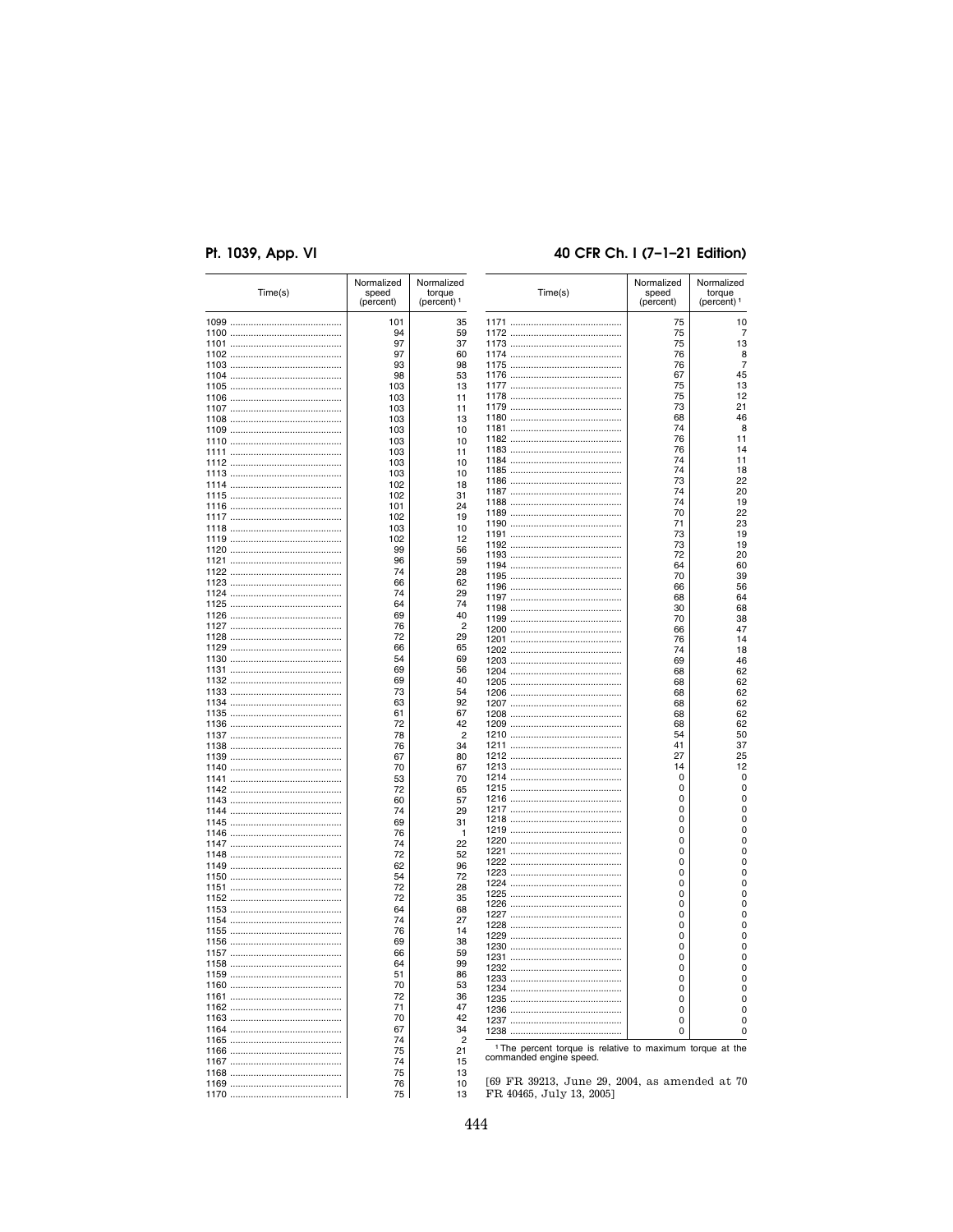| Time(s) | Normalized speed (percent) | Normalized torque (percent) [1] |
|---|---|---|
| 1099 | 101 | 35 |
| 1100 | 94 | 59 |
| 1101 | 97 | 37 |
| 1102 | 97 | 60 |
| 1103 | 93 | 98 |
| 1104 | 98 | 53 |
| 1105 | 103 | 13 |
| 1106 | 103 | 11 |
| 1107 | 103 | 11 |
| 1108 | 103 | 13 |
| 1109 | 103 | 10 |
| 1110 | 103 | 10 |
| 1111 | 103 | 11 |
| 1112 | 103 | 10 |
| 1113 | 103 | 10 |
| 1114 | 102 | 18 |
| 1115 | 102 | 31 |
| 1116 | 101 | 24 |
| 1117 | 102 | 19 |
| 1118 | 103 | 10 |
| 1119 | 102 | 12 |
| 1120 | 99 | 56 |
| 1121 | 96 | 59 |
| 1122 | 74 | 28 |
| 1123 | 66 | 62 |
| 1124 | 74 | 29 |
| 1125 | 64 | 74 |
| 1126 | 69 | 40 |
| 1127 | 76 | 2 |
| 1128 | 72 | 29 |
| 1129 | 66 | 65 |
| 1130 | 54 | 69 |
| 1131 | 69 | 56 |
| 1132 | 69 | 40 |
| 1133 | 73 | 54 |
| 1134 | 63 | 92 |
| 1135 | 61 | 67 |
| 1136 | 72 | 42 |
| 1137 | 78 | 2 |
| 1138 | 76 | 34 |
| 1139 | 67 | 80 |
| 1140 | 70 | 67 |
| 1141 | 53 | 70 |
| 1142 | 72 | 65 |
| 1143 | 60 | 57 |
| 1144 | 74 | 29 |
| 1145 | 69 | 31 |
| 1146 | 76 | 1 |
| 1147 | 74 | 22 |
| 1148 | 72 | 52 |
| 1149 | 62 | 96 |
| 1150 | 54 | 72 |
| 1151 | 72 | 28 |
| 1152 | 72 | 35 |
| 1153 | 64 | 68 |
| 1154 | 74 | 27 |
| 1155 | 76 | 14 |
| 1156 | 69 | 38 |
| 1157 | 66 | 59 |
| 1158 | 64 | 99 |
| 1159 | 51 | 86 |
| 1160 | 70 | 53 |
| 1161 | 72 | 36 |
| 1162 | 71 | 47 |
| 1163 | 70 | 42 |
| 1164 | 67 | 34 |
| 1165 | 74 | 2 |
| 1166 | 75 | 21 |
| 1167 | 74 | 15 |
| 1168 | 75 | 13 |
| 1169 | 76 | 10 |
| 1170 | 75 | 13 |
| 1171 | 75 | 10 |
| 1172 | 75 | 7 |
| 1173 | 75 | 13 |
| 1174 | 76 | 8 |
| 1175 | 76 | 7 |
| 1176 | 67 | 45 |
| 1177 | 75 | 13 |
| 1178 | 75 | 12 |
| 1179 | 73 | 21 |
| 1180 | 68 | 46 |
| 1181 | 74 | 8 |
| 1182 | 76 | 11 |
| 1183 | 76 | 14 |
| 1184 | 74 | 11 |
| 1185 | 74 | 18 |
| 1186 | 73 | 22 |
| 1187 | 74 | 20 |
| 1188 | 74 | 19 |
| 1189 | 70 | 22 |
| 1190 | 71 | 23 |
| 1191 | 73 | 19 |
| 1192 | 73 | 19 |
| 1193 | 72 | 20 |
| 1194 | 64 | 60 |
| 1195 | 70 | 39 |
| 1196 | 66 | 56 |
| 1197 | 68 | 64 |
| 1198 | 30 | 68 |
| 1199 | 70 | 38 |
| 1200 | 66 | 47 |
| 1201 | 76 | 14 |
| 1202 | 74 | 18 |
| 1203 | 69 | 46 |
| 1204 | 68 | 62 |
| 1205 | 68 | 62 |
| 1206 | 68 | 62 |
| 1207 | 68 | 62 |
| 1208 | 68 | 62 |
| 1209 | 68 | 62 |
| 1210 | 54 | 50 |
| 1211 | 41 | 37 |
| 1212 | 27 | 25 |
| 1213 | 14 | 12 |
| 1214 | 0 | 0 |
| 1215 | 0 | 0 |
| 1216 | 0 | 0 |
| 1217 | 0 | 0 |
| 1218 | 0 | 0 |
| 1219 | 0 | 0 |
| 1220 | 0 | 0 |
| 1221 | 0 | 0 |
| 1222 | 0 | 0 |
| 1223 | 0 | 0 |
| 1224 | 0 | 0 |
| 1225 | 0 | 0 |
| 1226 | 0 | 0 |
| 1227 | 0 | 0 |
| 1228 | 0 | 0 |
| 1229 | 0 | 0 |
| 1230 | 0 | 0 |
| 1231 | 0 | 0 |
| 1232 | 0 | 0 |
| 1233 | 0 | 0 |
| 1234 | 0 | 0 |
| 1235 | 0 | 0 |
| 1236 | 0 | 0 |
| 1237 | 0 | 0 |
| 1238 | 0 | 0 |

[1] The percent torque is relative to maximum torque at the commanded engine speed.

[69 FR 39213, June 29, 2004, as amended at 70 FR 40465, July 13, 2005]